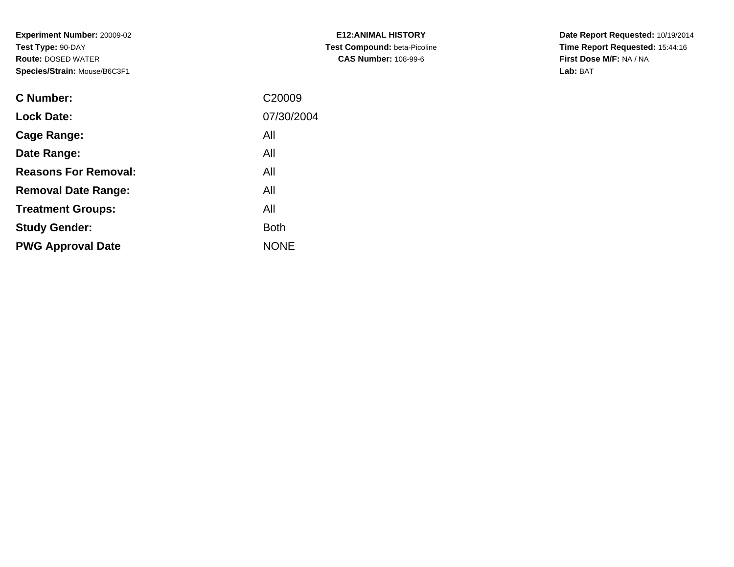**Experiment Number:** 20009-02
**Test Type:** 90-DAY
**Route:** DOSED WATER
**Species/Strain:** Mouse/B6C3F1

**E12:ANIMAL HISTORY**
**Test Compound:** beta-Picoline
**CAS Number:** 108-99-6

**Date Report Requested:** 10/19/2014
**Time Report Requested:** 15:44:16
**First Dose M/F:** NA / NA
**Lab:** BAT

| | |
|---|---|
| **C Number:** | C20009 |
| **Lock Date:** | 07/30/2004 |
| **Cage Range:** | All |
| **Date Range:** | All |
| **Reasons For Removal:** | All |
| **Removal Date Range:** | All |
| **Treatment Groups:** | All |
| **Study Gender:** | Both |
| **PWG Approval Date** | NONE |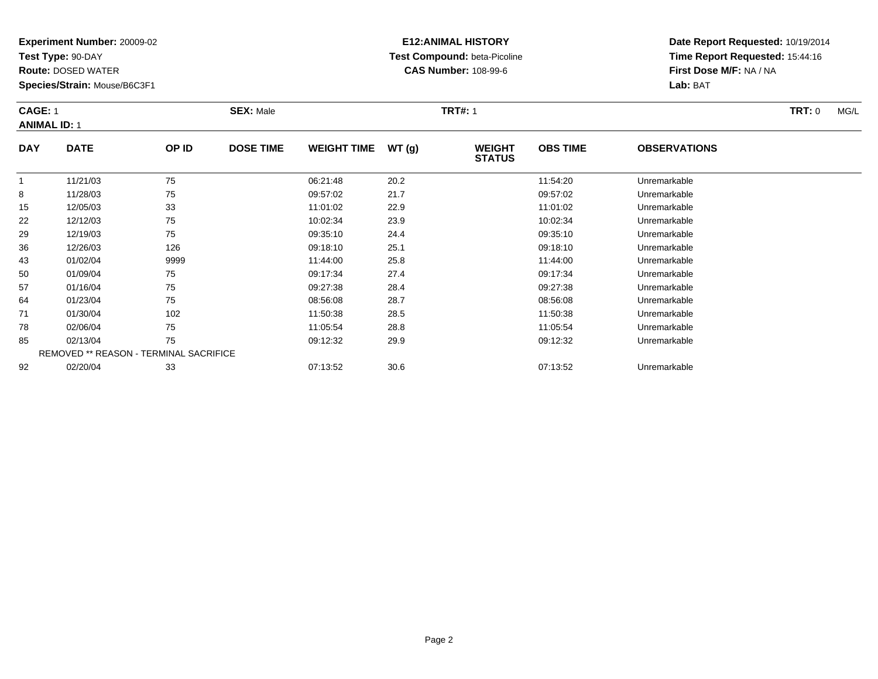**Experiment Number:** 20009-02
**Test Type:** 90-DAY
**Route:** DOSED WATER
**Species/Strain:** Mouse/B6C3F1

**E12:ANIMAL HISTORY**
**Test Compound:** beta-Picoline
**CAS Number:** 108-99-6

**Date Report Requested:** 10/19/2014
**Time Report Requested:** 15:44:16
**First Dose M/F:** NA / NA
**Lab:** BAT

**CAGE:** 1 **SEX:** Male **TRT#:** 1 **TRT:** 0 MG/L
**ANIMAL ID:** 1

| DAY | DATE | OP ID | DOSE TIME | WEIGHT TIME | WT (g) | WEIGHT STATUS | OBS TIME | OBSERVATIONS |
|---|---|---|---|---|---|---|---|---|
| 1 | 11/21/03 | 75 | | 06:21:48 | 20.2 | | 11:54:20 | Unremarkable |
| 8 | 11/28/03 | 75 | | 09:57:02 | 21.7 | | 09:57:02 | Unremarkable |
| 15 | 12/05/03 | 33 | | 11:01:02 | 22.9 | | 11:01:02 | Unremarkable |
| 22 | 12/12/03 | 75 | | 10:02:34 | 23.9 | | 10:02:34 | Unremarkable |
| 29 | 12/19/03 | 75 | | 09:35:10 | 24.4 | | 09:35:10 | Unremarkable |
| 36 | 12/26/03 | 126 | | 09:18:10 | 25.1 | | 09:18:10 | Unremarkable |
| 43 | 01/02/04 | 9999 | | 11:44:00 | 25.8 | | 11:44:00 | Unremarkable |
| 50 | 01/09/04 | 75 | | 09:17:34 | 27.4 | | 09:17:34 | Unremarkable |
| 57 | 01/16/04 | 75 | | 09:27:38 | 28.4 | | 09:27:38 | Unremarkable |
| 64 | 01/23/04 | 75 | | 08:56:08 | 28.7 | | 08:56:08 | Unremarkable |
| 71 | 01/30/04 | 102 | | 11:50:38 | 28.5 | | 11:50:38 | Unremarkable |
| 78 | 02/06/04 | 75 | | 11:05:54 | 28.8 | | 11:05:54 | Unremarkable |
| 85 | 02/13/04 | 75 | | 09:12:32 | 29.9 | | 09:12:32 | Unremarkable |
| REMOVED ** REASON - TERMINAL SACRIFICE | | | | | | | | |
| 92 | 02/20/04 | 33 | | 07:13:52 | 30.6 | | 07:13:52 | Unremarkable |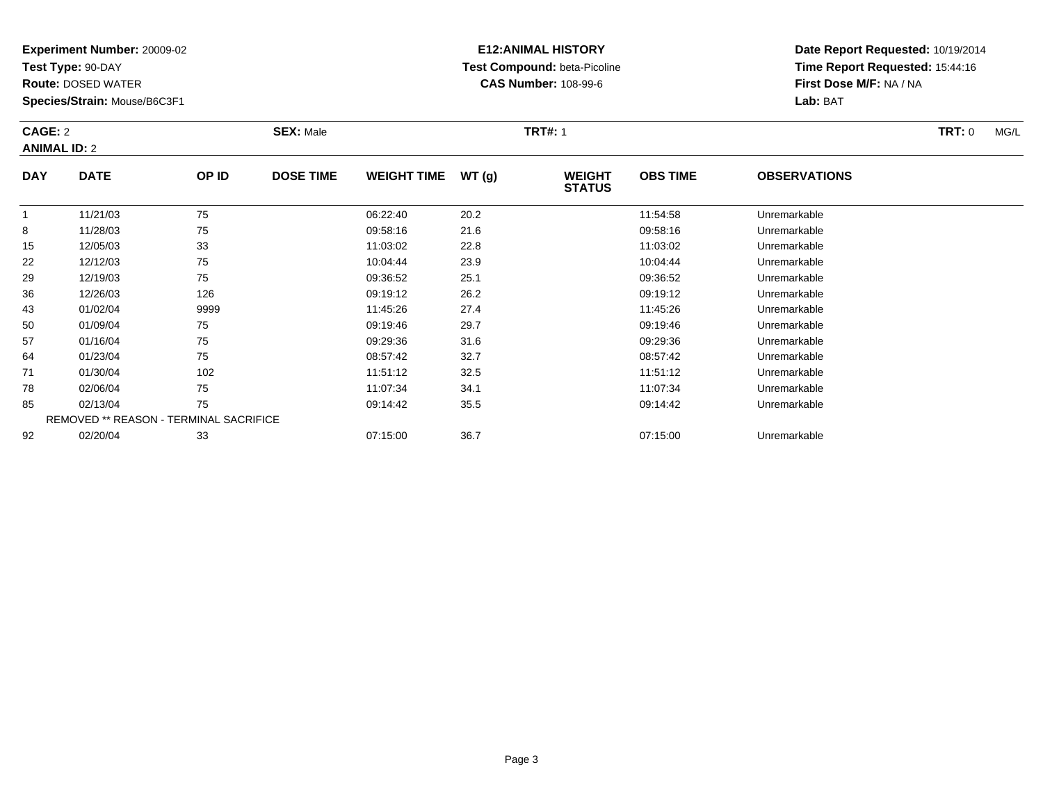**Experiment Number:** 20009-02
**Test Type:** 90-DAY
**Route:** DOSED WATER
**Species/Strain:** Mouse/B6C3F1

**E12:ANIMAL HISTORY**
**Test Compound:** beta-Picoline
**CAS Number:** 108-99-6

**Date Report Requested:** 10/19/2014
**Time Report Requested:** 15:44:16
**First Dose M/F:** NA / NA
**Lab:** BAT

**CAGE:** 2 **SEX:** Male **TRT#:** 1 **TRT:** 0 MG/L
**ANIMAL ID:** 2

| DAY | DATE | OP ID | DOSE TIME | WEIGHT TIME | WT (g) | WEIGHT STATUS | OBS TIME | OBSERVATIONS |
|---|---|---|---|---|---|---|---|---|
| 1 | 11/21/03 | 75 | | 06:22:40 | 20.2 | | 11:54:58 | Unremarkable |
| 8 | 11/28/03 | 75 | | 09:58:16 | 21.6 | | 09:58:16 | Unremarkable |
| 15 | 12/05/03 | 33 | | 11:03:02 | 22.8 | | 11:03:02 | Unremarkable |
| 22 | 12/12/03 | 75 | | 10:04:44 | 23.9 | | 10:04:44 | Unremarkable |
| 29 | 12/19/03 | 75 | | 09:36:52 | 25.1 | | 09:36:52 | Unremarkable |
| 36 | 12/26/03 | 126 | | 09:19:12 | 26.2 | | 09:19:12 | Unremarkable |
| 43 | 01/02/04 | 9999 | | 11:45:26 | 27.4 | | 11:45:26 | Unremarkable |
| 50 | 01/09/04 | 75 | | 09:19:46 | 29.7 | | 09:19:46 | Unremarkable |
| 57 | 01/16/04 | 75 | | 09:29:36 | 31.6 | | 09:29:36 | Unremarkable |
| 64 | 01/23/04 | 75 | | 08:57:42 | 32.7 | | 08:57:42 | Unremarkable |
| 71 | 01/30/04 | 102 | | 11:51:12 | 32.5 | | 11:51:12 | Unremarkable |
| 78 | 02/06/04 | 75 | | 11:07:34 | 34.1 | | 11:07:34 | Unremarkable |
| 85 | 02/13/04 | 75 | | 09:14:42 | 35.5 | | 09:14:42 | Unremarkable |
| REMOVED ** REASON - TERMINAL SACRIFICE | | | | | | | | |
| 92 | 02/20/04 | 33 | | 07:15:00 | 36.7 | | 07:15:00 | Unremarkable |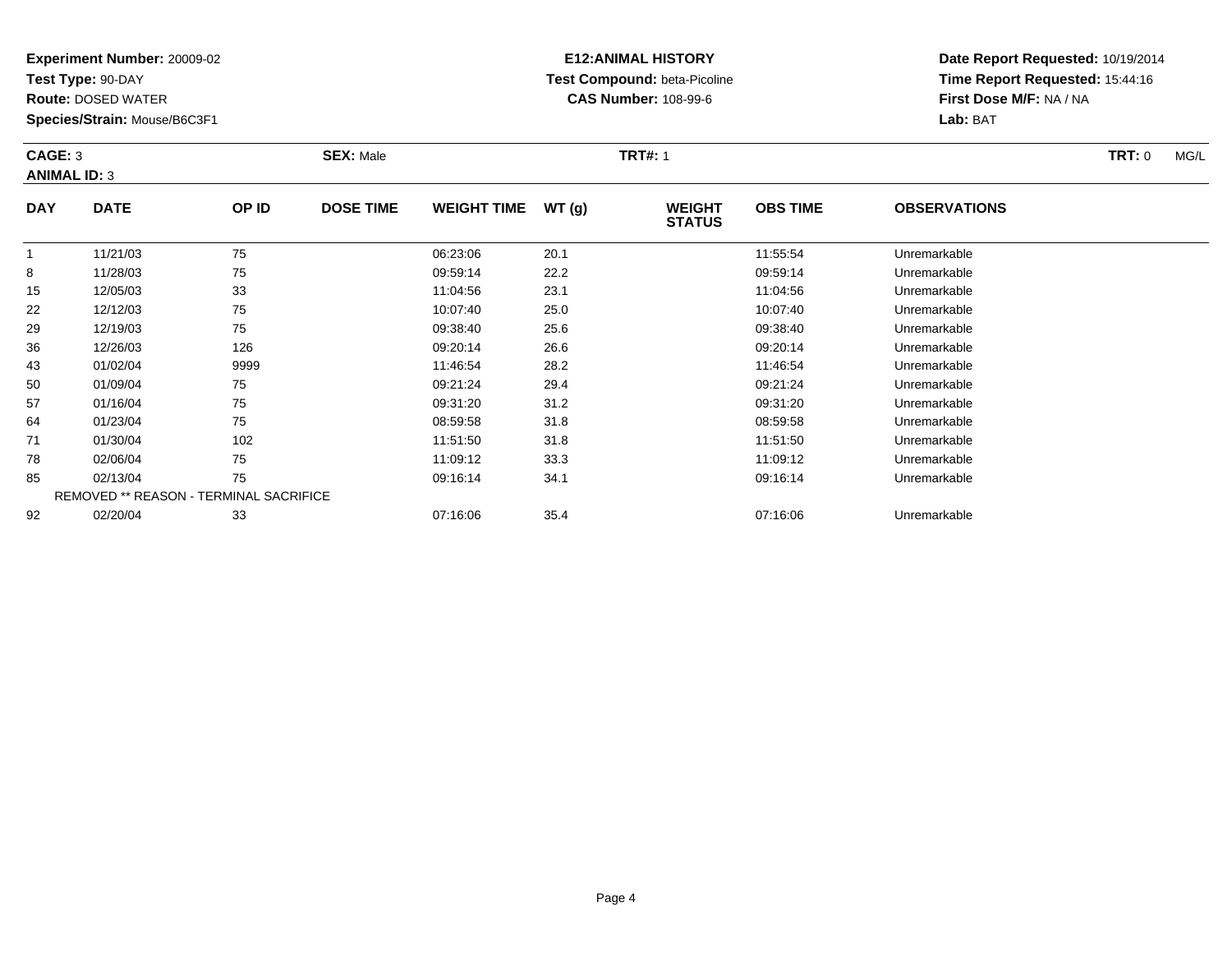**Experiment Number:** 20009-02
**Test Type:** 90-DAY
**Route:** DOSED WATER
**Species/Strain:** Mouse/B6C3F1

**E12:ANIMAL HISTORY**
**Test Compound:** beta-Picoline
**CAS Number:** 108-99-6

**Date Report Requested:** 10/19/2014
**Time Report Requested:** 15:44:16
**First Dose M/F:** NA / NA
**Lab:** BAT

**CAGE:** 3 **SEX:** Male **TRT#:** 1 **TRT:** 0 MG/L
**ANIMAL ID:** 3

| DAY | DATE | OP ID | DOSE TIME | WEIGHT TIME | WT (g) | WEIGHT STATUS | OBS TIME | OBSERVATIONS |
|---|---|---|---|---|---|---|---|---|
| 1 | 11/21/03 | 75 | | 06:23:06 | 20.1 | | 11:55:54 | Unremarkable |
| 8 | 11/28/03 | 75 | | 09:59:14 | 22.2 | | 09:59:14 | Unremarkable |
| 15 | 12/05/03 | 33 | | 11:04:56 | 23.1 | | 11:04:56 | Unremarkable |
| 22 | 12/12/03 | 75 | | 10:07:40 | 25.0 | | 10:07:40 | Unremarkable |
| 29 | 12/19/03 | 75 | | 09:38:40 | 25.6 | | 09:38:40 | Unremarkable |
| 36 | 12/26/03 | 126 | | 09:20:14 | 26.6 | | 09:20:14 | Unremarkable |
| 43 | 01/02/04 | 9999 | | 11:46:54 | 28.2 | | 11:46:54 | Unremarkable |
| 50 | 01/09/04 | 75 | | 09:21:24 | 29.4 | | 09:21:24 | Unremarkable |
| 57 | 01/16/04 | 75 | | 09:31:20 | 31.2 | | 09:31:20 | Unremarkable |
| 64 | 01/23/04 | 75 | | 08:59:58 | 31.8 | | 08:59:58 | Unremarkable |
| 71 | 01/30/04 | 102 | | 11:51:50 | 31.8 | | 11:51:50 | Unremarkable |
| 78 | 02/06/04 | 75 | | 11:09:12 | 33.3 | | 11:09:12 | Unremarkable |
| 85 | 02/13/04 | 75 | | 09:16:14 | 34.1 | | 09:16:14 | Unremarkable |
| REMOVED ** REASON - TERMINAL SACRIFICE | | | | | | | | |
| 92 | 02/20/04 | 33 | | 07:16:06 | 35.4 | | 07:16:06 | Unremarkable |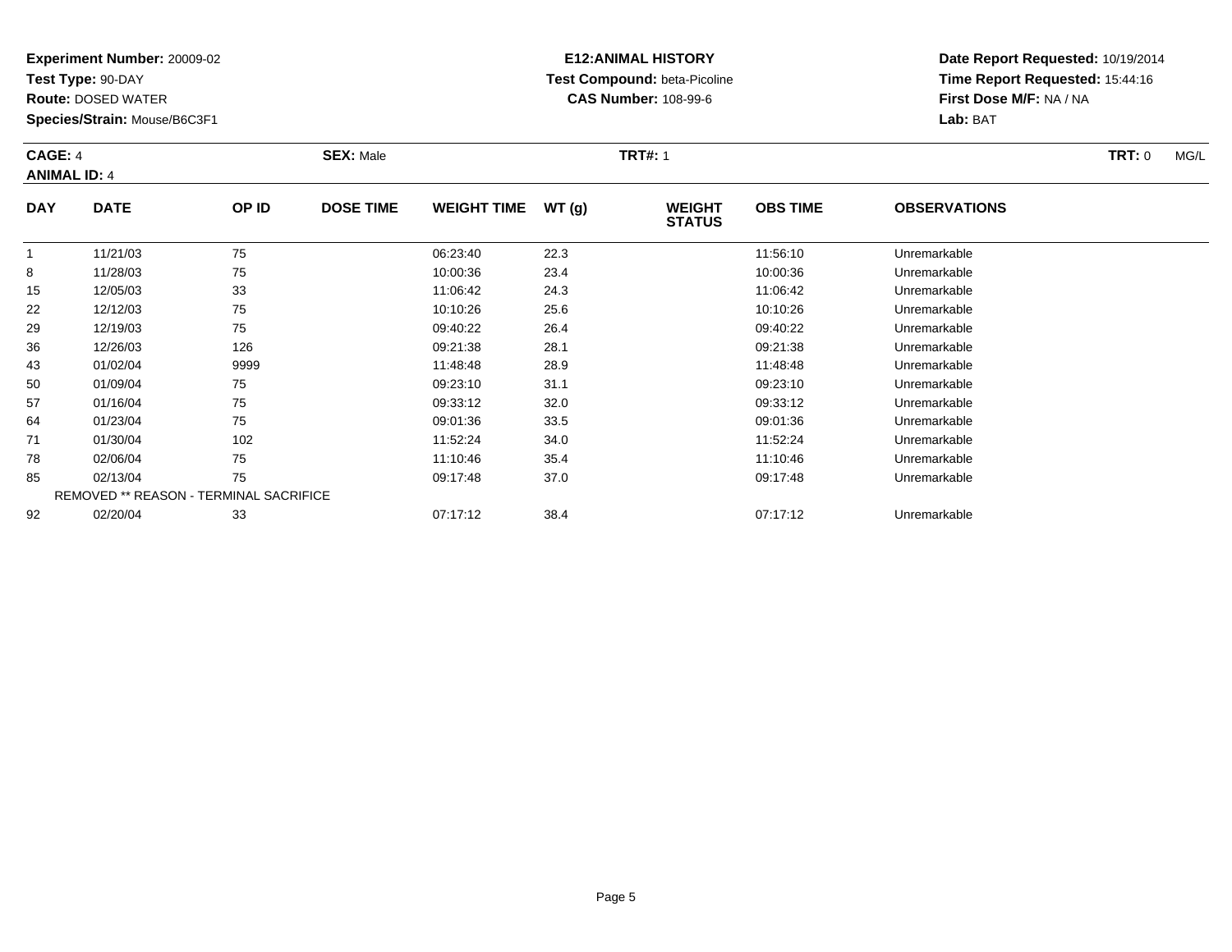**Experiment Number:** 20009-02
**Test Type:** 90-DAY
**Route:** DOSED WATER
**Species/Strain:** Mouse/B6C3F1

**E12:ANIMAL HISTORY**
**Test Compound:** beta-Picoline
**CAS Number:** 108-99-6

**Date Report Requested:** 10/19/2014
**Time Report Requested:** 15:44:16
**First Dose M/F:** NA / NA
**Lab:** BAT

**CAGE:** 4 **SEX:** Male **TRT#:** 1 **TRT:** 0 MG/L
**ANIMAL ID:** 4

| DAY | DATE | OP ID | DOSE TIME | WEIGHT TIME | WT (g) | WEIGHT STATUS | OBS TIME | OBSERVATIONS |
|---|---|---|---|---|---|---|---|---|
| 1 | 11/21/03 | 75 | | 06:23:40 | 22.3 | | 11:56:10 | Unremarkable |
| 8 | 11/28/03 | 75 | | 10:00:36 | 23.4 | | 10:00:36 | Unremarkable |
| 15 | 12/05/03 | 33 | | 11:06:42 | 24.3 | | 11:06:42 | Unremarkable |
| 22 | 12/12/03 | 75 | | 10:10:26 | 25.6 | | 10:10:26 | Unremarkable |
| 29 | 12/19/03 | 75 | | 09:40:22 | 26.4 | | 09:40:22 | Unremarkable |
| 36 | 12/26/03 | 126 | | 09:21:38 | 28.1 | | 09:21:38 | Unremarkable |
| 43 | 01/02/04 | 9999 | | 11:48:48 | 28.9 | | 11:48:48 | Unremarkable |
| 50 | 01/09/04 | 75 | | 09:23:10 | 31.1 | | 09:23:10 | Unremarkable |
| 57 | 01/16/04 | 75 | | 09:33:12 | 32.0 | | 09:33:12 | Unremarkable |
| 64 | 01/23/04 | 75 | | 09:01:36 | 33.5 | | 09:01:36 | Unremarkable |
| 71 | 01/30/04 | 102 | | 11:52:24 | 34.0 | | 11:52:24 | Unremarkable |
| 78 | 02/06/04 | 75 | | 11:10:46 | 35.4 | | 11:10:46 | Unremarkable |
| 85 | 02/13/04 | 75 | | 09:17:48 | 37.0 | | 09:17:48 | Unremarkable |
| REMOVED ** REASON - TERMINAL SACRIFICE | | | | | | | | |
| 92 | 02/20/04 | 33 | | 07:17:12 | 38.4 | | 07:17:12 | Unremarkable |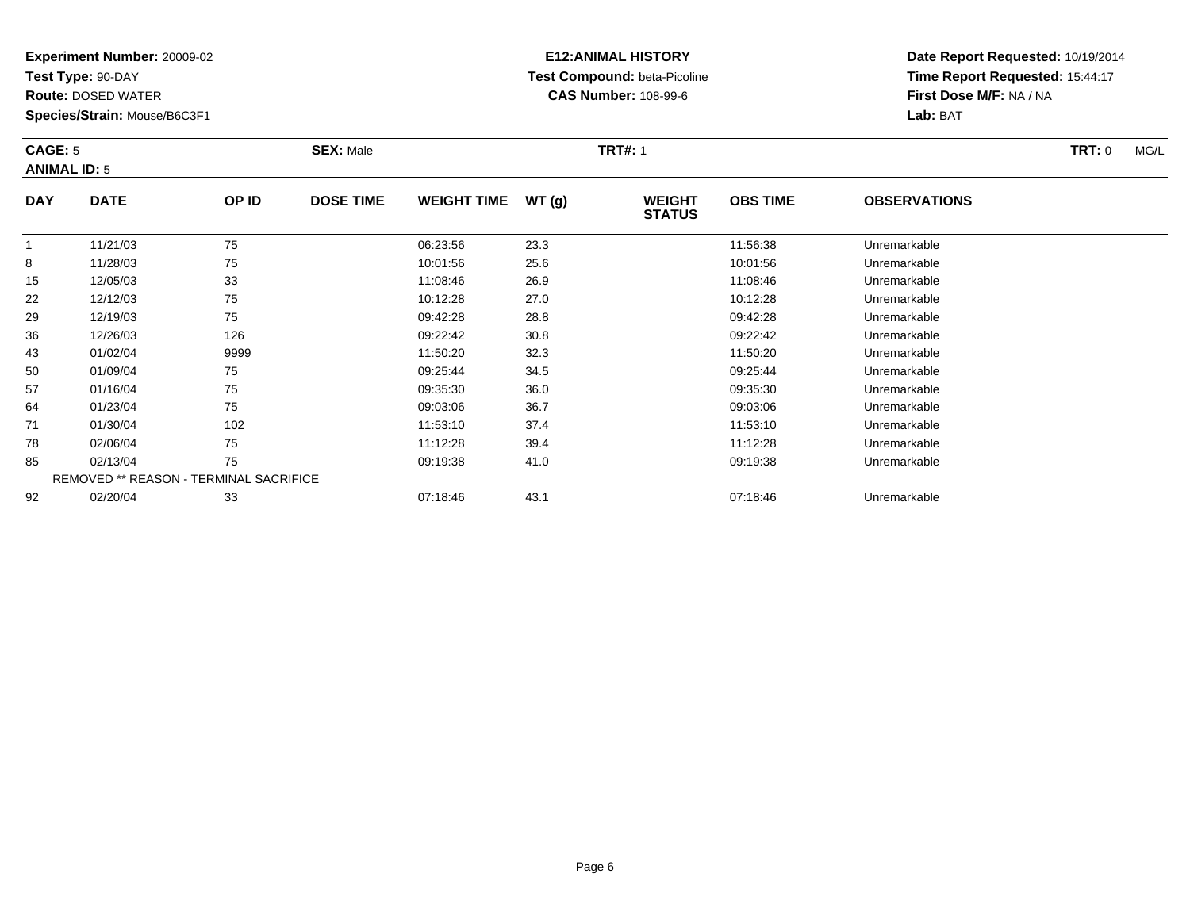**Experiment Number:** 20009-02
**Test Type:** 90-DAY
**Route:** DOSED WATER
**Species/Strain:** Mouse/B6C3F1

**E12:ANIMAL HISTORY**
**Test Compound:** beta-Picoline
**CAS Number:** 108-99-6

**Date Report Requested:** 10/19/2014
**Time Report Requested:** 15:44:17
**First Dose M/F:** NA / NA
**Lab:** BAT

**CAGE:** 5 **SEX:** Male **TRT#:** 1 **TRT:** 0 MG/L
**ANIMAL ID:** 5

| DAY | DATE | OP ID | DOSE TIME | WEIGHT TIME | WT (g) | WEIGHT STATUS | OBS TIME | OBSERVATIONS |
|---|---|---|---|---|---|---|---|---|
| 1 | 11/21/03 | 75 | | 06:23:56 | 23.3 | | 11:56:38 | Unremarkable |
| 8 | 11/28/03 | 75 | | 10:01:56 | 25.6 | | 10:01:56 | Unremarkable |
| 15 | 12/05/03 | 33 | | 11:08:46 | 26.9 | | 11:08:46 | Unremarkable |
| 22 | 12/12/03 | 75 | | 10:12:28 | 27.0 | | 10:12:28 | Unremarkable |
| 29 | 12/19/03 | 75 | | 09:42:28 | 28.8 | | 09:42:28 | Unremarkable |
| 36 | 12/26/03 | 126 | | 09:22:42 | 30.8 | | 09:22:42 | Unremarkable |
| 43 | 01/02/04 | 9999 | | 11:50:20 | 32.3 | | 11:50:20 | Unremarkable |
| 50 | 01/09/04 | 75 | | 09:25:44 | 34.5 | | 09:25:44 | Unremarkable |
| 57 | 01/16/04 | 75 | | 09:35:30 | 36.0 | | 09:35:30 | Unremarkable |
| 64 | 01/23/04 | 75 | | 09:03:06 | 36.7 | | 09:03:06 | Unremarkable |
| 71 | 01/30/04 | 102 | | 11:53:10 | 37.4 | | 11:53:10 | Unremarkable |
| 78 | 02/06/04 | 75 | | 11:12:28 | 39.4 | | 11:12:28 | Unremarkable |
| 85 | 02/13/04 | 75 | | 09:19:38 | 41.0 | | 09:19:38 | Unremarkable |
| REMOVED ** REASON - TERMINAL SACRIFICE | | | | | | | | |
| 92 | 02/20/04 | 33 | | 07:18:46 | 43.1 | | 07:18:46 | Unremarkable |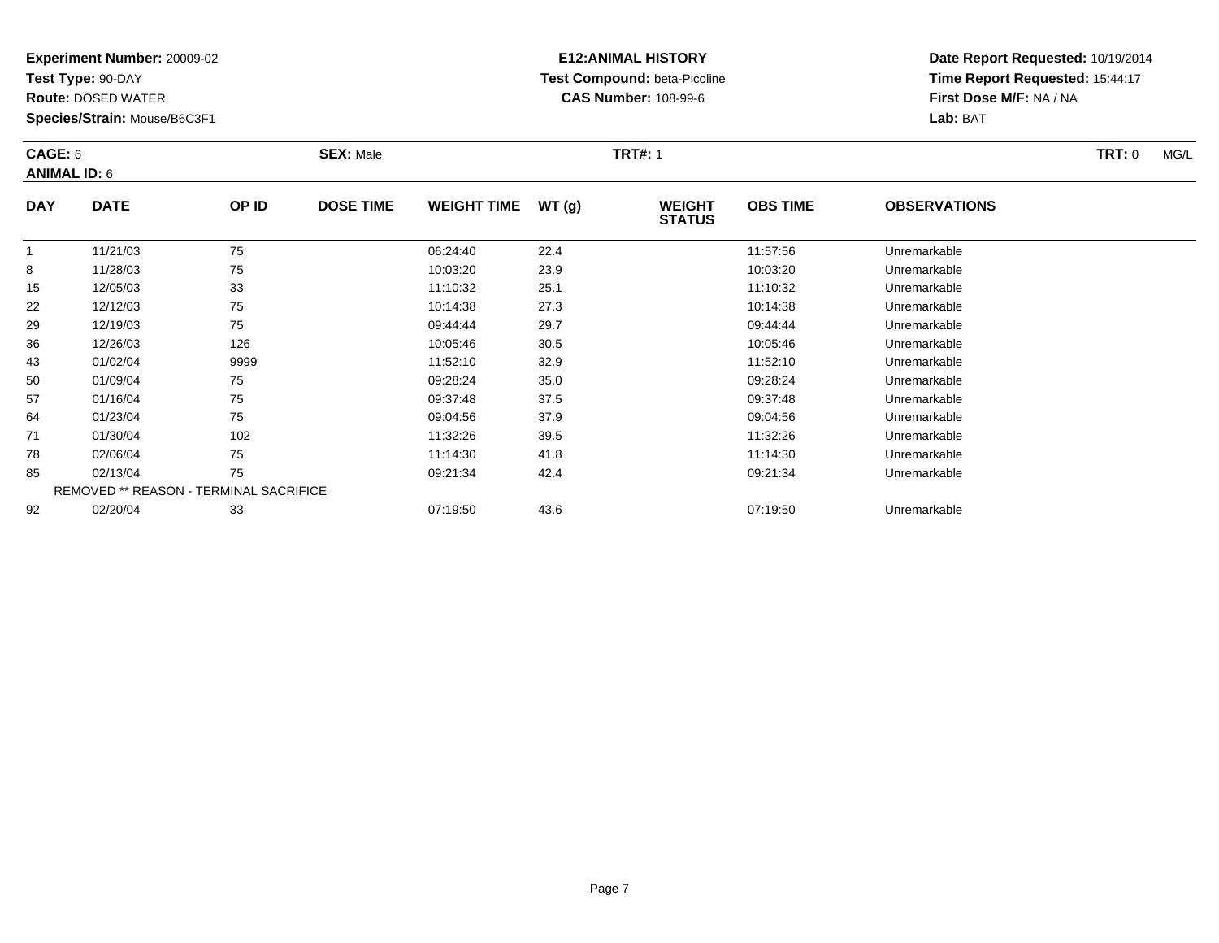**Experiment Number:** 20009-02
**Test Type:** 90-DAY
**Route:** DOSED WATER
**Species/Strain:** Mouse/B6C3F1

**E12:ANIMAL HISTORY**
**Test Compound:** beta-Picoline
**CAS Number:** 108-99-6

**Date Report Requested:** 10/19/2014
**Time Report Requested:** 15:44:17
**First Dose M/F:** NA / NA
**Lab:** BAT

**CAGE:** 6 **SEX:** Male **TRT#:** 1 **TRT:** 0 MG/L
**ANIMAL ID:** 6

| DAY | DATE | OP ID | DOSE TIME | WEIGHT TIME | WT (g) | WEIGHT STATUS | OBS TIME | OBSERVATIONS |
|---|---|---|---|---|---|---|---|---|
| 1 | 11/21/03 | 75 | | 06:24:40 | 22.4 | | 11:57:56 | Unremarkable |
| 8 | 11/28/03 | 75 | | 10:03:20 | 23.9 | | 10:03:20 | Unremarkable |
| 15 | 12/05/03 | 33 | | 11:10:32 | 25.1 | | 11:10:32 | Unremarkable |
| 22 | 12/12/03 | 75 | | 10:14:38 | 27.3 | | 10:14:38 | Unremarkable |
| 29 | 12/19/03 | 75 | | 09:44:44 | 29.7 | | 09:44:44 | Unremarkable |
| 36 | 12/26/03 | 126 | | 10:05:46 | 30.5 | | 10:05:46 | Unremarkable |
| 43 | 01/02/04 | 9999 | | 11:52:10 | 32.9 | | 11:52:10 | Unremarkable |
| 50 | 01/09/04 | 75 | | 09:28:24 | 35.0 | | 09:28:24 | Unremarkable |
| 57 | 01/16/04 | 75 | | 09:37:48 | 37.5 | | 09:37:48 | Unremarkable |
| 64 | 01/23/04 | 75 | | 09:04:56 | 37.9 | | 09:04:56 | Unremarkable |
| 71 | 01/30/04 | 102 | | 11:32:26 | 39.5 | | 11:32:26 | Unremarkable |
| 78 | 02/06/04 | 75 | | 11:14:30 | 41.8 | | 11:14:30 | Unremarkable |
| 85 | 02/13/04 | 75 | | 09:21:34 | 42.4 | | 09:21:34 | Unremarkable |
| REMOVED ** REASON - TERMINAL SACRIFICE | | | | | | | | |
| 92 | 02/20/04 | 33 | | 07:19:50 | 43.6 | | 07:19:50 | Unremarkable |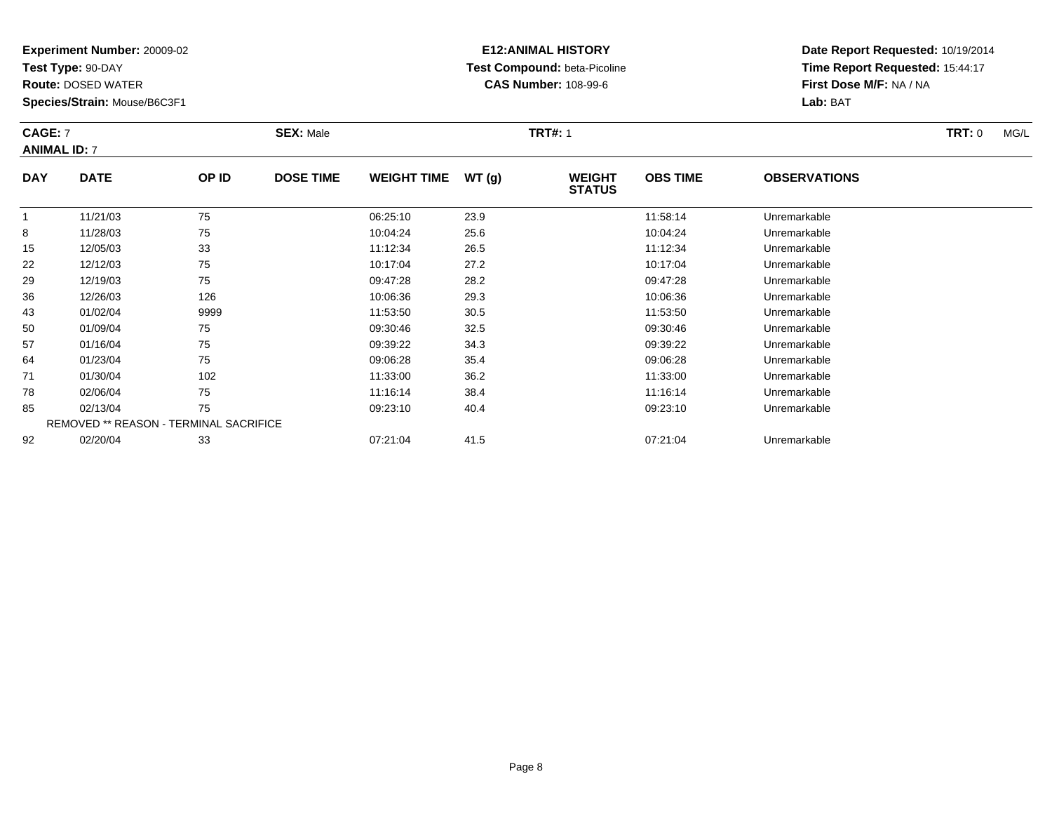**Experiment Number:** 20009-02
**Test Type:** 90-DAY
**Route:** DOSED WATER
**Species/Strain:** Mouse/B6C3F1

**E12:ANIMAL HISTORY**
**Test Compound:** beta-Picoline
**CAS Number:** 108-99-6

**Date Report Requested:** 10/19/2014
**Time Report Requested:** 15:44:17
**First Dose M/F:** NA / NA
**Lab:** BAT

**CAGE:** 7 **SEX:** Male **TRT#:** 1 **TRT:** 0 MG/L
**ANIMAL ID:** 7

| DAY | DATE | OP ID | DOSE TIME | WEIGHT TIME | WT (g) | WEIGHT STATUS | OBS TIME | OBSERVATIONS |
|---|---|---|---|---|---|---|---|---|
| 1 | 11/21/03 | 75 | | 06:25:10 | 23.9 | | 11:58:14 | Unremarkable |
| 8 | 11/28/03 | 75 | | 10:04:24 | 25.6 | | 10:04:24 | Unremarkable |
| 15 | 12/05/03 | 33 | | 11:12:34 | 26.5 | | 11:12:34 | Unremarkable |
| 22 | 12/12/03 | 75 | | 10:17:04 | 27.2 | | 10:17:04 | Unremarkable |
| 29 | 12/19/03 | 75 | | 09:47:28 | 28.2 | | 09:47:28 | Unremarkable |
| 36 | 12/26/03 | 126 | | 10:06:36 | 29.3 | | 10:06:36 | Unremarkable |
| 43 | 01/02/04 | 9999 | | 11:53:50 | 30.5 | | 11:53:50 | Unremarkable |
| 50 | 01/09/04 | 75 | | 09:30:46 | 32.5 | | 09:30:46 | Unremarkable |
| 57 | 01/16/04 | 75 | | 09:39:22 | 34.3 | | 09:39:22 | Unremarkable |
| 64 | 01/23/04 | 75 | | 09:06:28 | 35.4 | | 09:06:28 | Unremarkable |
| 71 | 01/30/04 | 102 | | 11:33:00 | 36.2 | | 11:33:00 | Unremarkable |
| 78 | 02/06/04 | 75 | | 11:16:14 | 38.4 | | 11:16:14 | Unremarkable |
| 85 | 02/13/04 | 75 | | 09:23:10 | 40.4 | | 09:23:10 | Unremarkable |
| REMOVED ** REASON - TERMINAL SACRIFICE | | | | | | | | |
| 92 | 02/20/04 | 33 | | 07:21:04 | 41.5 | | 07:21:04 | Unremarkable |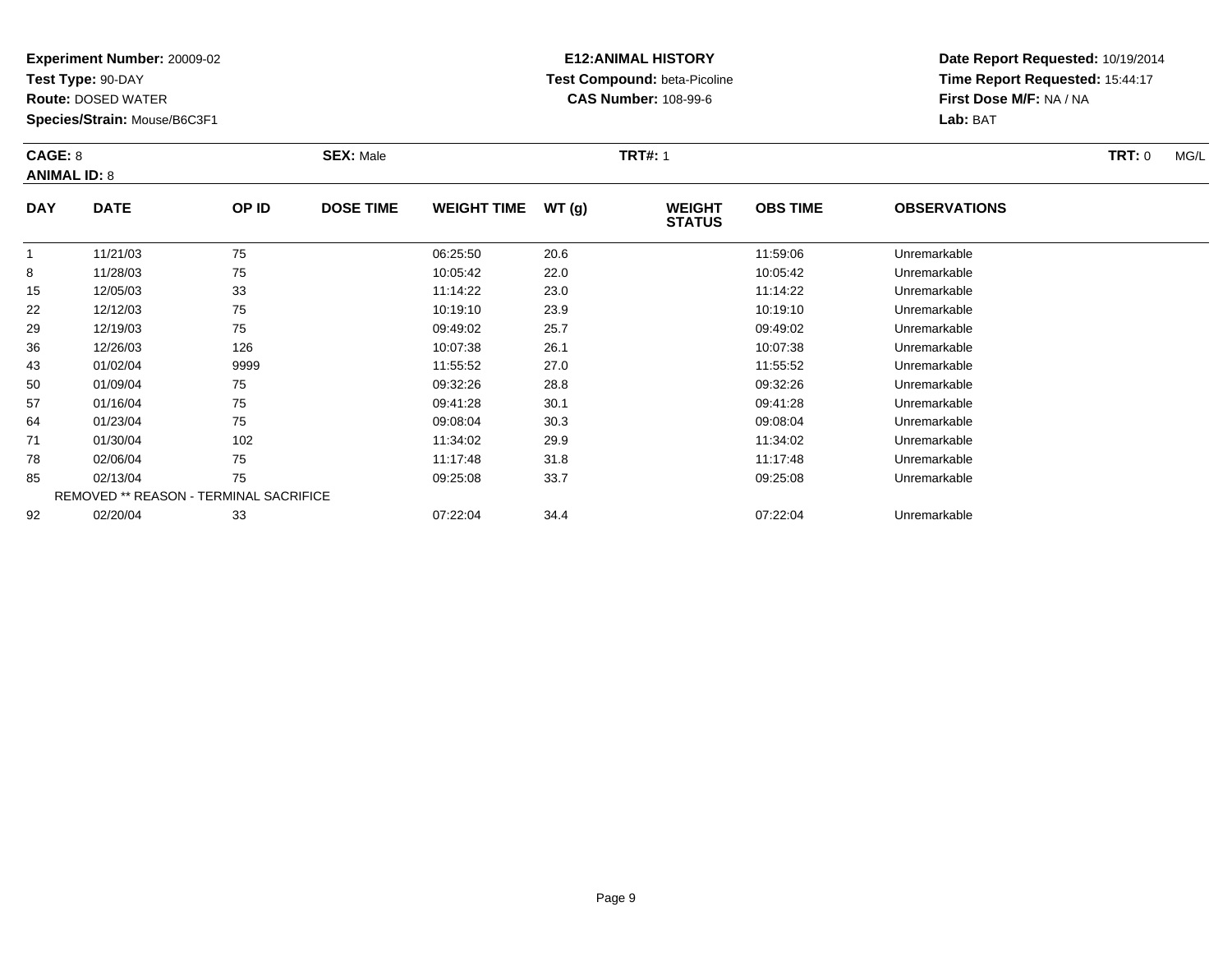**Experiment Number:** 20009-02
**Test Type:** 90-DAY
**Route:** DOSED WATER
**Species/Strain:** Mouse/B6C3F1

**E12:ANIMAL HISTORY**
**Test Compound:** beta-Picoline
**CAS Number:** 108-99-6

**Date Report Requested:** 10/19/2014
**Time Report Requested:** 15:44:17
**First Dose M/F:** NA / NA
**Lab:** BAT

**CAGE:** 8 **SEX:** Male **TRT#:** 1 **TRT:** 0 MG/L
**ANIMAL ID:** 8

| DAY | DATE | OP ID | DOSE TIME | WEIGHT TIME | WT (g) | WEIGHT STATUS | OBS TIME | OBSERVATIONS |
|---|---|---|---|---|---|---|---|---|
| 1 | 11/21/03 | 75 | | 06:25:50 | 20.6 | | 11:59:06 | Unremarkable |
| 8 | 11/28/03 | 75 | | 10:05:42 | 22.0 | | 10:05:42 | Unremarkable |
| 15 | 12/05/03 | 33 | | 11:14:22 | 23.0 | | 11:14:22 | Unremarkable |
| 22 | 12/12/03 | 75 | | 10:19:10 | 23.9 | | 10:19:10 | Unremarkable |
| 29 | 12/19/03 | 75 | | 09:49:02 | 25.7 | | 09:49:02 | Unremarkable |
| 36 | 12/26/03 | 126 | | 10:07:38 | 26.1 | | 10:07:38 | Unremarkable |
| 43 | 01/02/04 | 9999 | | 11:55:52 | 27.0 | | 11:55:52 | Unremarkable |
| 50 | 01/09/04 | 75 | | 09:32:26 | 28.8 | | 09:32:26 | Unremarkable |
| 57 | 01/16/04 | 75 | | 09:41:28 | 30.1 | | 09:41:28 | Unremarkable |
| 64 | 01/23/04 | 75 | | 09:08:04 | 30.3 | | 09:08:04 | Unremarkable |
| 71 | 01/30/04 | 102 | | 11:34:02 | 29.9 | | 11:34:02 | Unremarkable |
| 78 | 02/06/04 | 75 | | 11:17:48 | 31.8 | | 11:17:48 | Unremarkable |
| 85 | 02/13/04 | 75 | | 09:25:08 | 33.7 | | 09:25:08 | Unremarkable |
| REMOVED ** REASON - TERMINAL SACRIFICE | | | | | | | | |
| 92 | 02/20/04 | 33 | | 07:22:04 | 34.4 | | 07:22:04 | Unremarkable |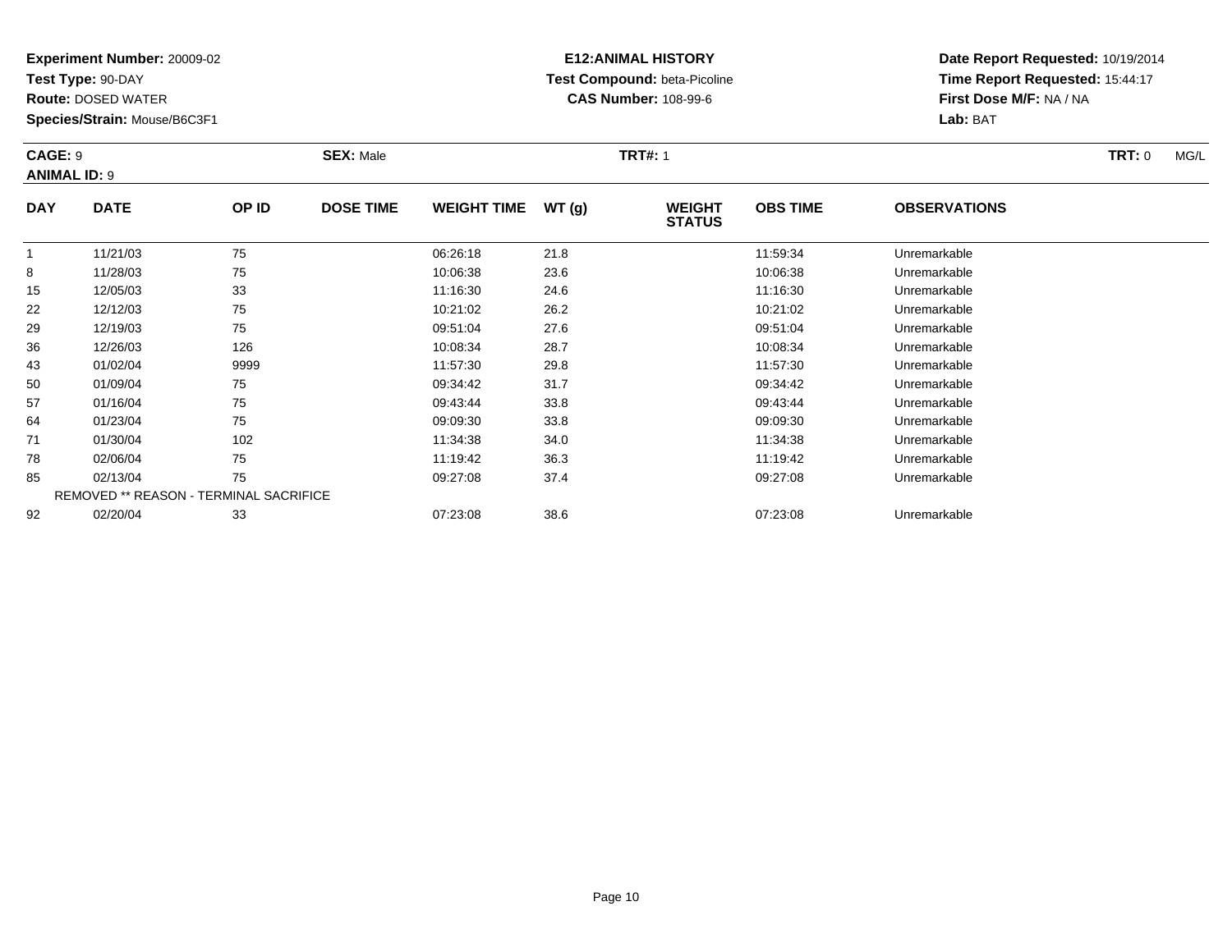**Experiment Number:** 20009-02
**Test Type:** 90-DAY
**Route:** DOSED WATER
**Species/Strain:** Mouse/B6C3F1

**E12:ANIMAL HISTORY**
**Test Compound:** beta-Picoline
**CAS Number:** 108-99-6

**Date Report Requested:** 10/19/2014
**Time Report Requested:** 15:44:17
**First Dose M/F:** NA / NA
**Lab:** BAT

**CAGE:** 9 **SEX:** Male **TRT#:** 1 **TRT:** 0 MG/L
**ANIMAL ID:** 9

| DAY | DATE | OP ID | DOSE TIME | WEIGHT TIME | WT (g) | WEIGHT STATUS | OBS TIME | OBSERVATIONS |
|---|---|---|---|---|---|---|---|---|
| 1 | 11/21/03 | 75 | | 06:26:18 | 21.8 | | 11:59:34 | Unremarkable |
| 8 | 11/28/03 | 75 | | 10:06:38 | 23.6 | | 10:06:38 | Unremarkable |
| 15 | 12/05/03 | 33 | | 11:16:30 | 24.6 | | 11:16:30 | Unremarkable |
| 22 | 12/12/03 | 75 | | 10:21:02 | 26.2 | | 10:21:02 | Unremarkable |
| 29 | 12/19/03 | 75 | | 09:51:04 | 27.6 | | 09:51:04 | Unremarkable |
| 36 | 12/26/03 | 126 | | 10:08:34 | 28.7 | | 10:08:34 | Unremarkable |
| 43 | 01/02/04 | 9999 | | 11:57:30 | 29.8 | | 11:57:30 | Unremarkable |
| 50 | 01/09/04 | 75 | | 09:34:42 | 31.7 | | 09:34:42 | Unremarkable |
| 57 | 01/16/04 | 75 | | 09:43:44 | 33.8 | | 09:43:44 | Unremarkable |
| 64 | 01/23/04 | 75 | | 09:09:30 | 33.8 | | 09:09:30 | Unremarkable |
| 71 | 01/30/04 | 102 | | 11:34:38 | 34.0 | | 11:34:38 | Unremarkable |
| 78 | 02/06/04 | 75 | | 11:19:42 | 36.3 | | 11:19:42 | Unremarkable |
| 85 | 02/13/04 | 75 | | 09:27:08 | 37.4 | | 09:27:08 | Unremarkable |
| REMOVED ** REASON - TERMINAL SACRIFICE | | | | | | | | |
| 92 | 02/20/04 | 33 | | 07:23:08 | 38.6 | | 07:23:08 | Unremarkable |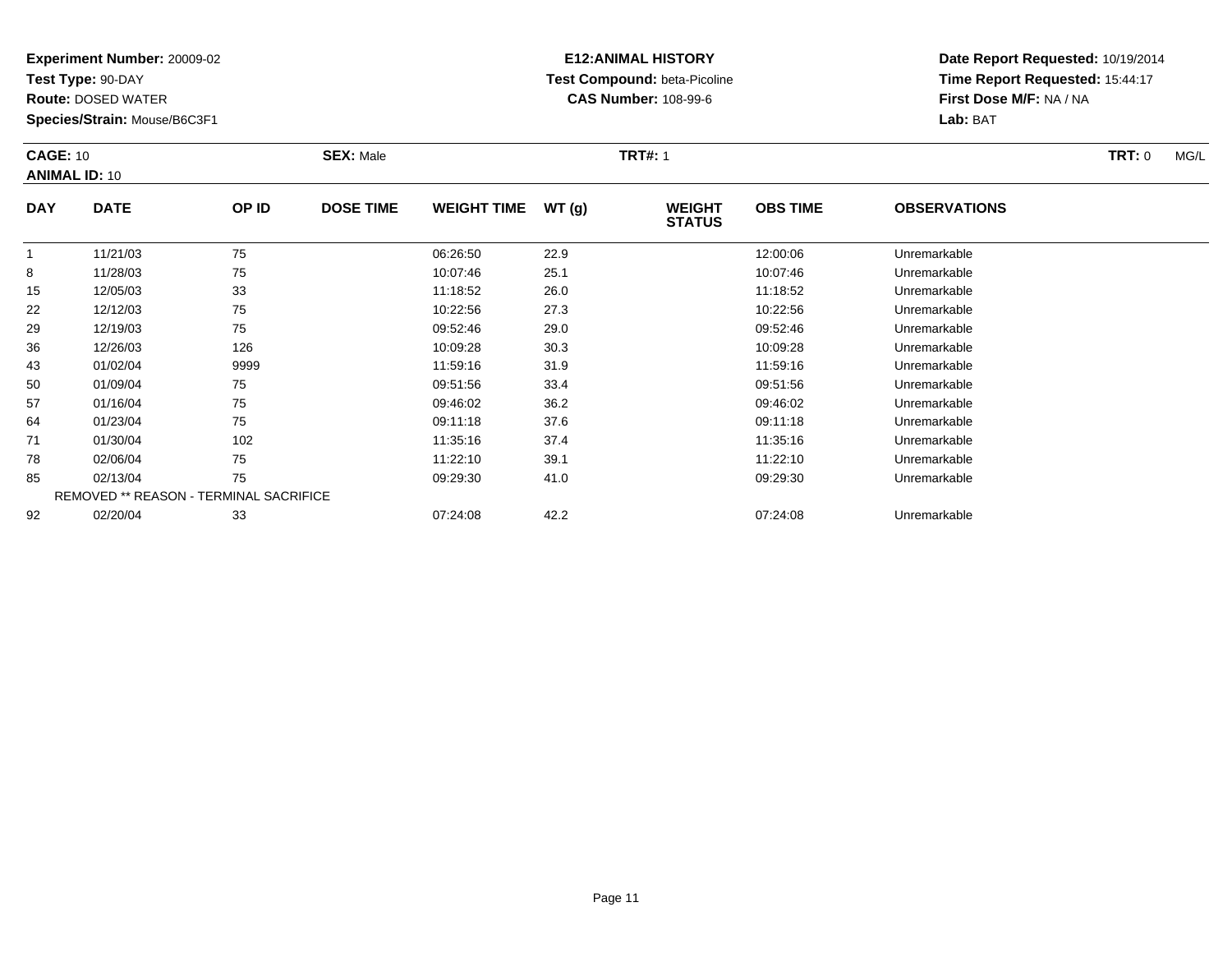**Experiment Number:** 20009-02
**Test Type:** 90-DAY
**Route:** DOSED WATER
**Species/Strain:** Mouse/B6C3F1

**E12:ANIMAL HISTORY**
**Test Compound:** beta-Picoline
**CAS Number:** 108-99-6

**Date Report Requested:** 10/19/2014
**Time Report Requested:** 15:44:17
**First Dose M/F:** NA / NA
**Lab:** BAT

**CAGE:** 10 **SEX:** Male **TRT#:** 1 **TRT:** 0 MG/L
**ANIMAL ID:** 10

| DAY | DATE | OP ID | DOSE TIME | WEIGHT TIME | WT (g) | WEIGHT STATUS | OBS TIME | OBSERVATIONS |
|---|---|---|---|---|---|---|---|---|
| 1 | 11/21/03 | 75 | | 06:26:50 | 22.9 | | 12:00:06 | Unremarkable |
| 8 | 11/28/03 | 75 | | 10:07:46 | 25.1 | | 10:07:46 | Unremarkable |
| 15 | 12/05/03 | 33 | | 11:18:52 | 26.0 | | 11:18:52 | Unremarkable |
| 22 | 12/12/03 | 75 | | 10:22:56 | 27.3 | | 10:22:56 | Unremarkable |
| 29 | 12/19/03 | 75 | | 09:52:46 | 29.0 | | 09:52:46 | Unremarkable |
| 36 | 12/26/03 | 126 | | 10:09:28 | 30.3 | | 10:09:28 | Unremarkable |
| 43 | 01/02/04 | 9999 | | 11:59:16 | 31.9 | | 11:59:16 | Unremarkable |
| 50 | 01/09/04 | 75 | | 09:51:56 | 33.4 | | 09:51:56 | Unremarkable |
| 57 | 01/16/04 | 75 | | 09:46:02 | 36.2 | | 09:46:02 | Unremarkable |
| 64 | 01/23/04 | 75 | | 09:11:18 | 37.6 | | 09:11:18 | Unremarkable |
| 71 | 01/30/04 | 102 | | 11:35:16 | 37.4 | | 11:35:16 | Unremarkable |
| 78 | 02/06/04 | 75 | | 11:22:10 | 39.1 | | 11:22:10 | Unremarkable |
| 85 | 02/13/04 | 75 | | 09:29:30 | 41.0 | | 09:29:30 | Unremarkable |
| REMOVED ** REASON - TERMINAL SACRIFICE | | | | | | | | |
| 92 | 02/20/04 | 33 | | 07:24:08 | 42.2 | | 07:24:08 | Unremarkable |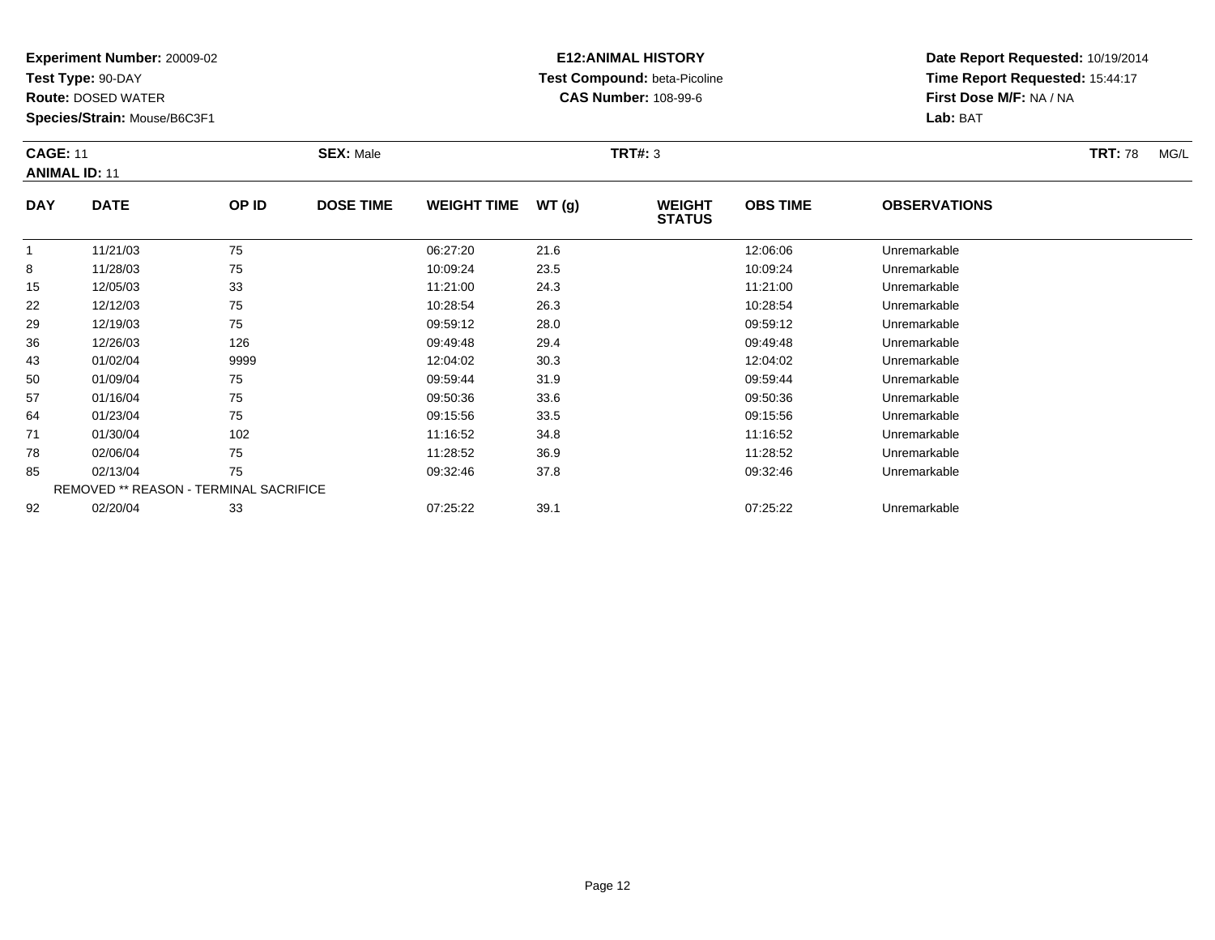**Experiment Number:** 20009-02
**Test Type:** 90-DAY
**Route:** DOSED WATER
**Species/Strain:** Mouse/B6C3F1

**E12:ANIMAL HISTORY**
**Test Compound:** beta-Picoline
**CAS Number:** 108-99-6

**Date Report Requested:** 10/19/2014
**Time Report Requested:** 15:44:17
**First Dose M/F:** NA / NA
**Lab:** BAT

**CAGE:** 11 **SEX:** Male **TRT#:** 3 **TRT:** 78 MG/L
**ANIMAL ID:** 11

| DAY | DATE | OP ID | DOSE TIME | WEIGHT TIME | WT (g) | WEIGHT STATUS | OBS TIME | OBSERVATIONS |
|---|---|---|---|---|---|---|---|---|
| 1 | 11/21/03 | 75 | | 06:27:20 | 21.6 | | 12:06:06 | Unremarkable |
| 8 | 11/28/03 | 75 | | 10:09:24 | 23.5 | | 10:09:24 | Unremarkable |
| 15 | 12/05/03 | 33 | | 11:21:00 | 24.3 | | 11:21:00 | Unremarkable |
| 22 | 12/12/03 | 75 | | 10:28:54 | 26.3 | | 10:28:54 | Unremarkable |
| 29 | 12/19/03 | 75 | | 09:59:12 | 28.0 | | 09:59:12 | Unremarkable |
| 36 | 12/26/03 | 126 | | 09:49:48 | 29.4 | | 09:49:48 | Unremarkable |
| 43 | 01/02/04 | 9999 | | 12:04:02 | 30.3 | | 12:04:02 | Unremarkable |
| 50 | 01/09/04 | 75 | | 09:59:44 | 31.9 | | 09:59:44 | Unremarkable |
| 57 | 01/16/04 | 75 | | 09:50:36 | 33.6 | | 09:50:36 | Unremarkable |
| 64 | 01/23/04 | 75 | | 09:15:56 | 33.5 | | 09:15:56 | Unremarkable |
| 71 | 01/30/04 | 102 | | 11:16:52 | 34.8 | | 11:16:52 | Unremarkable |
| 78 | 02/06/04 | 75 | | 11:28:52 | 36.9 | | 11:28:52 | Unremarkable |
| 85 | 02/13/04 | 75 | | 09:32:46 | 37.8 | | 09:32:46 | Unremarkable |
| REMOVED ** REASON - TERMINAL SACRIFICE | | | | | | | | |
| 92 | 02/20/04 | 33 | | 07:25:22 | 39.1 | | 07:25:22 | Unremarkable |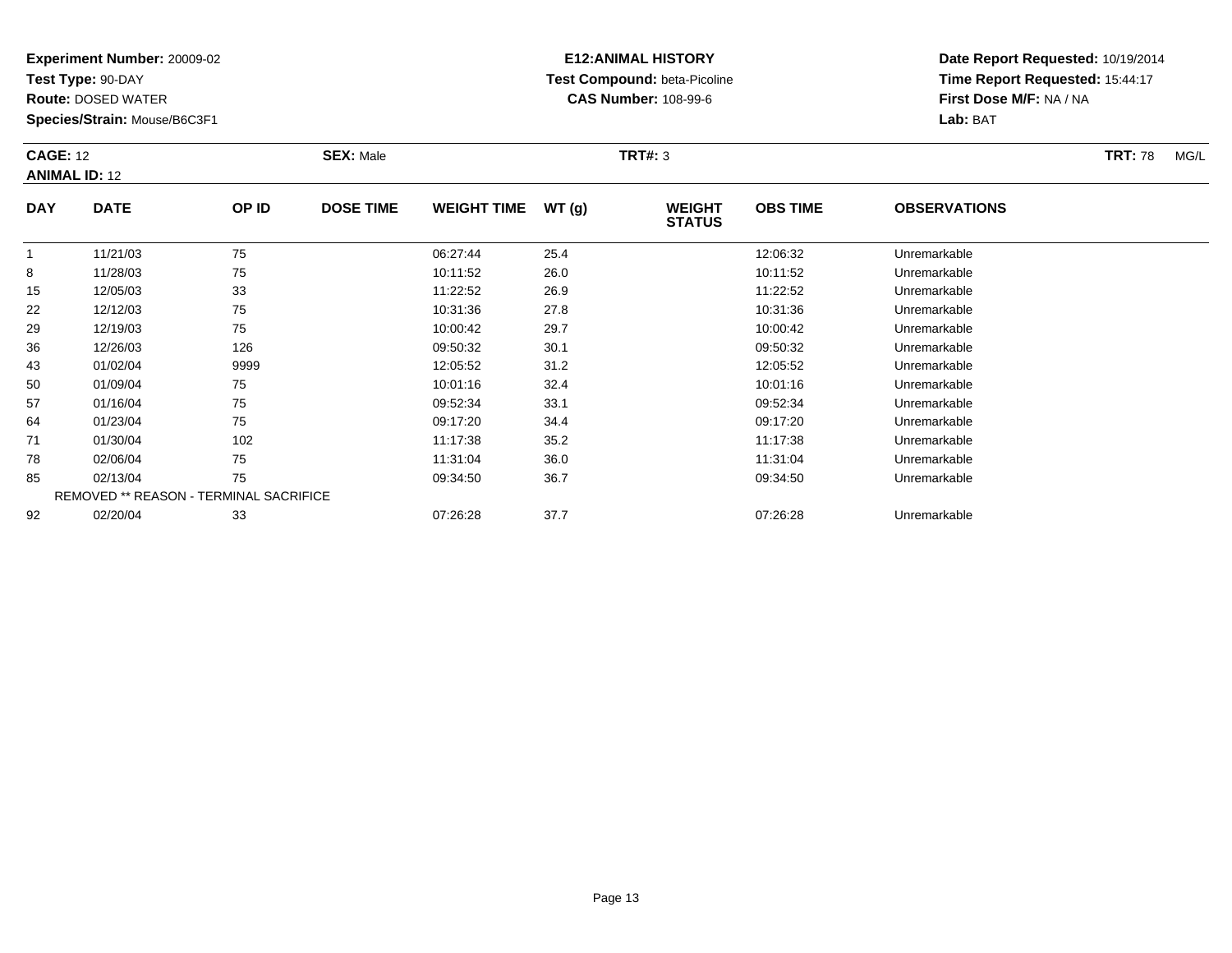**Experiment Number:** 20009-02
**Test Type:** 90-DAY
**Route:** DOSED WATER
**Species/Strain:** Mouse/B6C3F1

**E12:ANIMAL HISTORY**
**Test Compound:** beta-Picoline
**CAS Number:** 108-99-6

**Date Report Requested:** 10/19/2014
**Time Report Requested:** 15:44:17
**First Dose M/F:** NA / NA
**Lab:** BAT

**CAGE:** 12 **SEX:** Male **TRT#:** 3 **TRT:** 78 MG/L
**ANIMAL ID:** 12

| DAY | DATE | OP ID | DOSE TIME | WEIGHT TIME | WT (g) | WEIGHT STATUS | OBS TIME | OBSERVATIONS |
|---|---|---|---|---|---|---|---|---|
| 1 | 11/21/03 | 75 | | 06:27:44 | 25.4 | | 12:06:32 | Unremarkable |
| 8 | 11/28/03 | 75 | | 10:11:52 | 26.0 | | 10:11:52 | Unremarkable |
| 15 | 12/05/03 | 33 | | 11:22:52 | 26.9 | | 11:22:52 | Unremarkable |
| 22 | 12/12/03 | 75 | | 10:31:36 | 27.8 | | 10:31:36 | Unremarkable |
| 29 | 12/19/03 | 75 | | 10:00:42 | 29.7 | | 10:00:42 | Unremarkable |
| 36 | 12/26/03 | 126 | | 09:50:32 | 30.1 | | 09:50:32 | Unremarkable |
| 43 | 01/02/04 | 9999 | | 12:05:52 | 31.2 | | 12:05:52 | Unremarkable |
| 50 | 01/09/04 | 75 | | 10:01:16 | 32.4 | | 10:01:16 | Unremarkable |
| 57 | 01/16/04 | 75 | | 09:52:34 | 33.1 | | 09:52:34 | Unremarkable |
| 64 | 01/23/04 | 75 | | 09:17:20 | 34.4 | | 09:17:20 | Unremarkable |
| 71 | 01/30/04 | 102 | | 11:17:38 | 35.2 | | 11:17:38 | Unremarkable |
| 78 | 02/06/04 | 75 | | 11:31:04 | 36.0 | | 11:31:04 | Unremarkable |
| 85 | 02/13/04 | 75 | | 09:34:50 | 36.7 | | 09:34:50 | Unremarkable |
| REMOVED ** REASON - TERMINAL SACRIFICE | | | | | | | | |
| 92 | 02/20/04 | 33 | | 07:26:28 | 37.7 | | 07:26:28 | Unremarkable |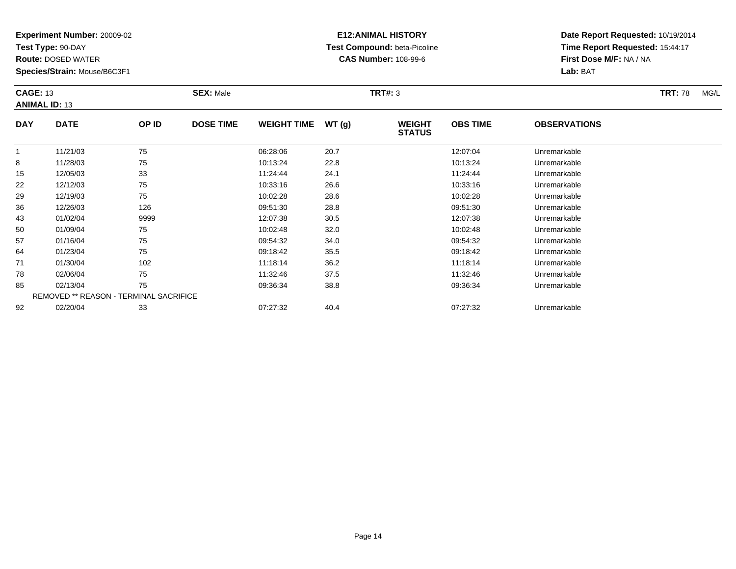**Experiment Number:** 20009-02
**Test Type:** 90-DAY
**Route:** DOSED WATER
**Species/Strain:** Mouse/B6C3F1

**E12:ANIMAL HISTORY**
**Test Compound:** beta-Picoline
**CAS Number:** 108-99-6

**Date Report Requested:** 10/19/2014
**Time Report Requested:** 15:44:17
**First Dose M/F:** NA / NA
**Lab:** BAT

**CAGE:** 13 **SEX:** Male **TRT#:** 3 **TRT:** 78 MG/L
**ANIMAL ID:** 13

| DAY | DATE | OP ID | DOSE TIME | WEIGHT TIME | WT (g) | WEIGHT STATUS | OBS TIME | OBSERVATIONS |
|---|---|---|---|---|---|---|---|---|
| 1 | 11/21/03 | 75 | | 06:28:06 | 20.7 | | 12:07:04 | Unremarkable |
| 8 | 11/28/03 | 75 | | 10:13:24 | 22.8 | | 10:13:24 | Unremarkable |
| 15 | 12/05/03 | 33 | | 11:24:44 | 24.1 | | 11:24:44 | Unremarkable |
| 22 | 12/12/03 | 75 | | 10:33:16 | 26.6 | | 10:33:16 | Unremarkable |
| 29 | 12/19/03 | 75 | | 10:02:28 | 28.6 | | 10:02:28 | Unremarkable |
| 36 | 12/26/03 | 126 | | 09:51:30 | 28.8 | | 09:51:30 | Unremarkable |
| 43 | 01/02/04 | 9999 | | 12:07:38 | 30.5 | | 12:07:38 | Unremarkable |
| 50 | 01/09/04 | 75 | | 10:02:48 | 32.0 | | 10:02:48 | Unremarkable |
| 57 | 01/16/04 | 75 | | 09:54:32 | 34.0 | | 09:54:32 | Unremarkable |
| 64 | 01/23/04 | 75 | | 09:18:42 | 35.5 | | 09:18:42 | Unremarkable |
| 71 | 01/30/04 | 102 | | 11:18:14 | 36.2 | | 11:18:14 | Unremarkable |
| 78 | 02/06/04 | 75 | | 11:32:46 | 37.5 | | 11:32:46 | Unremarkable |
| 85 | 02/13/04 | 75 | | 09:36:34 | 38.8 | | 09:36:34 | Unremarkable |
| REMOVED ** REASON - TERMINAL SACRIFICE | | | | | | | | |
| 92 | 02/20/04 | 33 | | 07:27:32 | 40.4 | | 07:27:32 | Unremarkable |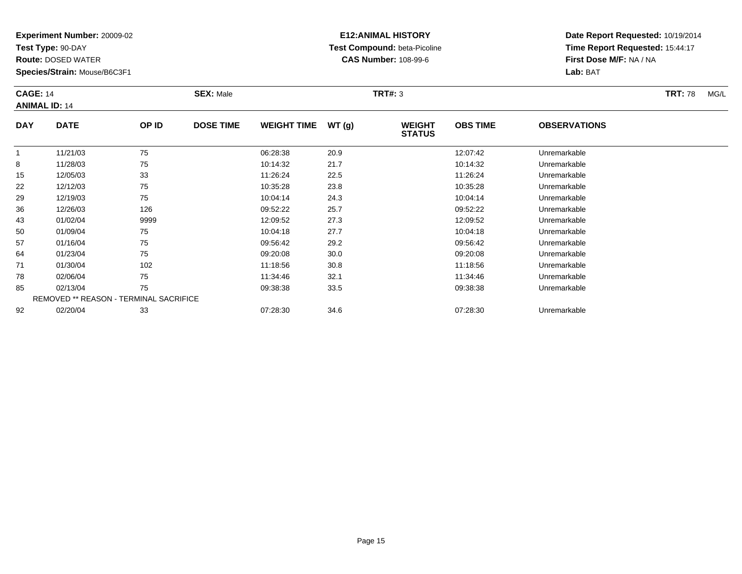**Experiment Number:** 20009-02
**Test Type:** 90-DAY
**Route:** DOSED WATER
**Species/Strain:** Mouse/B6C3F1

**E12:ANIMAL HISTORY**
**Test Compound:** beta-Picoline
**CAS Number:** 108-99-6

**Date Report Requested:** 10/19/2014
**Time Report Requested:** 15:44:17
**First Dose M/F:** NA / NA
**Lab:** BAT

**CAGE:** 14 **SEX:** Male **TRT#:** 3 **TRT:** 78 MG/L
**ANIMAL ID:** 14

| DAY | DATE | OP ID | DOSE TIME | WEIGHT TIME | WT (g) | WEIGHT STATUS | OBS TIME | OBSERVATIONS |
|---|---|---|---|---|---|---|---|---|
| 1 | 11/21/03 | 75 | | 06:28:38 | 20.9 | | 12:07:42 | Unremarkable |
| 8 | 11/28/03 | 75 | | 10:14:32 | 21.7 | | 10:14:32 | Unremarkable |
| 15 | 12/05/03 | 33 | | 11:26:24 | 22.5 | | 11:26:24 | Unremarkable |
| 22 | 12/12/03 | 75 | | 10:35:28 | 23.8 | | 10:35:28 | Unremarkable |
| 29 | 12/19/03 | 75 | | 10:04:14 | 24.3 | | 10:04:14 | Unremarkable |
| 36 | 12/26/03 | 126 | | 09:52:22 | 25.7 | | 09:52:22 | Unremarkable |
| 43 | 01/02/04 | 9999 | | 12:09:52 | 27.3 | | 12:09:52 | Unremarkable |
| 50 | 01/09/04 | 75 | | 10:04:18 | 27.7 | | 10:04:18 | Unremarkable |
| 57 | 01/16/04 | 75 | | 09:56:42 | 29.2 | | 09:56:42 | Unremarkable |
| 64 | 01/23/04 | 75 | | 09:20:08 | 30.0 | | 09:20:08 | Unremarkable |
| 71 | 01/30/04 | 102 | | 11:18:56 | 30.8 | | 11:18:56 | Unremarkable |
| 78 | 02/06/04 | 75 | | 11:34:46 | 32.1 | | 11:34:46 | Unremarkable |
| 85 | 02/13/04 | 75 | | 09:38:38 | 33.5 | | 09:38:38 | Unremarkable |
| REMOVED ** REASON - TERMINAL SACRIFICE | | | | | | | | |
| 92 | 02/20/04 | 33 | | 07:28:30 | 34.6 | | 07:28:30 | Unremarkable |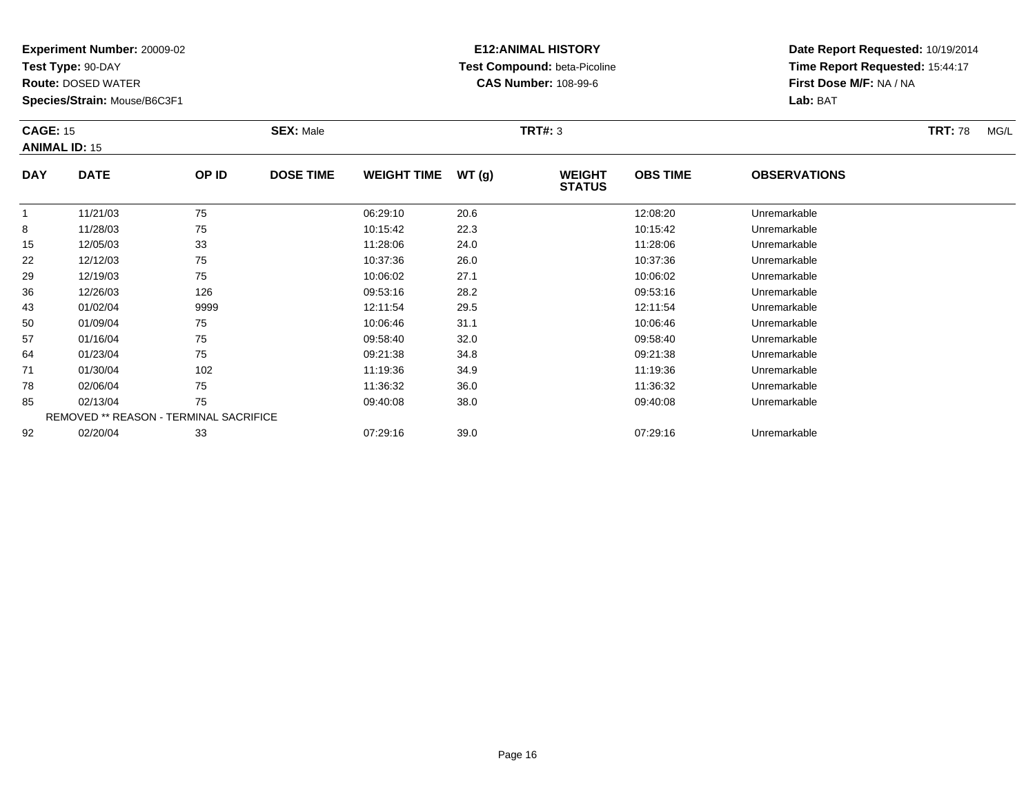**Experiment Number:** 20009-02
**Test Type:** 90-DAY
**Route:** DOSED WATER
**Species/Strain:** Mouse/B6C3F1

**E12:ANIMAL HISTORY**
**Test Compound:** beta-Picoline
**CAS Number:** 108-99-6

**Date Report Requested:** 10/19/2014
**Time Report Requested:** 15:44:17
**First Dose M/F:** NA / NA
**Lab:** BAT

**CAGE:** 15 **SEX:** Male **TRT#:** 3 **TRT:** 78 MG/L
**ANIMAL ID:** 15

| DAY | DATE | OP ID | DOSE TIME | WEIGHT TIME | WT (g) | WEIGHT STATUS | OBS TIME | OBSERVATIONS |
|---|---|---|---|---|---|---|---|---|
| 1 | 11/21/03 | 75 | | 06:29:10 | 20.6 | | 12:08:20 | Unremarkable |
| 8 | 11/28/03 | 75 | | 10:15:42 | 22.3 | | 10:15:42 | Unremarkable |
| 15 | 12/05/03 | 33 | | 11:28:06 | 24.0 | | 11:28:06 | Unremarkable |
| 22 | 12/12/03 | 75 | | 10:37:36 | 26.0 | | 10:37:36 | Unremarkable |
| 29 | 12/19/03 | 75 | | 10:06:02 | 27.1 | | 10:06:02 | Unremarkable |
| 36 | 12/26/03 | 126 | | 09:53:16 | 28.2 | | 09:53:16 | Unremarkable |
| 43 | 01/02/04 | 9999 | | 12:11:54 | 29.5 | | 12:11:54 | Unremarkable |
| 50 | 01/09/04 | 75 | | 10:06:46 | 31.1 | | 10:06:46 | Unremarkable |
| 57 | 01/16/04 | 75 | | 09:58:40 | 32.0 | | 09:58:40 | Unremarkable |
| 64 | 01/23/04 | 75 | | 09:21:38 | 34.8 | | 09:21:38 | Unremarkable |
| 71 | 01/30/04 | 102 | | 11:19:36 | 34.9 | | 11:19:36 | Unremarkable |
| 78 | 02/06/04 | 75 | | 11:36:32 | 36.0 | | 11:36:32 | Unremarkable |
| 85 | 02/13/04 | 75 | | 09:40:08 | 38.0 | | 09:40:08 | Unremarkable |
| REMOVED ** REASON - TERMINAL SACRIFICE | | | | | | | | |
| 92 | 02/20/04 | 33 | | 07:29:16 | 39.0 | | 07:29:16 | Unremarkable |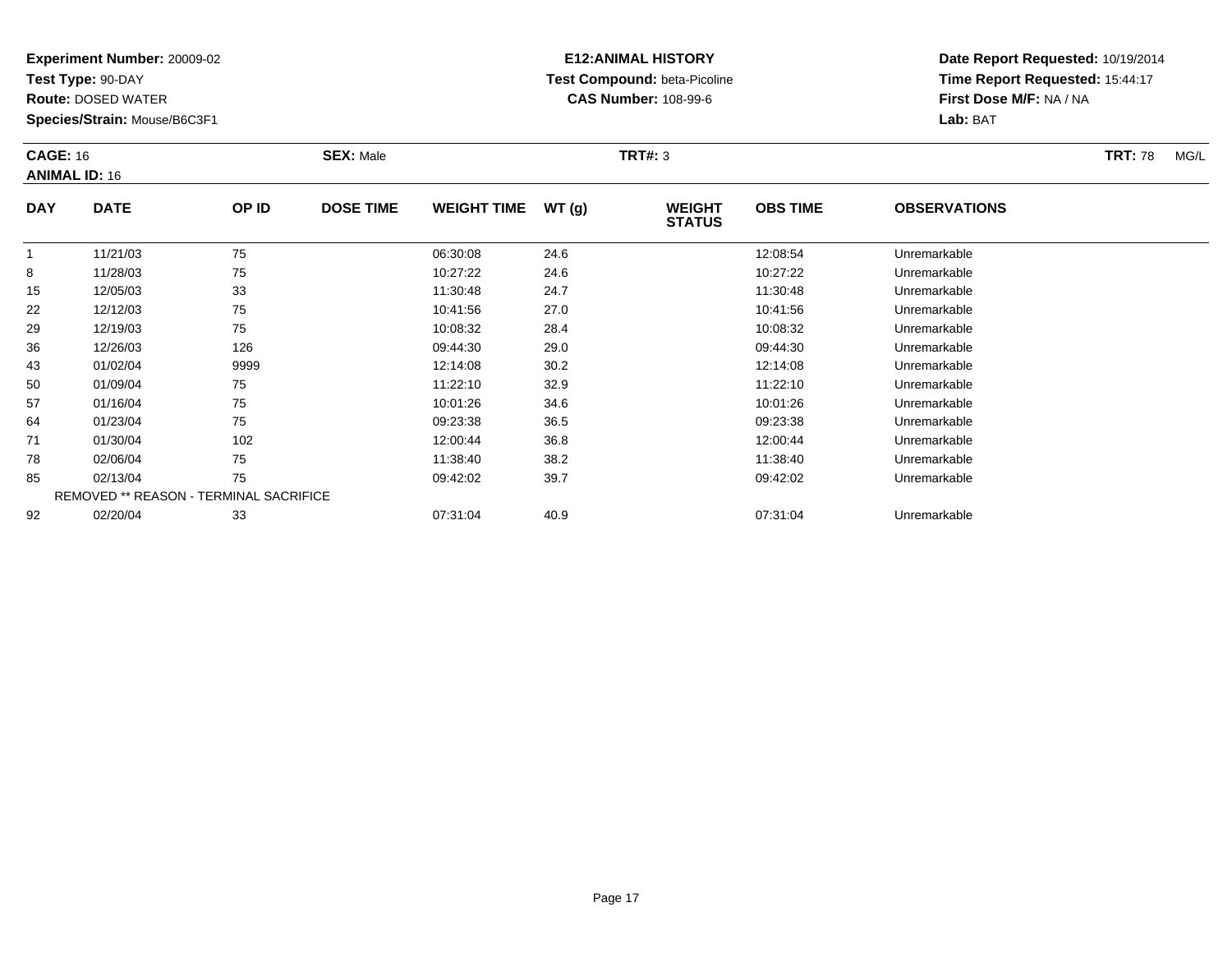**Experiment Number:** 20009-02
**Test Type:** 90-DAY
**Route:** DOSED WATER
**Species/Strain:** Mouse/B6C3F1

**E12:ANIMAL HISTORY**
**Test Compound:** beta-Picoline
**CAS Number:** 108-99-6

**Date Report Requested:** 10/19/2014
**Time Report Requested:** 15:44:17
**First Dose M/F:** NA / NA
**Lab:** BAT

**CAGE:** 16 **SEX:** Male **TRT#:** 3 **TRT:** 78 MG/L
**ANIMAL ID:** 16

| DAY | DATE | OP ID | DOSE TIME | WEIGHT TIME | WT (g) | WEIGHT STATUS | OBS TIME | OBSERVATIONS |
|---|---|---|---|---|---|---|---|---|
| 1 | 11/21/03 | 75 | | 06:30:08 | 24.6 | | 12:08:54 | Unremarkable |
| 8 | 11/28/03 | 75 | | 10:27:22 | 24.6 | | 10:27:22 | Unremarkable |
| 15 | 12/05/03 | 33 | | 11:30:48 | 24.7 | | 11:30:48 | Unremarkable |
| 22 | 12/12/03 | 75 | | 10:41:56 | 27.0 | | 10:41:56 | Unremarkable |
| 29 | 12/19/03 | 75 | | 10:08:32 | 28.4 | | 10:08:32 | Unremarkable |
| 36 | 12/26/03 | 126 | | 09:44:30 | 29.0 | | 09:44:30 | Unremarkable |
| 43 | 01/02/04 | 9999 | | 12:14:08 | 30.2 | | 12:14:08 | Unremarkable |
| 50 | 01/09/04 | 75 | | 11:22:10 | 32.9 | | 11:22:10 | Unremarkable |
| 57 | 01/16/04 | 75 | | 10:01:26 | 34.6 | | 10:01:26 | Unremarkable |
| 64 | 01/23/04 | 75 | | 09:23:38 | 36.5 | | 09:23:38 | Unremarkable |
| 71 | 01/30/04 | 102 | | 12:00:44 | 36.8 | | 12:00:44 | Unremarkable |
| 78 | 02/06/04 | 75 | | 11:38:40 | 38.2 | | 11:38:40 | Unremarkable |
| 85 | 02/13/04 | 75 | | 09:42:02 | 39.7 | | 09:42:02 | Unremarkable |
| REMOVED ** REASON - TERMINAL SACRIFICE | | | | | | | | |
| 92 | 02/20/04 | 33 | | 07:31:04 | 40.9 | | 07:31:04 | Unremarkable |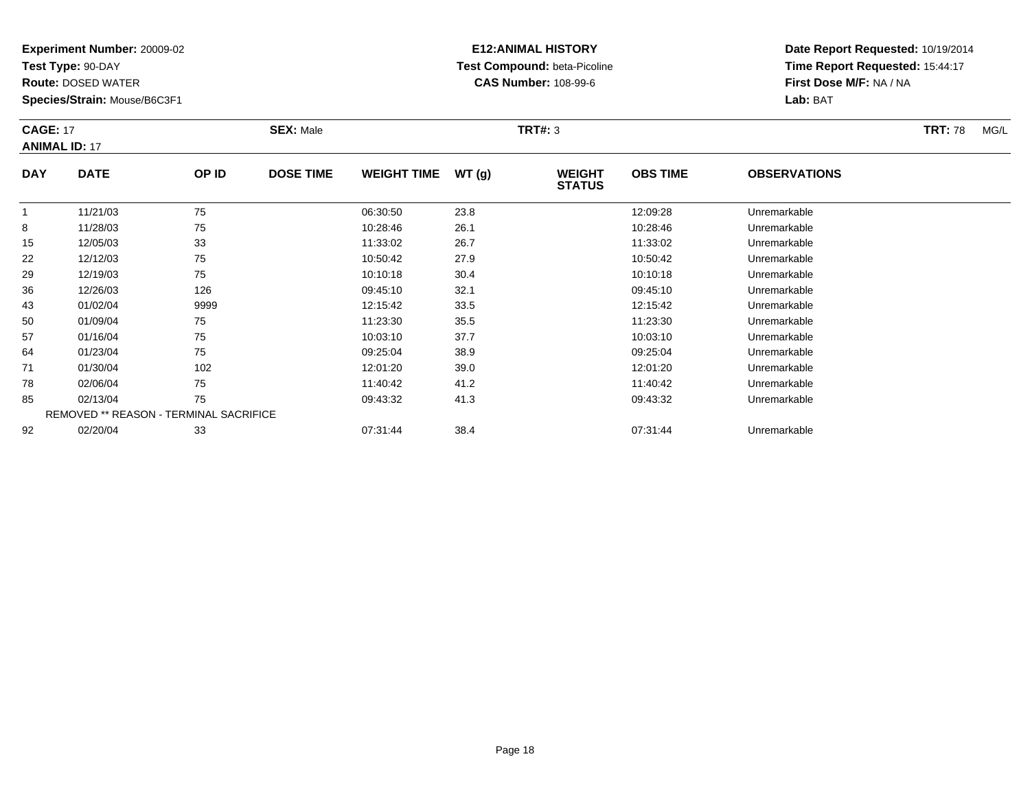**Experiment Number:** 20009-02
**Test Type:** 90-DAY
**Route:** DOSED WATER
**Species/Strain:** Mouse/B6C3F1

**E12:ANIMAL HISTORY**
**Test Compound:** beta-Picoline
**CAS Number:** 108-99-6

**Date Report Requested:** 10/19/2014
**Time Report Requested:** 15:44:17
**First Dose M/F:** NA / NA
**Lab:** BAT

**CAGE:** 17 **SEX:** Male **TRT#:** 3 **TRT:** 78 MG/L
**ANIMAL ID:** 17

| DAY | DATE | OP ID | DOSE TIME | WEIGHT TIME | WT (g) | WEIGHT STATUS | OBS TIME | OBSERVATIONS |
|---|---|---|---|---|---|---|---|---|
| 1 | 11/21/03 | 75 | | 06:30:50 | 23.8 | | 12:09:28 | Unremarkable |
| 8 | 11/28/03 | 75 | | 10:28:46 | 26.1 | | 10:28:46 | Unremarkable |
| 15 | 12/05/03 | 33 | | 11:33:02 | 26.7 | | 11:33:02 | Unremarkable |
| 22 | 12/12/03 | 75 | | 10:50:42 | 27.9 | | 10:50:42 | Unremarkable |
| 29 | 12/19/03 | 75 | | 10:10:18 | 30.4 | | 10:10:18 | Unremarkable |
| 36 | 12/26/03 | 126 | | 09:45:10 | 32.1 | | 09:45:10 | Unremarkable |
| 43 | 01/02/04 | 9999 | | 12:15:42 | 33.5 | | 12:15:42 | Unremarkable |
| 50 | 01/09/04 | 75 | | 11:23:30 | 35.5 | | 11:23:30 | Unremarkable |
| 57 | 01/16/04 | 75 | | 10:03:10 | 37.7 | | 10:03:10 | Unremarkable |
| 64 | 01/23/04 | 75 | | 09:25:04 | 38.9 | | 09:25:04 | Unremarkable |
| 71 | 01/30/04 | 102 | | 12:01:20 | 39.0 | | 12:01:20 | Unremarkable |
| 78 | 02/06/04 | 75 | | 11:40:42 | 41.2 | | 11:40:42 | Unremarkable |
| 85 | 02/13/04 | 75 | | 09:43:32 | 41.3 | | 09:43:32 | Unremarkable |
| REMOVED ** REASON - TERMINAL SACRIFICE | | | | | | | | |
| 92 | 02/20/04 | 33 | | 07:31:44 | 38.4 | | 07:31:44 | Unremarkable |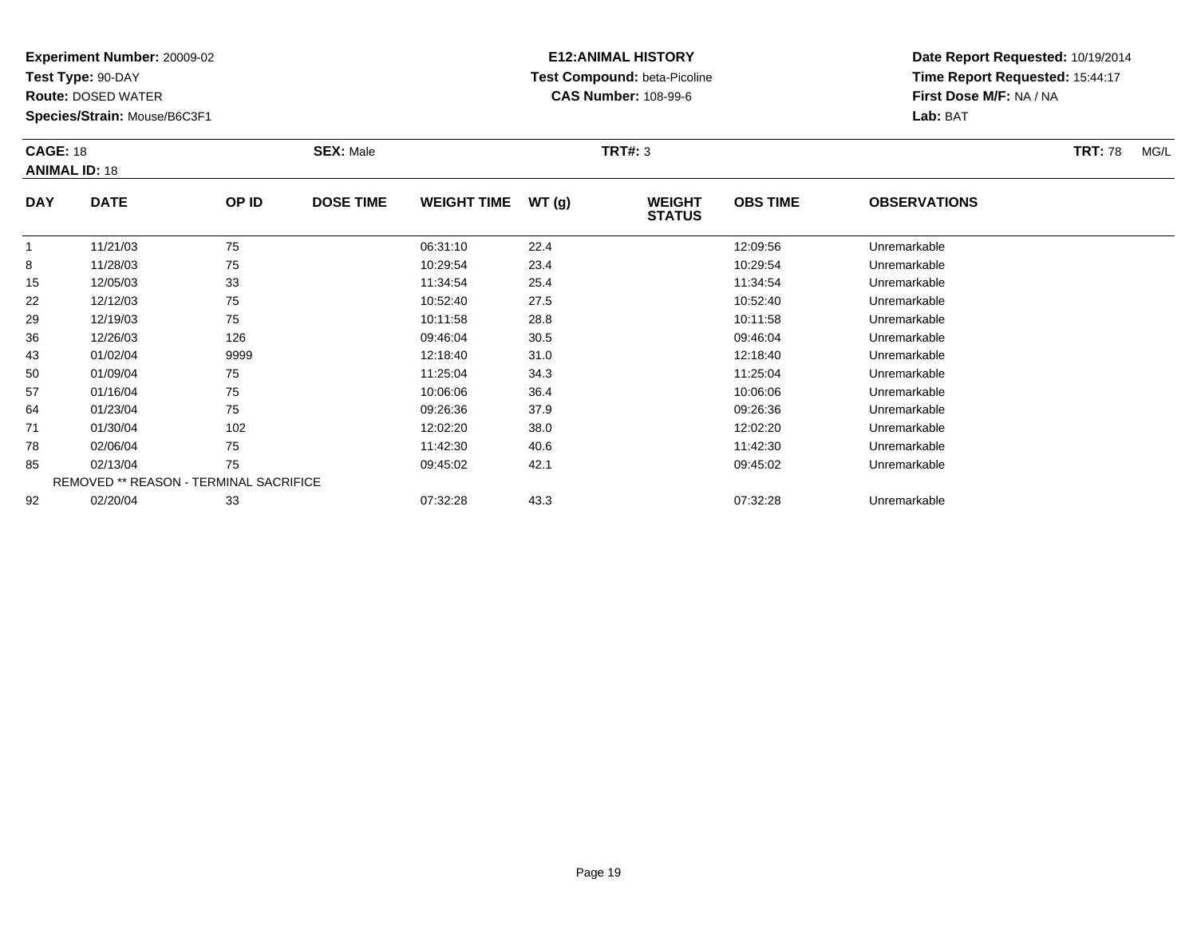**Experiment Number:** 20009-02
**Test Type:** 90-DAY
**Route:** DOSED WATER
**Species/Strain:** Mouse/B6C3F1

**E12:ANIMAL HISTORY**
**Test Compound:** beta-Picoline
**CAS Number:** 108-99-6

**Date Report Requested:** 10/19/2014
**Time Report Requested:** 15:44:17
**First Dose M/F:** NA / NA
**Lab:** BAT

**CAGE:** 18 **SEX:** Male **TRT#:** 3 **TRT:** 78 MG/L
**ANIMAL ID:** 18

| DAY | DATE | OP ID | DOSE TIME | WEIGHT TIME | WT (g) | WEIGHT STATUS | OBS TIME | OBSERVATIONS |
|---|---|---|---|---|---|---|---|---|
| 1 | 11/21/03 | 75 | | 06:31:10 | 22.4 | | 12:09:56 | Unremarkable |
| 8 | 11/28/03 | 75 | | 10:29:54 | 23.4 | | 10:29:54 | Unremarkable |
| 15 | 12/05/03 | 33 | | 11:34:54 | 25.4 | | 11:34:54 | Unremarkable |
| 22 | 12/12/03 | 75 | | 10:52:40 | 27.5 | | 10:52:40 | Unremarkable |
| 29 | 12/19/03 | 75 | | 10:11:58 | 28.8 | | 10:11:58 | Unremarkable |
| 36 | 12/26/03 | 126 | | 09:46:04 | 30.5 | | 09:46:04 | Unremarkable |
| 43 | 01/02/04 | 9999 | | 12:18:40 | 31.0 | | 12:18:40 | Unremarkable |
| 50 | 01/09/04 | 75 | | 11:25:04 | 34.3 | | 11:25:04 | Unremarkable |
| 57 | 01/16/04 | 75 | | 10:06:06 | 36.4 | | 10:06:06 | Unremarkable |
| 64 | 01/23/04 | 75 | | 09:26:36 | 37.9 | | 09:26:36 | Unremarkable |
| 71 | 01/30/04 | 102 | | 12:02:20 | 38.0 | | 12:02:20 | Unremarkable |
| 78 | 02/06/04 | 75 | | 11:42:30 | 40.6 | | 11:42:30 | Unremarkable |
| 85 | 02/13/04 | 75 | | 09:45:02 | 42.1 | | 09:45:02 | Unremarkable |
| REMOVED ** REASON - TERMINAL SACRIFICE | | | | | | | | |
| 92 | 02/20/04 | 33 | | 07:32:28 | 43.3 | | 07:32:28 | Unremarkable |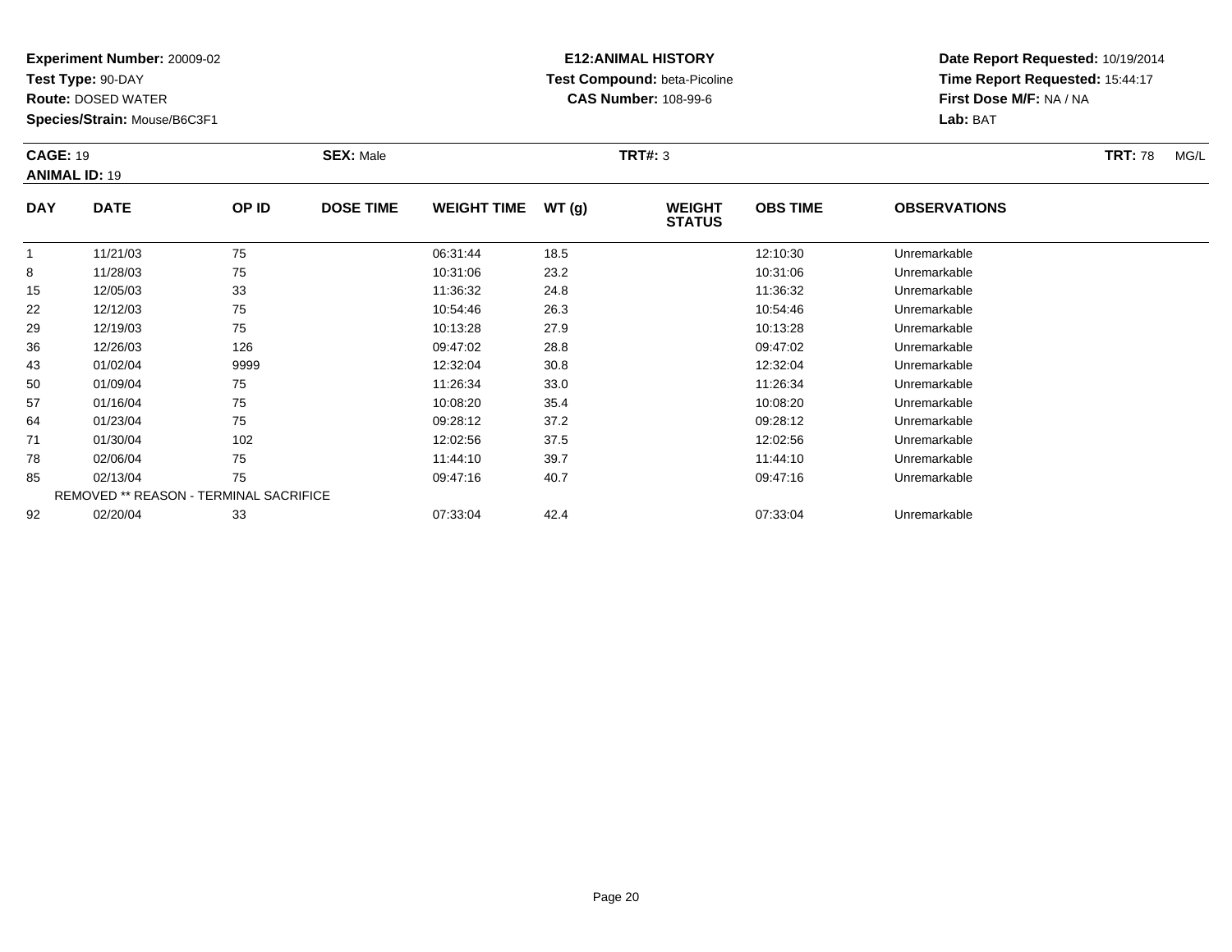**Experiment Number:** 20009-02
**Test Type:** 90-DAY
**Route:** DOSED WATER
**Species/Strain:** Mouse/B6C3F1

**E12:ANIMAL HISTORY**
**Test Compound:** beta-Picoline
**CAS Number:** 108-99-6

**Date Report Requested:** 10/19/2014
**Time Report Requested:** 15:44:17
**First Dose M/F:** NA / NA
**Lab:** BAT

**CAGE:** 19 **SEX:** Male **TRT#:** 3 **TRT:** 78 MG/L
**ANIMAL ID:** 19

| DAY | DATE | OP ID | DOSE TIME | WEIGHT TIME | WT (g) | WEIGHT STATUS | OBS TIME | OBSERVATIONS |
|---|---|---|---|---|---|---|---|---|
| 1 | 11/21/03 | 75 | | 06:31:44 | 18.5 | | 12:10:30 | Unremarkable |
| 8 | 11/28/03 | 75 | | 10:31:06 | 23.2 | | 10:31:06 | Unremarkable |
| 15 | 12/05/03 | 33 | | 11:36:32 | 24.8 | | 11:36:32 | Unremarkable |
| 22 | 12/12/03 | 75 | | 10:54:46 | 26.3 | | 10:54:46 | Unremarkable |
| 29 | 12/19/03 | 75 | | 10:13:28 | 27.9 | | 10:13:28 | Unremarkable |
| 36 | 12/26/03 | 126 | | 09:47:02 | 28.8 | | 09:47:02 | Unremarkable |
| 43 | 01/02/04 | 9999 | | 12:32:04 | 30.8 | | 12:32:04 | Unremarkable |
| 50 | 01/09/04 | 75 | | 11:26:34 | 33.0 | | 11:26:34 | Unremarkable |
| 57 | 01/16/04 | 75 | | 10:08:20 | 35.4 | | 10:08:20 | Unremarkable |
| 64 | 01/23/04 | 75 | | 09:28:12 | 37.2 | | 09:28:12 | Unremarkable |
| 71 | 01/30/04 | 102 | | 12:02:56 | 37.5 | | 12:02:56 | Unremarkable |
| 78 | 02/06/04 | 75 | | 11:44:10 | 39.7 | | 11:44:10 | Unremarkable |
| 85 | 02/13/04 | 75 | | 09:47:16 | 40.7 | | 09:47:16 | Unremarkable |
| REMOVED ** REASON - TERMINAL SACRIFICE | | | | | | | | |
| 92 | 02/20/04 | 33 | | 07:33:04 | 42.4 | | 07:33:04 | Unremarkable |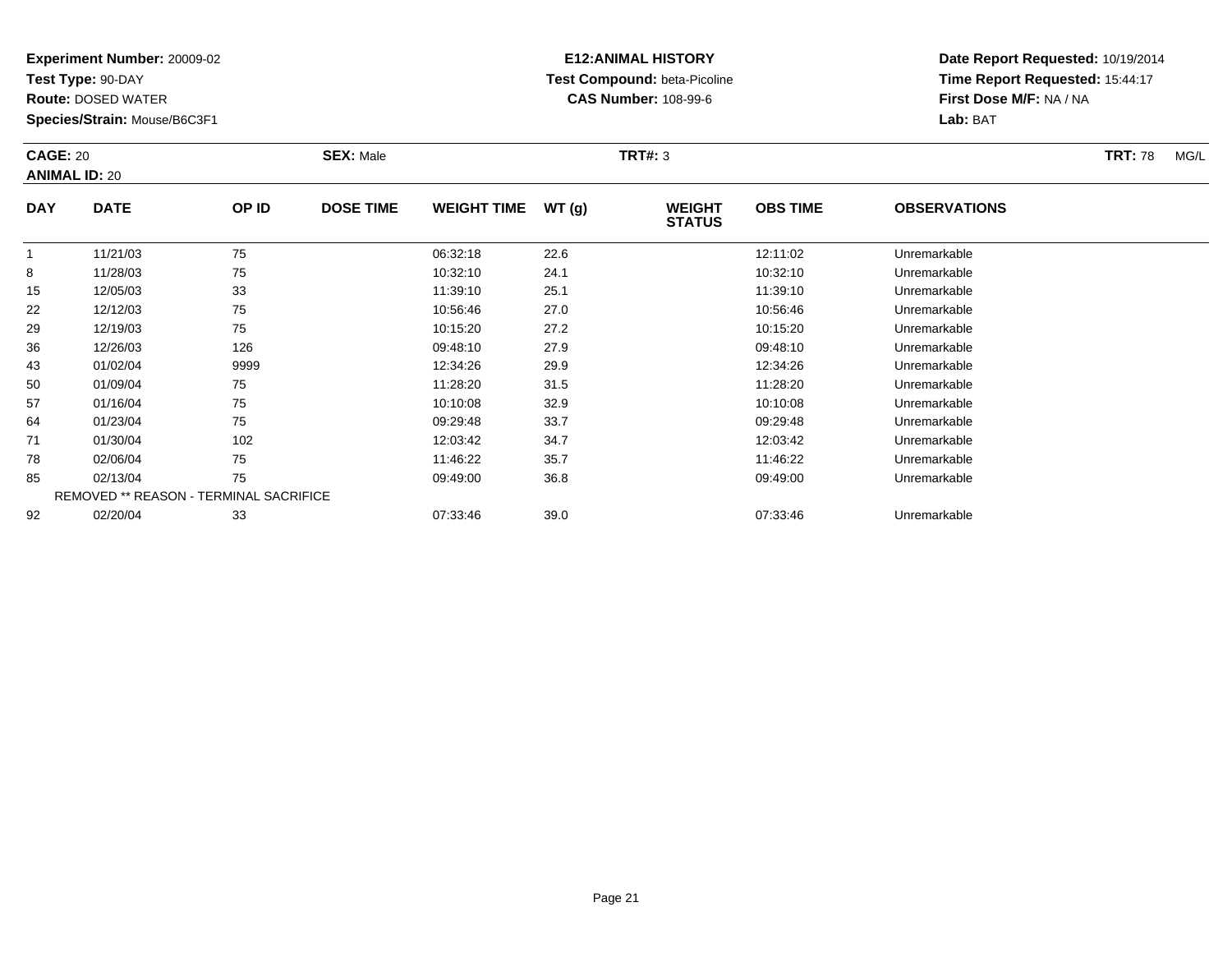**Experiment Number:** 20009-02
**Test Type:** 90-DAY
**Route:** DOSED WATER
**Species/Strain:** Mouse/B6C3F1

**E12:ANIMAL HISTORY**
**Test Compound:** beta-Picoline
**CAS Number:** 108-99-6

**Date Report Requested:** 10/19/2014
**Time Report Requested:** 15:44:17
**First Dose M/F:** NA / NA
**Lab:** BAT

**CAGE:** 20 **SEX:** Male **TRT#:** 3 **TRT:** 78 MG/L
**ANIMAL ID:** 20

| DAY | DATE | OP ID | DOSE TIME | WEIGHT TIME | WT (g) | WEIGHT STATUS | OBS TIME | OBSERVATIONS |
|---|---|---|---|---|---|---|---|---|
| 1 | 11/21/03 | 75 | | 06:32:18 | 22.6 | | 12:11:02 | Unremarkable |
| 8 | 11/28/03 | 75 | | 10:32:10 | 24.1 | | 10:32:10 | Unremarkable |
| 15 | 12/05/03 | 33 | | 11:39:10 | 25.1 | | 11:39:10 | Unremarkable |
| 22 | 12/12/03 | 75 | | 10:56:46 | 27.0 | | 10:56:46 | Unremarkable |
| 29 | 12/19/03 | 75 | | 10:15:20 | 27.2 | | 10:15:20 | Unremarkable |
| 36 | 12/26/03 | 126 | | 09:48:10 | 27.9 | | 09:48:10 | Unremarkable |
| 43 | 01/02/04 | 9999 | | 12:34:26 | 29.9 | | 12:34:26 | Unremarkable |
| 50 | 01/09/04 | 75 | | 11:28:20 | 31.5 | | 11:28:20 | Unremarkable |
| 57 | 01/16/04 | 75 | | 10:10:08 | 32.9 | | 10:10:08 | Unremarkable |
| 64 | 01/23/04 | 75 | | 09:29:48 | 33.7 | | 09:29:48 | Unremarkable |
| 71 | 01/30/04 | 102 | | 12:03:42 | 34.7 | | 12:03:42 | Unremarkable |
| 78 | 02/06/04 | 75 | | 11:46:22 | 35.7 | | 11:46:22 | Unremarkable |
| 85 | 02/13/04 | 75 | | 09:49:00 | 36.8 | | 09:49:00 | Unremarkable |
| | REMOVED ** REASON - TERMINAL SACRIFICE | | | | | | | |
| 92 | 02/20/04 | 33 | | 07:33:46 | 39.0 | | 07:33:46 | Unremarkable |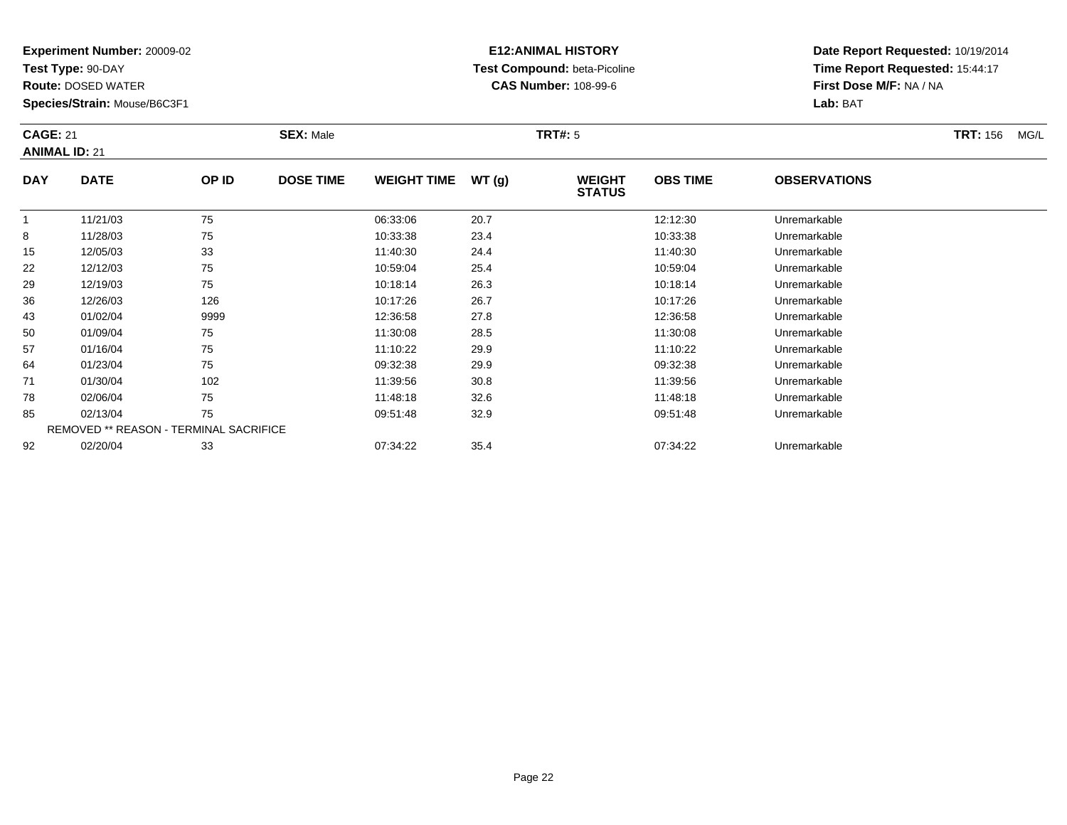**Experiment Number:** 20009-02
**Test Type:** 90-DAY
**Route:** DOSED WATER
**Species/Strain:** Mouse/B6C3F1

**E12:ANIMAL HISTORY**
**Test Compound:** beta-Picoline
**CAS Number:** 108-99-6

**Date Report Requested:** 10/19/2014
**Time Report Requested:** 15:44:17
**First Dose M/F:** NA / NA
**Lab:** BAT

**CAGE:** 21
**ANIMAL ID:** 21
**SEX:** Male
**TRT#:** 5
**TRT:** 156 MG/L

| DAY | DATE | OP ID | DOSE TIME | WEIGHT TIME | WT (g) | WEIGHT STATUS | OBS TIME | OBSERVATIONS |
|---|---|---|---|---|---|---|---|---|
| 1 | 11/21/03 | 75 | | 06:33:06 | 20.7 | | 12:12:30 | Unremarkable |
| 8 | 11/28/03 | 75 | | 10:33:38 | 23.4 | | 10:33:38 | Unremarkable |
| 15 | 12/05/03 | 33 | | 11:40:30 | 24.4 | | 11:40:30 | Unremarkable |
| 22 | 12/12/03 | 75 | | 10:59:04 | 25.4 | | 10:59:04 | Unremarkable |
| 29 | 12/19/03 | 75 | | 10:18:14 | 26.3 | | 10:18:14 | Unremarkable |
| 36 | 12/26/03 | 126 | | 10:17:26 | 26.7 | | 10:17:26 | Unremarkable |
| 43 | 01/02/04 | 9999 | | 12:36:58 | 27.8 | | 12:36:58 | Unremarkable |
| 50 | 01/09/04 | 75 | | 11:30:08 | 28.5 | | 11:30:08 | Unremarkable |
| 57 | 01/16/04 | 75 | | 11:10:22 | 29.9 | | 11:10:22 | Unremarkable |
| 64 | 01/23/04 | 75 | | 09:32:38 | 29.9 | | 09:32:38 | Unremarkable |
| 71 | 01/30/04 | 102 | | 11:39:56 | 30.8 | | 11:39:56 | Unremarkable |
| 78 | 02/06/04 | 75 | | 11:48:18 | 32.6 | | 11:48:18 | Unremarkable |
| 85 | 02/13/04 | 75 | | 09:51:48 | 32.9 | | 09:51:48 | Unremarkable |
| | REMOVED ** REASON - TERMINAL SACRIFICE | | | | | | | |
| 92 | 02/20/04 | 33 | | 07:34:22 | 35.4 | | 07:34:22 | Unremarkable |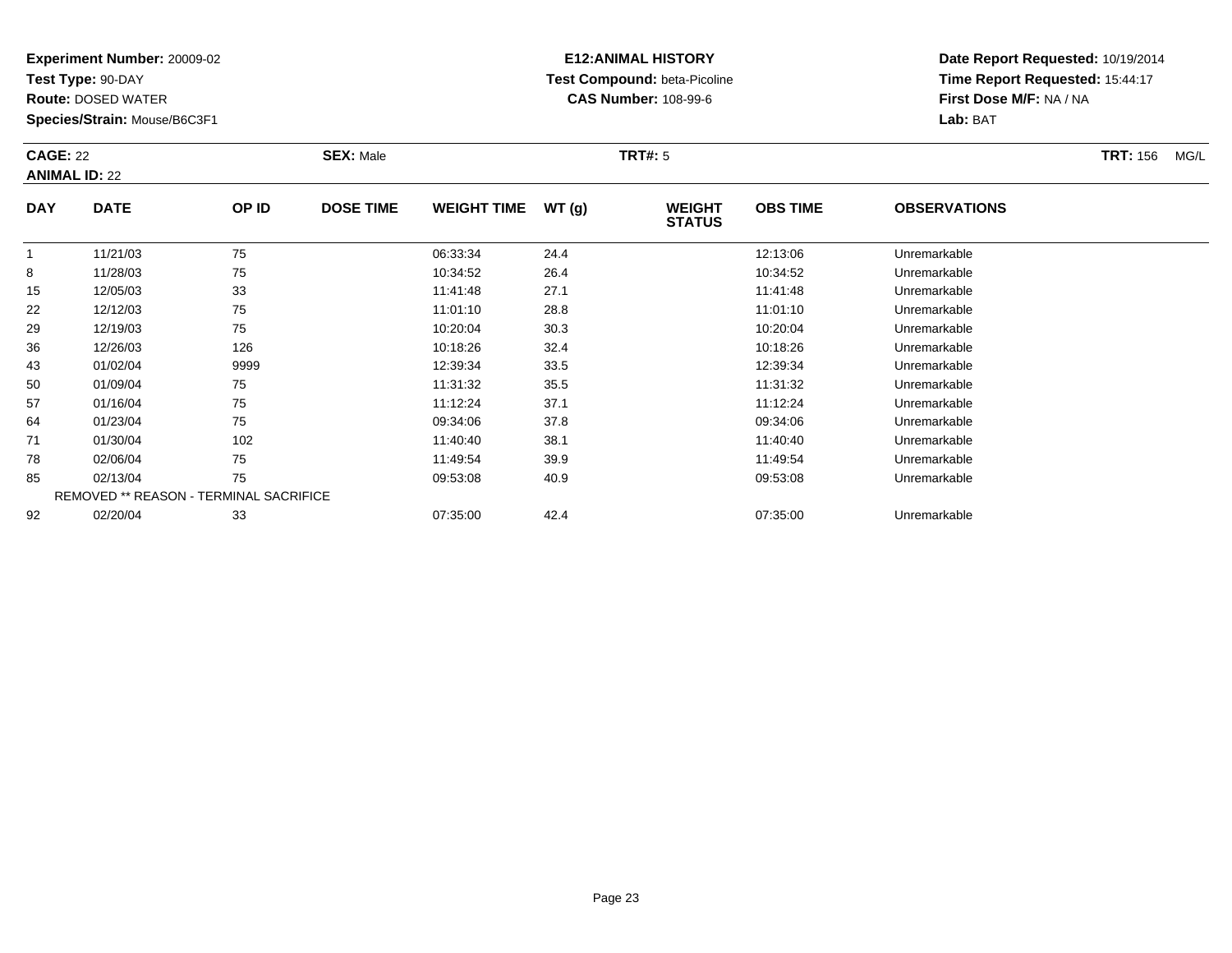**Experiment Number:** 20009-02
**Test Type:** 90-DAY
**Route:** DOSED WATER
**Species/Strain:** Mouse/B6C3F1

**E12:ANIMAL HISTORY**
**Test Compound:** beta-Picoline
**CAS Number:** 108-99-6

**Date Report Requested:** 10/19/2014
**Time Report Requested:** 15:44:17
**First Dose M/F:** NA / NA
**Lab:** BAT

**CAGE:** 22 **SEX:** Male **TRT#:** 5 **TRT:** 156 MG/L
**ANIMAL ID:** 22

| DAY | DATE | OP ID | DOSE TIME | WEIGHT TIME | WT (g) | WEIGHT STATUS | OBS TIME | OBSERVATIONS |
|---|---|---|---|---|---|---|---|---|
| 1 | 11/21/03 | 75 | | 06:33:34 | 24.4 | | 12:13:06 | Unremarkable |
| 8 | 11/28/03 | 75 | | 10:34:52 | 26.4 | | 10:34:52 | Unremarkable |
| 15 | 12/05/03 | 33 | | 11:41:48 | 27.1 | | 11:41:48 | Unremarkable |
| 22 | 12/12/03 | 75 | | 11:01:10 | 28.8 | | 11:01:10 | Unremarkable |
| 29 | 12/19/03 | 75 | | 10:20:04 | 30.3 | | 10:20:04 | Unremarkable |
| 36 | 12/26/03 | 126 | | 10:18:26 | 32.4 | | 10:18:26 | Unremarkable |
| 43 | 01/02/04 | 9999 | | 12:39:34 | 33.5 | | 12:39:34 | Unremarkable |
| 50 | 01/09/04 | 75 | | 11:31:32 | 35.5 | | 11:31:32 | Unremarkable |
| 57 | 01/16/04 | 75 | | 11:12:24 | 37.1 | | 11:12:24 | Unremarkable |
| 64 | 01/23/04 | 75 | | 09:34:06 | 37.8 | | 09:34:06 | Unremarkable |
| 71 | 01/30/04 | 102 | | 11:40:40 | 38.1 | | 11:40:40 | Unremarkable |
| 78 | 02/06/04 | 75 | | 11:49:54 | 39.9 | | 11:49:54 | Unremarkable |
| 85 | 02/13/04 | 75 | | 09:53:08 | 40.9 | | 09:53:08 | Unremarkable |
| REMOVED ** REASON - TERMINAL SACRIFICE | | | | | | | | |
| 92 | 02/20/04 | 33 | | 07:35:00 | 42.4 | | 07:35:00 | Unremarkable |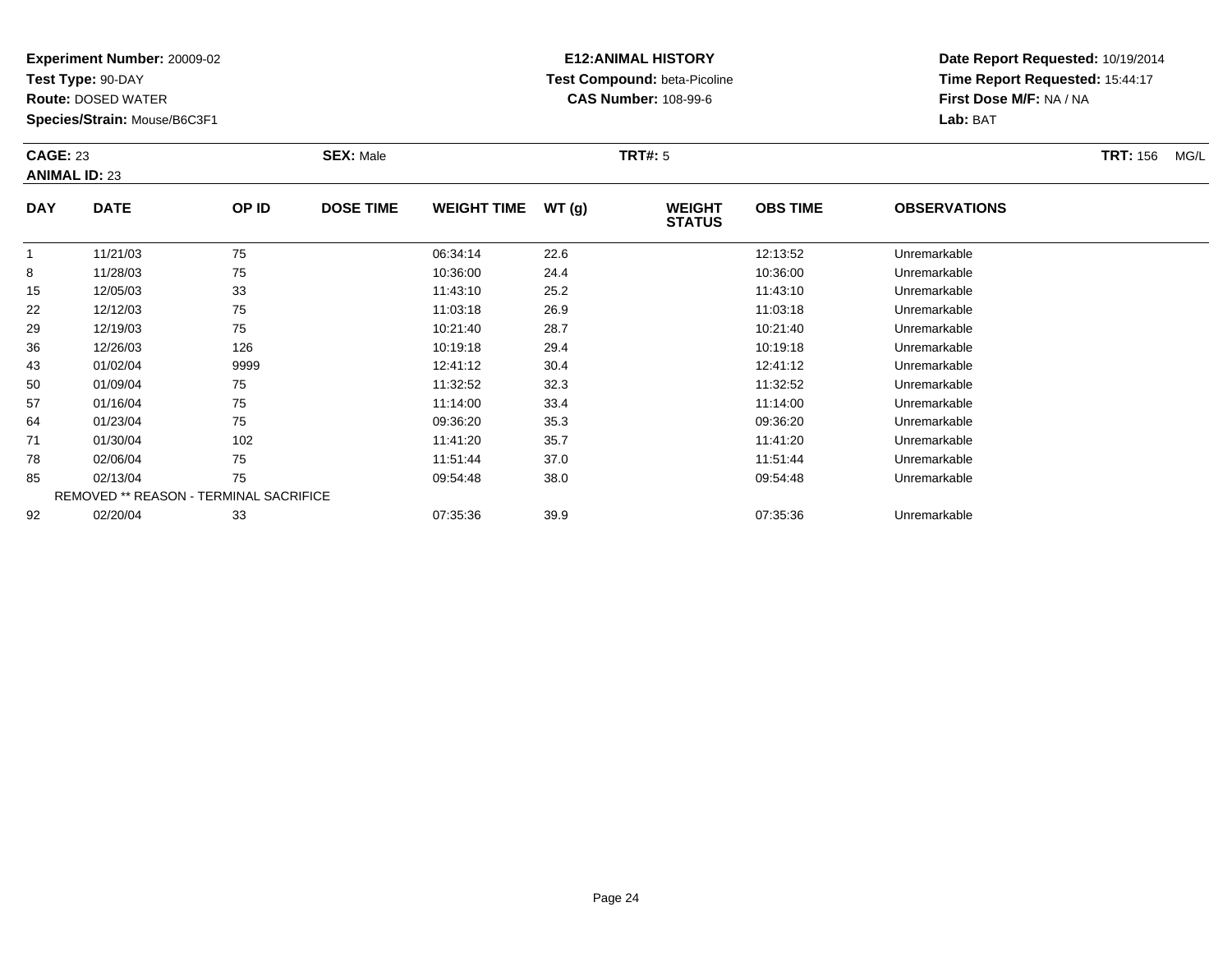**Experiment Number:** 20009-02
**Test Type:** 90-DAY
**Route:** DOSED WATER
**Species/Strain:** Mouse/B6C3F1

**E12:ANIMAL HISTORY**
**Test Compound:** beta-Picoline
**CAS Number:** 108-99-6

**Date Report Requested:** 10/19/2014
**Time Report Requested:** 15:44:17
**First Dose M/F:** NA / NA
**Lab:** BAT

**CAGE:** 23
**ANIMAL ID:** 23
**SEX:** Male
**TRT#:** 5
**TRT:** 156 MG/L

| DAY | DATE | OP ID | DOSE TIME | WEIGHT TIME | WT (g) | WEIGHT STATUS | OBS TIME | OBSERVATIONS |
|---|---|---|---|---|---|---|---|---|
| 1 | 11/21/03 | 75 | | 06:34:14 | 22.6 | | 12:13:52 | Unremarkable |
| 8 | 11/28/03 | 75 | | 10:36:00 | 24.4 | | 10:36:00 | Unremarkable |
| 15 | 12/05/03 | 33 | | 11:43:10 | 25.2 | | 11:43:10 | Unremarkable |
| 22 | 12/12/03 | 75 | | 11:03:18 | 26.9 | | 11:03:18 | Unremarkable |
| 29 | 12/19/03 | 75 | | 10:21:40 | 28.7 | | 10:21:40 | Unremarkable |
| 36 | 12/26/03 | 126 | | 10:19:18 | 29.4 | | 10:19:18 | Unremarkable |
| 43 | 01/02/04 | 9999 | | 12:41:12 | 30.4 | | 12:41:12 | Unremarkable |
| 50 | 01/09/04 | 75 | | 11:32:52 | 32.3 | | 11:32:52 | Unremarkable |
| 57 | 01/16/04 | 75 | | 11:14:00 | 33.4 | | 11:14:00 | Unremarkable |
| 64 | 01/23/04 | 75 | | 09:36:20 | 35.3 | | 09:36:20 | Unremarkable |
| 71 | 01/30/04 | 102 | | 11:41:20 | 35.7 | | 11:41:20 | Unremarkable |
| 78 | 02/06/04 | 75 | | 11:51:44 | 37.0 | | 11:51:44 | Unremarkable |
| 85 | 02/13/04 | 75 | | 09:54:48 | 38.0 | | 09:54:48 | Unremarkable |
| REMOVED ** REASON - TERMINAL SACRIFICE | | | | | | | | |
| 92 | 02/20/04 | 33 | | 07:35:36 | 39.9 | | 07:35:36 | Unremarkable |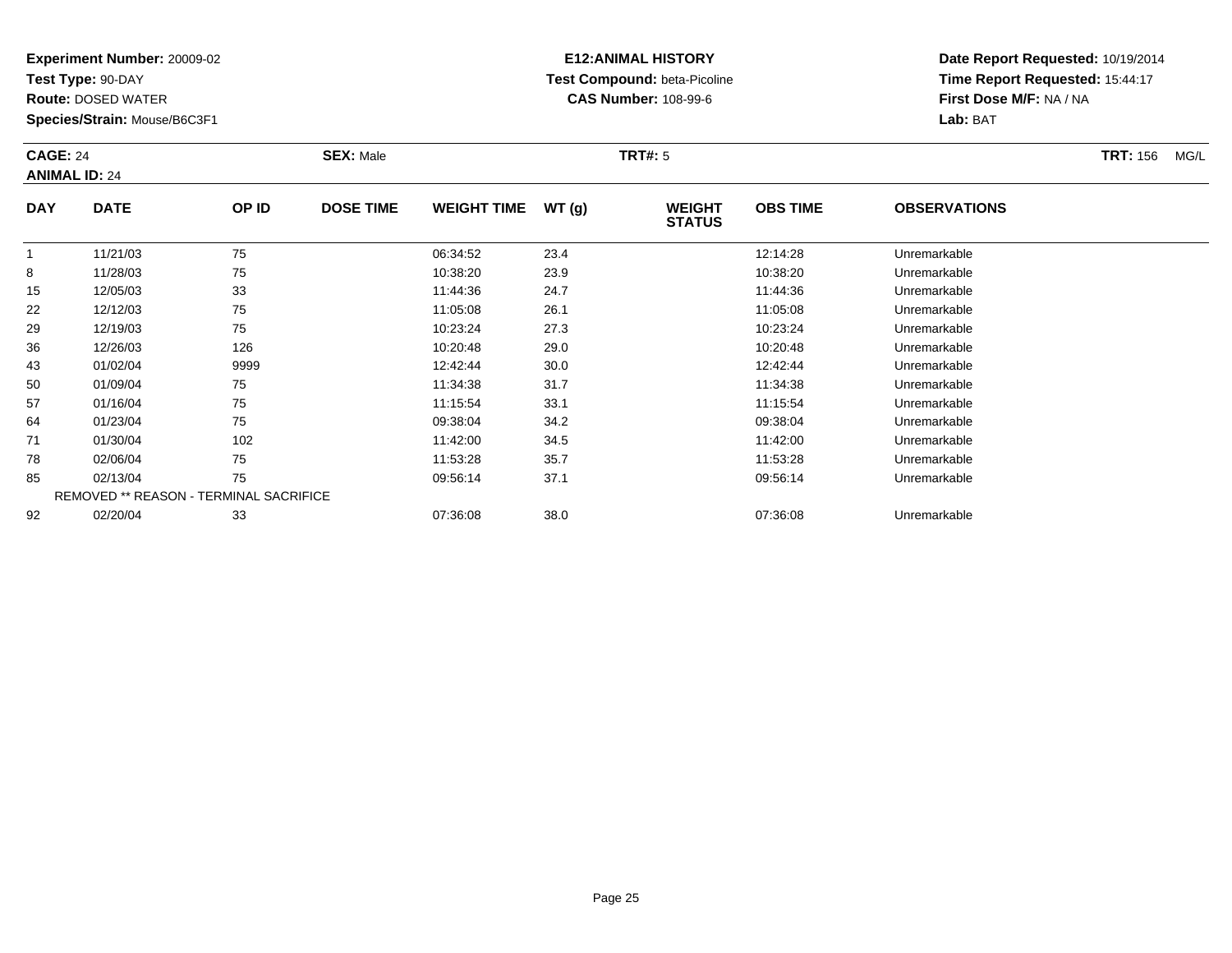**Experiment Number:** 20009-02
**Test Type:** 90-DAY
**Route:** DOSED WATER
**Species/Strain:** Mouse/B6C3F1

**E12:ANIMAL HISTORY**
**Test Compound:** beta-Picoline
**CAS Number:** 108-99-6

**Date Report Requested:** 10/19/2014
**Time Report Requested:** 15:44:17
**First Dose M/F:** NA / NA
**Lab:** BAT

**CAGE:** 24
**ANIMAL ID:** 24
**SEX:** Male
**TRT#:** 5
**TRT:** 156 MG/L

| DAY | DATE | OP ID | DOSE TIME | WEIGHT TIME | WT (g) | WEIGHT STATUS | OBS TIME | OBSERVATIONS |
|---|---|---|---|---|---|---|---|---|
| 1 | 11/21/03 | 75 | | 06:34:52 | 23.4 | | 12:14:28 | Unremarkable |
| 8 | 11/28/03 | 75 | | 10:38:20 | 23.9 | | 10:38:20 | Unremarkable |
| 15 | 12/05/03 | 33 | | 11:44:36 | 24.7 | | 11:44:36 | Unremarkable |
| 22 | 12/12/03 | 75 | | 11:05:08 | 26.1 | | 11:05:08 | Unremarkable |
| 29 | 12/19/03 | 75 | | 10:23:24 | 27.3 | | 10:23:24 | Unremarkable |
| 36 | 12/26/03 | 126 | | 10:20:48 | 29.0 | | 10:20:48 | Unremarkable |
| 43 | 01/02/04 | 9999 | | 12:42:44 | 30.0 | | 12:42:44 | Unremarkable |
| 50 | 01/09/04 | 75 | | 11:34:38 | 31.7 | | 11:34:38 | Unremarkable |
| 57 | 01/16/04 | 75 | | 11:15:54 | 33.1 | | 11:15:54 | Unremarkable |
| 64 | 01/23/04 | 75 | | 09:38:04 | 34.2 | | 09:38:04 | Unremarkable |
| 71 | 01/30/04 | 102 | | 11:42:00 | 34.5 | | 11:42:00 | Unremarkable |
| 78 | 02/06/04 | 75 | | 11:53:28 | 35.7 | | 11:53:28 | Unremarkable |
| 85 | 02/13/04 | 75 | | 09:56:14 | 37.1 | | 09:56:14 | Unremarkable |
| | REMOVED ** REASON - TERMINAL SACRIFICE | | | | | | | |
| 92 | 02/20/04 | 33 | | 07:36:08 | 38.0 | | 07:36:08 | Unremarkable |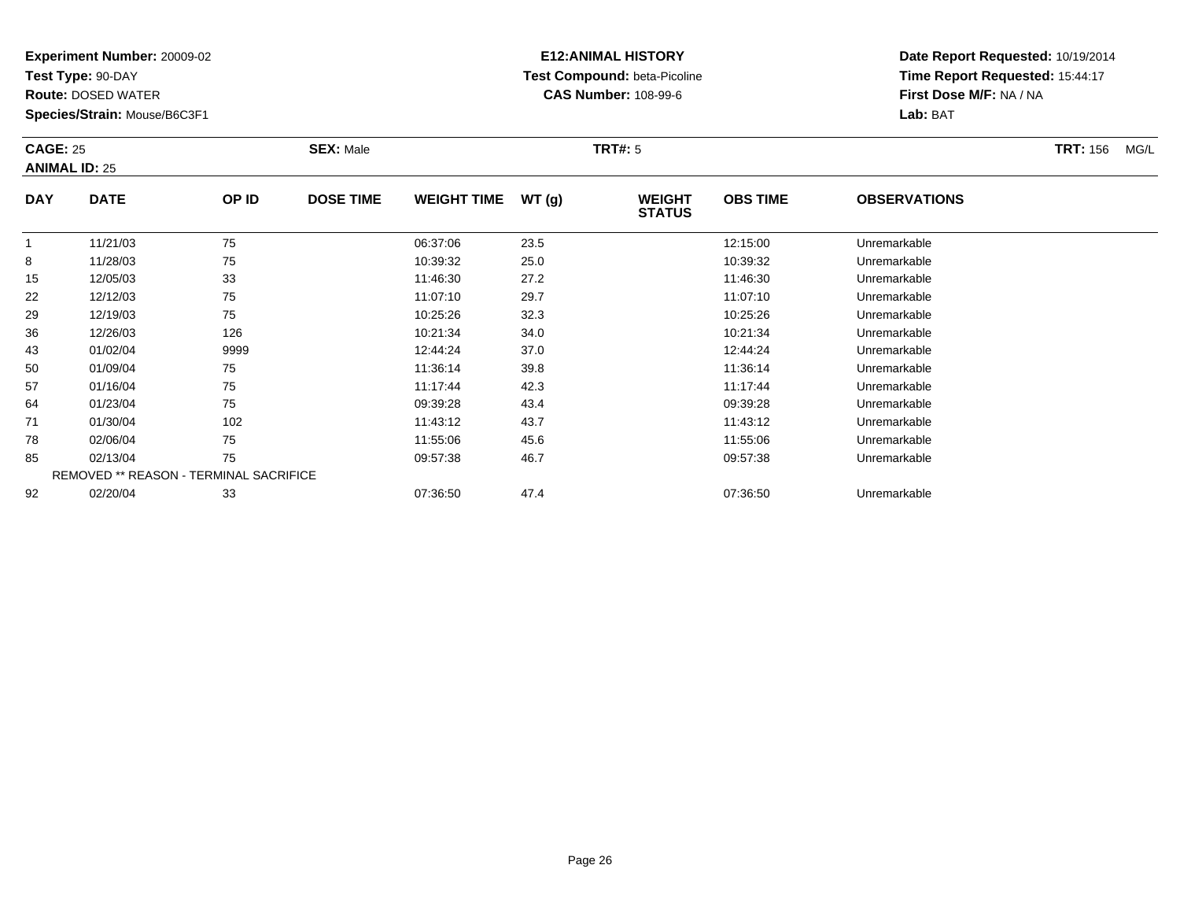**Experiment Number:** 20009-02
**Test Type:** 90-DAY
**Route:** DOSED WATER
**Species/Strain:** Mouse/B6C3F1

**E12:ANIMAL HISTORY**
**Test Compound:** beta-Picoline
**CAS Number:** 108-99-6

**Date Report Requested:** 10/19/2014
**Time Report Requested:** 15:44:17
**First Dose M/F:** NA / NA
**Lab:** BAT

**CAGE:** 25 **SEX:** Male **TRT#:** 5 **TRT:** 156 MG/L
**ANIMAL ID:** 25

| DAY | DATE | OP ID | DOSE TIME | WEIGHT TIME | WT (g) | WEIGHT STATUS | OBS TIME | OBSERVATIONS |
|---|---|---|---|---|---|---|---|---|
| 1 | 11/21/03 | 75 | | 06:37:06 | 23.5 | | 12:15:00 | Unremarkable |
| 8 | 11/28/03 | 75 | | 10:39:32 | 25.0 | | 10:39:32 | Unremarkable |
| 15 | 12/05/03 | 33 | | 11:46:30 | 27.2 | | 11:46:30 | Unremarkable |
| 22 | 12/12/03 | 75 | | 11:07:10 | 29.7 | | 11:07:10 | Unremarkable |
| 29 | 12/19/03 | 75 | | 10:25:26 | 32.3 | | 10:25:26 | Unremarkable |
| 36 | 12/26/03 | 126 | | 10:21:34 | 34.0 | | 10:21:34 | Unremarkable |
| 43 | 01/02/04 | 9999 | | 12:44:24 | 37.0 | | 12:44:24 | Unremarkable |
| 50 | 01/09/04 | 75 | | 11:36:14 | 39.8 | | 11:36:14 | Unremarkable |
| 57 | 01/16/04 | 75 | | 11:17:44 | 42.3 | | 11:17:44 | Unremarkable |
| 64 | 01/23/04 | 75 | | 09:39:28 | 43.4 | | 09:39:28 | Unremarkable |
| 71 | 01/30/04 | 102 | | 11:43:12 | 43.7 | | 11:43:12 | Unremarkable |
| 78 | 02/06/04 | 75 | | 11:55:06 | 45.6 | | 11:55:06 | Unremarkable |
| 85 | 02/13/04 | 75 | | 09:57:38 | 46.7 | | 09:57:38 | Unremarkable |
| REMOVED ** REASON - TERMINAL SACRIFICE | | | | | | | | |
| 92 | 02/20/04 | 33 | | 07:36:50 | 47.4 | | 07:36:50 | Unremarkable |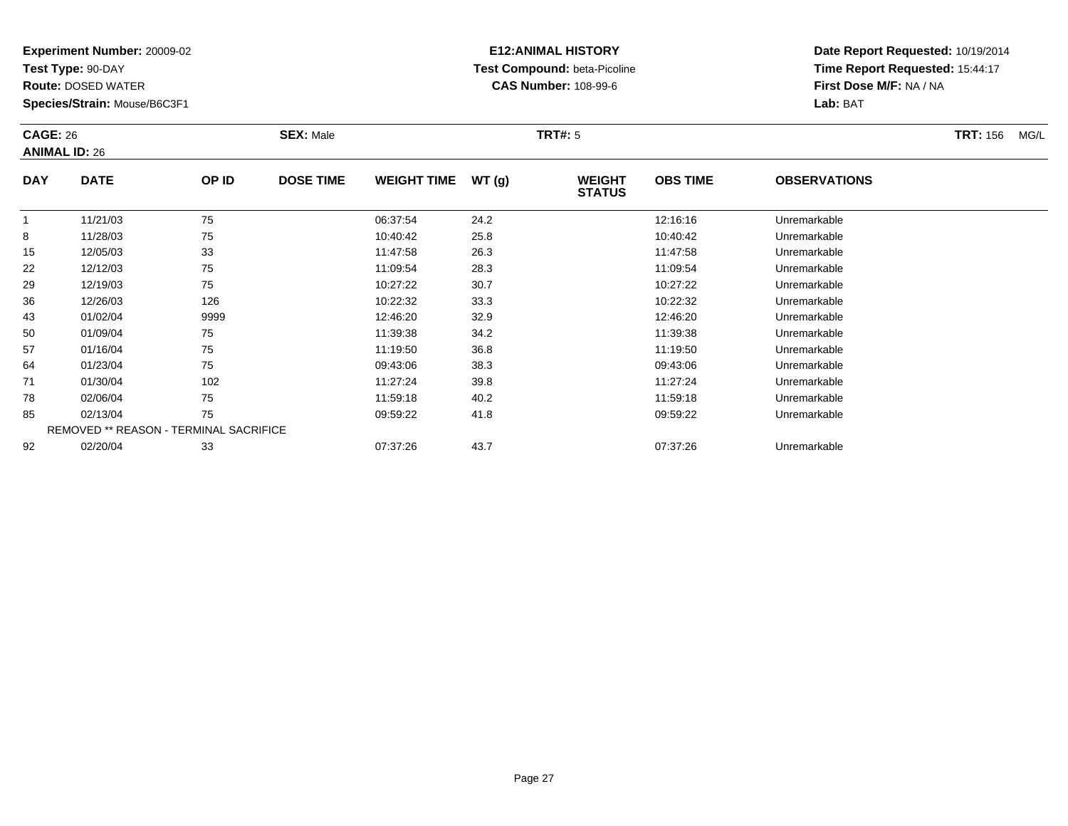**Experiment Number:** 20009-02
**Test Type:** 90-DAY
**Route:** DOSED WATER
**Species/Strain:** Mouse/B6C3F1

**E12:ANIMAL HISTORY**
**Test Compound:** beta-Picoline
**CAS Number:** 108-99-6

**Date Report Requested:** 10/19/2014
**Time Report Requested:** 15:44:17
**First Dose M/F:** NA / NA
**Lab:** BAT

**CAGE:** 26
**ANIMAL ID:** 26

**SEX:** Male

**TRT#:** 5

**TRT:** 156 MG/L

| DAY | DATE | OP ID | DOSE TIME | WEIGHT TIME | WT (g) | WEIGHT STATUS | OBS TIME | OBSERVATIONS |
|---|---|---|---|---|---|---|---|---|
| 1 | 11/21/03 | 75 | | 06:37:54 | 24.2 | | 12:16:16 | Unremarkable |
| 8 | 11/28/03 | 75 | | 10:40:42 | 25.8 | | 10:40:42 | Unremarkable |
| 15 | 12/05/03 | 33 | | 11:47:58 | 26.3 | | 11:47:58 | Unremarkable |
| 22 | 12/12/03 | 75 | | 11:09:54 | 28.3 | | 11:09:54 | Unremarkable |
| 29 | 12/19/03 | 75 | | 10:27:22 | 30.7 | | 10:27:22 | Unremarkable |
| 36 | 12/26/03 | 126 | | 10:22:32 | 33.3 | | 10:22:32 | Unremarkable |
| 43 | 01/02/04 | 9999 | | 12:46:20 | 32.9 | | 12:46:20 | Unremarkable |
| 50 | 01/09/04 | 75 | | 11:39:38 | 34.2 | | 11:39:38 | Unremarkable |
| 57 | 01/16/04 | 75 | | 11:19:50 | 36.8 | | 11:19:50 | Unremarkable |
| 64 | 01/23/04 | 75 | | 09:43:06 | 38.3 | | 09:43:06 | Unremarkable |
| 71 | 01/30/04 | 102 | | 11:27:24 | 39.8 | | 11:27:24 | Unremarkable |
| 78 | 02/06/04 | 75 | | 11:59:18 | 40.2 | | 11:59:18 | Unremarkable |
| 85 | 02/13/04 | 75 | | 09:59:22 | 41.8 | | 09:59:22 | Unremarkable |
| REMOVED ** REASON - TERMINAL SACRIFICE | | | | | | | | |
| 92 | 02/20/04 | 33 | | 07:37:26 | 43.7 | | 07:37:26 | Unremarkable |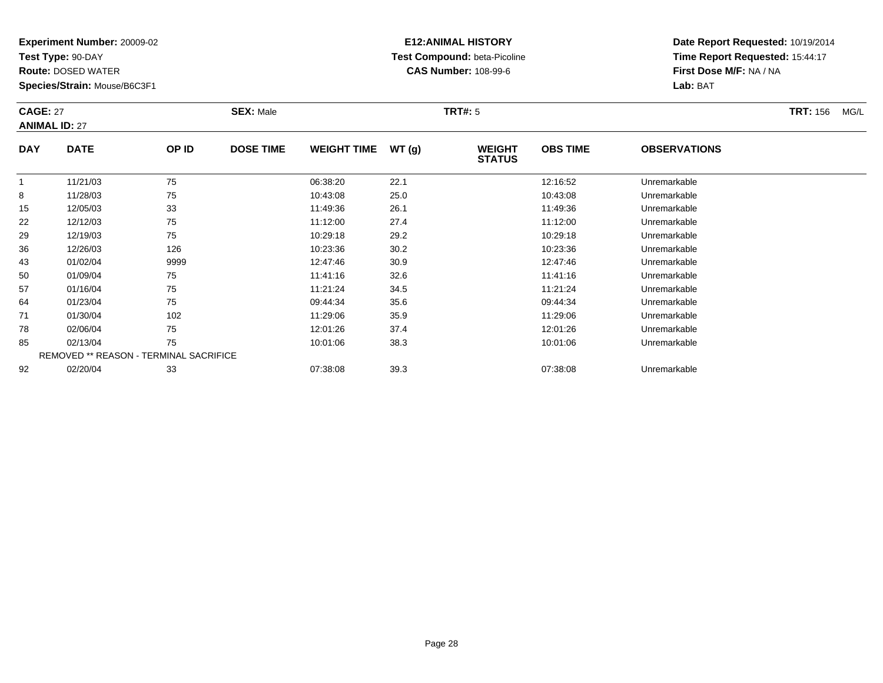**Experiment Number:** 20009-02
**Test Type:** 90-DAY
**Route:** DOSED WATER
**Species/Strain:** Mouse/B6C3F1

**E12:ANIMAL HISTORY**
**Test Compound:** beta-Picoline
**CAS Number:** 108-99-6

**Date Report Requested:** 10/19/2014
**Time Report Requested:** 15:44:17
**First Dose M/F:** NA / NA
**Lab:** BAT

**CAGE:** 27 **SEX:** Male **TRT#:** 5 **TRT:** 156 MG/L
**ANIMAL ID:** 27

| DAY | DATE | OP ID | DOSE TIME | WEIGHT TIME | WT (g) | WEIGHT STATUS | OBS TIME | OBSERVATIONS |
|---|---|---|---|---|---|---|---|---|
| 1 | 11/21/03 | 75 | | 06:38:20 | 22.1 | | 12:16:52 | Unremarkable |
| 8 | 11/28/03 | 75 | | 10:43:08 | 25.0 | | 10:43:08 | Unremarkable |
| 15 | 12/05/03 | 33 | | 11:49:36 | 26.1 | | 11:49:36 | Unremarkable |
| 22 | 12/12/03 | 75 | | 11:12:00 | 27.4 | | 11:12:00 | Unremarkable |
| 29 | 12/19/03 | 75 | | 10:29:18 | 29.2 | | 10:29:18 | Unremarkable |
| 36 | 12/26/03 | 126 | | 10:23:36 | 30.2 | | 10:23:36 | Unremarkable |
| 43 | 01/02/04 | 9999 | | 12:47:46 | 30.9 | | 12:47:46 | Unremarkable |
| 50 | 01/09/04 | 75 | | 11:41:16 | 32.6 | | 11:41:16 | Unremarkable |
| 57 | 01/16/04 | 75 | | 11:21:24 | 34.5 | | 11:21:24 | Unremarkable |
| 64 | 01/23/04 | 75 | | 09:44:34 | 35.6 | | 09:44:34 | Unremarkable |
| 71 | 01/30/04 | 102 | | 11:29:06 | 35.9 | | 11:29:06 | Unremarkable |
| 78 | 02/06/04 | 75 | | 12:01:26 | 37.4 | | 12:01:26 | Unremarkable |
| 85 | 02/13/04 | 75 | | 10:01:06 | 38.3 | | 10:01:06 | Unremarkable |
| REMOVED ** REASON - TERMINAL SACRIFICE | | | | | | | | |
| 92 | 02/20/04 | 33 | | 07:38:08 | 39.3 | | 07:38:08 | Unremarkable |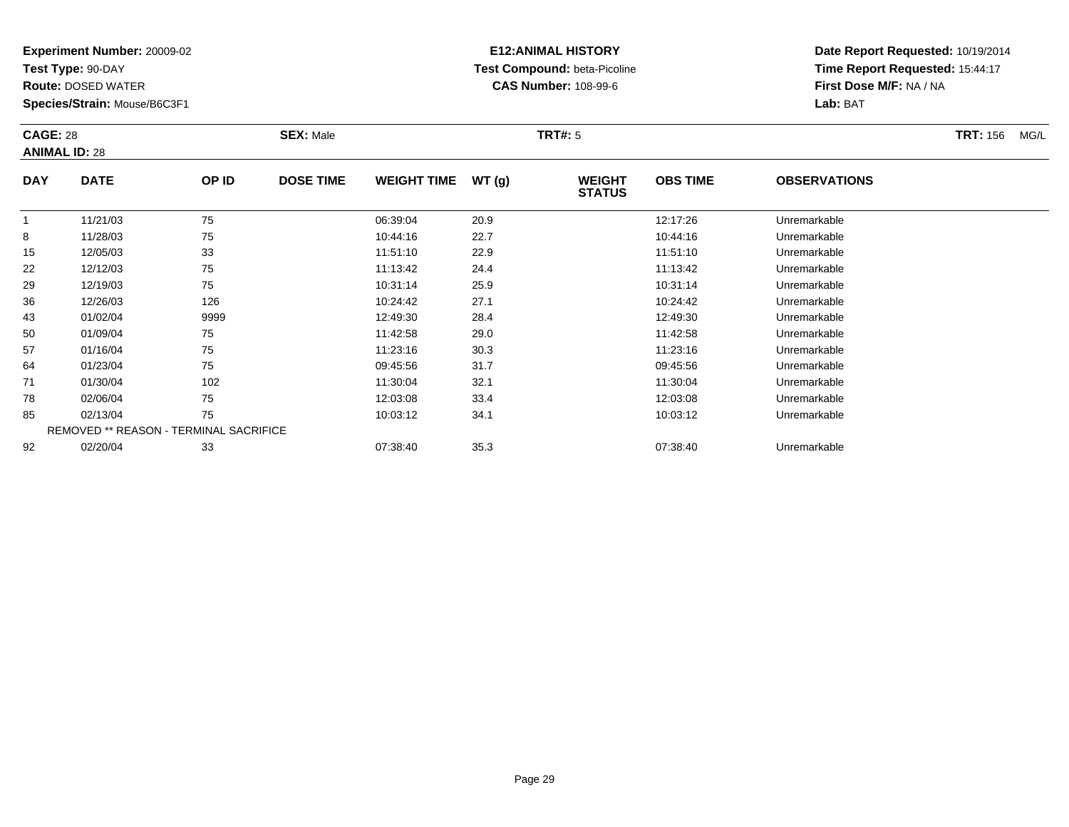**Experiment Number:** 20009-02
**Test Type:** 90-DAY
**Route:** DOSED WATER
**Species/Strain:** Mouse/B6C3F1

**E12:ANIMAL HISTORY**
**Test Compound:** beta-Picoline
**CAS Number:** 108-99-6

**Date Report Requested:** 10/19/2014
**Time Report Requested:** 15:44:17
**First Dose M/F:** NA / NA
**Lab:** BAT

**CAGE:** 28
**ANIMAL ID:** 28
**SEX:** Male
**TRT#:** 5
**TRT:** 156 MG/L

| DAY | DATE | OP ID | DOSE TIME | WEIGHT TIME | WT (g) | WEIGHT STATUS | OBS TIME | OBSERVATIONS |
|---|---|---|---|---|---|---|---|---|
| 1 | 11/21/03 | 75 | | 06:39:04 | 20.9 | | 12:17:26 | Unremarkable |
| 8 | 11/28/03 | 75 | | 10:44:16 | 22.7 | | 10:44:16 | Unremarkable |
| 15 | 12/05/03 | 33 | | 11:51:10 | 22.9 | | 11:51:10 | Unremarkable |
| 22 | 12/12/03 | 75 | | 11:13:42 | 24.4 | | 11:13:42 | Unremarkable |
| 29 | 12/19/03 | 75 | | 10:31:14 | 25.9 | | 10:31:14 | Unremarkable |
| 36 | 12/26/03 | 126 | | 10:24:42 | 27.1 | | 10:24:42 | Unremarkable |
| 43 | 01/02/04 | 9999 | | 12:49:30 | 28.4 | | 12:49:30 | Unremarkable |
| 50 | 01/09/04 | 75 | | 11:42:58 | 29.0 | | 11:42:58 | Unremarkable |
| 57 | 01/16/04 | 75 | | 11:23:16 | 30.3 | | 11:23:16 | Unremarkable |
| 64 | 01/23/04 | 75 | | 09:45:56 | 31.7 | | 09:45:56 | Unremarkable |
| 71 | 01/30/04 | 102 | | 11:30:04 | 32.1 | | 11:30:04 | Unremarkable |
| 78 | 02/06/04 | 75 | | 12:03:08 | 33.4 | | 12:03:08 | Unremarkable |
| 85 | 02/13/04 | 75 | | 10:03:12 | 34.1 | | 10:03:12 | Unremarkable |
| REMOVED ** REASON - TERMINAL SACRIFICE | | | | | | | | |
| 92 | 02/20/04 | 33 | | 07:38:40 | 35.3 | | 07:38:40 | Unremarkable |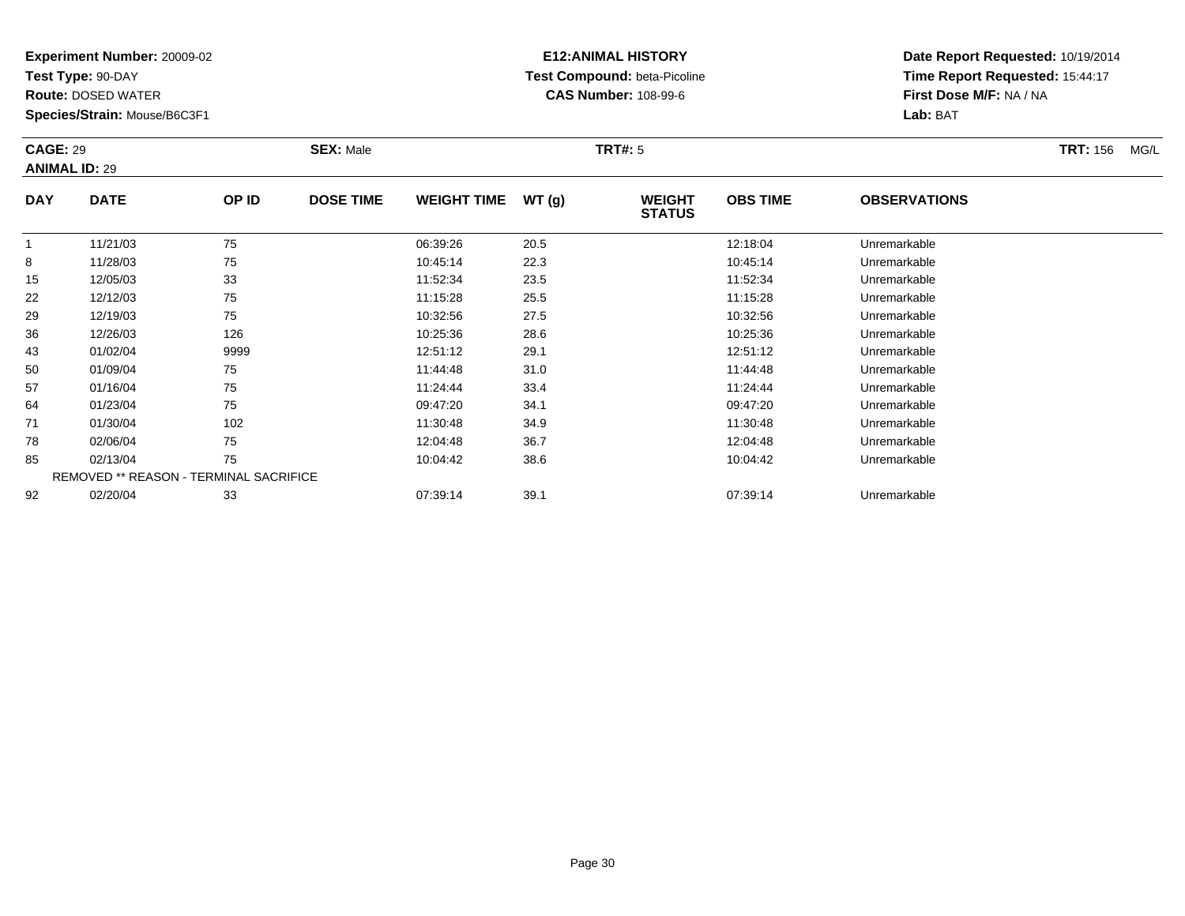**Experiment Number:** 20009-02
**Test Type:** 90-DAY
**Route:** DOSED WATER
**Species/Strain:** Mouse/B6C3F1

**E12:ANIMAL HISTORY**
**Test Compound:** beta-Picoline
**CAS Number:** 108-99-6

**Date Report Requested:** 10/19/2014
**Time Report Requested:** 15:44:17
**First Dose M/F:** NA / NA
**Lab:** BAT

**CAGE:** 29 **SEX:** Male **TRT#:** 5 **TRT:** 156 MG/L
**ANIMAL ID:** 29

| DAY | DATE | OP ID | DOSE TIME | WEIGHT TIME | WT (g) | WEIGHT STATUS | OBS TIME | OBSERVATIONS |
|---|---|---|---|---|---|---|---|---|
| 1 | 11/21/03 | 75 | | 06:39:26 | 20.5 | | 12:18:04 | Unremarkable |
| 8 | 11/28/03 | 75 | | 10:45:14 | 22.3 | | 10:45:14 | Unremarkable |
| 15 | 12/05/03 | 33 | | 11:52:34 | 23.5 | | 11:52:34 | Unremarkable |
| 22 | 12/12/03 | 75 | | 11:15:28 | 25.5 | | 11:15:28 | Unremarkable |
| 29 | 12/19/03 | 75 | | 10:32:56 | 27.5 | | 10:32:56 | Unremarkable |
| 36 | 12/26/03 | 126 | | 10:25:36 | 28.6 | | 10:25:36 | Unremarkable |
| 43 | 01/02/04 | 9999 | | 12:51:12 | 29.1 | | 12:51:12 | Unremarkable |
| 50 | 01/09/04 | 75 | | 11:44:48 | 31.0 | | 11:44:48 | Unremarkable |
| 57 | 01/16/04 | 75 | | 11:24:44 | 33.4 | | 11:24:44 | Unremarkable |
| 64 | 01/23/04 | 75 | | 09:47:20 | 34.1 | | 09:47:20 | Unremarkable |
| 71 | 01/30/04 | 102 | | 11:30:48 | 34.9 | | 11:30:48 | Unremarkable |
| 78 | 02/06/04 | 75 | | 12:04:48 | 36.7 | | 12:04:48 | Unremarkable |
| 85 | 02/13/04 | 75 | | 10:04:42 | 38.6 | | 10:04:42 | Unremarkable |
| REMOVED ** REASON - TERMINAL SACRIFICE | | | | | | | | |
| 92 | 02/20/04 | 33 | | 07:39:14 | 39.1 | | 07:39:14 | Unremarkable |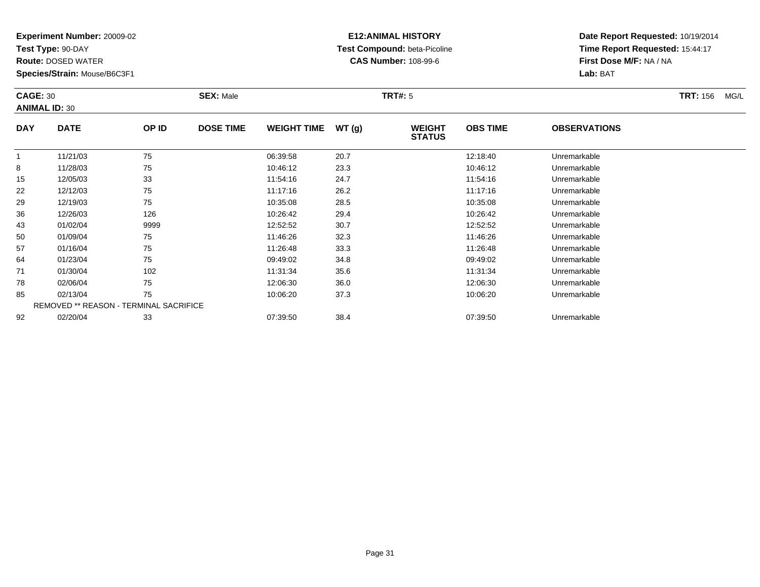**Experiment Number:** 20009-02
**Test Type:** 90-DAY
**Route:** DOSED WATER
**Species/Strain:** Mouse/B6C3F1

**E12:ANIMAL HISTORY**
**Test Compound:** beta-Picoline
**CAS Number:** 108-99-6

**Date Report Requested:** 10/19/2014
**Time Report Requested:** 15:44:17
**First Dose M/F:** NA / NA
**Lab:** BAT

**CAGE:** 30 **SEX:** Male **TRT#:** 5 **TRT:** 156 MG/L
**ANIMAL ID:** 30

| DAY | DATE | OP ID | DOSE TIME | WEIGHT TIME | WT (g) | WEIGHT STATUS | OBS TIME | OBSERVATIONS |
|---|---|---|---|---|---|---|---|---|
| 1 | 11/21/03 | 75 | | 06:39:58 | 20.7 | | 12:18:40 | Unremarkable |
| 8 | 11/28/03 | 75 | | 10:46:12 | 23.3 | | 10:46:12 | Unremarkable |
| 15 | 12/05/03 | 33 | | 11:54:16 | 24.7 | | 11:54:16 | Unremarkable |
| 22 | 12/12/03 | 75 | | 11:17:16 | 26.2 | | 11:17:16 | Unremarkable |
| 29 | 12/19/03 | 75 | | 10:35:08 | 28.5 | | 10:35:08 | Unremarkable |
| 36 | 12/26/03 | 126 | | 10:26:42 | 29.4 | | 10:26:42 | Unremarkable |
| 43 | 01/02/04 | 9999 | | 12:52:52 | 30.7 | | 12:52:52 | Unremarkable |
| 50 | 01/09/04 | 75 | | 11:46:26 | 32.3 | | 11:46:26 | Unremarkable |
| 57 | 01/16/04 | 75 | | 11:26:48 | 33.3 | | 11:26:48 | Unremarkable |
| 64 | 01/23/04 | 75 | | 09:49:02 | 34.8 | | 09:49:02 | Unremarkable |
| 71 | 01/30/04 | 102 | | 11:31:34 | 35.6 | | 11:31:34 | Unremarkable |
| 78 | 02/06/04 | 75 | | 12:06:30 | 36.0 | | 12:06:30 | Unremarkable |
| 85 | 02/13/04 | 75 | | 10:06:20 | 37.3 | | 10:06:20 | Unremarkable |
| REMOVED ** REASON - TERMINAL SACRIFICE | | | | | | | | |
| 92 | 02/20/04 | 33 | | 07:39:50 | 38.4 | | 07:39:50 | Unremarkable |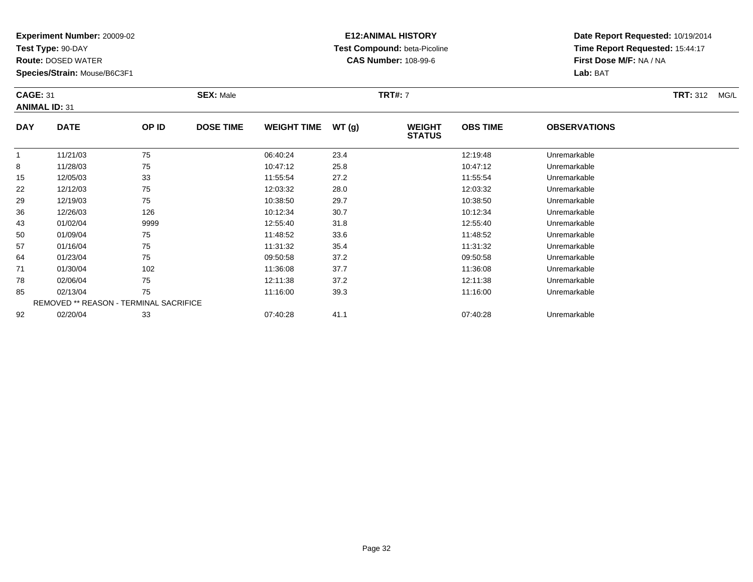**Experiment Number:** 20009-02
**Test Type:** 90-DAY
**Route:** DOSED WATER
**Species/Strain:** Mouse/B6C3F1

**E12:ANIMAL HISTORY**
**Test Compound:** beta-Picoline
**CAS Number:** 108-99-6

**Date Report Requested:** 10/19/2014
**Time Report Requested:** 15:44:17
**First Dose M/F:** NA / NA
**Lab:** BAT

**CAGE:** 31 **SEX:** Male **TRT#:** 7 **TRT:** 312 MG/L
**ANIMAL ID:** 31

| DAY | DATE | OP ID | DOSE TIME | WEIGHT TIME | WT (g) | WEIGHT STATUS | OBS TIME | OBSERVATIONS |
|---|---|---|---|---|---|---|---|---|
| 1 | 11/21/03 | 75 | | 06:40:24 | 23.4 | | 12:19:48 | Unremarkable |
| 8 | 11/28/03 | 75 | | 10:47:12 | 25.8 | | 10:47:12 | Unremarkable |
| 15 | 12/05/03 | 33 | | 11:55:54 | 27.2 | | 11:55:54 | Unremarkable |
| 22 | 12/12/03 | 75 | | 12:03:32 | 28.0 | | 12:03:32 | Unremarkable |
| 29 | 12/19/03 | 75 | | 10:38:50 | 29.7 | | 10:38:50 | Unremarkable |
| 36 | 12/26/03 | 126 | | 10:12:34 | 30.7 | | 10:12:34 | Unremarkable |
| 43 | 01/02/04 | 9999 | | 12:55:40 | 31.8 | | 12:55:40 | Unremarkable |
| 50 | 01/09/04 | 75 | | 11:48:52 | 33.6 | | 11:48:52 | Unremarkable |
| 57 | 01/16/04 | 75 | | 11:31:32 | 35.4 | | 11:31:32 | Unremarkable |
| 64 | 01/23/04 | 75 | | 09:50:58 | 37.2 | | 09:50:58 | Unremarkable |
| 71 | 01/30/04 | 102 | | 11:36:08 | 37.7 | | 11:36:08 | Unremarkable |
| 78 | 02/06/04 | 75 | | 12:11:38 | 37.2 | | 12:11:38 | Unremarkable |
| 85 | 02/13/04 | 75 | | 11:16:00 | 39.3 | | 11:16:00 | Unremarkable |
| REMOVED ** REASON - TERMINAL SACRIFICE | | | | | | | | |
| 92 | 02/20/04 | 33 | | 07:40:28 | 41.1 | | 07:40:28 | Unremarkable |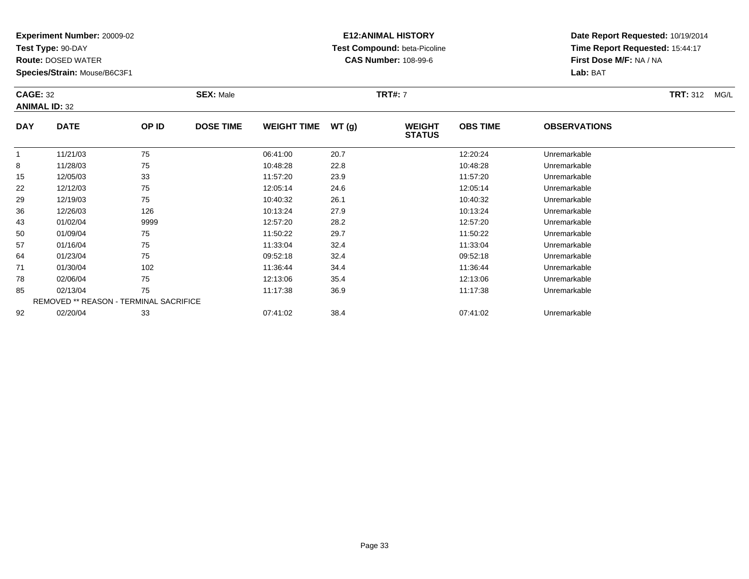**Experiment Number:** 20009-02
**Test Type:** 90-DAY
**Route:** DOSED WATER
**Species/Strain:** Mouse/B6C3F1

**E12:ANIMAL HISTORY**
**Test Compound:** beta-Picoline
**CAS Number:** 108-99-6

**Date Report Requested:** 10/19/2014
**Time Report Requested:** 15:44:17
**First Dose M/F:** NA / NA
**Lab:** BAT

**CAGE:** 32 **SEX:** Male **TRT#:** 7 **TRT:** 312 MG/L
**ANIMAL ID:** 32

| DAY | DATE | OP ID | DOSE TIME | WEIGHT TIME | WT (g) | WEIGHT STATUS | OBS TIME | OBSERVATIONS |
|---|---|---|---|---|---|---|---|---|
| 1 | 11/21/03 | 75 | | 06:41:00 | 20.7 | | 12:20:24 | Unremarkable |
| 8 | 11/28/03 | 75 | | 10:48:28 | 22.8 | | 10:48:28 | Unremarkable |
| 15 | 12/05/03 | 33 | | 11:57:20 | 23.9 | | 11:57:20 | Unremarkable |
| 22 | 12/12/03 | 75 | | 12:05:14 | 24.6 | | 12:05:14 | Unremarkable |
| 29 | 12/19/03 | 75 | | 10:40:32 | 26.1 | | 10:40:32 | Unremarkable |
| 36 | 12/26/03 | 126 | | 10:13:24 | 27.9 | | 10:13:24 | Unremarkable |
| 43 | 01/02/04 | 9999 | | 12:57:20 | 28.2 | | 12:57:20 | Unremarkable |
| 50 | 01/09/04 | 75 | | 11:50:22 | 29.7 | | 11:50:22 | Unremarkable |
| 57 | 01/16/04 | 75 | | 11:33:04 | 32.4 | | 11:33:04 | Unremarkable |
| 64 | 01/23/04 | 75 | | 09:52:18 | 32.4 | | 09:52:18 | Unremarkable |
| 71 | 01/30/04 | 102 | | 11:36:44 | 34.4 | | 11:36:44 | Unremarkable |
| 78 | 02/06/04 | 75 | | 12:13:06 | 35.4 | | 12:13:06 | Unremarkable |
| 85 | 02/13/04 | 75 | | 11:17:38 | 36.9 | | 11:17:38 | Unremarkable |
| REMOVED ** REASON - TERMINAL SACRIFICE | | | | | | | | |
| 92 | 02/20/04 | 33 | | 07:41:02 | 38.4 | | 07:41:02 | Unremarkable |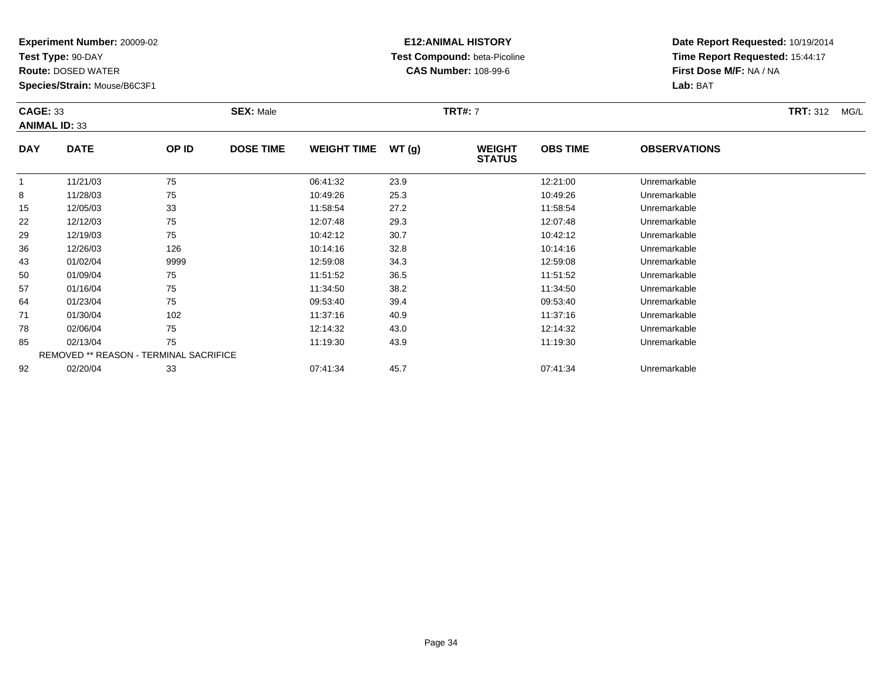**Experiment Number:** 20009-02
**Test Type:** 90-DAY
**Route:** DOSED WATER
**Species/Strain:** Mouse/B6C3F1

**E12:ANIMAL HISTORY**
**Test Compound:** beta-Picoline
**CAS Number:** 108-99-6

**Date Report Requested:** 10/19/2014
**Time Report Requested:** 15:44:17
**First Dose M/F:** NA / NA
**Lab:** BAT

**CAGE:** 33 **SEX:** Male **TRT#:** 7 **TRT:** 312 MG/L
**ANIMAL ID:** 33

| DAY | DATE | OP ID | DOSE TIME | WEIGHT TIME | WT (g) | WEIGHT STATUS | OBS TIME | OBSERVATIONS |
|---|---|---|---|---|---|---|---|---|
| 1 | 11/21/03 | 75 | | 06:41:32 | 23.9 | | 12:21:00 | Unremarkable |
| 8 | 11/28/03 | 75 | | 10:49:26 | 25.3 | | 10:49:26 | Unremarkable |
| 15 | 12/05/03 | 33 | | 11:58:54 | 27.2 | | 11:58:54 | Unremarkable |
| 22 | 12/12/03 | 75 | | 12:07:48 | 29.3 | | 12:07:48 | Unremarkable |
| 29 | 12/19/03 | 75 | | 10:42:12 | 30.7 | | 10:42:12 | Unremarkable |
| 36 | 12/26/03 | 126 | | 10:14:16 | 32.8 | | 10:14:16 | Unremarkable |
| 43 | 01/02/04 | 9999 | | 12:59:08 | 34.3 | | 12:59:08 | Unremarkable |
| 50 | 01/09/04 | 75 | | 11:51:52 | 36.5 | | 11:51:52 | Unremarkable |
| 57 | 01/16/04 | 75 | | 11:34:50 | 38.2 | | 11:34:50 | Unremarkable |
| 64 | 01/23/04 | 75 | | 09:53:40 | 39.4 | | 09:53:40 | Unremarkable |
| 71 | 01/30/04 | 102 | | 11:37:16 | 40.9 | | 11:37:16 | Unremarkable |
| 78 | 02/06/04 | 75 | | 12:14:32 | 43.0 | | 12:14:32 | Unremarkable |
| 85 | 02/13/04 | 75 | | 11:19:30 | 43.9 | | 11:19:30 | Unremarkable |
| REMOVED ** REASON - TERMINAL SACRIFICE | | | | | | | | |
| 92 | 02/20/04 | 33 | | 07:41:34 | 45.7 | | 07:41:34 | Unremarkable |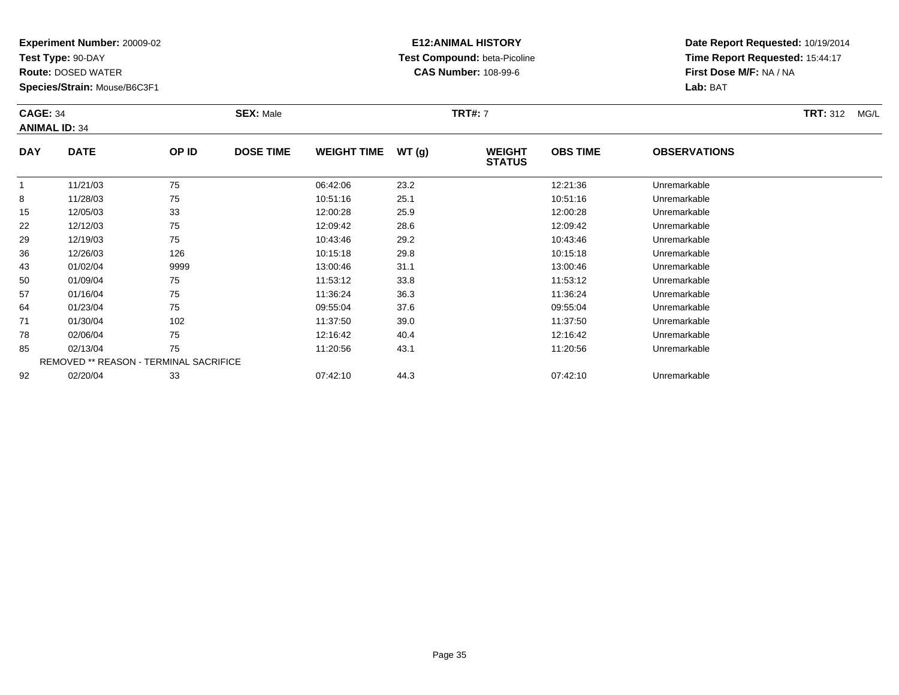**Experiment Number:** 20009-02
**Test Type:** 90-DAY
**Route:** DOSED WATER
**Species/Strain:** Mouse/B6C3F1

**E12:ANIMAL HISTORY**
**Test Compound:** beta-Picoline
**CAS Number:** 108-99-6

**Date Report Requested:** 10/19/2014
**Time Report Requested:** 15:44:17
**First Dose M/F:** NA / NA
**Lab:** BAT

**CAGE:** 34 **SEX:** Male **TRT#:** 7 **TRT:** 312 MG/L
**ANIMAL ID:** 34

| DAY | DATE | OP ID | DOSE TIME | WEIGHT TIME | WT (g) | WEIGHT STATUS | OBS TIME | OBSERVATIONS |
|---|---|---|---|---|---|---|---|---|
| 1 | 11/21/03 | 75 | | 06:42:06 | 23.2 | | 12:21:36 | Unremarkable |
| 8 | 11/28/03 | 75 | | 10:51:16 | 25.1 | | 10:51:16 | Unremarkable |
| 15 | 12/05/03 | 33 | | 12:00:28 | 25.9 | | 12:00:28 | Unremarkable |
| 22 | 12/12/03 | 75 | | 12:09:42 | 28.6 | | 12:09:42 | Unremarkable |
| 29 | 12/19/03 | 75 | | 10:43:46 | 29.2 | | 10:43:46 | Unremarkable |
| 36 | 12/26/03 | 126 | | 10:15:18 | 29.8 | | 10:15:18 | Unremarkable |
| 43 | 01/02/04 | 9999 | | 13:00:46 | 31.1 | | 13:00:46 | Unremarkable |
| 50 | 01/09/04 | 75 | | 11:53:12 | 33.8 | | 11:53:12 | Unremarkable |
| 57 | 01/16/04 | 75 | | 11:36:24 | 36.3 | | 11:36:24 | Unremarkable |
| 64 | 01/23/04 | 75 | | 09:55:04 | 37.6 | | 09:55:04 | Unremarkable |
| 71 | 01/30/04 | 102 | | 11:37:50 | 39.0 | | 11:37:50 | Unremarkable |
| 78 | 02/06/04 | 75 | | 12:16:42 | 40.4 | | 12:16:42 | Unremarkable |
| 85 | 02/13/04 | 75 | | 11:20:56 | 43.1 | | 11:20:56 | Unremarkable |
| REMOVED ** REASON - TERMINAL SACRIFICE | | | | | | | | |
| 92 | 02/20/04 | 33 | | 07:42:10 | 44.3 | | 07:42:10 | Unremarkable |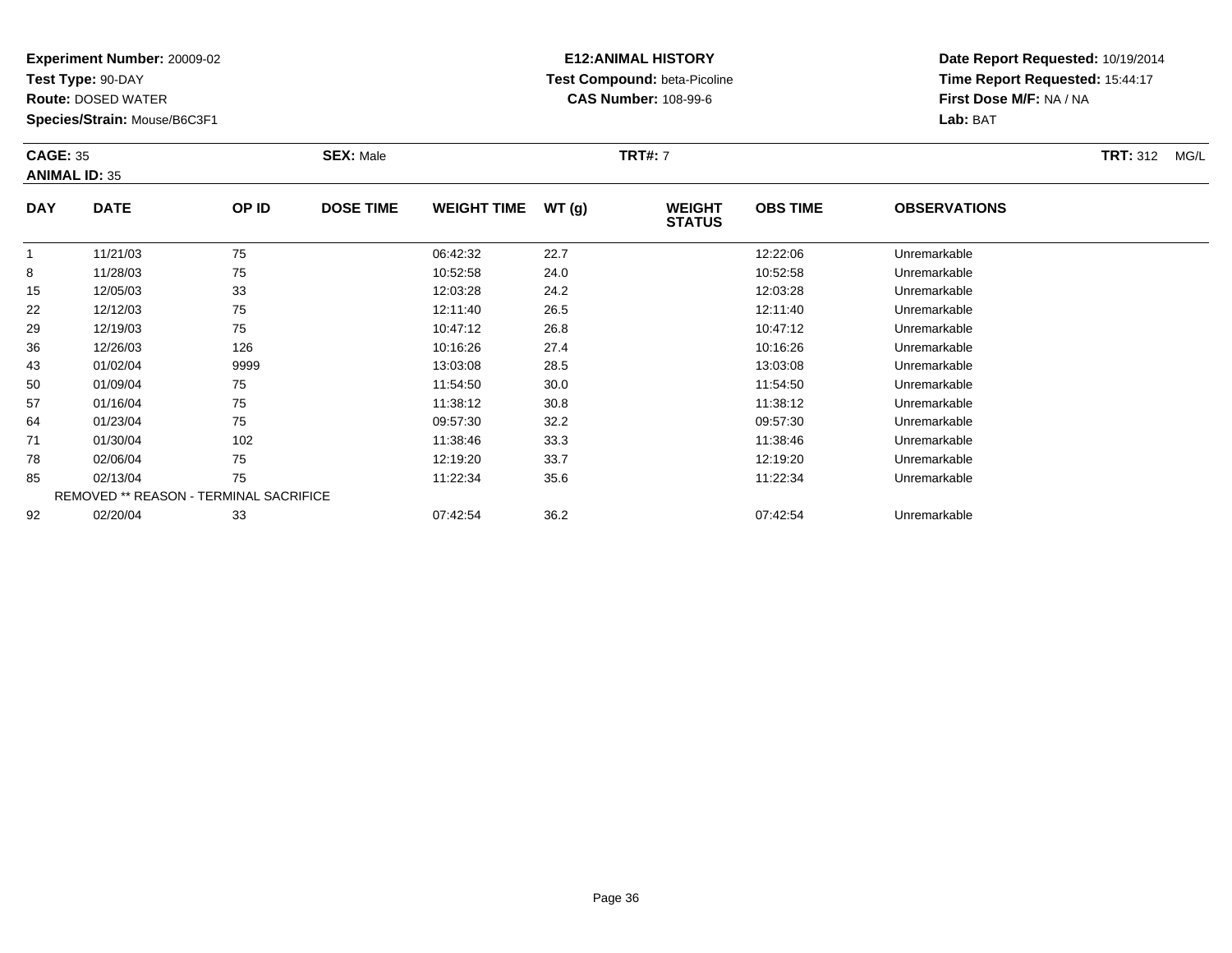**Experiment Number:** 20009-02
**Test Type:** 90-DAY
**Route:** DOSED WATER
**Species/Strain:** Mouse/B6C3F1

**E12:ANIMAL HISTORY**
**Test Compound:** beta-Picoline
**CAS Number:** 108-99-6

**Date Report Requested:** 10/19/2014
**Time Report Requested:** 15:44:17
**First Dose M/F:** NA / NA
**Lab:** BAT

**CAGE:** 35 **SEX:** Male **TRT#:** 7 **TRT:** 312 MG/L
**ANIMAL ID:** 35

| DAY | DATE | OP ID | DOSE TIME | WEIGHT TIME | WT (g) | WEIGHT STATUS | OBS TIME | OBSERVATIONS |
|---|---|---|---|---|---|---|---|---|
| 1 | 11/21/03 | 75 | | 06:42:32 | 22.7 | | 12:22:06 | Unremarkable |
| 8 | 11/28/03 | 75 | | 10:52:58 | 24.0 | | 10:52:58 | Unremarkable |
| 15 | 12/05/03 | 33 | | 12:03:28 | 24.2 | | 12:03:28 | Unremarkable |
| 22 | 12/12/03 | 75 | | 12:11:40 | 26.5 | | 12:11:40 | Unremarkable |
| 29 | 12/19/03 | 75 | | 10:47:12 | 26.8 | | 10:47:12 | Unremarkable |
| 36 | 12/26/03 | 126 | | 10:16:26 | 27.4 | | 10:16:26 | Unremarkable |
| 43 | 01/02/04 | 9999 | | 13:03:08 | 28.5 | | 13:03:08 | Unremarkable |
| 50 | 01/09/04 | 75 | | 11:54:50 | 30.0 | | 11:54:50 | Unremarkable |
| 57 | 01/16/04 | 75 | | 11:38:12 | 30.8 | | 11:38:12 | Unremarkable |
| 64 | 01/23/04 | 75 | | 09:57:30 | 32.2 | | 09:57:30 | Unremarkable |
| 71 | 01/30/04 | 102 | | 11:38:46 | 33.3 | | 11:38:46 | Unremarkable |
| 78 | 02/06/04 | 75 | | 12:19:20 | 33.7 | | 12:19:20 | Unremarkable |
| 85 | 02/13/04 | 75 | | 11:22:34 | 35.6 | | 11:22:34 | Unremarkable |
| REMOVED ** REASON - TERMINAL SACRIFICE | | | | | | | | |
| 92 | 02/20/04 | 33 | | 07:42:54 | 36.2 | | 07:42:54 | Unremarkable |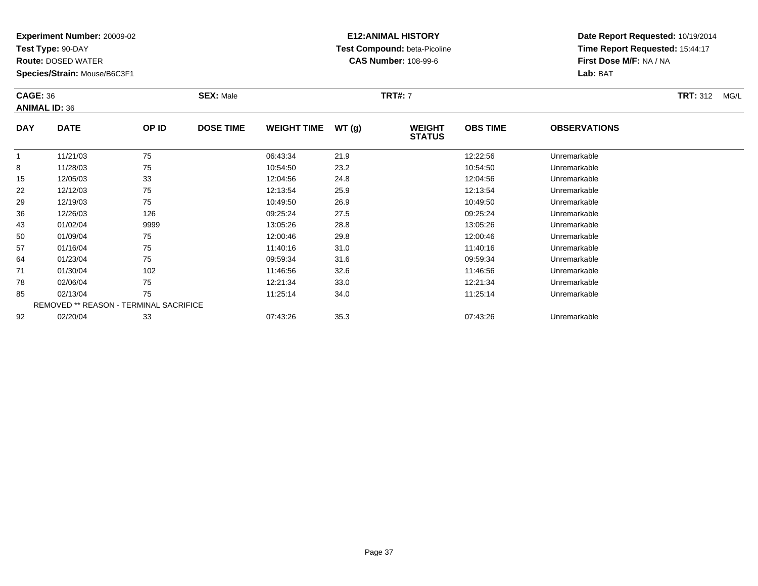**Experiment Number:** 20009-02
**Test Type:** 90-DAY
**Route:** DOSED WATER
**Species/Strain:** Mouse/B6C3F1

**E12:ANIMAL HISTORY**
**Test Compound:** beta-Picoline
**CAS Number:** 108-99-6

**Date Report Requested:** 10/19/2014
**Time Report Requested:** 15:44:17
**First Dose M/F:** NA / NA
**Lab:** BAT

**CAGE:** 36 **SEX:** Male **TRT#:** 7 **TRT:** 312 MG/L
**ANIMAL ID:** 36

| DAY | DATE | OP ID | DOSE TIME | WEIGHT TIME | WT (g) | WEIGHT STATUS | OBS TIME | OBSERVATIONS |
|---|---|---|---|---|---|---|---|---|
| 1 | 11/21/03 | 75 | | 06:43:34 | 21.9 | | 12:22:56 | Unremarkable |
| 8 | 11/28/03 | 75 | | 10:54:50 | 23.2 | | 10:54:50 | Unremarkable |
| 15 | 12/05/03 | 33 | | 12:04:56 | 24.8 | | 12:04:56 | Unremarkable |
| 22 | 12/12/03 | 75 | | 12:13:54 | 25.9 | | 12:13:54 | Unremarkable |
| 29 | 12/19/03 | 75 | | 10:49:50 | 26.9 | | 10:49:50 | Unremarkable |
| 36 | 12/26/03 | 126 | | 09:25:24 | 27.5 | | 09:25:24 | Unremarkable |
| 43 | 01/02/04 | 9999 | | 13:05:26 | 28.8 | | 13:05:26 | Unremarkable |
| 50 | 01/09/04 | 75 | | 12:00:46 | 29.8 | | 12:00:46 | Unremarkable |
| 57 | 01/16/04 | 75 | | 11:40:16 | 31.0 | | 11:40:16 | Unremarkable |
| 64 | 01/23/04 | 75 | | 09:59:34 | 31.6 | | 09:59:34 | Unremarkable |
| 71 | 01/30/04 | 102 | | 11:46:56 | 32.6 | | 11:46:56 | Unremarkable |
| 78 | 02/06/04 | 75 | | 12:21:34 | 33.0 | | 12:21:34 | Unremarkable |
| 85 | 02/13/04 | 75 | | 11:25:14 | 34.0 | | 11:25:14 | Unremarkable |
| REMOVED ** REASON - TERMINAL SACRIFICE | | | | | | | | |
| 92 | 02/20/04 | 33 | | 07:43:26 | 35.3 | | 07:43:26 | Unremarkable |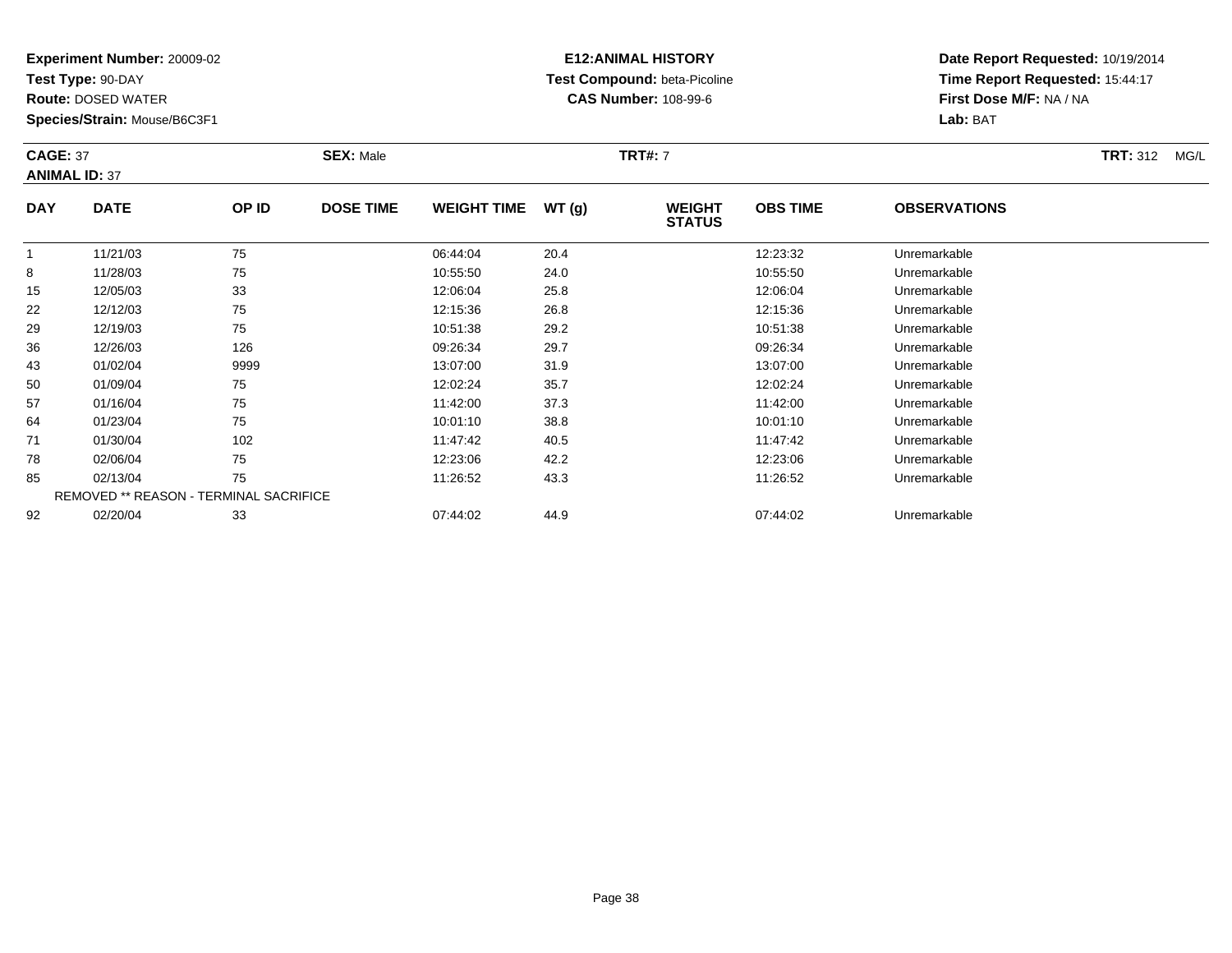**Experiment Number:** 20009-02
**Test Type:** 90-DAY
**Route:** DOSED WATER
**Species/Strain:** Mouse/B6C3F1

**E12:ANIMAL HISTORY**
**Test Compound:** beta-Picoline
**CAS Number:** 108-99-6

**Date Report Requested:** 10/19/2014
**Time Report Requested:** 15:44:17
**First Dose M/F:** NA / NA
**Lab:** BAT

**CAGE:** 37 **SEX:** Male **TRT#:** 7 **TRT:** 312 MG/L
**ANIMAL ID:** 37

| DAY | DATE | OP ID | DOSE TIME | WEIGHT TIME | WT (g) | WEIGHT STATUS | OBS TIME | OBSERVATIONS |
|---|---|---|---|---|---|---|---|---|
| 1 | 11/21/03 | 75 | | 06:44:04 | 20.4 | | 12:23:32 | Unremarkable |
| 8 | 11/28/03 | 75 | | 10:55:50 | 24.0 | | 10:55:50 | Unremarkable |
| 15 | 12/05/03 | 33 | | 12:06:04 | 25.8 | | 12:06:04 | Unremarkable |
| 22 | 12/12/03 | 75 | | 12:15:36 | 26.8 | | 12:15:36 | Unremarkable |
| 29 | 12/19/03 | 75 | | 10:51:38 | 29.2 | | 10:51:38 | Unremarkable |
| 36 | 12/26/03 | 126 | | 09:26:34 | 29.7 | | 09:26:34 | Unremarkable |
| 43 | 01/02/04 | 9999 | | 13:07:00 | 31.9 | | 13:07:00 | Unremarkable |
| 50 | 01/09/04 | 75 | | 12:02:24 | 35.7 | | 12:02:24 | Unremarkable |
| 57 | 01/16/04 | 75 | | 11:42:00 | 37.3 | | 11:42:00 | Unremarkable |
| 64 | 01/23/04 | 75 | | 10:01:10 | 38.8 | | 10:01:10 | Unremarkable |
| 71 | 01/30/04 | 102 | | 11:47:42 | 40.5 | | 11:47:42 | Unremarkable |
| 78 | 02/06/04 | 75 | | 12:23:06 | 42.2 | | 12:23:06 | Unremarkable |
| 85 | 02/13/04 | 75 | | 11:26:52 | 43.3 | | 11:26:52 | Unremarkable |
| REMOVED ** REASON - TERMINAL SACRIFICE | | | | | | | | |
| 92 | 02/20/04 | 33 | | 07:44:02 | 44.9 | | 07:44:02 | Unremarkable |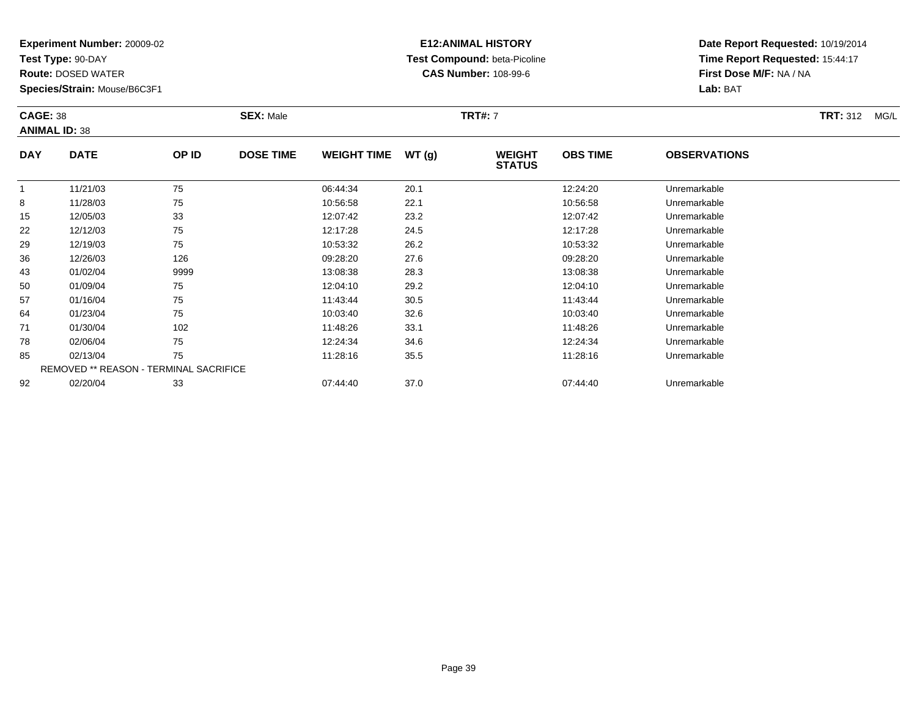**Experiment Number:** 20009-02
**Test Type:** 90-DAY
**Route:** DOSED WATER
**Species/Strain:** Mouse/B6C3F1

**E12:ANIMAL HISTORY**
**Test Compound:** beta-Picoline
**CAS Number:** 108-99-6

**Date Report Requested:** 10/19/2014
**Time Report Requested:** 15:44:17
**First Dose M/F:** NA / NA
**Lab:** BAT

**CAGE:** 38 **SEX:** Male **TRT#:** 7 **TRT:** 312 MG/L
**ANIMAL ID:** 38

| DAY | DATE | OP ID | DOSE TIME | WEIGHT TIME | WT (g) | WEIGHT STATUS | OBS TIME | OBSERVATIONS |
|---|---|---|---|---|---|---|---|---|
| 1 | 11/21/03 | 75 | | 06:44:34 | 20.1 | | 12:24:20 | Unremarkable |
| 8 | 11/28/03 | 75 | | 10:56:58 | 22.1 | | 10:56:58 | Unremarkable |
| 15 | 12/05/03 | 33 | | 12:07:42 | 23.2 | | 12:07:42 | Unremarkable |
| 22 | 12/12/03 | 75 | | 12:17:28 | 24.5 | | 12:17:28 | Unremarkable |
| 29 | 12/19/03 | 75 | | 10:53:32 | 26.2 | | 10:53:32 | Unremarkable |
| 36 | 12/26/03 | 126 | | 09:28:20 | 27.6 | | 09:28:20 | Unremarkable |
| 43 | 01/02/04 | 9999 | | 13:08:38 | 28.3 | | 13:08:38 | Unremarkable |
| 50 | 01/09/04 | 75 | | 12:04:10 | 29.2 | | 12:04:10 | Unremarkable |
| 57 | 01/16/04 | 75 | | 11:43:44 | 30.5 | | 11:43:44 | Unremarkable |
| 64 | 01/23/04 | 75 | | 10:03:40 | 32.6 | | 10:03:40 | Unremarkable |
| 71 | 01/30/04 | 102 | | 11:48:26 | 33.1 | | 11:48:26 | Unremarkable |
| 78 | 02/06/04 | 75 | | 12:24:34 | 34.6 | | 12:24:34 | Unremarkable |
| 85 | 02/13/04 | 75 | | 11:28:16 | 35.5 | | 11:28:16 | Unremarkable |
| REMOVED ** REASON - TERMINAL SACRIFICE | | | | | | | | |
| 92 | 02/20/04 | 33 | | 07:44:40 | 37.0 | | 07:44:40 | Unremarkable |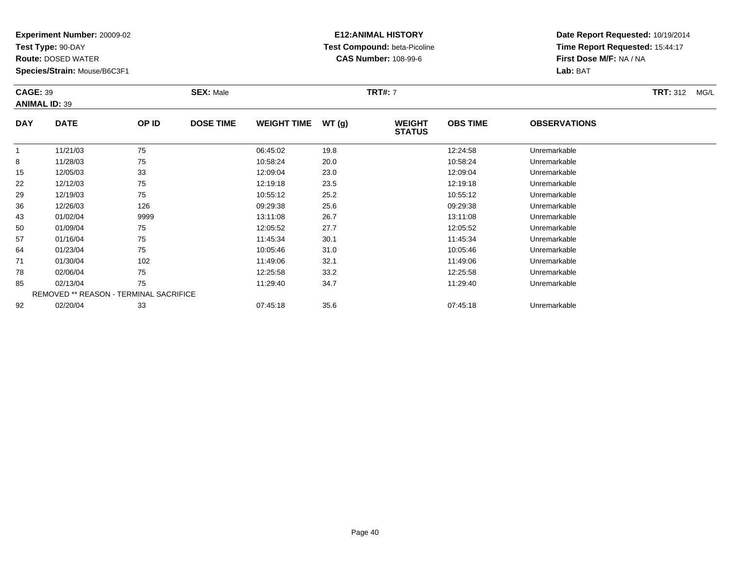**Experiment Number:** 20009-02
**Test Type:** 90-DAY
**Route:** DOSED WATER
**Species/Strain:** Mouse/B6C3F1

**E12:ANIMAL HISTORY**
**Test Compound:** beta-Picoline
**CAS Number:** 108-99-6

**Date Report Requested:** 10/19/2014
**Time Report Requested:** 15:44:17
**First Dose M/F:** NA / NA
**Lab:** BAT

**CAGE:** 39 **SEX:** Male **TRT#:** 7 **TRT:** 312 MG/L
**ANIMAL ID:** 39

| DAY | DATE | OP ID | DOSE TIME | WEIGHT TIME | WT (g) | WEIGHT STATUS | OBS TIME | OBSERVATIONS |
|---|---|---|---|---|---|---|---|---|
| 1 | 11/21/03 | 75 | | 06:45:02 | 19.8 | | 12:24:58 | Unremarkable |
| 8 | 11/28/03 | 75 | | 10:58:24 | 20.0 | | 10:58:24 | Unremarkable |
| 15 | 12/05/03 | 33 | | 12:09:04 | 23.0 | | 12:09:04 | Unremarkable |
| 22 | 12/12/03 | 75 | | 12:19:18 | 23.5 | | 12:19:18 | Unremarkable |
| 29 | 12/19/03 | 75 | | 10:55:12 | 25.2 | | 10:55:12 | Unremarkable |
| 36 | 12/26/03 | 126 | | 09:29:38 | 25.6 | | 09:29:38 | Unremarkable |
| 43 | 01/02/04 | 9999 | | 13:11:08 | 26.7 | | 13:11:08 | Unremarkable |
| 50 | 01/09/04 | 75 | | 12:05:52 | 27.7 | | 12:05:52 | Unremarkable |
| 57 | 01/16/04 | 75 | | 11:45:34 | 30.1 | | 11:45:34 | Unremarkable |
| 64 | 01/23/04 | 75 | | 10:05:46 | 31.0 | | 10:05:46 | Unremarkable |
| 71 | 01/30/04 | 102 | | 11:49:06 | 32.1 | | 11:49:06 | Unremarkable |
| 78 | 02/06/04 | 75 | | 12:25:58 | 33.2 | | 12:25:58 | Unremarkable |
| 85 | 02/13/04 | 75 | | 11:29:40 | 34.7 | | 11:29:40 | Unremarkable |
| REMOVED ** REASON - TERMINAL SACRIFICE | | | | | | | | |
| 92 | 02/20/04 | 33 | | 07:45:18 | 35.6 | | 07:45:18 | Unremarkable |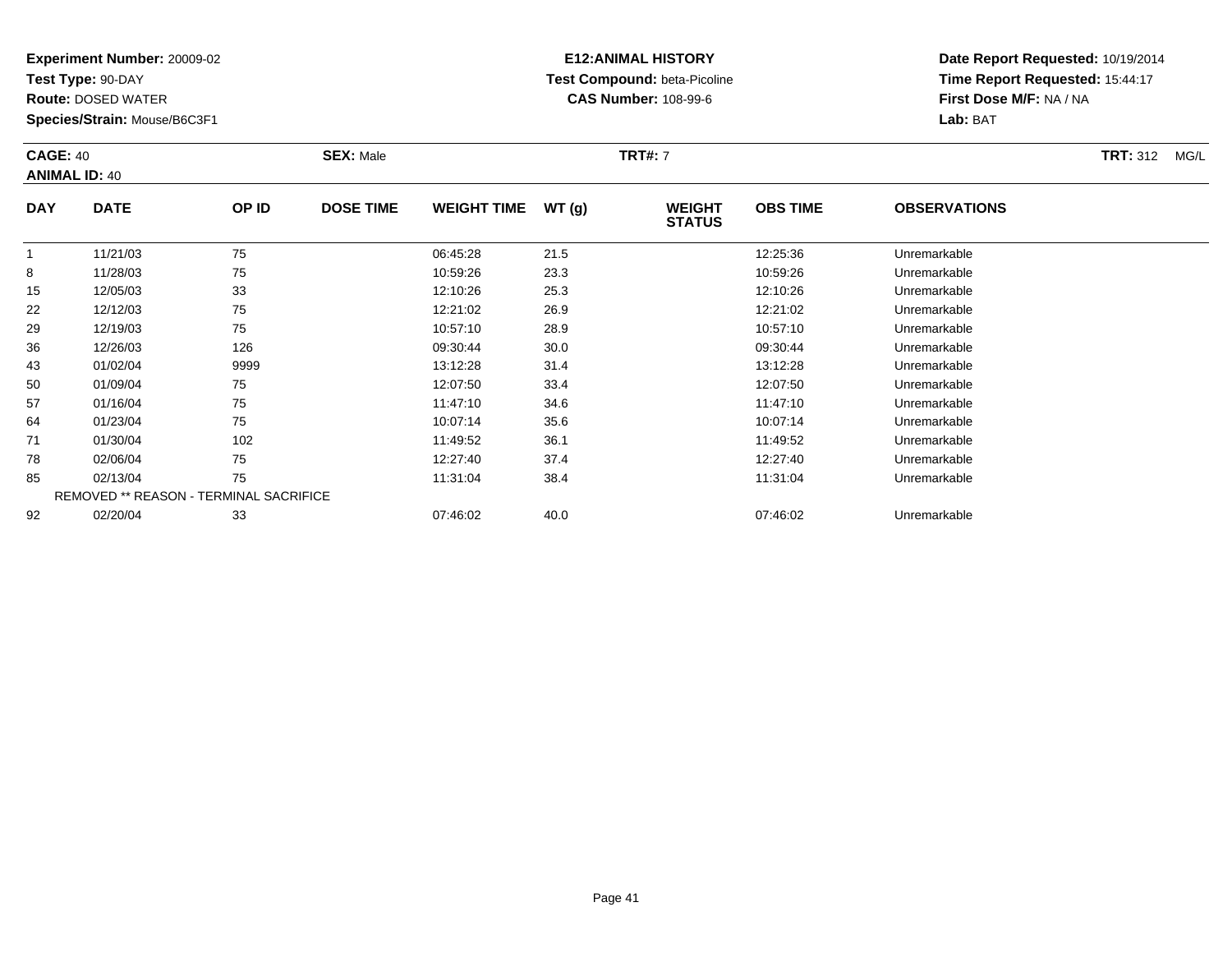**Experiment Number:** 20009-02
**Test Type:** 90-DAY
**Route:** DOSED WATER
**Species/Strain:** Mouse/B6C3F1

**E12:ANIMAL HISTORY**
**Test Compound:** beta-Picoline
**CAS Number:** 108-99-6

**Date Report Requested:** 10/19/2014
**Time Report Requested:** 15:44:17
**First Dose M/F:** NA / NA
**Lab:** BAT

**CAGE:** 40 **SEX:** Male **TRT#:** 7 **TRT:** 312 MG/L
**ANIMAL ID:** 40

| DAY | DATE | OP ID | DOSE TIME | WEIGHT TIME | WT (g) | WEIGHT STATUS | OBS TIME | OBSERVATIONS |
|---|---|---|---|---|---|---|---|---|
| 1 | 11/21/03 | 75 | | 06:45:28 | 21.5 | | 12:25:36 | Unremarkable |
| 8 | 11/28/03 | 75 | | 10:59:26 | 23.3 | | 10:59:26 | Unremarkable |
| 15 | 12/05/03 | 33 | | 12:10:26 | 25.3 | | 12:10:26 | Unremarkable |
| 22 | 12/12/03 | 75 | | 12:21:02 | 26.9 | | 12:21:02 | Unremarkable |
| 29 | 12/19/03 | 75 | | 10:57:10 | 28.9 | | 10:57:10 | Unremarkable |
| 36 | 12/26/03 | 126 | | 09:30:44 | 30.0 | | 09:30:44 | Unremarkable |
| 43 | 01/02/04 | 9999 | | 13:12:28 | 31.4 | | 13:12:28 | Unremarkable |
| 50 | 01/09/04 | 75 | | 12:07:50 | 33.4 | | 12:07:50 | Unremarkable |
| 57 | 01/16/04 | 75 | | 11:47:10 | 34.6 | | 11:47:10 | Unremarkable |
| 64 | 01/23/04 | 75 | | 10:07:14 | 35.6 | | 10:07:14 | Unremarkable |
| 71 | 01/30/04 | 102 | | 11:49:52 | 36.1 | | 11:49:52 | Unremarkable |
| 78 | 02/06/04 | 75 | | 12:27:40 | 37.4 | | 12:27:40 | Unremarkable |
| 85 | 02/13/04 | 75 | | 11:31:04 | 38.4 | | 11:31:04 | Unremarkable |
| REMOVED ** REASON - TERMINAL SACRIFICE | | | | | | | | |
| 92 | 02/20/04 | 33 | | 07:46:02 | 40.0 | | 07:46:02 | Unremarkable |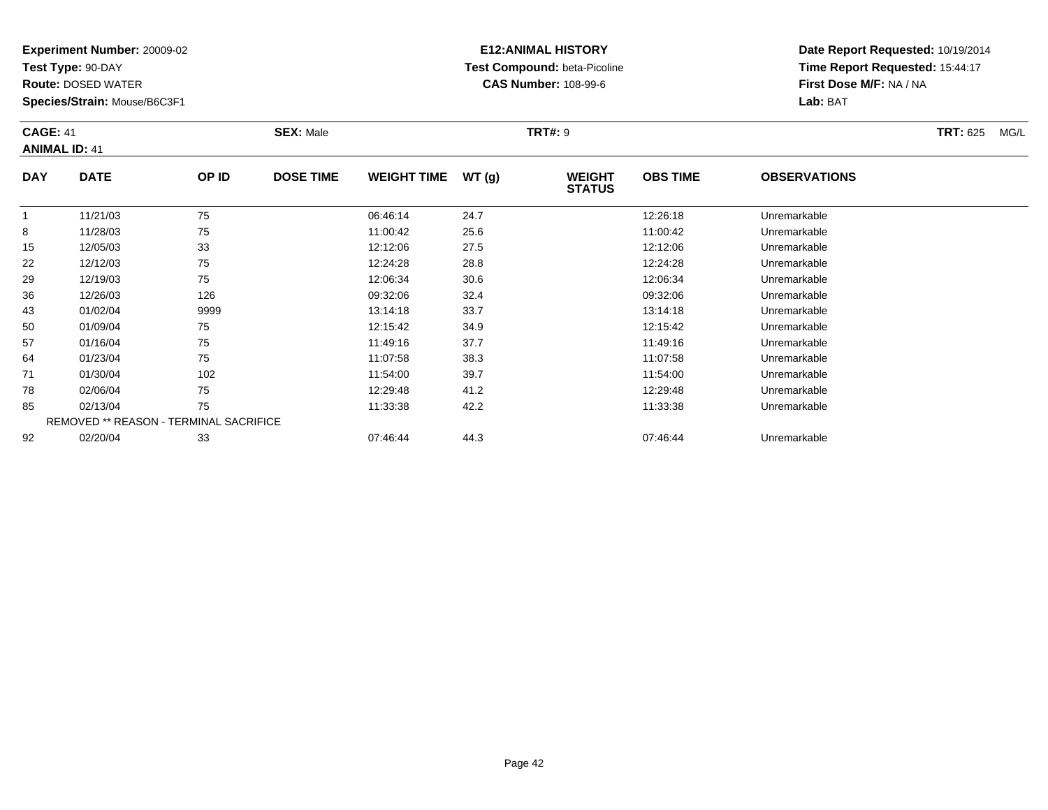**Experiment Number:** 20009-02
**Test Type:** 90-DAY
**Route:** DOSED WATER
**Species/Strain:** Mouse/B6C3F1

**E12:ANIMAL HISTORY**
**Test Compound:** beta-Picoline
**CAS Number:** 108-99-6

**Date Report Requested:** 10/19/2014
**Time Report Requested:** 15:44:17
**First Dose M/F:** NA / NA
**Lab:** BAT

**CAGE:** 41 **SEX:** Male **TRT#:** 9 **TRT:** 625 MG/L
**ANIMAL ID:** 41

| DAY | DATE | OP ID | DOSE TIME | WEIGHT TIME | WT (g) | WEIGHT STATUS | OBS TIME | OBSERVATIONS |
|---|---|---|---|---|---|---|---|---|
| 1 | 11/21/03 | 75 | | 06:46:14 | 24.7 | | 12:26:18 | Unremarkable |
| 8 | 11/28/03 | 75 | | 11:00:42 | 25.6 | | 11:00:42 | Unremarkable |
| 15 | 12/05/03 | 33 | | 12:12:06 | 27.5 | | 12:12:06 | Unremarkable |
| 22 | 12/12/03 | 75 | | 12:24:28 | 28.8 | | 12:24:28 | Unremarkable |
| 29 | 12/19/03 | 75 | | 12:06:34 | 30.6 | | 12:06:34 | Unremarkable |
| 36 | 12/26/03 | 126 | | 09:32:06 | 32.4 | | 09:32:06 | Unremarkable |
| 43 | 01/02/04 | 9999 | | 13:14:18 | 33.7 | | 13:14:18 | Unremarkable |
| 50 | 01/09/04 | 75 | | 12:15:42 | 34.9 | | 12:15:42 | Unremarkable |
| 57 | 01/16/04 | 75 | | 11:49:16 | 37.7 | | 11:49:16 | Unremarkable |
| 64 | 01/23/04 | 75 | | 11:07:58 | 38.3 | | 11:07:58 | Unremarkable |
| 71 | 01/30/04 | 102 | | 11:54:00 | 39.7 | | 11:54:00 | Unremarkable |
| 78 | 02/06/04 | 75 | | 12:29:48 | 41.2 | | 12:29:48 | Unremarkable |
| 85 | 02/13/04 | 75 | | 11:33:38 | 42.2 | | 11:33:38 | Unremarkable |
| | REMOVED ** REASON - TERMINAL SACRIFICE | | | | | | | |
| 92 | 02/20/04 | 33 | | 07:46:44 | 44.3 | | 07:46:44 | Unremarkable |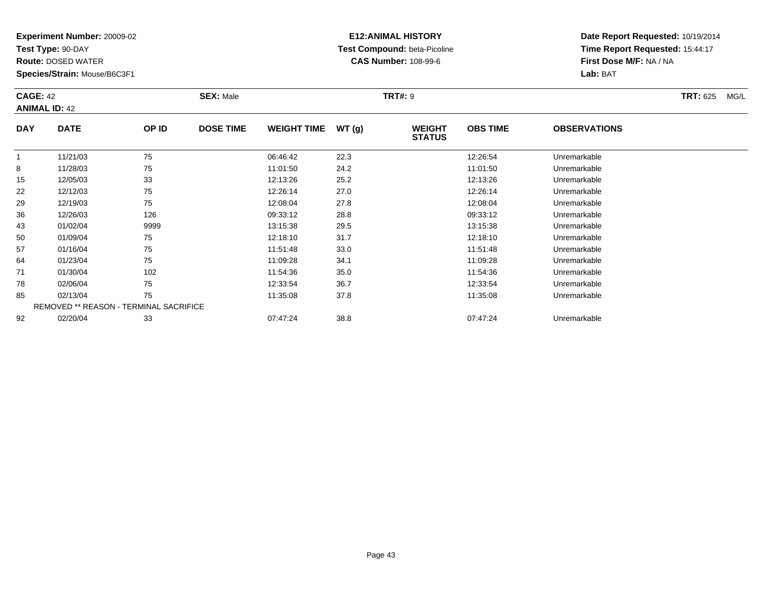**Experiment Number:** 20009-02
**Test Type:** 90-DAY
**Route:** DOSED WATER
**Species/Strain:** Mouse/B6C3F1

**E12:ANIMAL HISTORY**
**Test Compound:** beta-Picoline
**CAS Number:** 108-99-6

**Date Report Requested:** 10/19/2014
**Time Report Requested:** 15:44:17
**First Dose M/F:** NA / NA
**Lab:** BAT

**CAGE:** 42 **SEX:** Male **TRT#:** 9 **TRT:** 625 MG/L
**ANIMAL ID:** 42

| DAY | DATE | OP ID | DOSE TIME | WEIGHT TIME | WT (g) | WEIGHT STATUS | OBS TIME | OBSERVATIONS |
|---|---|---|---|---|---|---|---|---|
| 1 | 11/21/03 | 75 | | 06:46:42 | 22.3 | | 12:26:54 | Unremarkable |
| 8 | 11/28/03 | 75 | | 11:01:50 | 24.2 | | 11:01:50 | Unremarkable |
| 15 | 12/05/03 | 33 | | 12:13:26 | 25.2 | | 12:13:26 | Unremarkable |
| 22 | 12/12/03 | 75 | | 12:26:14 | 27.0 | | 12:26:14 | Unremarkable |
| 29 | 12/19/03 | 75 | | 12:08:04 | 27.8 | | 12:08:04 | Unremarkable |
| 36 | 12/26/03 | 126 | | 09:33:12 | 28.8 | | 09:33:12 | Unremarkable |
| 43 | 01/02/04 | 9999 | | 13:15:38 | 29.5 | | 13:15:38 | Unremarkable |
| 50 | 01/09/04 | 75 | | 12:18:10 | 31.7 | | 12:18:10 | Unremarkable |
| 57 | 01/16/04 | 75 | | 11:51:48 | 33.0 | | 11:51:48 | Unremarkable |
| 64 | 01/23/04 | 75 | | 11:09:28 | 34.1 | | 11:09:28 | Unremarkable |
| 71 | 01/30/04 | 102 | | 11:54:36 | 35.0 | | 11:54:36 | Unremarkable |
| 78 | 02/06/04 | 75 | | 12:33:54 | 36.7 | | 12:33:54 | Unremarkable |
| 85 | 02/13/04 | 75 | | 11:35:08 | 37.8 | | 11:35:08 | Unremarkable |
| REMOVED ** REASON - TERMINAL SACRIFICE | | | | | | | | |
| 92 | 02/20/04 | 33 | | 07:47:24 | 38.8 | | 07:47:24 | Unremarkable |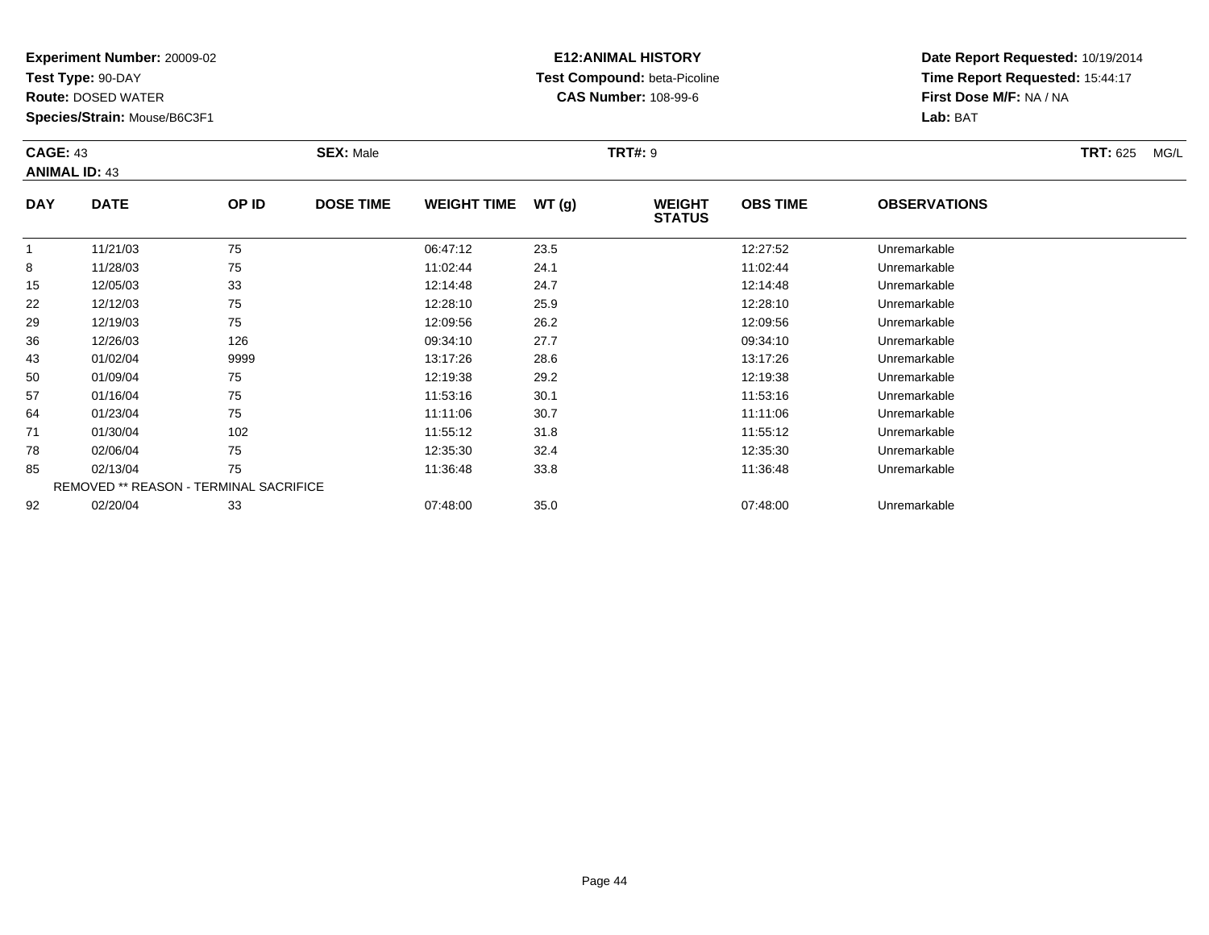**Experiment Number:** 20009-02
**Test Type:** 90-DAY
**Route:** DOSED WATER
**Species/Strain:** Mouse/B6C3F1

**E12:ANIMAL HISTORY**
**Test Compound:** beta-Picoline
**CAS Number:** 108-99-6

**Date Report Requested:** 10/19/2014
**Time Report Requested:** 15:44:17
**First Dose M/F:** NA / NA
**Lab:** BAT

**CAGE:** 43 **SEX:** Male **TRT#:** 9 **TRT:** 625 MG/L
**ANIMAL ID:** 43

| DAY | DATE | OP ID | DOSE TIME | WEIGHT TIME | WT (g) | WEIGHT STATUS | OBS TIME | OBSERVATIONS |
|---|---|---|---|---|---|---|---|---|
| 1 | 11/21/03 | 75 | | 06:47:12 | 23.5 | | 12:27:52 | Unremarkable |
| 8 | 11/28/03 | 75 | | 11:02:44 | 24.1 | | 11:02:44 | Unremarkable |
| 15 | 12/05/03 | 33 | | 12:14:48 | 24.7 | | 12:14:48 | Unremarkable |
| 22 | 12/12/03 | 75 | | 12:28:10 | 25.9 | | 12:28:10 | Unremarkable |
| 29 | 12/19/03 | 75 | | 12:09:56 | 26.2 | | 12:09:56 | Unremarkable |
| 36 | 12/26/03 | 126 | | 09:34:10 | 27.7 | | 09:34:10 | Unremarkable |
| 43 | 01/02/04 | 9999 | | 13:17:26 | 28.6 | | 13:17:26 | Unremarkable |
| 50 | 01/09/04 | 75 | | 12:19:38 | 29.2 | | 12:19:38 | Unremarkable |
| 57 | 01/16/04 | 75 | | 11:53:16 | 30.1 | | 11:53:16 | Unremarkable |
| 64 | 01/23/04 | 75 | | 11:11:06 | 30.7 | | 11:11:06 | Unremarkable |
| 71 | 01/30/04 | 102 | | 11:55:12 | 31.8 | | 11:55:12 | Unremarkable |
| 78 | 02/06/04 | 75 | | 12:35:30 | 32.4 | | 12:35:30 | Unremarkable |
| 85 | 02/13/04 | 75 | | 11:36:48 | 33.8 | | 11:36:48 | Unremarkable |
| REMOVED ** REASON - TERMINAL SACRIFICE | | | | | | | | |
| 92 | 02/20/04 | 33 | | 07:48:00 | 35.0 | | 07:48:00 | Unremarkable |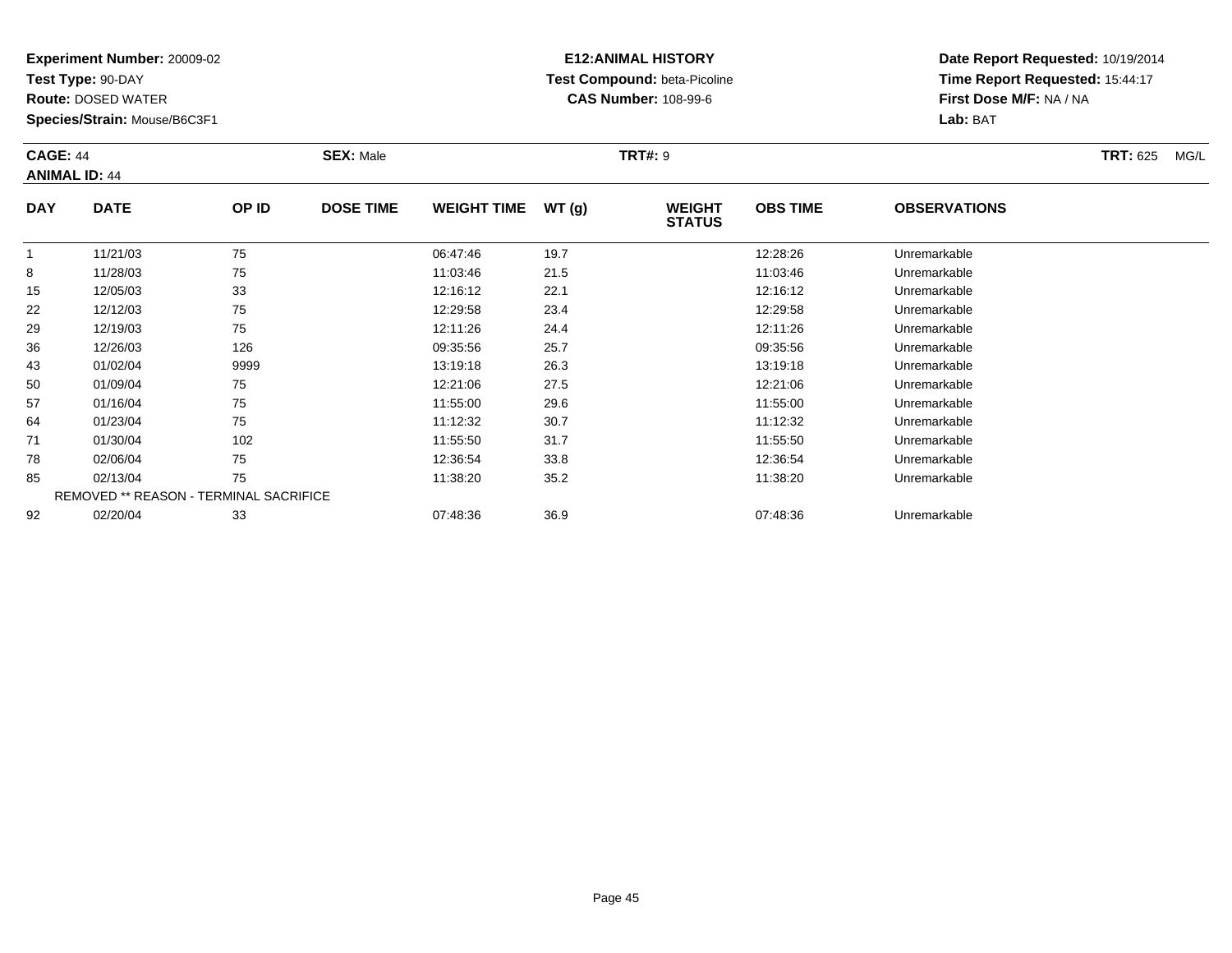**Experiment Number:** 20009-02
**Test Type:** 90-DAY
**Route:** DOSED WATER
**Species/Strain:** Mouse/B6C3F1

**E12:ANIMAL HISTORY**
**Test Compound:** beta-Picoline
**CAS Number:** 108-99-6

**Date Report Requested:** 10/19/2014
**Time Report Requested:** 15:44:17
**First Dose M/F:** NA / NA
**Lab:** BAT

**CAGE:** 44 **SEX:** Male **TRT#:** 9 **TRT:** 625 MG/L
**ANIMAL ID:** 44

| DAY | DATE | OP ID | DOSE TIME | WEIGHT TIME | WT (g) | WEIGHT STATUS | OBS TIME | OBSERVATIONS |
|---|---|---|---|---|---|---|---|---|
| 1 | 11/21/03 | 75 | | 06:47:46 | 19.7 | | 12:28:26 | Unremarkable |
| 8 | 11/28/03 | 75 | | 11:03:46 | 21.5 | | 11:03:46 | Unremarkable |
| 15 | 12/05/03 | 33 | | 12:16:12 | 22.1 | | 12:16:12 | Unremarkable |
| 22 | 12/12/03 | 75 | | 12:29:58 | 23.4 | | 12:29:58 | Unremarkable |
| 29 | 12/19/03 | 75 | | 12:11:26 | 24.4 | | 12:11:26 | Unremarkable |
| 36 | 12/26/03 | 126 | | 09:35:56 | 25.7 | | 09:35:56 | Unremarkable |
| 43 | 01/02/04 | 9999 | | 13:19:18 | 26.3 | | 13:19:18 | Unremarkable |
| 50 | 01/09/04 | 75 | | 12:21:06 | 27.5 | | 12:21:06 | Unremarkable |
| 57 | 01/16/04 | 75 | | 11:55:00 | 29.6 | | 11:55:00 | Unremarkable |
| 64 | 01/23/04 | 75 | | 11:12:32 | 30.7 | | 11:12:32 | Unremarkable |
| 71 | 01/30/04 | 102 | | 11:55:50 | 31.7 | | 11:55:50 | Unremarkable |
| 78 | 02/06/04 | 75 | | 12:36:54 | 33.8 | | 12:36:54 | Unremarkable |
| 85 | 02/13/04 | 75 | | 11:38:20 | 35.2 | | 11:38:20 | Unremarkable |
| REMOVED ** REASON - TERMINAL SACRIFICE | | | | | | | | |
| 92 | 02/20/04 | 33 | | 07:48:36 | 36.9 | | 07:48:36 | Unremarkable |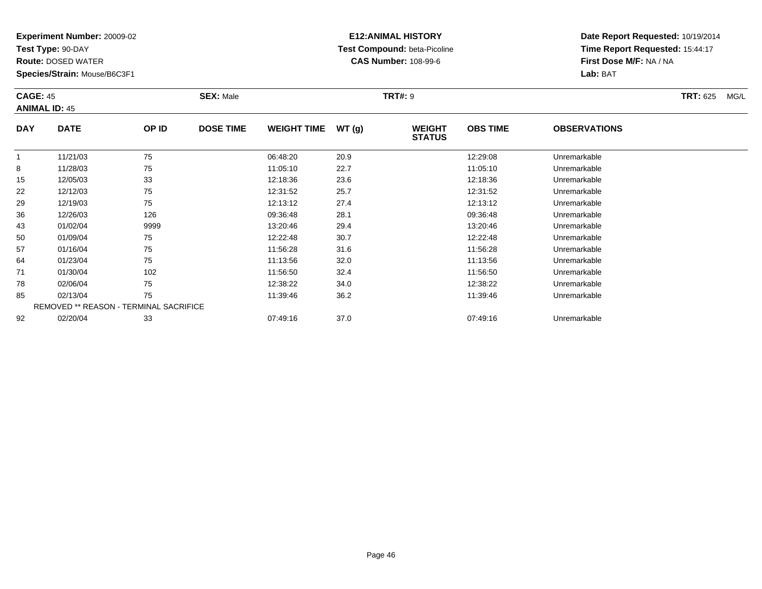**Experiment Number:** 20009-02
**Test Type:** 90-DAY
**Route:** DOSED WATER
**Species/Strain:** Mouse/B6C3F1

**E12:ANIMAL HISTORY**
**Test Compound:** beta-Picoline
**CAS Number:** 108-99-6

**Date Report Requested:** 10/19/2014
**Time Report Requested:** 15:44:17
**First Dose M/F:** NA / NA
**Lab:** BAT

**CAGE:** 45 **SEX:** Male **TRT#:** 9 **TRT:** 625 MG/L
**ANIMAL ID:** 45

| DAY | DATE | OP ID | DOSE TIME | WEIGHT TIME | WT (g) | WEIGHT STATUS | OBS TIME | OBSERVATIONS |
|---|---|---|---|---|---|---|---|---|
| 1 | 11/21/03 | 75 | | 06:48:20 | 20.9 | | 12:29:08 | Unremarkable |
| 8 | 11/28/03 | 75 | | 11:05:10 | 22.7 | | 11:05:10 | Unremarkable |
| 15 | 12/05/03 | 33 | | 12:18:36 | 23.6 | | 12:18:36 | Unremarkable |
| 22 | 12/12/03 | 75 | | 12:31:52 | 25.7 | | 12:31:52 | Unremarkable |
| 29 | 12/19/03 | 75 | | 12:13:12 | 27.4 | | 12:13:12 | Unremarkable |
| 36 | 12/26/03 | 126 | | 09:36:48 | 28.1 | | 09:36:48 | Unremarkable |
| 43 | 01/02/04 | 9999 | | 13:20:46 | 29.4 | | 13:20:46 | Unremarkable |
| 50 | 01/09/04 | 75 | | 12:22:48 | 30.7 | | 12:22:48 | Unremarkable |
| 57 | 01/16/04 | 75 | | 11:56:28 | 31.6 | | 11:56:28 | Unremarkable |
| 64 | 01/23/04 | 75 | | 11:13:56 | 32.0 | | 11:13:56 | Unremarkable |
| 71 | 01/30/04 | 102 | | 11:56:50 | 32.4 | | 11:56:50 | Unremarkable |
| 78 | 02/06/04 | 75 | | 12:38:22 | 34.0 | | 12:38:22 | Unremarkable |
| 85 | 02/13/04 | 75 | | 11:39:46 | 36.2 | | 11:39:46 | Unremarkable |
| REMOVED ** REASON - TERMINAL SACRIFICE | | | | | | | | |
| 92 | 02/20/04 | 33 | | 07:49:16 | 37.0 | | 07:49:16 | Unremarkable |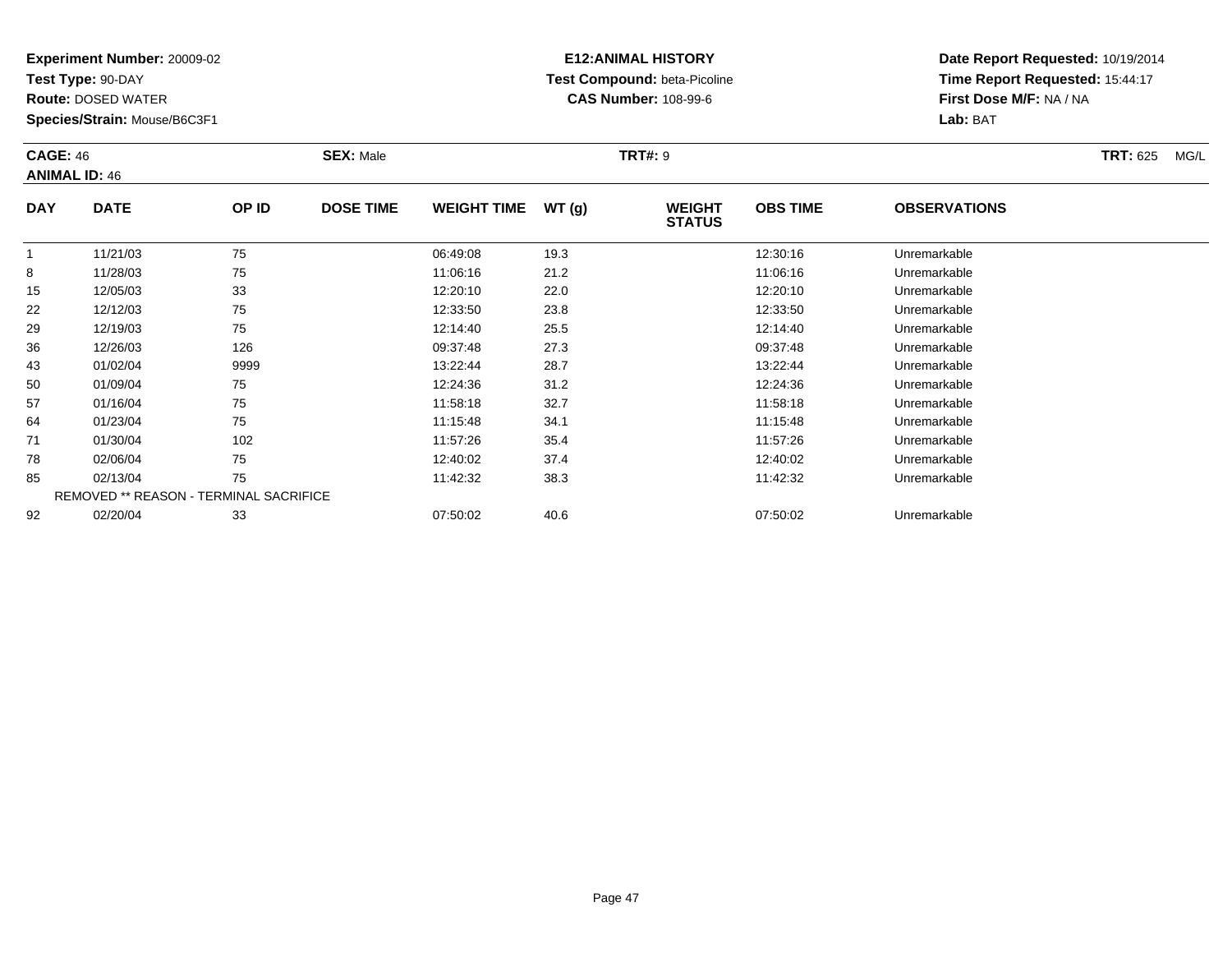**Experiment Number:** 20009-02
**Test Type:** 90-DAY
**Route:** DOSED WATER
**Species/Strain:** Mouse/B6C3F1

**E12:ANIMAL HISTORY**
**Test Compound:** beta-Picoline
**CAS Number:** 108-99-6

**Date Report Requested:** 10/19/2014
**Time Report Requested:** 15:44:17
**First Dose M/F:** NA / NA
**Lab:** BAT

**CAGE:** 46 **SEX:** Male **TRT#:** 9 **TRT:** 625 MG/L
**ANIMAL ID:** 46

| DAY | DATE | OP ID | DOSE TIME | WEIGHT TIME | WT (g) | WEIGHT STATUS | OBS TIME | OBSERVATIONS |
|---|---|---|---|---|---|---|---|---|
| 1 | 11/21/03 | 75 | | 06:49:08 | 19.3 | | 12:30:16 | Unremarkable |
| 8 | 11/28/03 | 75 | | 11:06:16 | 21.2 | | 11:06:16 | Unremarkable |
| 15 | 12/05/03 | 33 | | 12:20:10 | 22.0 | | 12:20:10 | Unremarkable |
| 22 | 12/12/03 | 75 | | 12:33:50 | 23.8 | | 12:33:50 | Unremarkable |
| 29 | 12/19/03 | 75 | | 12:14:40 | 25.5 | | 12:14:40 | Unremarkable |
| 36 | 12/26/03 | 126 | | 09:37:48 | 27.3 | | 09:37:48 | Unremarkable |
| 43 | 01/02/04 | 9999 | | 13:22:44 | 28.7 | | 13:22:44 | Unremarkable |
| 50 | 01/09/04 | 75 | | 12:24:36 | 31.2 | | 12:24:36 | Unremarkable |
| 57 | 01/16/04 | 75 | | 11:58:18 | 32.7 | | 11:58:18 | Unremarkable |
| 64 | 01/23/04 | 75 | | 11:15:48 | 34.1 | | 11:15:48 | Unremarkable |
| 71 | 01/30/04 | 102 | | 11:57:26 | 35.4 | | 11:57:26 | Unremarkable |
| 78 | 02/06/04 | 75 | | 12:40:02 | 37.4 | | 12:40:02 | Unremarkable |
| 85 | 02/13/04 | 75 | | 11:42:32 | 38.3 | | 11:42:32 | Unremarkable |
| REMOVED ** REASON - TERMINAL SACRIFICE | | | | | | | | |
| 92 | 02/20/04 | 33 | | 07:50:02 | 40.6 | | 07:50:02 | Unremarkable |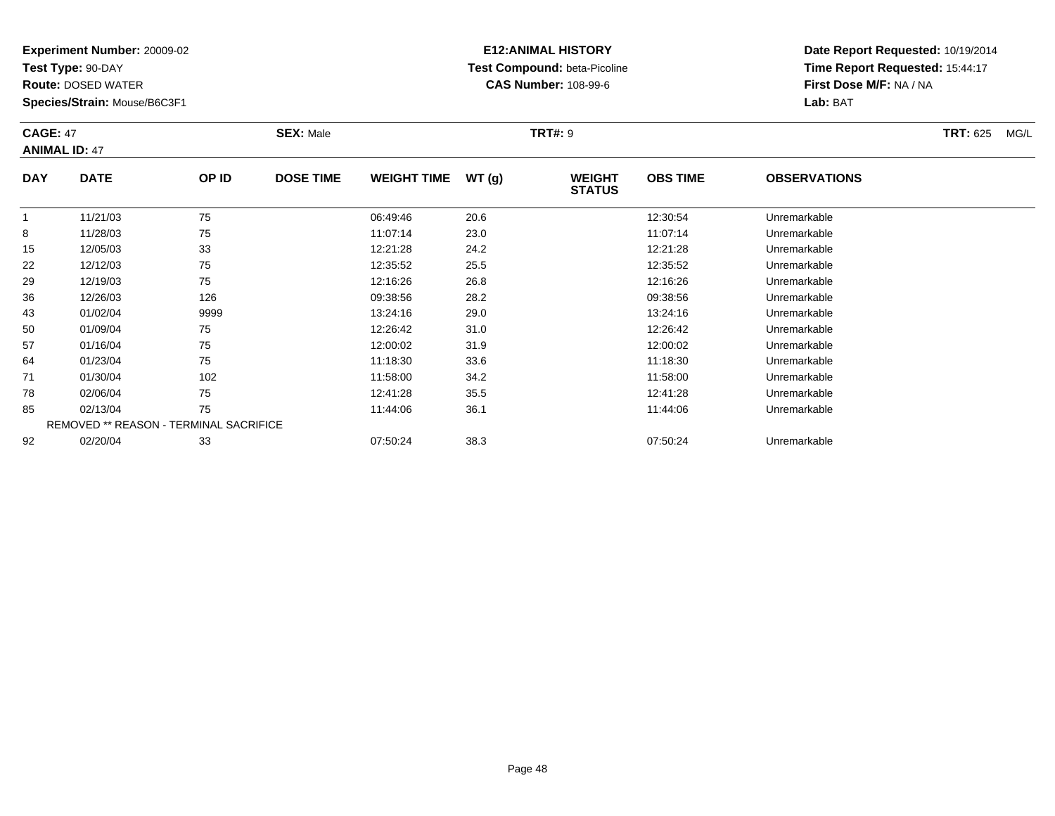**Experiment Number:** 20009-02
**Test Type:** 90-DAY
**Route:** DOSED WATER
**Species/Strain:** Mouse/B6C3F1

**E12:ANIMAL HISTORY**
**Test Compound:** beta-Picoline
**CAS Number:** 108-99-6

**Date Report Requested:** 10/19/2014
**Time Report Requested:** 15:44:17
**First Dose M/F:** NA / NA
**Lab:** BAT

**CAGE:** 47
**ANIMAL ID:** 47
**SEX:** Male
**TRT#:** 9
**TRT:** 625 MG/L

| DAY | DATE | OP ID | DOSE TIME | WEIGHT TIME | WT (g) | WEIGHT STATUS | OBS TIME | OBSERVATIONS |
|---|---|---|---|---|---|---|---|---|
| 1 | 11/21/03 | 75 | | 06:49:46 | 20.6 | | 12:30:54 | Unremarkable |
| 8 | 11/28/03 | 75 | | 11:07:14 | 23.0 | | 11:07:14 | Unremarkable |
| 15 | 12/05/03 | 33 | | 12:21:28 | 24.2 | | 12:21:28 | Unremarkable |
| 22 | 12/12/03 | 75 | | 12:35:52 | 25.5 | | 12:35:52 | Unremarkable |
| 29 | 12/19/03 | 75 | | 12:16:26 | 26.8 | | 12:16:26 | Unremarkable |
| 36 | 12/26/03 | 126 | | 09:38:56 | 28.2 | | 09:38:56 | Unremarkable |
| 43 | 01/02/04 | 9999 | | 13:24:16 | 29.0 | | 13:24:16 | Unremarkable |
| 50 | 01/09/04 | 75 | | 12:26:42 | 31.0 | | 12:26:42 | Unremarkable |
| 57 | 01/16/04 | 75 | | 12:00:02 | 31.9 | | 12:00:02 | Unremarkable |
| 64 | 01/23/04 | 75 | | 11:18:30 | 33.6 | | 11:18:30 | Unremarkable |
| 71 | 01/30/04 | 102 | | 11:58:00 | 34.2 | | 11:58:00 | Unremarkable |
| 78 | 02/06/04 | 75 | | 12:41:28 | 35.5 | | 12:41:28 | Unremarkable |
| 85 | 02/13/04 | 75 | | 11:44:06 | 36.1 | | 11:44:06 | Unremarkable |
| | REMOVED ** REASON - TERMINAL SACRIFICE | | | | | | | |
| 92 | 02/20/04 | 33 | | 07:50:24 | 38.3 | | 07:50:24 | Unremarkable |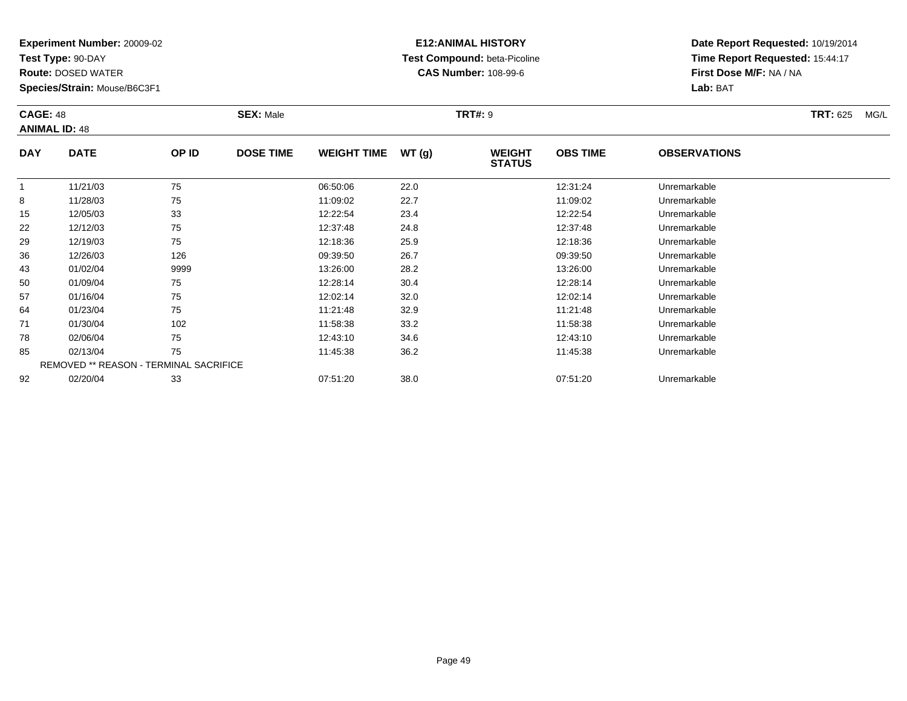**Experiment Number:** 20009-02
**Test Type:** 90-DAY
**Route:** DOSED WATER
**Species/Strain:** Mouse/B6C3F1

**E12:ANIMAL HISTORY**
**Test Compound:** beta-Picoline
**CAS Number:** 108-99-6

**Date Report Requested:** 10/19/2014
**Time Report Requested:** 15:44:17
**First Dose M/F:** NA / NA
**Lab:** BAT

**CAGE:** 48
**ANIMAL ID:** 48
**SEX:** Male
**TRT#:** 9
**TRT:** 625 MG/L

| DAY | DATE | OP ID | DOSE TIME | WEIGHT TIME | WT (g) | WEIGHT STATUS | OBS TIME | OBSERVATIONS |
|---|---|---|---|---|---|---|---|---|
| 1 | 11/21/03 | 75 | | 06:50:06 | 22.0 | | 12:31:24 | Unremarkable |
| 8 | 11/28/03 | 75 | | 11:09:02 | 22.7 | | 11:09:02 | Unremarkable |
| 15 | 12/05/03 | 33 | | 12:22:54 | 23.4 | | 12:22:54 | Unremarkable |
| 22 | 12/12/03 | 75 | | 12:37:48 | 24.8 | | 12:37:48 | Unremarkable |
| 29 | 12/19/03 | 75 | | 12:18:36 | 25.9 | | 12:18:36 | Unremarkable |
| 36 | 12/26/03 | 126 | | 09:39:50 | 26.7 | | 09:39:50 | Unremarkable |
| 43 | 01/02/04 | 9999 | | 13:26:00 | 28.2 | | 13:26:00 | Unremarkable |
| 50 | 01/09/04 | 75 | | 12:28:14 | 30.4 | | 12:28:14 | Unremarkable |
| 57 | 01/16/04 | 75 | | 12:02:14 | 32.0 | | 12:02:14 | Unremarkable |
| 64 | 01/23/04 | 75 | | 11:21:48 | 32.9 | | 11:21:48 | Unremarkable |
| 71 | 01/30/04 | 102 | | 11:58:38 | 33.2 | | 11:58:38 | Unremarkable |
| 78 | 02/06/04 | 75 | | 12:43:10 | 34.6 | | 12:43:10 | Unremarkable |
| 85 | 02/13/04 | 75 | | 11:45:38 | 36.2 | | 11:45:38 | Unremarkable |
| REMOVED ** REASON - TERMINAL SACRIFICE | | | | | | | | |
| 92 | 02/20/04 | 33 | | 07:51:20 | 38.0 | | 07:51:20 | Unremarkable |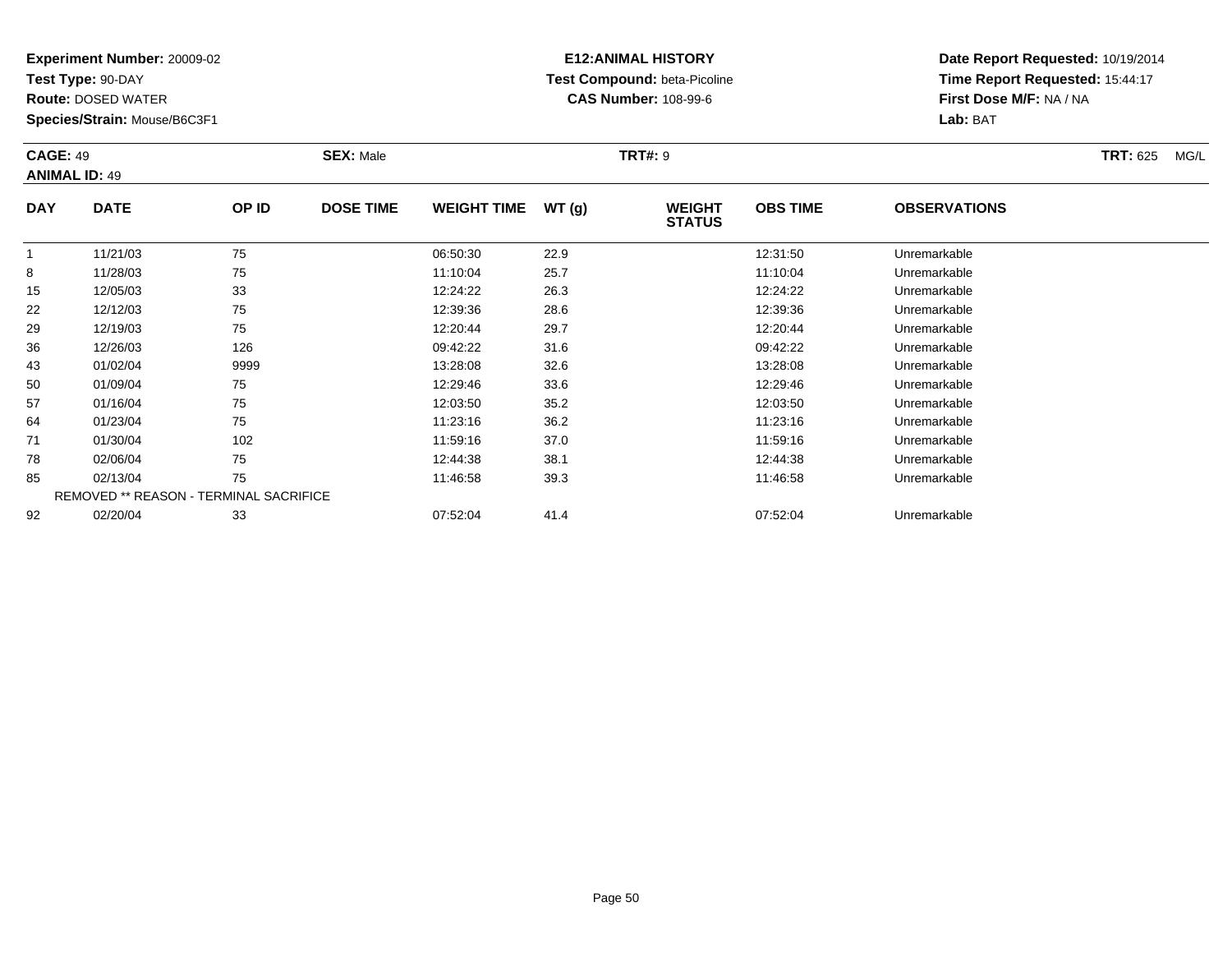**Experiment Number:** 20009-02
**Test Type:** 90-DAY
**Route:** DOSED WATER
**Species/Strain:** Mouse/B6C3F1

**E12:ANIMAL HISTORY**
**Test Compound:** beta-Picoline
**CAS Number:** 108-99-6

**Date Report Requested:** 10/19/2014
**Time Report Requested:** 15:44:17
**First Dose M/F:** NA / NA
**Lab:** BAT

**CAGE:** 49
**ANIMAL ID:** 49
**SEX:** Male
**TRT#:** 9
**TRT:** 625 MG/L

| DAY | DATE | OP ID | DOSE TIME | WEIGHT TIME | WT (g) | WEIGHT STATUS | OBS TIME | OBSERVATIONS |
|---|---|---|---|---|---|---|---|---|
| 1 | 11/21/03 | 75 | | 06:50:30 | 22.9 | | 12:31:50 | Unremarkable |
| 8 | 11/28/03 | 75 | | 11:10:04 | 25.7 | | 11:10:04 | Unremarkable |
| 15 | 12/05/03 | 33 | | 12:24:22 | 26.3 | | 12:24:22 | Unremarkable |
| 22 | 12/12/03 | 75 | | 12:39:36 | 28.6 | | 12:39:36 | Unremarkable |
| 29 | 12/19/03 | 75 | | 12:20:44 | 29.7 | | 12:20:44 | Unremarkable |
| 36 | 12/26/03 | 126 | | 09:42:22 | 31.6 | | 09:42:22 | Unremarkable |
| 43 | 01/02/04 | 9999 | | 13:28:08 | 32.6 | | 13:28:08 | Unremarkable |
| 50 | 01/09/04 | 75 | | 12:29:46 | 33.6 | | 12:29:46 | Unremarkable |
| 57 | 01/16/04 | 75 | | 12:03:50 | 35.2 | | 12:03:50 | Unremarkable |
| 64 | 01/23/04 | 75 | | 11:23:16 | 36.2 | | 11:23:16 | Unremarkable |
| 71 | 01/30/04 | 102 | | 11:59:16 | 37.0 | | 11:59:16 | Unremarkable |
| 78 | 02/06/04 | 75 | | 12:44:38 | 38.1 | | 12:44:38 | Unremarkable |
| 85 | 02/13/04 | 75 | | 11:46:58 | 39.3 | | 11:46:58 | Unremarkable |
| REMOVED ** REASON - TERMINAL SACRIFICE | | | | | | | | |
| 92 | 02/20/04 | 33 | | 07:52:04 | 41.4 | | 07:52:04 | Unremarkable |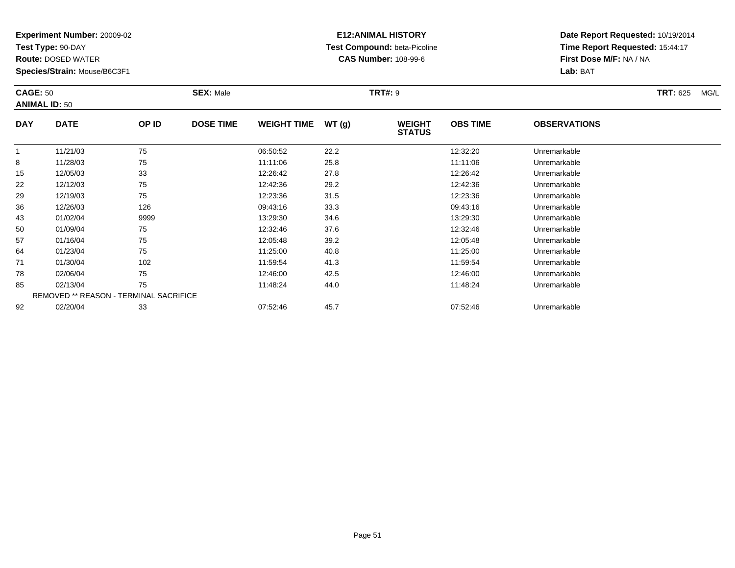**Experiment Number:** 20009-02
**Test Type:** 90-DAY
**Route:** DOSED WATER
**Species/Strain:** Mouse/B6C3F1

**E12:ANIMAL HISTORY**
**Test Compound:** beta-Picoline
**CAS Number:** 108-99-6

**Date Report Requested:** 10/19/2014
**Time Report Requested:** 15:44:17
**First Dose M/F:** NA / NA
**Lab:** BAT

**CAGE:** 50 **SEX:** Male **TRT#:** 9 **TRT:** 625 MG/L
**ANIMAL ID:** 50

| DAY | DATE | OP ID | DOSE TIME | WEIGHT TIME | WT (g) | WEIGHT STATUS | OBS TIME | OBSERVATIONS |
|---|---|---|---|---|---|---|---|---|
| 1 | 11/21/03 | 75 | | 06:50:52 | 22.2 | | 12:32:20 | Unremarkable |
| 8 | 11/28/03 | 75 | | 11:11:06 | 25.8 | | 11:11:06 | Unremarkable |
| 15 | 12/05/03 | 33 | | 12:26:42 | 27.8 | | 12:26:42 | Unremarkable |
| 22 | 12/12/03 | 75 | | 12:42:36 | 29.2 | | 12:42:36 | Unremarkable |
| 29 | 12/19/03 | 75 | | 12:23:36 | 31.5 | | 12:23:36 | Unremarkable |
| 36 | 12/26/03 | 126 | | 09:43:16 | 33.3 | | 09:43:16 | Unremarkable |
| 43 | 01/02/04 | 9999 | | 13:29:30 | 34.6 | | 13:29:30 | Unremarkable |
| 50 | 01/09/04 | 75 | | 12:32:46 | 37.6 | | 12:32:46 | Unremarkable |
| 57 | 01/16/04 | 75 | | 12:05:48 | 39.2 | | 12:05:48 | Unremarkable |
| 64 | 01/23/04 | 75 | | 11:25:00 | 40.8 | | 11:25:00 | Unremarkable |
| 71 | 01/30/04 | 102 | | 11:59:54 | 41.3 | | 11:59:54 | Unremarkable |
| 78 | 02/06/04 | 75 | | 12:46:00 | 42.5 | | 12:46:00 | Unremarkable |
| 85 | 02/13/04 | 75 | | 11:48:24 | 44.0 | | 11:48:24 | Unremarkable |
| REMOVED ** REASON - TERMINAL SACRIFICE | | | | | | | | |
| 92 | 02/20/04 | 33 | | 07:52:46 | 45.7 | | 07:52:46 | Unremarkable |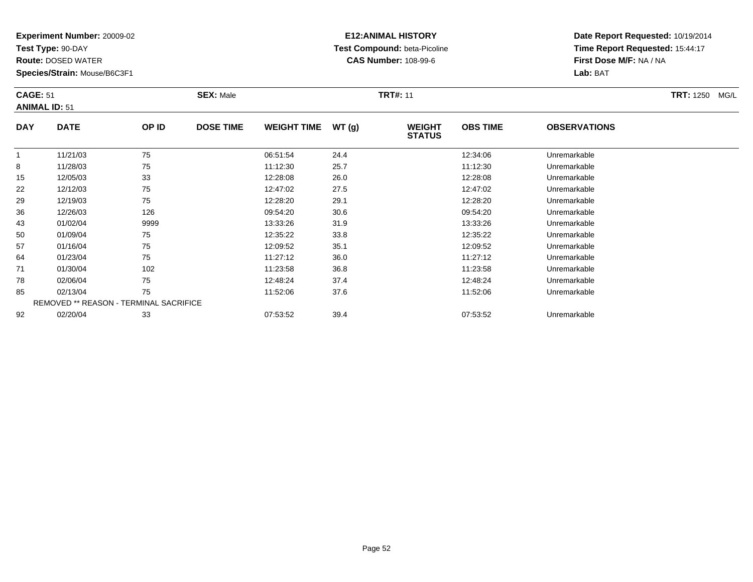**Experiment Number:** 20009-02
**Test Type:** 90-DAY
**Route:** DOSED WATER
**Species/Strain:** Mouse/B6C3F1

**E12:ANIMAL HISTORY**
**Test Compound:** beta-Picoline
**CAS Number:** 108-99-6

**Date Report Requested:** 10/19/2014
**Time Report Requested:** 15:44:17
**First Dose M/F:** NA / NA
**Lab:** BAT

**CAGE:** 51 **SEX:** Male **TRT#:** 11 **TRT:** 1250 MG/L
**ANIMAL ID:** 51

| DAY | DATE | OP ID | DOSE TIME | WEIGHT TIME | WT (g) | WEIGHT STATUS | OBS TIME | OBSERVATIONS |
|---|---|---|---|---|---|---|---|---|
| 1 | 11/21/03 | 75 | | 06:51:54 | 24.4 | | 12:34:06 | Unremarkable |
| 8 | 11/28/03 | 75 | | 11:12:30 | 25.7 | | 11:12:30 | Unremarkable |
| 15 | 12/05/03 | 33 | | 12:28:08 | 26.0 | | 12:28:08 | Unremarkable |
| 22 | 12/12/03 | 75 | | 12:47:02 | 27.5 | | 12:47:02 | Unremarkable |
| 29 | 12/19/03 | 75 | | 12:28:20 | 29.1 | | 12:28:20 | Unremarkable |
| 36 | 12/26/03 | 126 | | 09:54:20 | 30.6 | | 09:54:20 | Unremarkable |
| 43 | 01/02/04 | 9999 | | 13:33:26 | 31.9 | | 13:33:26 | Unremarkable |
| 50 | 01/09/04 | 75 | | 12:35:22 | 33.8 | | 12:35:22 | Unremarkable |
| 57 | 01/16/04 | 75 | | 12:09:52 | 35.1 | | 12:09:52 | Unremarkable |
| 64 | 01/23/04 | 75 | | 11:27:12 | 36.0 | | 11:27:12 | Unremarkable |
| 71 | 01/30/04 | 102 | | 11:23:58 | 36.8 | | 11:23:58 | Unremarkable |
| 78 | 02/06/04 | 75 | | 12:48:24 | 37.4 | | 12:48:24 | Unremarkable |
| 85 | 02/13/04 | 75 | | 11:52:06 | 37.6 | | 11:52:06 | Unremarkable |
| REMOVED ** REASON - TERMINAL SACRIFICE | | | | | | | | |
| 92 | 02/20/04 | 33 | | 07:53:52 | 39.4 | | 07:53:52 | Unremarkable |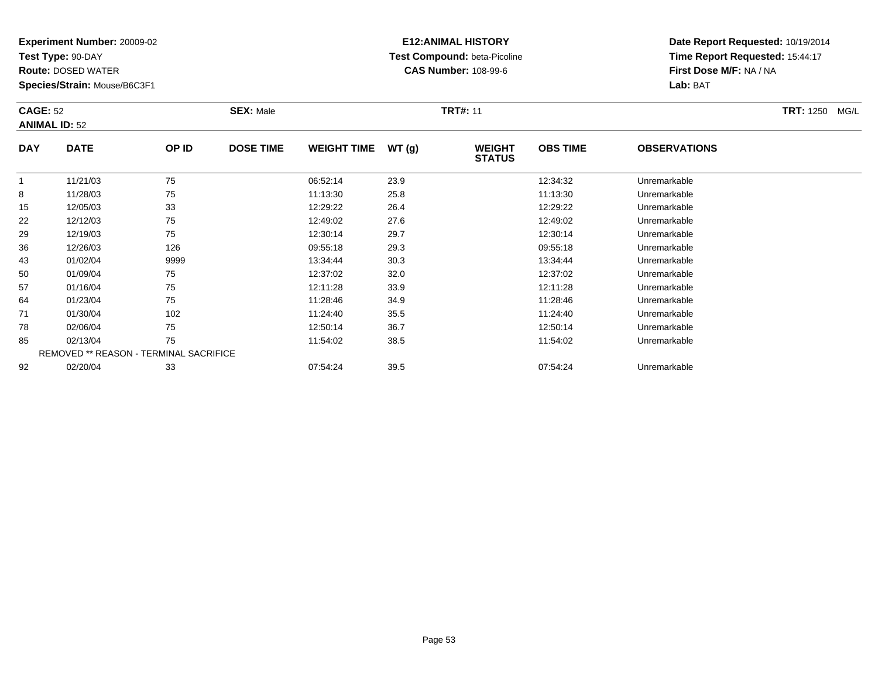**Experiment Number:** 20009-02
**Test Type:** 90-DAY
**Route:** DOSED WATER
**Species/Strain:** Mouse/B6C3F1

**E12:ANIMAL HISTORY**
**Test Compound:** beta-Picoline
**CAS Number:** 108-99-6

**Date Report Requested:** 10/19/2014
**Time Report Requested:** 15:44:17
**First Dose M/F:** NA / NA
**Lab:** BAT

**CAGE:** 52
**ANIMAL ID:** 52
**SEX:** Male
**TRT#:** 11
**TRT:** 1250 MG/L

| DAY | DATE | OP ID | DOSE TIME | WEIGHT TIME | WT (g) | WEIGHT STATUS | OBS TIME | OBSERVATIONS |
|---|---|---|---|---|---|---|---|---|
| 1 | 11/21/03 | 75 | | 06:52:14 | 23.9 | | 12:34:32 | Unremarkable |
| 8 | 11/28/03 | 75 | | 11:13:30 | 25.8 | | 11:13:30 | Unremarkable |
| 15 | 12/05/03 | 33 | | 12:29:22 | 26.4 | | 12:29:22 | Unremarkable |
| 22 | 12/12/03 | 75 | | 12:49:02 | 27.6 | | 12:49:02 | Unremarkable |
| 29 | 12/19/03 | 75 | | 12:30:14 | 29.7 | | 12:30:14 | Unremarkable |
| 36 | 12/26/03 | 126 | | 09:55:18 | 29.3 | | 09:55:18 | Unremarkable |
| 43 | 01/02/04 | 9999 | | 13:34:44 | 30.3 | | 13:34:44 | Unremarkable |
| 50 | 01/09/04 | 75 | | 12:37:02 | 32.0 | | 12:37:02 | Unremarkable |
| 57 | 01/16/04 | 75 | | 12:11:28 | 33.9 | | 12:11:28 | Unremarkable |
| 64 | 01/23/04 | 75 | | 11:28:46 | 34.9 | | 11:28:46 | Unremarkable |
| 71 | 01/30/04 | 102 | | 11:24:40 | 35.5 | | 11:24:40 | Unremarkable |
| 78 | 02/06/04 | 75 | | 12:50:14 | 36.7 | | 12:50:14 | Unremarkable |
| 85 | 02/13/04 | 75 | | 11:54:02 | 38.5 | | 11:54:02 | Unremarkable |
| REMOVED ** REASON - TERMINAL SACRIFICE | | | | | | | | |
| 92 | 02/20/04 | 33 | | 07:54:24 | 39.5 | | 07:54:24 | Unremarkable |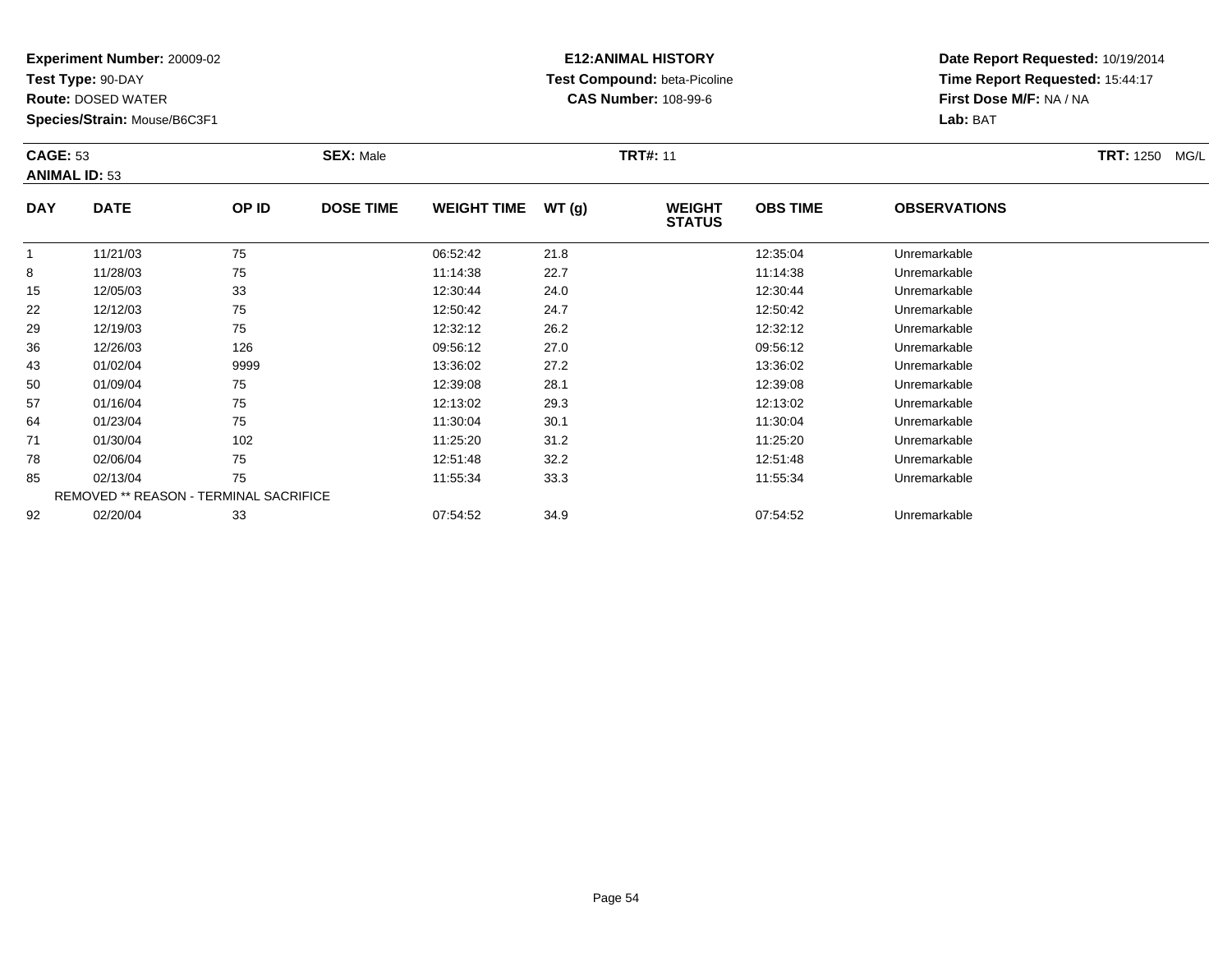**Experiment Number:** 20009-02
**Test Type:** 90-DAY
**Route:** DOSED WATER
**Species/Strain:** Mouse/B6C3F1

**E12:ANIMAL HISTORY**
**Test Compound:** beta-Picoline
**CAS Number:** 108-99-6

**Date Report Requested:** 10/19/2014
**Time Report Requested:** 15:44:17
**First Dose M/F:** NA / NA
**Lab:** BAT

**CAGE:** 53
**ANIMAL ID:** 53
**SEX:** Male
**TRT#:** 11
**TRT:** 1250 MG/L

| DAY | DATE | OP ID | DOSE TIME | WEIGHT TIME | WT (g) | WEIGHT STATUS | OBS TIME | OBSERVATIONS |
|---|---|---|---|---|---|---|---|---|
| 1 | 11/21/03 | 75 | | 06:52:42 | 21.8 | | 12:35:04 | Unremarkable |
| 8 | 11/28/03 | 75 | | 11:14:38 | 22.7 | | 11:14:38 | Unremarkable |
| 15 | 12/05/03 | 33 | | 12:30:44 | 24.0 | | 12:30:44 | Unremarkable |
| 22 | 12/12/03 | 75 | | 12:50:42 | 24.7 | | 12:50:42 | Unremarkable |
| 29 | 12/19/03 | 75 | | 12:32:12 | 26.2 | | 12:32:12 | Unremarkable |
| 36 | 12/26/03 | 126 | | 09:56:12 | 27.0 | | 09:56:12 | Unremarkable |
| 43 | 01/02/04 | 9999 | | 13:36:02 | 27.2 | | 13:36:02 | Unremarkable |
| 50 | 01/09/04 | 75 | | 12:39:08 | 28.1 | | 12:39:08 | Unremarkable |
| 57 | 01/16/04 | 75 | | 12:13:02 | 29.3 | | 12:13:02 | Unremarkable |
| 64 | 01/23/04 | 75 | | 11:30:04 | 30.1 | | 11:30:04 | Unremarkable |
| 71 | 01/30/04 | 102 | | 11:25:20 | 31.2 | | 11:25:20 | Unremarkable |
| 78 | 02/06/04 | 75 | | 12:51:48 | 32.2 | | 12:51:48 | Unremarkable |
| 85 | 02/13/04 | 75 | | 11:55:34 | 33.3 | | 11:55:34 | Unremarkable |
| REMOVED ** REASON - TERMINAL SACRIFICE | | | | | | | | |
| 92 | 02/20/04 | 33 | | 07:54:52 | 34.9 | | 07:54:52 | Unremarkable |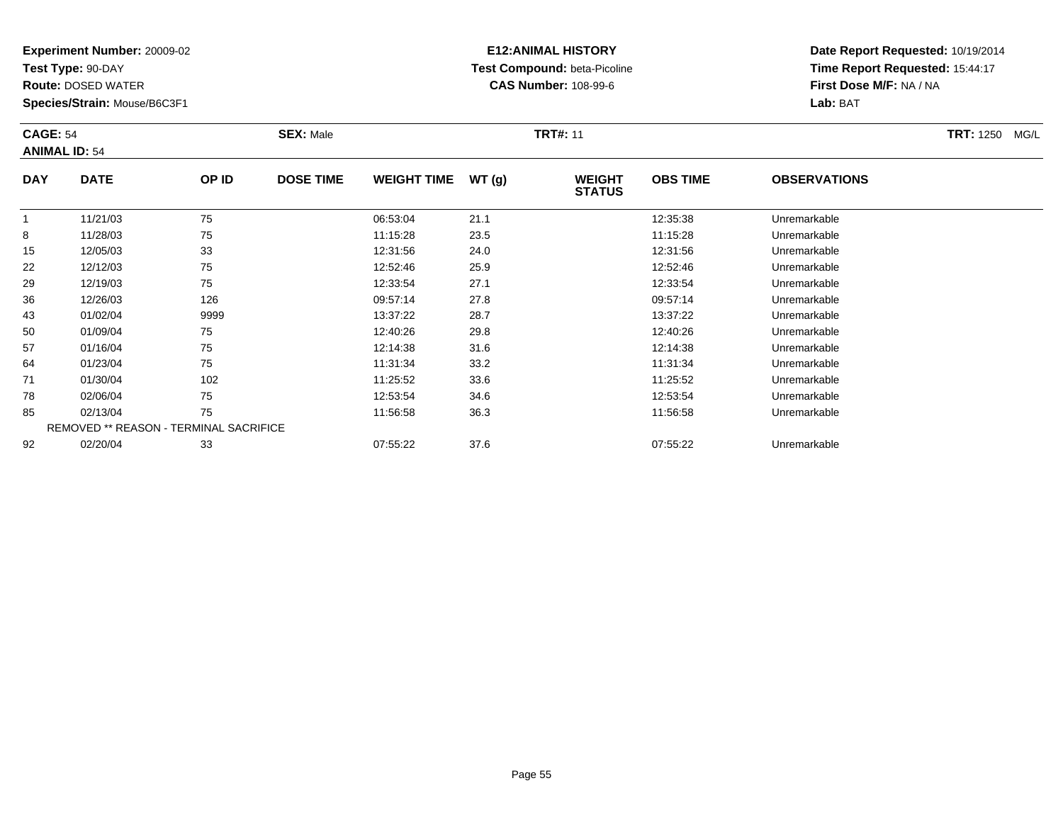**Experiment Number:** 20009-02
**Test Type:** 90-DAY
**Route:** DOSED WATER
**Species/Strain:** Mouse/B6C3F1

**E12:ANIMAL HISTORY**
**Test Compound:** beta-Picoline
**CAS Number:** 108-99-6

**Date Report Requested:** 10/19/2014
**Time Report Requested:** 15:44:17
**First Dose M/F:** NA / NA
**Lab:** BAT

**CAGE:** 54 **SEX:** Male **TRT#:** 11 **TRT:** 1250 MG/L
**ANIMAL ID:** 54

| DAY | DATE | OP ID | DOSE TIME | WEIGHT TIME | WT (g) | WEIGHT STATUS | OBS TIME | OBSERVATIONS |
|---|---|---|---|---|---|---|---|---|
| 1 | 11/21/03 | 75 | | 06:53:04 | 21.1 | | 12:35:38 | Unremarkable |
| 8 | 11/28/03 | 75 | | 11:15:28 | 23.5 | | 11:15:28 | Unremarkable |
| 15 | 12/05/03 | 33 | | 12:31:56 | 24.0 | | 12:31:56 | Unremarkable |
| 22 | 12/12/03 | 75 | | 12:52:46 | 25.9 | | 12:52:46 | Unremarkable |
| 29 | 12/19/03 | 75 | | 12:33:54 | 27.1 | | 12:33:54 | Unremarkable |
| 36 | 12/26/03 | 126 | | 09:57:14 | 27.8 | | 09:57:14 | Unremarkable |
| 43 | 01/02/04 | 9999 | | 13:37:22 | 28.7 | | 13:37:22 | Unremarkable |
| 50 | 01/09/04 | 75 | | 12:40:26 | 29.8 | | 12:40:26 | Unremarkable |
| 57 | 01/16/04 | 75 | | 12:14:38 | 31.6 | | 12:14:38 | Unremarkable |
| 64 | 01/23/04 | 75 | | 11:31:34 | 33.2 | | 11:31:34 | Unremarkable |
| 71 | 01/30/04 | 102 | | 11:25:52 | 33.6 | | 11:25:52 | Unremarkable |
| 78 | 02/06/04 | 75 | | 12:53:54 | 34.6 | | 12:53:54 | Unremarkable |
| 85 | 02/13/04 | 75 | | 11:56:58 | 36.3 | | 11:56:58 | Unremarkable |
| REMOVED ** REASON - TERMINAL SACRIFICE | | | | | | | | |
| 92 | 02/20/04 | 33 | | 07:55:22 | 37.6 | | 07:55:22 | Unremarkable |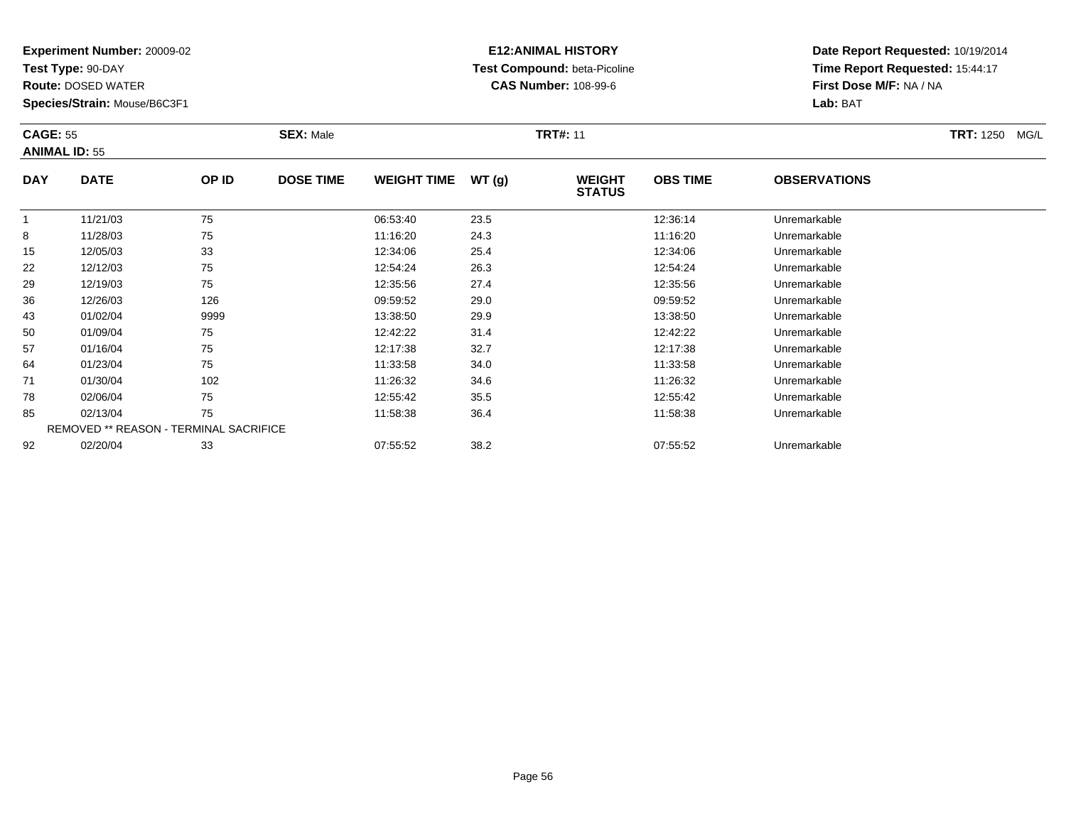**Experiment Number:** 20009-02
**Test Type:** 90-DAY
**Route:** DOSED WATER
**Species/Strain:** Mouse/B6C3F1

**E12:ANIMAL HISTORY**
**Test Compound:** beta-Picoline
**CAS Number:** 108-99-6

**Date Report Requested:** 10/19/2014
**Time Report Requested:** 15:44:17
**First Dose M/F:** NA / NA
**Lab:** BAT

**CAGE:** 55
**ANIMAL ID:** 55
**SEX:** Male
**TRT#:** 11
**TRT:** 1250 MG/L

| DAY | DATE | OP ID | DOSE TIME | WEIGHT TIME | WT (g) | WEIGHT STATUS | OBS TIME | OBSERVATIONS |
|---|---|---|---|---|---|---|---|---|
| 1 | 11/21/03 | 75 | | 06:53:40 | 23.5 | | 12:36:14 | Unremarkable |
| 8 | 11/28/03 | 75 | | 11:16:20 | 24.3 | | 11:16:20 | Unremarkable |
| 15 | 12/05/03 | 33 | | 12:34:06 | 25.4 | | 12:34:06 | Unremarkable |
| 22 | 12/12/03 | 75 | | 12:54:24 | 26.3 | | 12:54:24 | Unremarkable |
| 29 | 12/19/03 | 75 | | 12:35:56 | 27.4 | | 12:35:56 | Unremarkable |
| 36 | 12/26/03 | 126 | | 09:59:52 | 29.0 | | 09:59:52 | Unremarkable |
| 43 | 01/02/04 | 9999 | | 13:38:50 | 29.9 | | 13:38:50 | Unremarkable |
| 50 | 01/09/04 | 75 | | 12:42:22 | 31.4 | | 12:42:22 | Unremarkable |
| 57 | 01/16/04 | 75 | | 12:17:38 | 32.7 | | 12:17:38 | Unremarkable |
| 64 | 01/23/04 | 75 | | 11:33:58 | 34.0 | | 11:33:58 | Unremarkable |
| 71 | 01/30/04 | 102 | | 11:26:32 | 34.6 | | 11:26:32 | Unremarkable |
| 78 | 02/06/04 | 75 | | 12:55:42 | 35.5 | | 12:55:42 | Unremarkable |
| 85 | 02/13/04 | 75 | | 11:58:38 | 36.4 | | 11:58:38 | Unremarkable |
| REMOVED ** REASON - TERMINAL SACRIFICE | | | | | | | | |
| 92 | 02/20/04 | 33 | | 07:55:52 | 38.2 | | 07:55:52 | Unremarkable |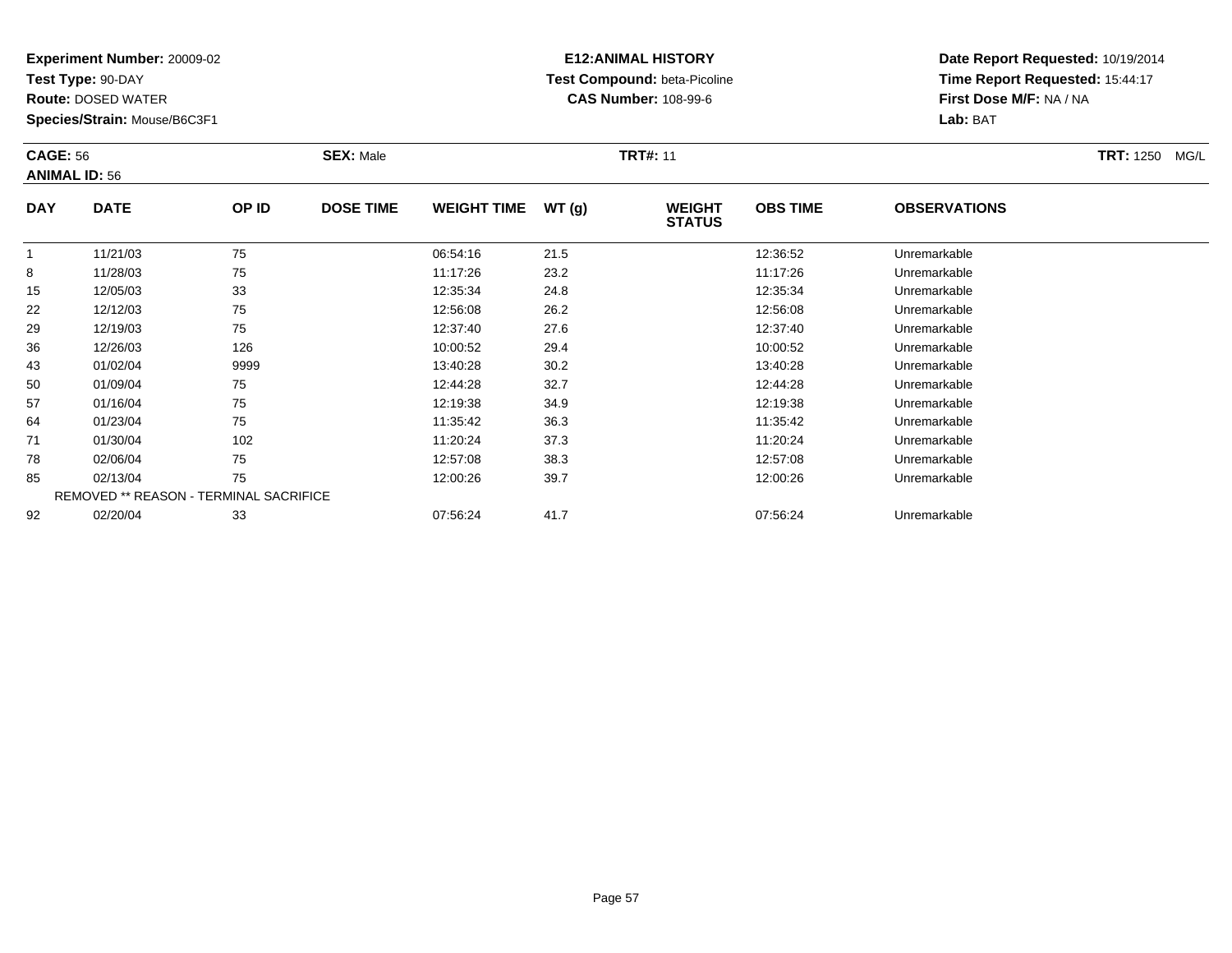**Experiment Number:** 20009-02
**Test Type:** 90-DAY
**Route:** DOSED WATER
**Species/Strain:** Mouse/B6C3F1

**E12:ANIMAL HISTORY**
**Test Compound:** beta-Picoline
**CAS Number:** 108-99-6

**Date Report Requested:** 10/19/2014
**Time Report Requested:** 15:44:17
**First Dose M/F:** NA / NA
**Lab:** BAT

**CAGE:** 56 **SEX:** Male **TRT#:** 11 **TRT:** 1250 MG/L
**ANIMAL ID:** 56

| DAY | DATE | OP ID | DOSE TIME | WEIGHT TIME | WT (g) | WEIGHT STATUS | OBS TIME | OBSERVATIONS |
|---|---|---|---|---|---|---|---|---|
| 1 | 11/21/03 | 75 | | 06:54:16 | 21.5 | | 12:36:52 | Unremarkable |
| 8 | 11/28/03 | 75 | | 11:17:26 | 23.2 | | 11:17:26 | Unremarkable |
| 15 | 12/05/03 | 33 | | 12:35:34 | 24.8 | | 12:35:34 | Unremarkable |
| 22 | 12/12/03 | 75 | | 12:56:08 | 26.2 | | 12:56:08 | Unremarkable |
| 29 | 12/19/03 | 75 | | 12:37:40 | 27.6 | | 12:37:40 | Unremarkable |
| 36 | 12/26/03 | 126 | | 10:00:52 | 29.4 | | 10:00:52 | Unremarkable |
| 43 | 01/02/04 | 9999 | | 13:40:28 | 30.2 | | 13:40:28 | Unremarkable |
| 50 | 01/09/04 | 75 | | 12:44:28 | 32.7 | | 12:44:28 | Unremarkable |
| 57 | 01/16/04 | 75 | | 12:19:38 | 34.9 | | 12:19:38 | Unremarkable |
| 64 | 01/23/04 | 75 | | 11:35:42 | 36.3 | | 11:35:42 | Unremarkable |
| 71 | 01/30/04 | 102 | | 11:20:24 | 37.3 | | 11:20:24 | Unremarkable |
| 78 | 02/06/04 | 75 | | 12:57:08 | 38.3 | | 12:57:08 | Unremarkable |
| 85 | 02/13/04 | 75 | | 12:00:26 | 39.7 | | 12:00:26 | Unremarkable |
| REMOVED ** REASON - TERMINAL SACRIFICE | | | | | | | | |
| 92 | 02/20/04 | 33 | | 07:56:24 | 41.7 | | 07:56:24 | Unremarkable |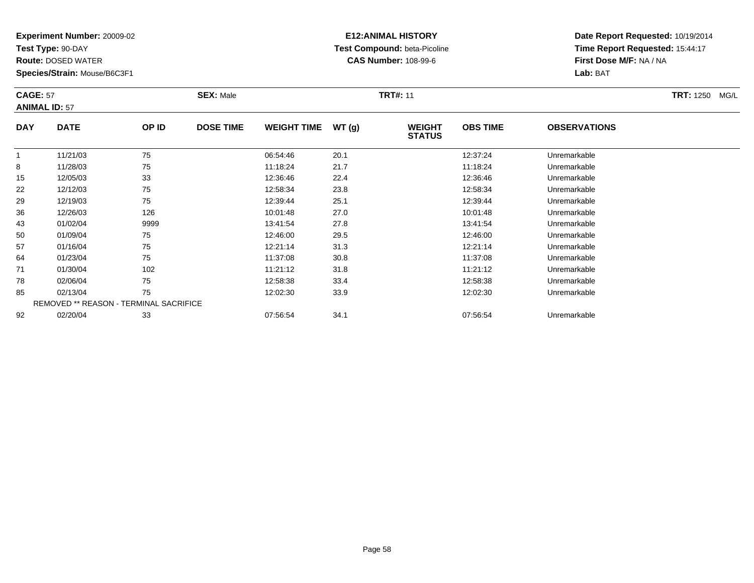**Experiment Number:** 20009-02
**Test Type:** 90-DAY
**Route:** DOSED WATER
**Species/Strain:** Mouse/B6C3F1

**E12:ANIMAL HISTORY**
**Test Compound:** beta-Picoline
**CAS Number:** 108-99-6

**Date Report Requested:** 10/19/2014
**Time Report Requested:** 15:44:17
**First Dose M/F:** NA / NA
**Lab:** BAT

**CAGE:** 57 **SEX:** Male **TRT#:** 11 **TRT:** 1250 MG/L
**ANIMAL ID:** 57

| DAY | DATE | OP ID | DOSE TIME | WEIGHT TIME | WT (g) | WEIGHT STATUS | OBS TIME | OBSERVATIONS |
|---|---|---|---|---|---|---|---|---|
| 1 | 11/21/03 | 75 | | 06:54:46 | 20.1 | | 12:37:24 | Unremarkable |
| 8 | 11/28/03 | 75 | | 11:18:24 | 21.7 | | 11:18:24 | Unremarkable |
| 15 | 12/05/03 | 33 | | 12:36:46 | 22.4 | | 12:36:46 | Unremarkable |
| 22 | 12/12/03 | 75 | | 12:58:34 | 23.8 | | 12:58:34 | Unremarkable |
| 29 | 12/19/03 | 75 | | 12:39:44 | 25.1 | | 12:39:44 | Unremarkable |
| 36 | 12/26/03 | 126 | | 10:01:48 | 27.0 | | 10:01:48 | Unremarkable |
| 43 | 01/02/04 | 9999 | | 13:41:54 | 27.8 | | 13:41:54 | Unremarkable |
| 50 | 01/09/04 | 75 | | 12:46:00 | 29.5 | | 12:46:00 | Unremarkable |
| 57 | 01/16/04 | 75 | | 12:21:14 | 31.3 | | 12:21:14 | Unremarkable |
| 64 | 01/23/04 | 75 | | 11:37:08 | 30.8 | | 11:37:08 | Unremarkable |
| 71 | 01/30/04 | 102 | | 11:21:12 | 31.8 | | 11:21:12 | Unremarkable |
| 78 | 02/06/04 | 75 | | 12:58:38 | 33.4 | | 12:58:38 | Unremarkable |
| 85 | 02/13/04 | 75 | | 12:02:30 | 33.9 | | 12:02:30 | Unremarkable |
| REMOVED ** REASON - TERMINAL SACRIFICE | | | | | | | | |
| 92 | 02/20/04 | 33 | | 07:56:54 | 34.1 | | 07:56:54 | Unremarkable |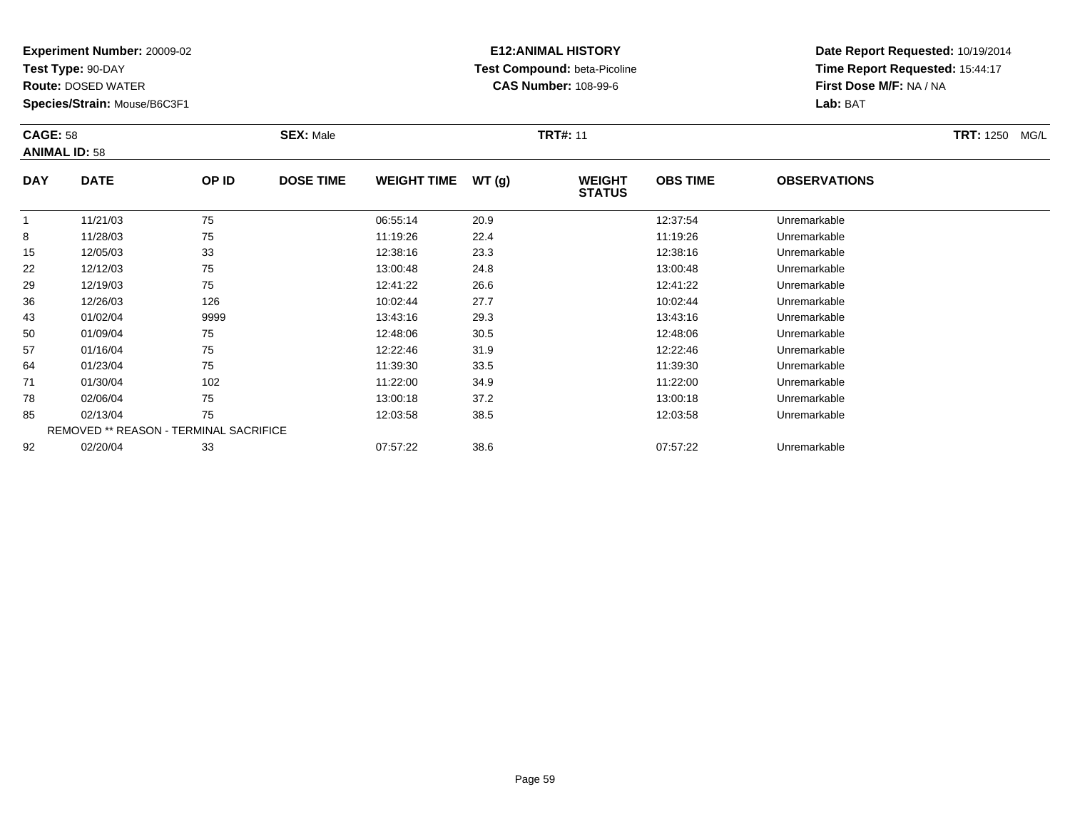**Experiment Number:** 20009-02
**Test Type:** 90-DAY
**Route:** DOSED WATER
**Species/Strain:** Mouse/B6C3F1

**E12:ANIMAL HISTORY**
**Test Compound:** beta-Picoline
**CAS Number:** 108-99-6

**Date Report Requested:** 10/19/2014
**Time Report Requested:** 15:44:17
**First Dose M/F:** NA / NA
**Lab:** BAT

**CAGE:** 58 **SEX:** Male **TRT#:** 11 **TRT:** 1250 MG/L
**ANIMAL ID:** 58

| DAY | DATE | OP ID | DOSE TIME | WEIGHT TIME | WT (g) | WEIGHT STATUS | OBS TIME | OBSERVATIONS |
|---|---|---|---|---|---|---|---|---|
| 1 | 11/21/03 | 75 | | 06:55:14 | 20.9 | | 12:37:54 | Unremarkable |
| 8 | 11/28/03 | 75 | | 11:19:26 | 22.4 | | 11:19:26 | Unremarkable |
| 15 | 12/05/03 | 33 | | 12:38:16 | 23.3 | | 12:38:16 | Unremarkable |
| 22 | 12/12/03 | 75 | | 13:00:48 | 24.8 | | 13:00:48 | Unremarkable |
| 29 | 12/19/03 | 75 | | 12:41:22 | 26.6 | | 12:41:22 | Unremarkable |
| 36 | 12/26/03 | 126 | | 10:02:44 | 27.7 | | 10:02:44 | Unremarkable |
| 43 | 01/02/04 | 9999 | | 13:43:16 | 29.3 | | 13:43:16 | Unremarkable |
| 50 | 01/09/04 | 75 | | 12:48:06 | 30.5 | | 12:48:06 | Unremarkable |
| 57 | 01/16/04 | 75 | | 12:22:46 | 31.9 | | 12:22:46 | Unremarkable |
| 64 | 01/23/04 | 75 | | 11:39:30 | 33.5 | | 11:39:30 | Unremarkable |
| 71 | 01/30/04 | 102 | | 11:22:00 | 34.9 | | 11:22:00 | Unremarkable |
| 78 | 02/06/04 | 75 | | 13:00:18 | 37.2 | | 13:00:18 | Unremarkable |
| 85 | 02/13/04 | 75 | | 12:03:58 | 38.5 | | 12:03:58 | Unremarkable |
| | REMOVED ** REASON - TERMINAL SACRIFICE | | | | | | | |
| 92 | 02/20/04 | 33 | | 07:57:22 | 38.6 | | 07:57:22 | Unremarkable |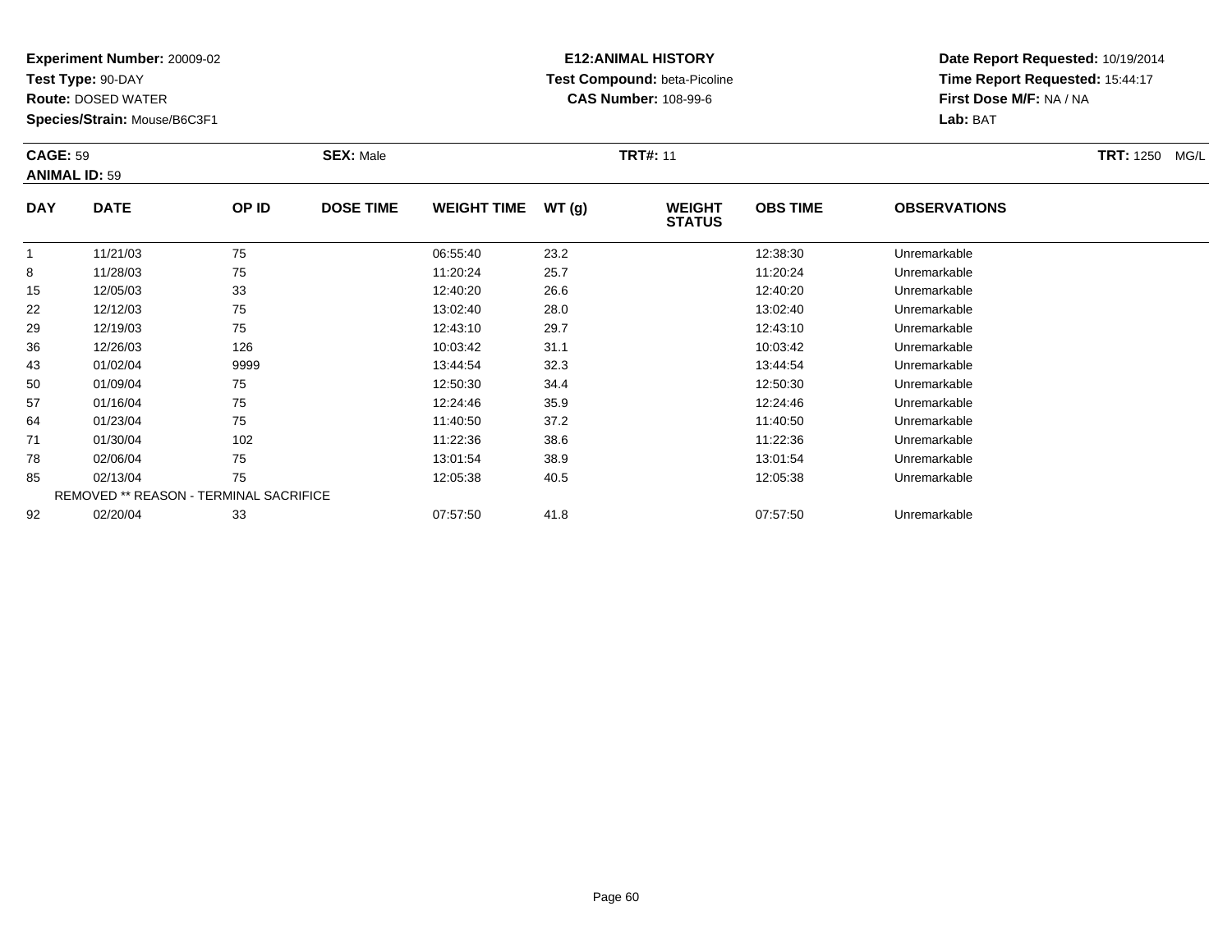**Experiment Number:** 20009-02
**Test Type:** 90-DAY
**Route:** DOSED WATER
**Species/Strain:** Mouse/B6C3F1

**E12:ANIMAL HISTORY**
**Test Compound:** beta-Picoline
**CAS Number:** 108-99-6

**Date Report Requested:** 10/19/2014
**Time Report Requested:** 15:44:17
**First Dose M/F:** NA / NA
**Lab:** BAT

**CAGE:** 59
**ANIMAL ID:** 59
**SEX:** Male
**TRT#:** 11
**TRT:** 1250 MG/L

| DAY | DATE | OP ID | DOSE TIME | WEIGHT TIME | WT (g) | WEIGHT STATUS | OBS TIME | OBSERVATIONS |
|---|---|---|---|---|---|---|---|---|
| 1 | 11/21/03 | 75 | | 06:55:40 | 23.2 | | 12:38:30 | Unremarkable |
| 8 | 11/28/03 | 75 | | 11:20:24 | 25.7 | | 11:20:24 | Unremarkable |
| 15 | 12/05/03 | 33 | | 12:40:20 | 26.6 | | 12:40:20 | Unremarkable |
| 22 | 12/12/03 | 75 | | 13:02:40 | 28.0 | | 13:02:40 | Unremarkable |
| 29 | 12/19/03 | 75 | | 12:43:10 | 29.7 | | 12:43:10 | Unremarkable |
| 36 | 12/26/03 | 126 | | 10:03:42 | 31.1 | | 10:03:42 | Unremarkable |
| 43 | 01/02/04 | 9999 | | 13:44:54 | 32.3 | | 13:44:54 | Unremarkable |
| 50 | 01/09/04 | 75 | | 12:50:30 | 34.4 | | 12:50:30 | Unremarkable |
| 57 | 01/16/04 | 75 | | 12:24:46 | 35.9 | | 12:24:46 | Unremarkable |
| 64 | 01/23/04 | 75 | | 11:40:50 | 37.2 | | 11:40:50 | Unremarkable |
| 71 | 01/30/04 | 102 | | 11:22:36 | 38.6 | | 11:22:36 | Unremarkable |
| 78 | 02/06/04 | 75 | | 13:01:54 | 38.9 | | 13:01:54 | Unremarkable |
| 85 | 02/13/04 | 75 | | 12:05:38 | 40.5 | | 12:05:38 | Unremarkable |
| | REMOVED ** REASON - TERMINAL SACRIFICE | | | | | | | |
| 92 | 02/20/04 | 33 | | 07:57:50 | 41.8 | | 07:57:50 | Unremarkable |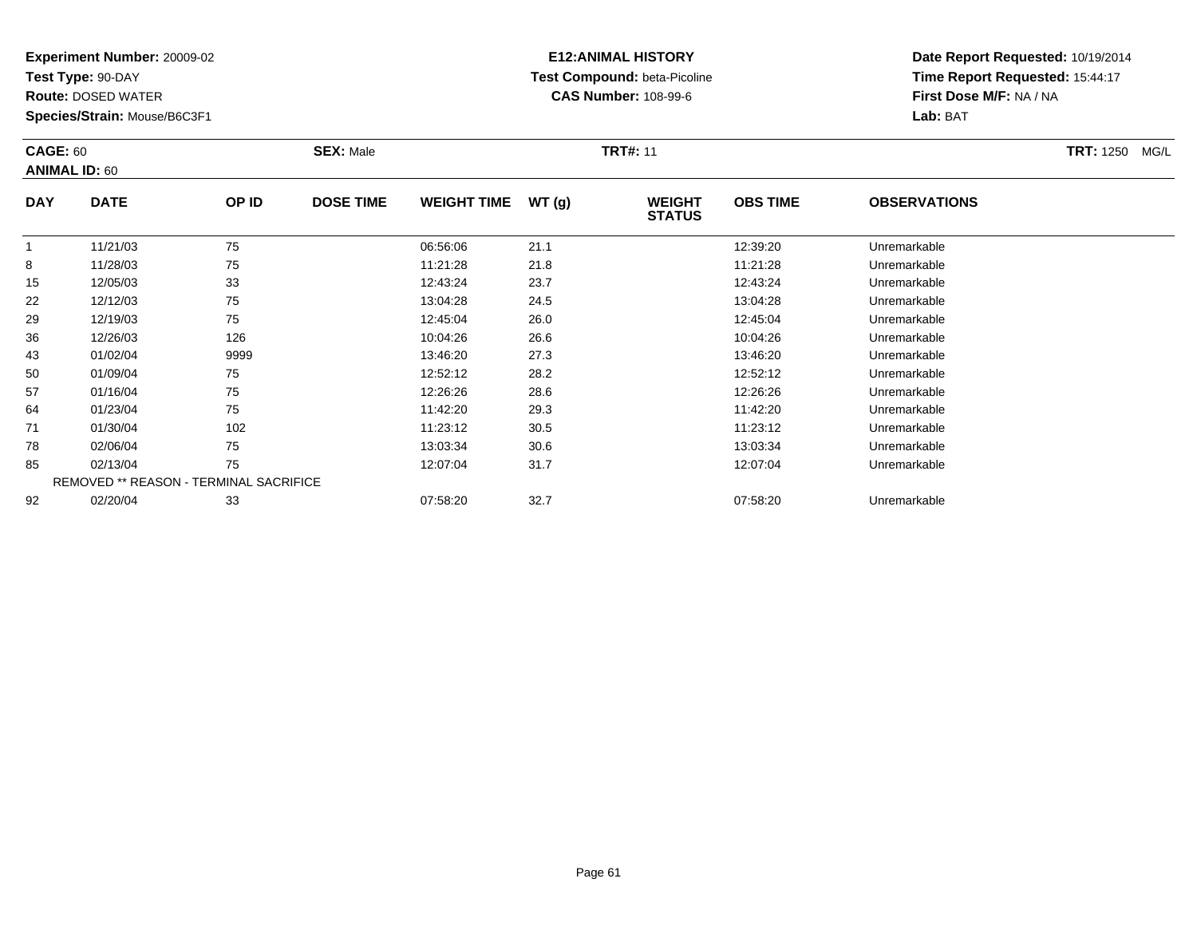**Experiment Number:** 20009-02
**Test Type:** 90-DAY
**Route:** DOSED WATER
**Species/Strain:** Mouse/B6C3F1

**E12:ANIMAL HISTORY**
**Test Compound:** beta-Picoline
**CAS Number:** 108-99-6

**Date Report Requested:** 10/19/2014
**Time Report Requested:** 15:44:17
**First Dose M/F:** NA / NA
**Lab:** BAT

**CAGE:** 60 **SEX:** Male **TRT#:** 11 **TRT:** 1250 MG/L
**ANIMAL ID:** 60

| DAY | DATE | OP ID | DOSE TIME | WEIGHT TIME | WT (g) | WEIGHT STATUS | OBS TIME | OBSERVATIONS |
|---|---|---|---|---|---|---|---|---|
| 1 | 11/21/03 | 75 | | 06:56:06 | 21.1 | | 12:39:20 | Unremarkable |
| 8 | 11/28/03 | 75 | | 11:21:28 | 21.8 | | 11:21:28 | Unremarkable |
| 15 | 12/05/03 | 33 | | 12:43:24 | 23.7 | | 12:43:24 | Unremarkable |
| 22 | 12/12/03 | 75 | | 13:04:28 | 24.5 | | 13:04:28 | Unremarkable |
| 29 | 12/19/03 | 75 | | 12:45:04 | 26.0 | | 12:45:04 | Unremarkable |
| 36 | 12/26/03 | 126 | | 10:04:26 | 26.6 | | 10:04:26 | Unremarkable |
| 43 | 01/02/04 | 9999 | | 13:46:20 | 27.3 | | 13:46:20 | Unremarkable |
| 50 | 01/09/04 | 75 | | 12:52:12 | 28.2 | | 12:52:12 | Unremarkable |
| 57 | 01/16/04 | 75 | | 12:26:26 | 28.6 | | 12:26:26 | Unremarkable |
| 64 | 01/23/04 | 75 | | 11:42:20 | 29.3 | | 11:42:20 | Unremarkable |
| 71 | 01/30/04 | 102 | | 11:23:12 | 30.5 | | 11:23:12 | Unremarkable |
| 78 | 02/06/04 | 75 | | 13:03:34 | 30.6 | | 13:03:34 | Unremarkable |
| 85 | 02/13/04 | 75 | | 12:07:04 | 31.7 | | 12:07:04 | Unremarkable |
| REMOVED ** REASON - TERMINAL SACRIFICE | | | | | | | | |
| 92 | 02/20/04 | 33 | | 07:58:20 | 32.7 | | 07:58:20 | Unremarkable |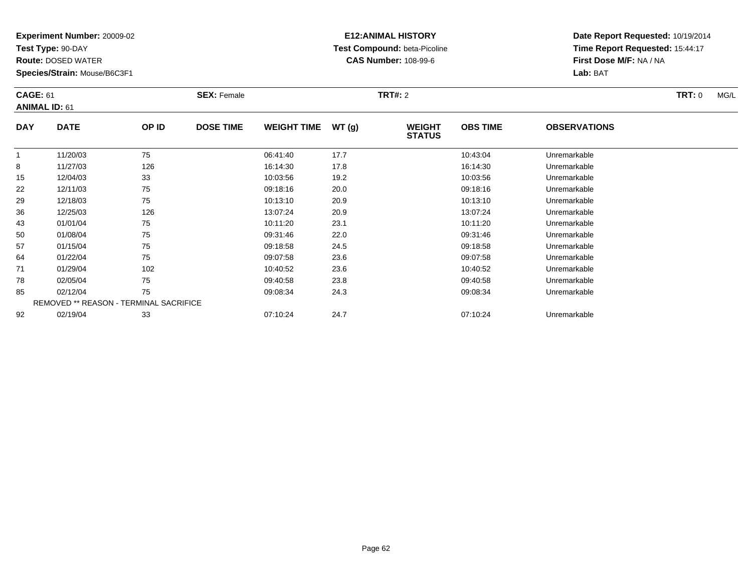**Experiment Number:** 20009-02
**Test Type:** 90-DAY
**Route:** DOSED WATER
**Species/Strain:** Mouse/B6C3F1

**E12:ANIMAL HISTORY**
**Test Compound:** beta-Picoline
**CAS Number:** 108-99-6

**Date Report Requested:** 10/19/2014
**Time Report Requested:** 15:44:17
**First Dose M/F:** NA / NA
**Lab:** BAT

**CAGE:** 61 **SEX:** Female **TRT#:** 2 **TRT:** 0 MG/L
**ANIMAL ID:** 61

| DAY | DATE | OP ID | DOSE TIME | WEIGHT TIME | WT (g) | WEIGHT STATUS | OBS TIME | OBSERVATIONS |
|---|---|---|---|---|---|---|---|---|
| 1 | 11/20/03 | 75 | | 06:41:40 | 17.7 | | 10:43:04 | Unremarkable |
| 8 | 11/27/03 | 126 | | 16:14:30 | 17.8 | | 16:14:30 | Unremarkable |
| 15 | 12/04/03 | 33 | | 10:03:56 | 19.2 | | 10:03:56 | Unremarkable |
| 22 | 12/11/03 | 75 | | 09:18:16 | 20.0 | | 09:18:16 | Unremarkable |
| 29 | 12/18/03 | 75 | | 10:13:10 | 20.9 | | 10:13:10 | Unremarkable |
| 36 | 12/25/03 | 126 | | 13:07:24 | 20.9 | | 13:07:24 | Unremarkable |
| 43 | 01/01/04 | 75 | | 10:11:20 | 23.1 | | 10:11:20 | Unremarkable |
| 50 | 01/08/04 | 75 | | 09:31:46 | 22.0 | | 09:31:46 | Unremarkable |
| 57 | 01/15/04 | 75 | | 09:18:58 | 24.5 | | 09:18:58 | Unremarkable |
| 64 | 01/22/04 | 75 | | 09:07:58 | 23.6 | | 09:07:58 | Unremarkable |
| 71 | 01/29/04 | 102 | | 10:40:52 | 23.6 | | 10:40:52 | Unremarkable |
| 78 | 02/05/04 | 75 | | 09:40:58 | 23.8 | | 09:40:58 | Unremarkable |
| 85 | 02/12/04 | 75 | | 09:08:34 | 24.3 | | 09:08:34 | Unremarkable |
| REMOVED ** REASON - TERMINAL SACRIFICE | | | | | | | | |
| 92 | 02/19/04 | 33 | | 07:10:24 | 24.7 | | 07:10:24 | Unremarkable |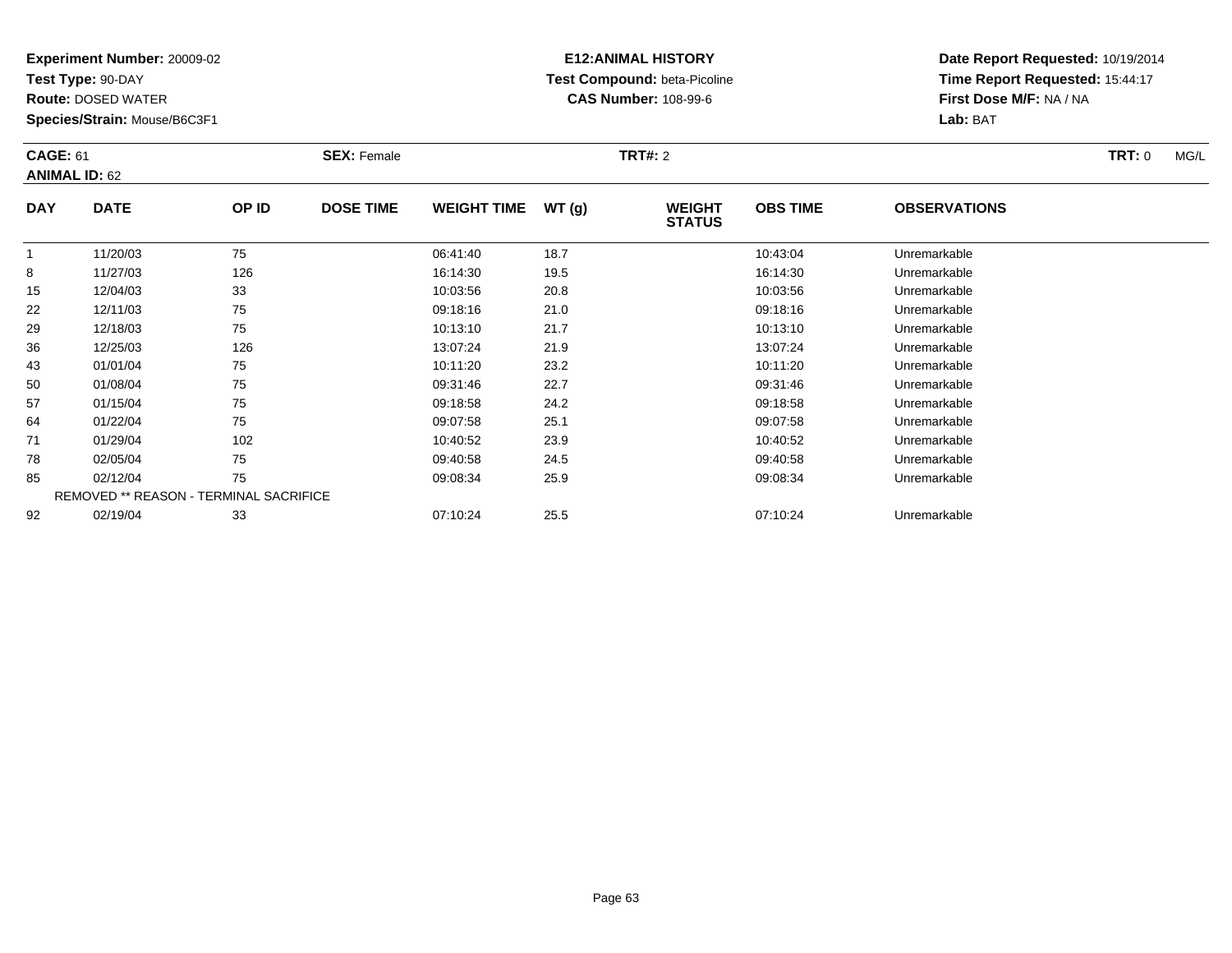**Experiment Number:** 20009-02
**Test Type:** 90-DAY
**Route:** DOSED WATER
**Species/Strain:** Mouse/B6C3F1

**E12:ANIMAL HISTORY**
**Test Compound:** beta-Picoline
**CAS Number:** 108-99-6

**Date Report Requested:** 10/19/2014
**Time Report Requested:** 15:44:17
**First Dose M/F:** NA / NA
**Lab:** BAT

**CAGE:** 61 **SEX:** Female **TRT#:** 2 **TRT:** 0 MG/L
**ANIMAL ID:** 62

| DAY | DATE | OP ID | DOSE TIME | WEIGHT TIME | WT (g) | WEIGHT STATUS | OBS TIME | OBSERVATIONS |
|---|---|---|---|---|---|---|---|---|
| 1 | 11/20/03 | 75 | | 06:41:40 | 18.7 | | 10:43:04 | Unremarkable |
| 8 | 11/27/03 | 126 | | 16:14:30 | 19.5 | | 16:14:30 | Unremarkable |
| 15 | 12/04/03 | 33 | | 10:03:56 | 20.8 | | 10:03:56 | Unremarkable |
| 22 | 12/11/03 | 75 | | 09:18:16 | 21.0 | | 09:18:16 | Unremarkable |
| 29 | 12/18/03 | 75 | | 10:13:10 | 21.7 | | 10:13:10 | Unremarkable |
| 36 | 12/25/03 | 126 | | 13:07:24 | 21.9 | | 13:07:24 | Unremarkable |
| 43 | 01/01/04 | 75 | | 10:11:20 | 23.2 | | 10:11:20 | Unremarkable |
| 50 | 01/08/04 | 75 | | 09:31:46 | 22.7 | | 09:31:46 | Unremarkable |
| 57 | 01/15/04 | 75 | | 09:18:58 | 24.2 | | 09:18:58 | Unremarkable |
| 64 | 01/22/04 | 75 | | 09:07:58 | 25.1 | | 09:07:58 | Unremarkable |
| 71 | 01/29/04 | 102 | | 10:40:52 | 23.9 | | 10:40:52 | Unremarkable |
| 78 | 02/05/04 | 75 | | 09:40:58 | 24.5 | | 09:40:58 | Unremarkable |
| 85 | 02/12/04 | 75 | | 09:08:34 | 25.9 | | 09:08:34 | Unremarkable |
| REMOVED ** REASON - TERMINAL SACRIFICE | | | | | | | | |
| 92 | 02/19/04 | 33 | | 07:10:24 | 25.5 | | 07:10:24 | Unremarkable |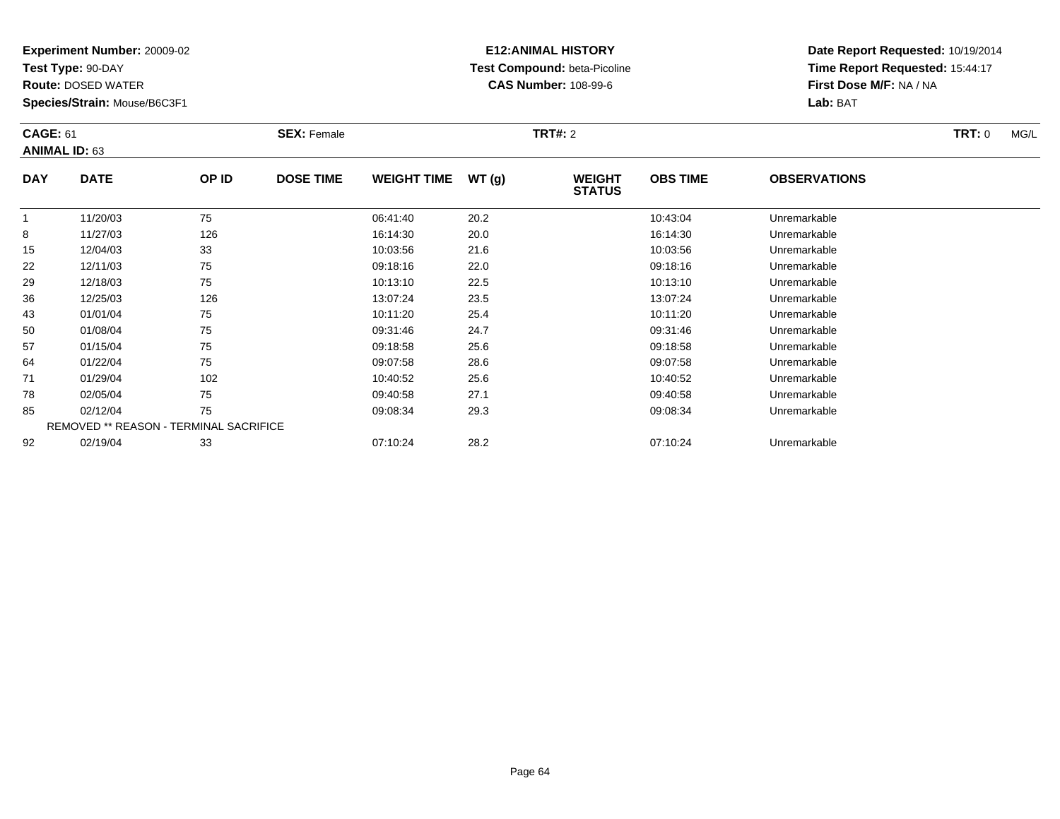**Experiment Number:** 20009-02
**Test Type:** 90-DAY
**Route:** DOSED WATER
**Species/Strain:** Mouse/B6C3F1

**E12:ANIMAL HISTORY**
**Test Compound:** beta-Picoline
**CAS Number:** 108-99-6

**Date Report Requested:** 10/19/2014
**Time Report Requested:** 15:44:17
**First Dose M/F:** NA / NA
**Lab:** BAT

**CAGE:** 61 **SEX:** Female **TRT#:** 2 **TRT:** 0 MG/L
**ANIMAL ID:** 63

| DAY | DATE | OP ID | DOSE TIME | WEIGHT TIME | WT (g) | WEIGHT STATUS | OBS TIME | OBSERVATIONS |
|---|---|---|---|---|---|---|---|---|
| 1 | 11/20/03 | 75 | | 06:41:40 | 20.2 | | 10:43:04 | Unremarkable |
| 8 | 11/27/03 | 126 | | 16:14:30 | 20.0 | | 16:14:30 | Unremarkable |
| 15 | 12/04/03 | 33 | | 10:03:56 | 21.6 | | 10:03:56 | Unremarkable |
| 22 | 12/11/03 | 75 | | 09:18:16 | 22.0 | | 09:18:16 | Unremarkable |
| 29 | 12/18/03 | 75 | | 10:13:10 | 22.5 | | 10:13:10 | Unremarkable |
| 36 | 12/25/03 | 126 | | 13:07:24 | 23.5 | | 13:07:24 | Unremarkable |
| 43 | 01/01/04 | 75 | | 10:11:20 | 25.4 | | 10:11:20 | Unremarkable |
| 50 | 01/08/04 | 75 | | 09:31:46 | 24.7 | | 09:31:46 | Unremarkable |
| 57 | 01/15/04 | 75 | | 09:18:58 | 25.6 | | 09:18:58 | Unremarkable |
| 64 | 01/22/04 | 75 | | 09:07:58 | 28.6 | | 09:07:58 | Unremarkable |
| 71 | 01/29/04 | 102 | | 10:40:52 | 25.6 | | 10:40:52 | Unremarkable |
| 78 | 02/05/04 | 75 | | 09:40:58 | 27.1 | | 09:40:58 | Unremarkable |
| 85 | 02/12/04 | 75 | | 09:08:34 | 29.3 | | 09:08:34 | Unremarkable |
| REMOVED ** REASON - TERMINAL SACRIFICE | | | | | | | | |
| 92 | 02/19/04 | 33 | | 07:10:24 | 28.2 | | 07:10:24 | Unremarkable |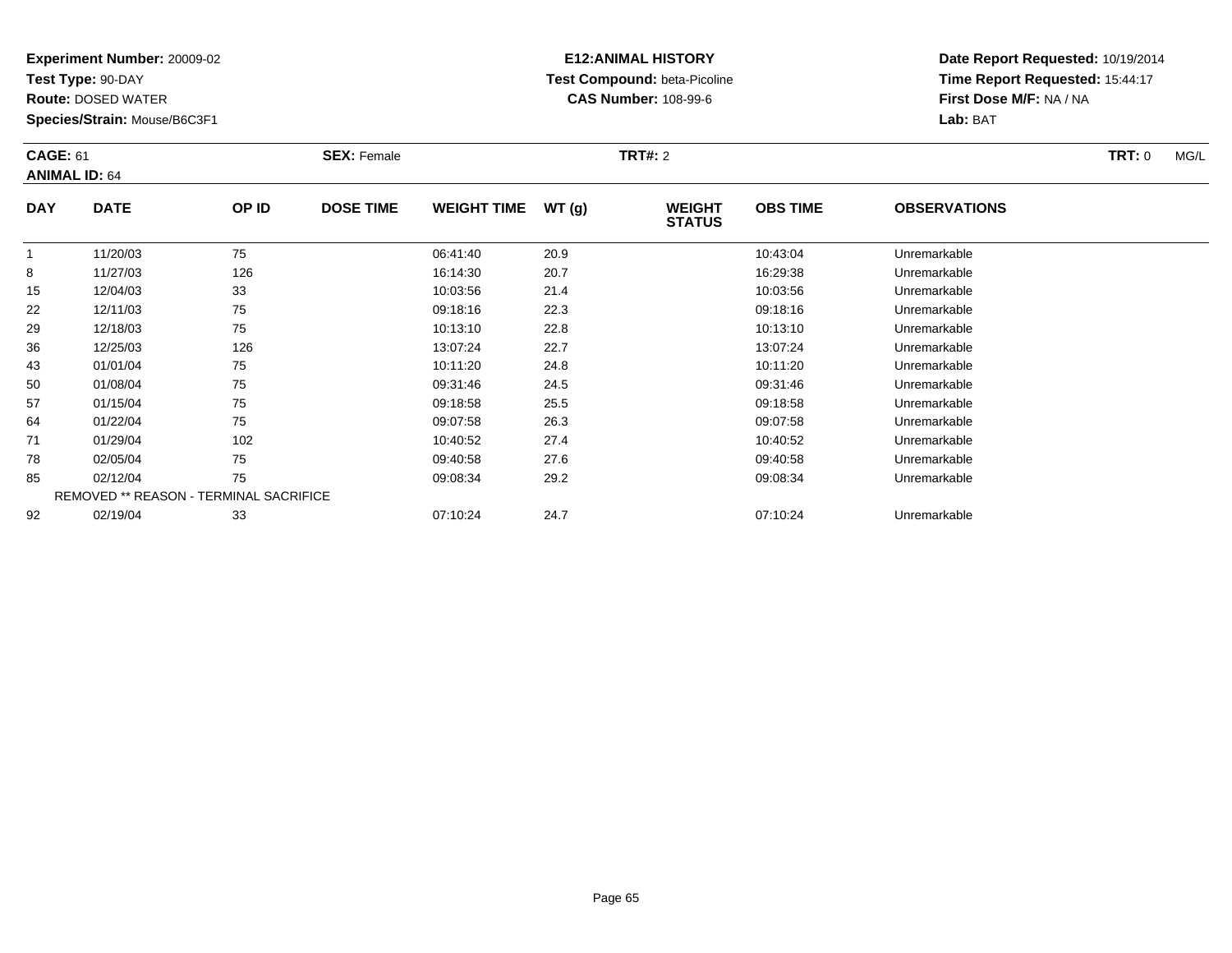**Experiment Number:** 20009-02
**Test Type:** 90-DAY
**Route:** DOSED WATER
**Species/Strain:** Mouse/B6C3F1

**E12:ANIMAL HISTORY**
**Test Compound:** beta-Picoline
**CAS Number:** 108-99-6

**Date Report Requested:** 10/19/2014
**Time Report Requested:** 15:44:17
**First Dose M/F:** NA / NA
**Lab:** BAT

**CAGE:** 61 **SEX:** Female **TRT#:** 2 **TRT:** 0 MG/L
**ANIMAL ID:** 64

| DAY | DATE | OP ID | DOSE TIME | WEIGHT TIME | WT (g) | WEIGHT STATUS | OBS TIME | OBSERVATIONS |
|---|---|---|---|---|---|---|---|---|
| 1 | 11/20/03 | 75 | | 06:41:40 | 20.9 | | 10:43:04 | Unremarkable |
| 8 | 11/27/03 | 126 | | 16:14:30 | 20.7 | | 16:29:38 | Unremarkable |
| 15 | 12/04/03 | 33 | | 10:03:56 | 21.4 | | 10:03:56 | Unremarkable |
| 22 | 12/11/03 | 75 | | 09:18:16 | 22.3 | | 09:18:16 | Unremarkable |
| 29 | 12/18/03 | 75 | | 10:13:10 | 22.8 | | 10:13:10 | Unremarkable |
| 36 | 12/25/03 | 126 | | 13:07:24 | 22.7 | | 13:07:24 | Unremarkable |
| 43 | 01/01/04 | 75 | | 10:11:20 | 24.8 | | 10:11:20 | Unremarkable |
| 50 | 01/08/04 | 75 | | 09:31:46 | 24.5 | | 09:31:46 | Unremarkable |
| 57 | 01/15/04 | 75 | | 09:18:58 | 25.5 | | 09:18:58 | Unremarkable |
| 64 | 01/22/04 | 75 | | 09:07:58 | 26.3 | | 09:07:58 | Unremarkable |
| 71 | 01/29/04 | 102 | | 10:40:52 | 27.4 | | 10:40:52 | Unremarkable |
| 78 | 02/05/04 | 75 | | 09:40:58 | 27.6 | | 09:40:58 | Unremarkable |
| 85 | 02/12/04 | 75 | | 09:08:34 | 29.2 | | 09:08:34 | Unremarkable |
| REMOVED ** REASON - TERMINAL SACRIFICE | | | | | | | | |
| 92 | 02/19/04 | 33 | | 07:10:24 | 24.7 | | 07:10:24 | Unremarkable |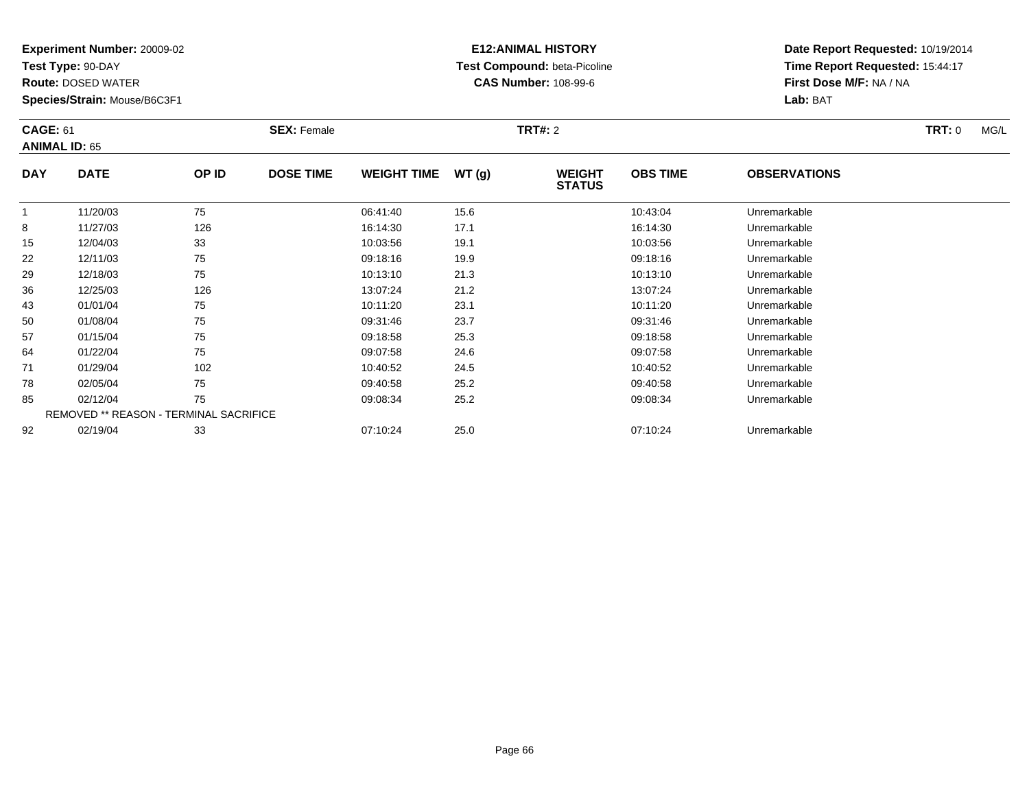**Experiment Number:** 20009-02
**Test Type:** 90-DAY
**Route:** DOSED WATER
**Species/Strain:** Mouse/B6C3F1

**E12:ANIMAL HISTORY**
**Test Compound:** beta-Picoline
**CAS Number:** 108-99-6

**Date Report Requested:** 10/19/2014
**Time Report Requested:** 15:44:17
**First Dose M/F:** NA / NA
**Lab:** BAT

**CAGE:** 61 **SEX:** Female **TRT#:** 2 **TRT:** 0 MG/L
**ANIMAL ID:** 65

| DAY | DATE | OP ID | DOSE TIME | WEIGHT TIME | WT (g) | WEIGHT STATUS | OBS TIME | OBSERVATIONS |
|---|---|---|---|---|---|---|---|---|
| 1 | 11/20/03 | 75 | | 06:41:40 | 15.6 | | 10:43:04 | Unremarkable |
| 8 | 11/27/03 | 126 | | 16:14:30 | 17.1 | | 16:14:30 | Unremarkable |
| 15 | 12/04/03 | 33 | | 10:03:56 | 19.1 | | 10:03:56 | Unremarkable |
| 22 | 12/11/03 | 75 | | 09:18:16 | 19.9 | | 09:18:16 | Unremarkable |
| 29 | 12/18/03 | 75 | | 10:13:10 | 21.3 | | 10:13:10 | Unremarkable |
| 36 | 12/25/03 | 126 | | 13:07:24 | 21.2 | | 13:07:24 | Unremarkable |
| 43 | 01/01/04 | 75 | | 10:11:20 | 23.1 | | 10:11:20 | Unremarkable |
| 50 | 01/08/04 | 75 | | 09:31:46 | 23.7 | | 09:31:46 | Unremarkable |
| 57 | 01/15/04 | 75 | | 09:18:58 | 25.3 | | 09:18:58 | Unremarkable |
| 64 | 01/22/04 | 75 | | 09:07:58 | 24.6 | | 09:07:58 | Unremarkable |
| 71 | 01/29/04 | 102 | | 10:40:52 | 24.5 | | 10:40:52 | Unremarkable |
| 78 | 02/05/04 | 75 | | 09:40:58 | 25.2 | | 09:40:58 | Unremarkable |
| 85 | 02/12/04 | 75 | | 09:08:34 | 25.2 | | 09:08:34 | Unremarkable |
| REMOVED ** REASON - TERMINAL SACRIFICE | | | | | | | | |
| 92 | 02/19/04 | 33 | | 07:10:24 | 25.0 | | 07:10:24 | Unremarkable |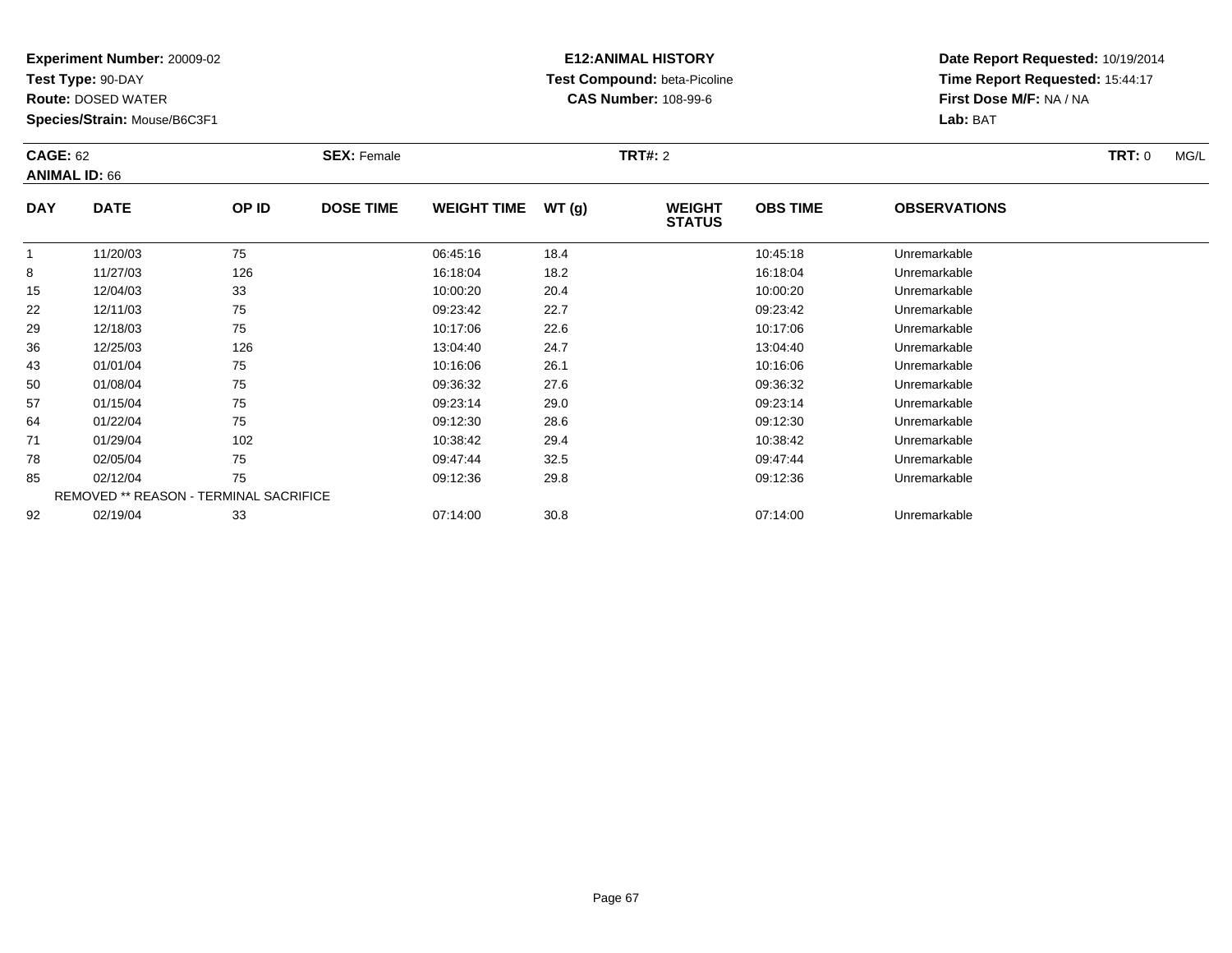**Experiment Number:** 20009-02
**Test Type:** 90-DAY
**Route:** DOSED WATER
**Species/Strain:** Mouse/B6C3F1

**E12:ANIMAL HISTORY**
**Test Compound:** beta-Picoline
**CAS Number:** 108-99-6

**Date Report Requested:** 10/19/2014
**Time Report Requested:** 15:44:17
**First Dose M/F:** NA / NA
**Lab:** BAT

**CAGE:** 62 **SEX:** Female **TRT#:** 2 **TRT:** 0 MG/L
**ANIMAL ID:** 66

| DAY | DATE | OP ID | DOSE TIME | WEIGHT TIME | WT (g) | WEIGHT STATUS | OBS TIME | OBSERVATIONS |
|---|---|---|---|---|---|---|---|---|
| 1 | 11/20/03 | 75 | | 06:45:16 | 18.4 | | 10:45:18 | Unremarkable |
| 8 | 11/27/03 | 126 | | 16:18:04 | 18.2 | | 16:18:04 | Unremarkable |
| 15 | 12/04/03 | 33 | | 10:00:20 | 20.4 | | 10:00:20 | Unremarkable |
| 22 | 12/11/03 | 75 | | 09:23:42 | 22.7 | | 09:23:42 | Unremarkable |
| 29 | 12/18/03 | 75 | | 10:17:06 | 22.6 | | 10:17:06 | Unremarkable |
| 36 | 12/25/03 | 126 | | 13:04:40 | 24.7 | | 13:04:40 | Unremarkable |
| 43 | 01/01/04 | 75 | | 10:16:06 | 26.1 | | 10:16:06 | Unremarkable |
| 50 | 01/08/04 | 75 | | 09:36:32 | 27.6 | | 09:36:32 | Unremarkable |
| 57 | 01/15/04 | 75 | | 09:23:14 | 29.0 | | 09:23:14 | Unremarkable |
| 64 | 01/22/04 | 75 | | 09:12:30 | 28.6 | | 09:12:30 | Unremarkable |
| 71 | 01/29/04 | 102 | | 10:38:42 | 29.4 | | 10:38:42 | Unremarkable |
| 78 | 02/05/04 | 75 | | 09:47:44 | 32.5 | | 09:47:44 | Unremarkable |
| 85 | 02/12/04 | 75 | | 09:12:36 | 29.8 | | 09:12:36 | Unremarkable |
| REMOVED ** REASON - TERMINAL SACRIFICE | | | | | | | | |
| 92 | 02/19/04 | 33 | | 07:14:00 | 30.8 | | 07:14:00 | Unremarkable |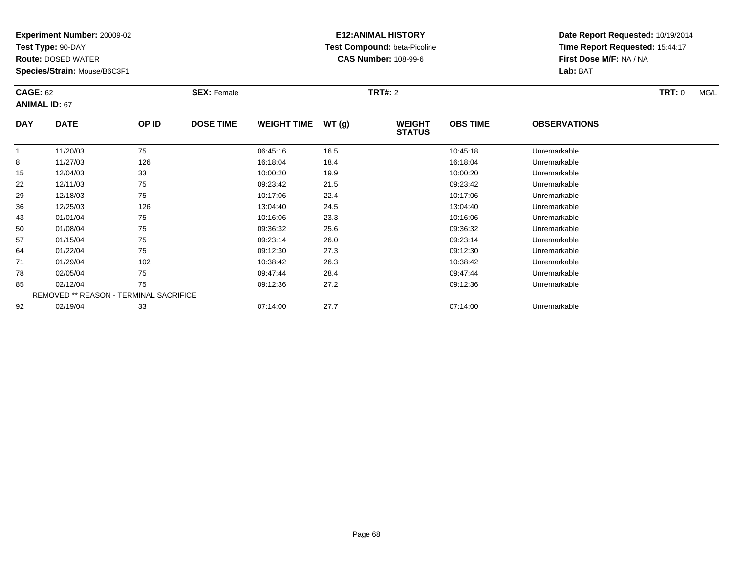**Experiment Number:** 20009-02
**Test Type:** 90-DAY
**Route:** DOSED WATER
**Species/Strain:** Mouse/B6C3F1

**E12:ANIMAL HISTORY**
**Test Compound:** beta-Picoline
**CAS Number:** 108-99-6

**Date Report Requested:** 10/19/2014
**Time Report Requested:** 15:44:17
**First Dose M/F:** NA / NA
**Lab:** BAT

**CAGE:** 62 **SEX:** Female **TRT#:** 2 **TRT:** 0 MG/L
**ANIMAL ID:** 67

| DAY | DATE | OP ID | DOSE TIME | WEIGHT TIME | WT (g) | WEIGHT STATUS | OBS TIME | OBSERVATIONS |
|---|---|---|---|---|---|---|---|---|
| 1 | 11/20/03 | 75 | | 06:45:16 | 16.5 | | 10:45:18 | Unremarkable |
| 8 | 11/27/03 | 126 | | 16:18:04 | 18.4 | | 16:18:04 | Unremarkable |
| 15 | 12/04/03 | 33 | | 10:00:20 | 19.9 | | 10:00:20 | Unremarkable |
| 22 | 12/11/03 | 75 | | 09:23:42 | 21.5 | | 09:23:42 | Unremarkable |
| 29 | 12/18/03 | 75 | | 10:17:06 | 22.4 | | 10:17:06 | Unremarkable |
| 36 | 12/25/03 | 126 | | 13:04:40 | 24.5 | | 13:04:40 | Unremarkable |
| 43 | 01/01/04 | 75 | | 10:16:06 | 23.3 | | 10:16:06 | Unremarkable |
| 50 | 01/08/04 | 75 | | 09:36:32 | 25.6 | | 09:36:32 | Unremarkable |
| 57 | 01/15/04 | 75 | | 09:23:14 | 26.0 | | 09:23:14 | Unremarkable |
| 64 | 01/22/04 | 75 | | 09:12:30 | 27.3 | | 09:12:30 | Unremarkable |
| 71 | 01/29/04 | 102 | | 10:38:42 | 26.3 | | 10:38:42 | Unremarkable |
| 78 | 02/05/04 | 75 | | 09:47:44 | 28.4 | | 09:47:44 | Unremarkable |
| 85 | 02/12/04 | 75 | | 09:12:36 | 27.2 | | 09:12:36 | Unremarkable |
| REMOVED ** REASON - TERMINAL SACRIFICE | | | | | | | | |
| 92 | 02/19/04 | 33 | | 07:14:00 | 27.7 | | 07:14:00 | Unremarkable |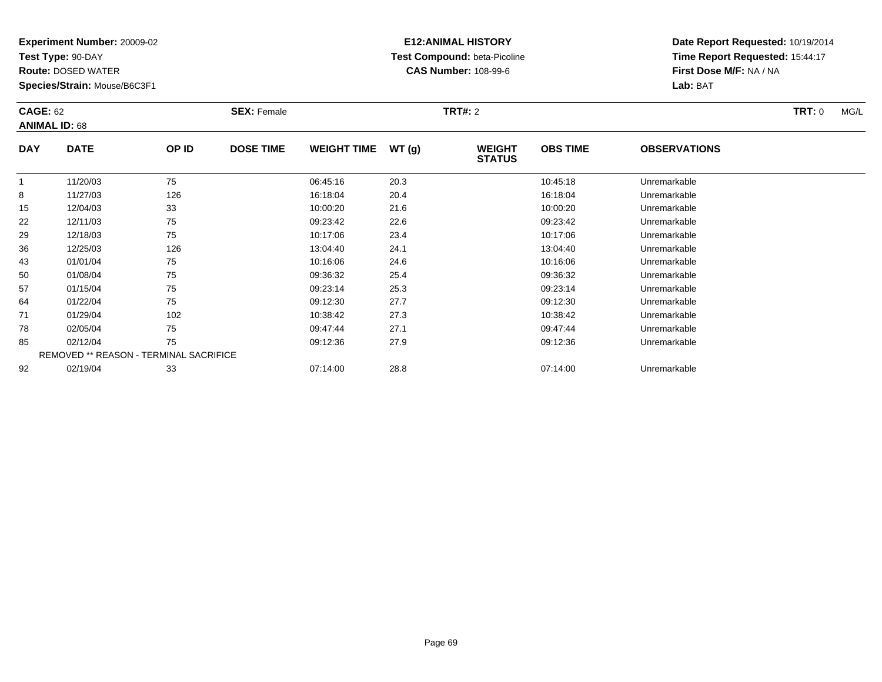**Experiment Number:** 20009-02
**Test Type:** 90-DAY
**Route:** DOSED WATER
**Species/Strain:** Mouse/B6C3F1

**E12:ANIMAL HISTORY**
**Test Compound:** beta-Picoline
**CAS Number:** 108-99-6

**Date Report Requested:** 10/19/2014
**Time Report Requested:** 15:44:17
**First Dose M/F:** NA / NA
**Lab:** BAT

**CAGE:** 62 **SEX:** Female **TRT#:** 2 **TRT:** 0 MG/L
**ANIMAL ID:** 68

| DAY | DATE | OP ID | DOSE TIME | WEIGHT TIME | WT (g) | WEIGHT STATUS | OBS TIME | OBSERVATIONS |
|---|---|---|---|---|---|---|---|---|
| 1 | 11/20/03 | 75 | | 06:45:16 | 20.3 | | 10:45:18 | Unremarkable |
| 8 | 11/27/03 | 126 | | 16:18:04 | 20.4 | | 16:18:04 | Unremarkable |
| 15 | 12/04/03 | 33 | | 10:00:20 | 21.6 | | 10:00:20 | Unremarkable |
| 22 | 12/11/03 | 75 | | 09:23:42 | 22.6 | | 09:23:42 | Unremarkable |
| 29 | 12/18/03 | 75 | | 10:17:06 | 23.4 | | 10:17:06 | Unremarkable |
| 36 | 12/25/03 | 126 | | 13:04:40 | 24.1 | | 13:04:40 | Unremarkable |
| 43 | 01/01/04 | 75 | | 10:16:06 | 24.6 | | 10:16:06 | Unremarkable |
| 50 | 01/08/04 | 75 | | 09:36:32 | 25.4 | | 09:36:32 | Unremarkable |
| 57 | 01/15/04 | 75 | | 09:23:14 | 25.3 | | 09:23:14 | Unremarkable |
| 64 | 01/22/04 | 75 | | 09:12:30 | 27.7 | | 09:12:30 | Unremarkable |
| 71 | 01/29/04 | 102 | | 10:38:42 | 27.3 | | 10:38:42 | Unremarkable |
| 78 | 02/05/04 | 75 | | 09:47:44 | 27.1 | | 09:47:44 | Unremarkable |
| 85 | 02/12/04 | 75 | | 09:12:36 | 27.9 | | 09:12:36 | Unremarkable |
| REMOVED ** REASON - TERMINAL SACRIFICE | | | | | | | | |
| 92 | 02/19/04 | 33 | | 07:14:00 | 28.8 | | 07:14:00 | Unremarkable |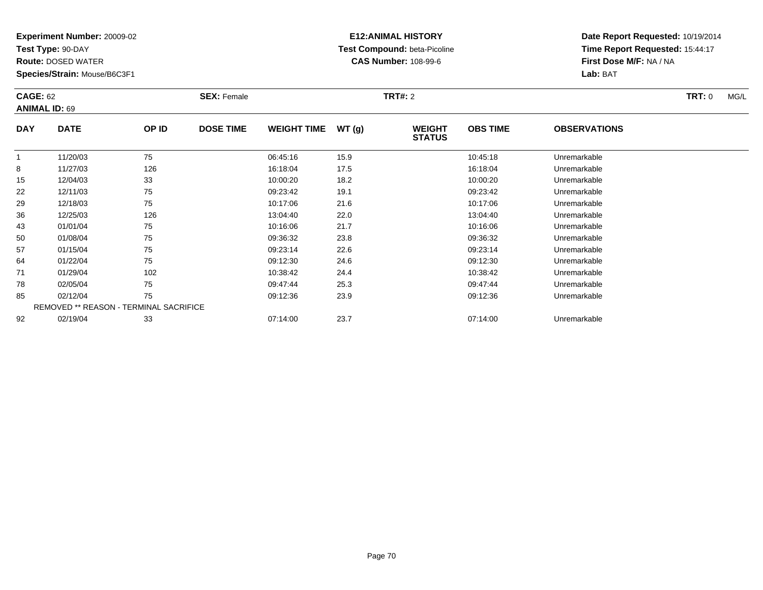**Experiment Number:** 20009-02
**Test Type:** 90-DAY
**Route:** DOSED WATER
**Species/Strain:** Mouse/B6C3F1

**E12:ANIMAL HISTORY**
**Test Compound:** beta-Picoline
**CAS Number:** 108-99-6

**Date Report Requested:** 10/19/2014
**Time Report Requested:** 15:44:17
**First Dose M/F:** NA / NA
**Lab:** BAT

**CAGE:** 62 **SEX:** Female **TRT#:** 2 **TRT:** 0 MG/L
**ANIMAL ID:** 69

| DAY | DATE | OP ID | DOSE TIME | WEIGHT TIME | WT (g) | WEIGHT STATUS | OBS TIME | OBSERVATIONS |
|---|---|---|---|---|---|---|---|---|
| 1 | 11/20/03 | 75 | | 06:45:16 | 15.9 | | 10:45:18 | Unremarkable |
| 8 | 11/27/03 | 126 | | 16:18:04 | 17.5 | | 16:18:04 | Unremarkable |
| 15 | 12/04/03 | 33 | | 10:00:20 | 18.2 | | 10:00:20 | Unremarkable |
| 22 | 12/11/03 | 75 | | 09:23:42 | 19.1 | | 09:23:42 | Unremarkable |
| 29 | 12/18/03 | 75 | | 10:17:06 | 21.6 | | 10:17:06 | Unremarkable |
| 36 | 12/25/03 | 126 | | 13:04:40 | 22.0 | | 13:04:40 | Unremarkable |
| 43 | 01/01/04 | 75 | | 10:16:06 | 21.7 | | 10:16:06 | Unremarkable |
| 50 | 01/08/04 | 75 | | 09:36:32 | 23.8 | | 09:36:32 | Unremarkable |
| 57 | 01/15/04 | 75 | | 09:23:14 | 22.6 | | 09:23:14 | Unremarkable |
| 64 | 01/22/04 | 75 | | 09:12:30 | 24.6 | | 09:12:30 | Unremarkable |
| 71 | 01/29/04 | 102 | | 10:38:42 | 24.4 | | 10:38:42 | Unremarkable |
| 78 | 02/05/04 | 75 | | 09:47:44 | 25.3 | | 09:47:44 | Unremarkable |
| 85 | 02/12/04 | 75 | | 09:12:36 | 23.9 | | 09:12:36 | Unremarkable |
| REMOVED ** REASON - TERMINAL SACRIFICE | | | | | | | | |
| 92 | 02/19/04 | 33 | | 07:14:00 | 23.7 | | 07:14:00 | Unremarkable |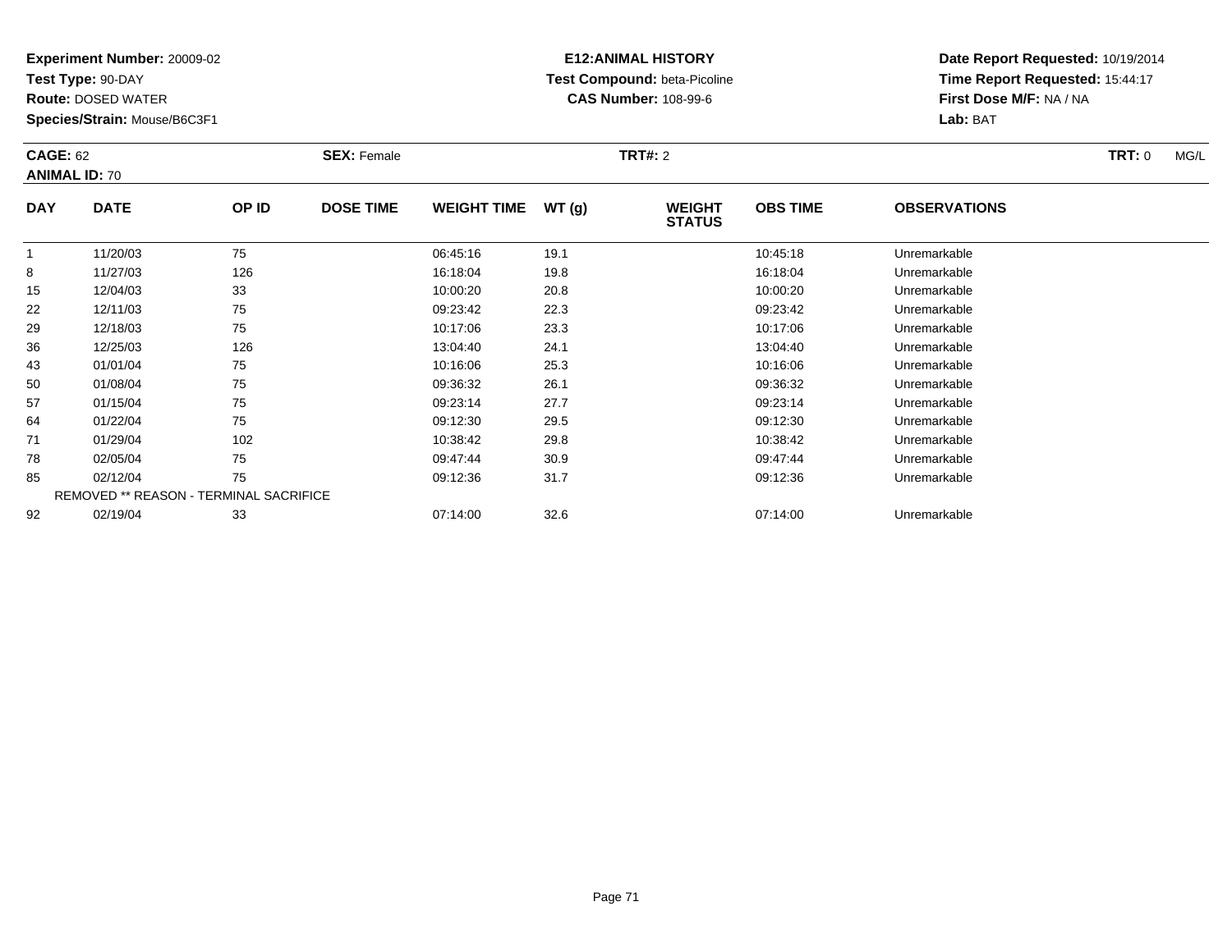**Experiment Number:** 20009-02
**Test Type:** 90-DAY
**Route:** DOSED WATER
**Species/Strain:** Mouse/B6C3F1

**E12:ANIMAL HISTORY**
**Test Compound:** beta-Picoline
**CAS Number:** 108-99-6

**Date Report Requested:** 10/19/2014
**Time Report Requested:** 15:44:17
**First Dose M/F:** NA / NA
**Lab:** BAT

**CAGE:** 62 | **SEX:** Female | **TRT#:** 2 | **TRT:** 0 MG/L
**ANIMAL ID:** 70

| DAY | DATE | OP ID | DOSE TIME | WEIGHT TIME | WT (g) | WEIGHT STATUS | OBS TIME | OBSERVATIONS |
|---|---|---|---|---|---|---|---|---|
| 1 | 11/20/03 | 75 | | 06:45:16 | 19.1 | | 10:45:18 | Unremarkable |
| 8 | 11/27/03 | 126 | | 16:18:04 | 19.8 | | 16:18:04 | Unremarkable |
| 15 | 12/04/03 | 33 | | 10:00:20 | 20.8 | | 10:00:20 | Unremarkable |
| 22 | 12/11/03 | 75 | | 09:23:42 | 22.3 | | 09:23:42 | Unremarkable |
| 29 | 12/18/03 | 75 | | 10:17:06 | 23.3 | | 10:17:06 | Unremarkable |
| 36 | 12/25/03 | 126 | | 13:04:40 | 24.1 | | 13:04:40 | Unremarkable |
| 43 | 01/01/04 | 75 | | 10:16:06 | 25.3 | | 10:16:06 | Unremarkable |
| 50 | 01/08/04 | 75 | | 09:36:32 | 26.1 | | 09:36:32 | Unremarkable |
| 57 | 01/15/04 | 75 | | 09:23:14 | 27.7 | | 09:23:14 | Unremarkable |
| 64 | 01/22/04 | 75 | | 09:12:30 | 29.5 | | 09:12:30 | Unremarkable |
| 71 | 01/29/04 | 102 | | 10:38:42 | 29.8 | | 10:38:42 | Unremarkable |
| 78 | 02/05/04 | 75 | | 09:47:44 | 30.9 | | 09:47:44 | Unremarkable |
| 85 | 02/12/04 | 75 | | 09:12:36 | 31.7 | | 09:12:36 | Unremarkable |
| REMOVED ** REASON - TERMINAL SACRIFICE | | | | | | | | |
| 92 | 02/19/04 | 33 | | 07:14:00 | 32.6 | | 07:14:00 | Unremarkable |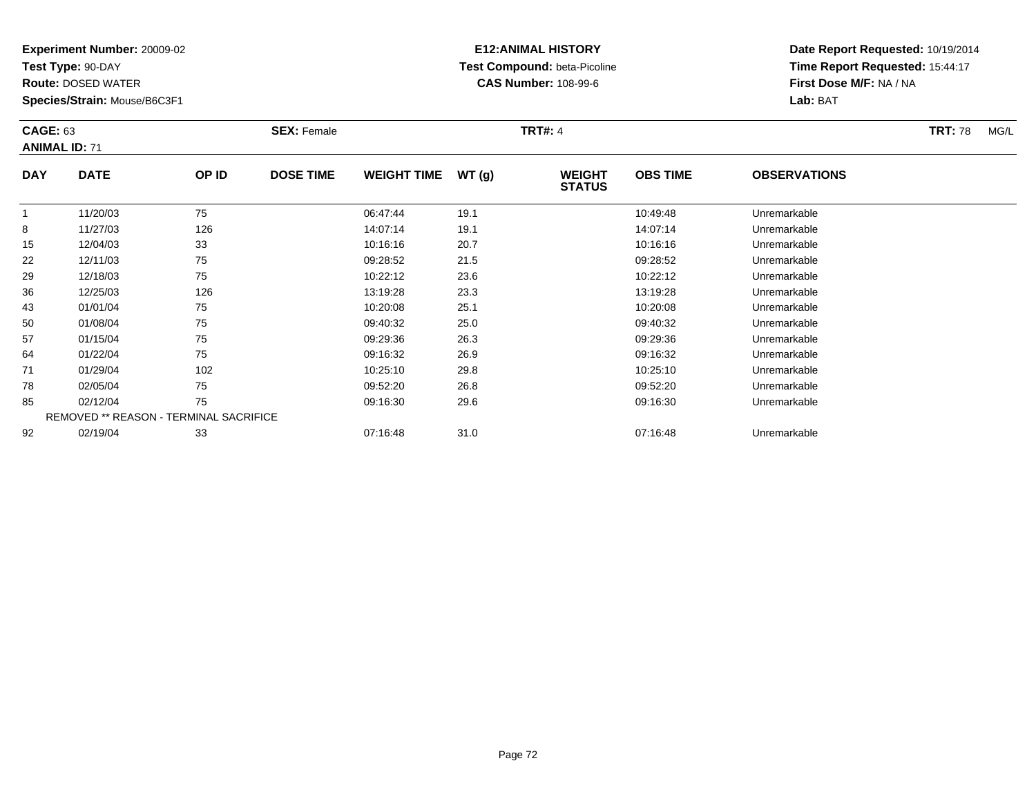**Experiment Number:** 20009-02
**Test Type:** 90-DAY
**Route:** DOSED WATER
**Species/Strain:** Mouse/B6C3F1

**E12:ANIMAL HISTORY**
**Test Compound:** beta-Picoline
**CAS Number:** 108-99-6

**Date Report Requested:** 10/19/2014
**Time Report Requested:** 15:44:17
**First Dose M/F:** NA / NA
**Lab:** BAT

**CAGE:** 63 **SEX:** Female **TRT#:** 4 **TRT:** 78 MG/L
**ANIMAL ID:** 71

| DAY | DATE | OP ID | DOSE TIME | WEIGHT TIME | WT (g) | WEIGHT STATUS | OBS TIME | OBSERVATIONS |
|---|---|---|---|---|---|---|---|---|
| 1 | 11/20/03 | 75 | | 06:47:44 | 19.1 | | 10:49:48 | Unremarkable |
| 8 | 11/27/03 | 126 | | 14:07:14 | 19.1 | | 14:07:14 | Unremarkable |
| 15 | 12/04/03 | 33 | | 10:16:16 | 20.7 | | 10:16:16 | Unremarkable |
| 22 | 12/11/03 | 75 | | 09:28:52 | 21.5 | | 09:28:52 | Unremarkable |
| 29 | 12/18/03 | 75 | | 10:22:12 | 23.6 | | 10:22:12 | Unremarkable |
| 36 | 12/25/03 | 126 | | 13:19:28 | 23.3 | | 13:19:28 | Unremarkable |
| 43 | 01/01/04 | 75 | | 10:20:08 | 25.1 | | 10:20:08 | Unremarkable |
| 50 | 01/08/04 | 75 | | 09:40:32 | 25.0 | | 09:40:32 | Unremarkable |
| 57 | 01/15/04 | 75 | | 09:29:36 | 26.3 | | 09:29:36 | Unremarkable |
| 64 | 01/22/04 | 75 | | 09:16:32 | 26.9 | | 09:16:32 | Unremarkable |
| 71 | 01/29/04 | 102 | | 10:25:10 | 29.8 | | 10:25:10 | Unremarkable |
| 78 | 02/05/04 | 75 | | 09:52:20 | 26.8 | | 09:52:20 | Unremarkable |
| 85 | 02/12/04 | 75 | | 09:16:30 | 29.6 | | 09:16:30 | Unremarkable |
| REMOVED ** REASON - TERMINAL SACRIFICE | | | | | | | | |
| 92 | 02/19/04 | 33 | | 07:16:48 | 31.0 | | 07:16:48 | Unremarkable |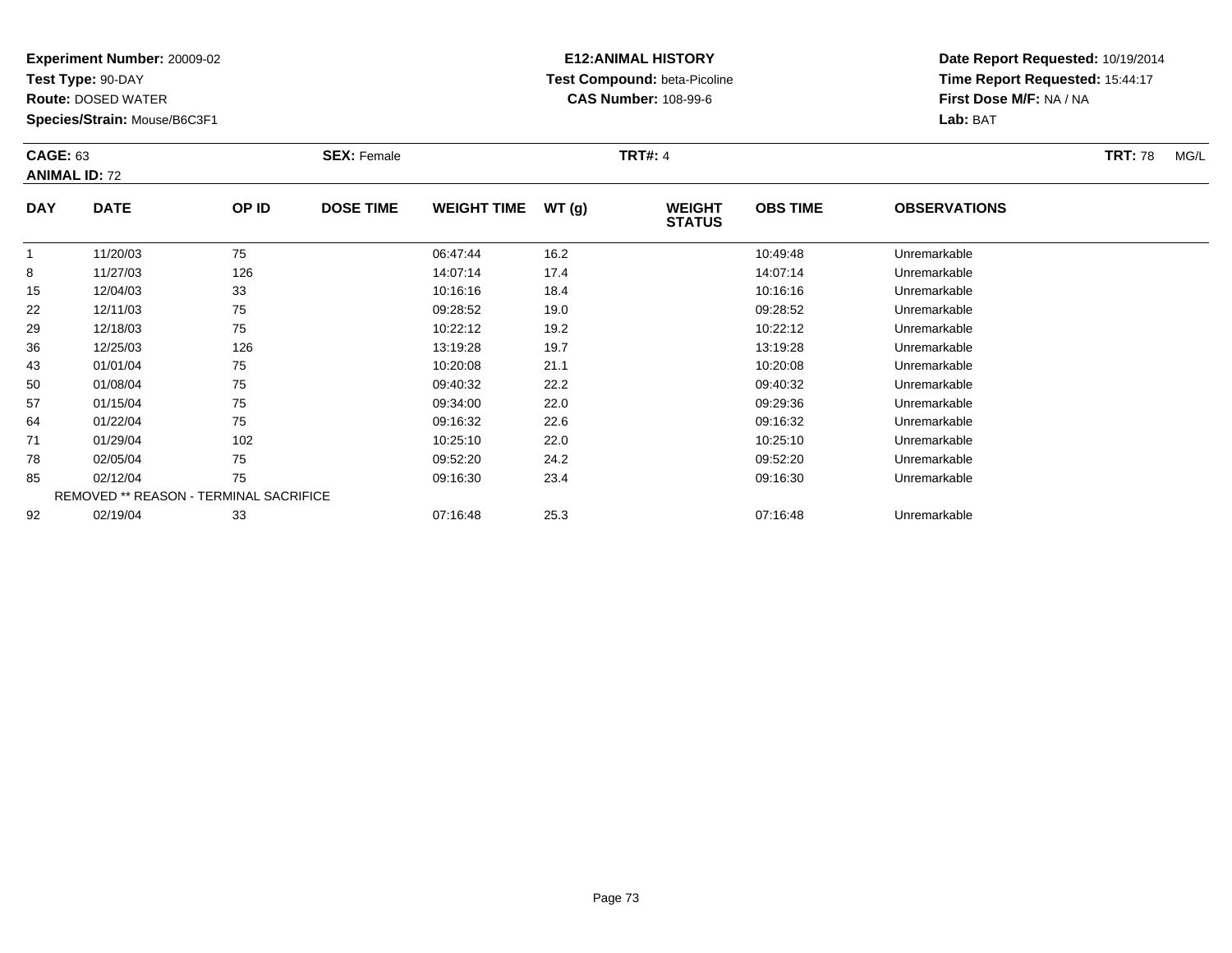**Experiment Number:** 20009-02
**Test Type:** 90-DAY
**Route:** DOSED WATER
**Species/Strain:** Mouse/B6C3F1

**E12:ANIMAL HISTORY**
**Test Compound:** beta-Picoline
**CAS Number:** 108-99-6

**Date Report Requested:** 10/19/2014
**Time Report Requested:** 15:44:17
**First Dose M/F:** NA / NA
**Lab:** BAT

**CAGE:** 63 **SEX:** Female **TRT#:** 4 **TRT:** 78 MG/L
**ANIMAL ID:** 72

| DAY | DATE | OP ID | DOSE TIME | WEIGHT TIME | WT (g) | WEIGHT STATUS | OBS TIME | OBSERVATIONS |
|---|---|---|---|---|---|---|---|---|
| 1 | 11/20/03 | 75 | | 06:47:44 | 16.2 | | 10:49:48 | Unremarkable |
| 8 | 11/27/03 | 126 | | 14:07:14 | 17.4 | | 14:07:14 | Unremarkable |
| 15 | 12/04/03 | 33 | | 10:16:16 | 18.4 | | 10:16:16 | Unremarkable |
| 22 | 12/11/03 | 75 | | 09:28:52 | 19.0 | | 09:28:52 | Unremarkable |
| 29 | 12/18/03 | 75 | | 10:22:12 | 19.2 | | 10:22:12 | Unremarkable |
| 36 | 12/25/03 | 126 | | 13:19:28 | 19.7 | | 13:19:28 | Unremarkable |
| 43 | 01/01/04 | 75 | | 10:20:08 | 21.1 | | 10:20:08 | Unremarkable |
| 50 | 01/08/04 | 75 | | 09:40:32 | 22.2 | | 09:40:32 | Unremarkable |
| 57 | 01/15/04 | 75 | | 09:34:00 | 22.0 | | 09:29:36 | Unremarkable |
| 64 | 01/22/04 | 75 | | 09:16:32 | 22.6 | | 09:16:32 | Unremarkable |
| 71 | 01/29/04 | 102 | | 10:25:10 | 22.0 | | 10:25:10 | Unremarkable |
| 78 | 02/05/04 | 75 | | 09:52:20 | 24.2 | | 09:52:20 | Unremarkable |
| 85 | 02/12/04 | 75 | | 09:16:30 | 23.4 | | 09:16:30 | Unremarkable |
| REMOVED ** REASON - TERMINAL SACRIFICE | | | | | | | | |
| 92 | 02/19/04 | 33 | | 07:16:48 | 25.3 | | 07:16:48 | Unremarkable |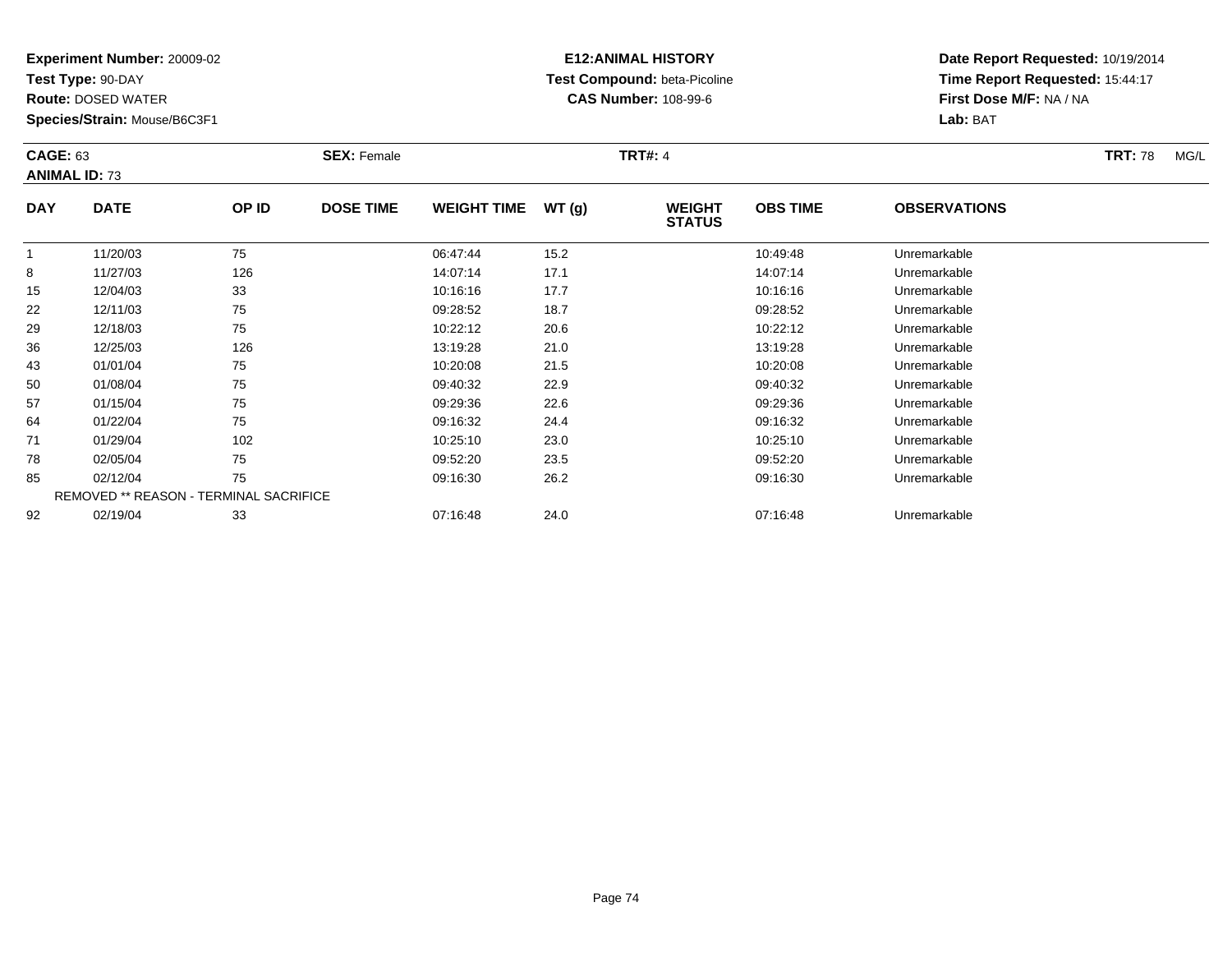**Experiment Number:** 20009-02
**Test Type:** 90-DAY
**Route:** DOSED WATER
**Species/Strain:** Mouse/B6C3F1

**E12:ANIMAL HISTORY**
**Test Compound:** beta-Picoline
**CAS Number:** 108-99-6

**Date Report Requested:** 10/19/2014
**Time Report Requested:** 15:44:17
**First Dose M/F:** NA / NA
**Lab:** BAT

**CAGE:** 63 **SEX:** Female **TRT#:** 4 **TRT:** 78 MG/L
**ANIMAL ID:** 73

| DAY | DATE | OP ID | DOSE TIME | WEIGHT TIME | WT (g) | WEIGHT STATUS | OBS TIME | OBSERVATIONS |
|---|---|---|---|---|---|---|---|---|
| 1 | 11/20/03 | 75 | | 06:47:44 | 15.2 | | 10:49:48 | Unremarkable |
| 8 | 11/27/03 | 126 | | 14:07:14 | 17.1 | | 14:07:14 | Unremarkable |
| 15 | 12/04/03 | 33 | | 10:16:16 | 17.7 | | 10:16:16 | Unremarkable |
| 22 | 12/11/03 | 75 | | 09:28:52 | 18.7 | | 09:28:52 | Unremarkable |
| 29 | 12/18/03 | 75 | | 10:22:12 | 20.6 | | 10:22:12 | Unremarkable |
| 36 | 12/25/03 | 126 | | 13:19:28 | 21.0 | | 13:19:28 | Unremarkable |
| 43 | 01/01/04 | 75 | | 10:20:08 | 21.5 | | 10:20:08 | Unremarkable |
| 50 | 01/08/04 | 75 | | 09:40:32 | 22.9 | | 09:40:32 | Unremarkable |
| 57 | 01/15/04 | 75 | | 09:29:36 | 22.6 | | 09:29:36 | Unremarkable |
| 64 | 01/22/04 | 75 | | 09:16:32 | 24.4 | | 09:16:32 | Unremarkable |
| 71 | 01/29/04 | 102 | | 10:25:10 | 23.0 | | 10:25:10 | Unremarkable |
| 78 | 02/05/04 | 75 | | 09:52:20 | 23.5 | | 09:52:20 | Unremarkable |
| 85 | 02/12/04 | 75 | | 09:16:30 | 26.2 | | 09:16:30 | Unremarkable |
| REMOVED ** REASON - TERMINAL SACRIFICE | | | | | | | | |
| 92 | 02/19/04 | 33 | | 07:16:48 | 24.0 | | 07:16:48 | Unremarkable |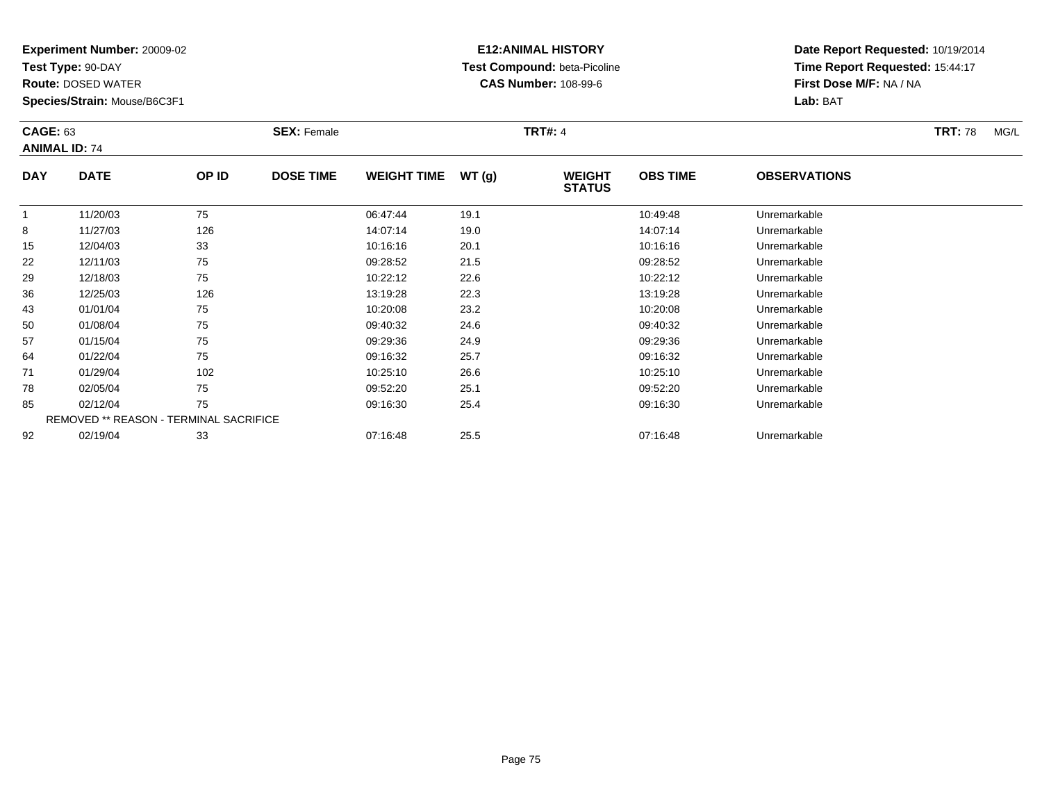**Experiment Number:** 20009-02
**Test Type:** 90-DAY
**Route:** DOSED WATER
**Species/Strain:** Mouse/B6C3F1

**E12:ANIMAL HISTORY**
**Test Compound:** beta-Picoline
**CAS Number:** 108-99-6

**Date Report Requested:** 10/19/2014
**Time Report Requested:** 15:44:17
**First Dose M/F:** NA / NA
**Lab:** BAT

**CAGE:** 63 **SEX:** Female **TRT#:** 4 **TRT:** 78 MG/L
**ANIMAL ID:** 74

| DAY | DATE | OP ID | DOSE TIME | WEIGHT TIME | WT (g) | WEIGHT STATUS | OBS TIME | OBSERVATIONS |
|---|---|---|---|---|---|---|---|---|
| 1 | 11/20/03 | 75 | | 06:47:44 | 19.1 | | 10:49:48 | Unremarkable |
| 8 | 11/27/03 | 126 | | 14:07:14 | 19.0 | | 14:07:14 | Unremarkable |
| 15 | 12/04/03 | 33 | | 10:16:16 | 20.1 | | 10:16:16 | Unremarkable |
| 22 | 12/11/03 | 75 | | 09:28:52 | 21.5 | | 09:28:52 | Unremarkable |
| 29 | 12/18/03 | 75 | | 10:22:12 | 22.6 | | 10:22:12 | Unremarkable |
| 36 | 12/25/03 | 126 | | 13:19:28 | 22.3 | | 13:19:28 | Unremarkable |
| 43 | 01/01/04 | 75 | | 10:20:08 | 23.2 | | 10:20:08 | Unremarkable |
| 50 | 01/08/04 | 75 | | 09:40:32 | 24.6 | | 09:40:32 | Unremarkable |
| 57 | 01/15/04 | 75 | | 09:29:36 | 24.9 | | 09:29:36 | Unremarkable |
| 64 | 01/22/04 | 75 | | 09:16:32 | 25.7 | | 09:16:32 | Unremarkable |
| 71 | 01/29/04 | 102 | | 10:25:10 | 26.6 | | 10:25:10 | Unremarkable |
| 78 | 02/05/04 | 75 | | 09:52:20 | 25.1 | | 09:52:20 | Unremarkable |
| 85 | 02/12/04 | 75 | | 09:16:30 | 25.4 | | 09:16:30 | Unremarkable |
| REMOVED ** REASON - TERMINAL SACRIFICE | | | | | | | | |
| 92 | 02/19/04 | 33 | | 07:16:48 | 25.5 | | 07:16:48 | Unremarkable |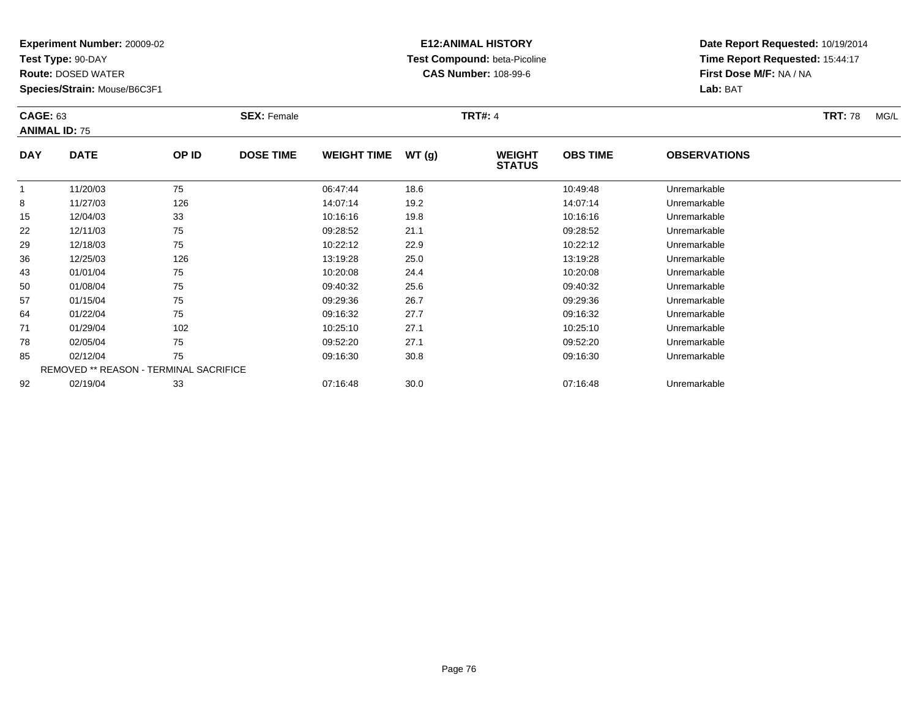**Experiment Number:** 20009-02
**Test Type:** 90-DAY
**Route:** DOSED WATER
**Species/Strain:** Mouse/B6C3F1

**E12:ANIMAL HISTORY**
**Test Compound:** beta-Picoline
**CAS Number:** 108-99-6

**Date Report Requested:** 10/19/2014
**Time Report Requested:** 15:44:17
**First Dose M/F:** NA / NA
**Lab:** BAT

**CAGE:** 63 **SEX:** Female **TRT#:** 4 **TRT:** 78 MG/L
**ANIMAL ID:** 75

| DAY | DATE | OP ID | DOSE TIME | WEIGHT TIME | WT (g) | WEIGHT STATUS | OBS TIME | OBSERVATIONS |
|---|---|---|---|---|---|---|---|---|
| 1 | 11/20/03 | 75 | | 06:47:44 | 18.6 | | 10:49:48 | Unremarkable |
| 8 | 11/27/03 | 126 | | 14:07:14 | 19.2 | | 14:07:14 | Unremarkable |
| 15 | 12/04/03 | 33 | | 10:16:16 | 19.8 | | 10:16:16 | Unremarkable |
| 22 | 12/11/03 | 75 | | 09:28:52 | 21.1 | | 09:28:52 | Unremarkable |
| 29 | 12/18/03 | 75 | | 10:22:12 | 22.9 | | 10:22:12 | Unremarkable |
| 36 | 12/25/03 | 126 | | 13:19:28 | 25.0 | | 13:19:28 | Unremarkable |
| 43 | 01/01/04 | 75 | | 10:20:08 | 24.4 | | 10:20:08 | Unremarkable |
| 50 | 01/08/04 | 75 | | 09:40:32 | 25.6 | | 09:40:32 | Unremarkable |
| 57 | 01/15/04 | 75 | | 09:29:36 | 26.7 | | 09:29:36 | Unremarkable |
| 64 | 01/22/04 | 75 | | 09:16:32 | 27.7 | | 09:16:32 | Unremarkable |
| 71 | 01/29/04 | 102 | | 10:25:10 | 27.1 | | 10:25:10 | Unremarkable |
| 78 | 02/05/04 | 75 | | 09:52:20 | 27.1 | | 09:52:20 | Unremarkable |
| 85 | 02/12/04 | 75 | | 09:16:30 | 30.8 | | 09:16:30 | Unremarkable |
| REMOVED ** REASON - TERMINAL SACRIFICE | | | | | | | | |
| 92 | 02/19/04 | 33 | | 07:16:48 | 30.0 | | 07:16:48 | Unremarkable |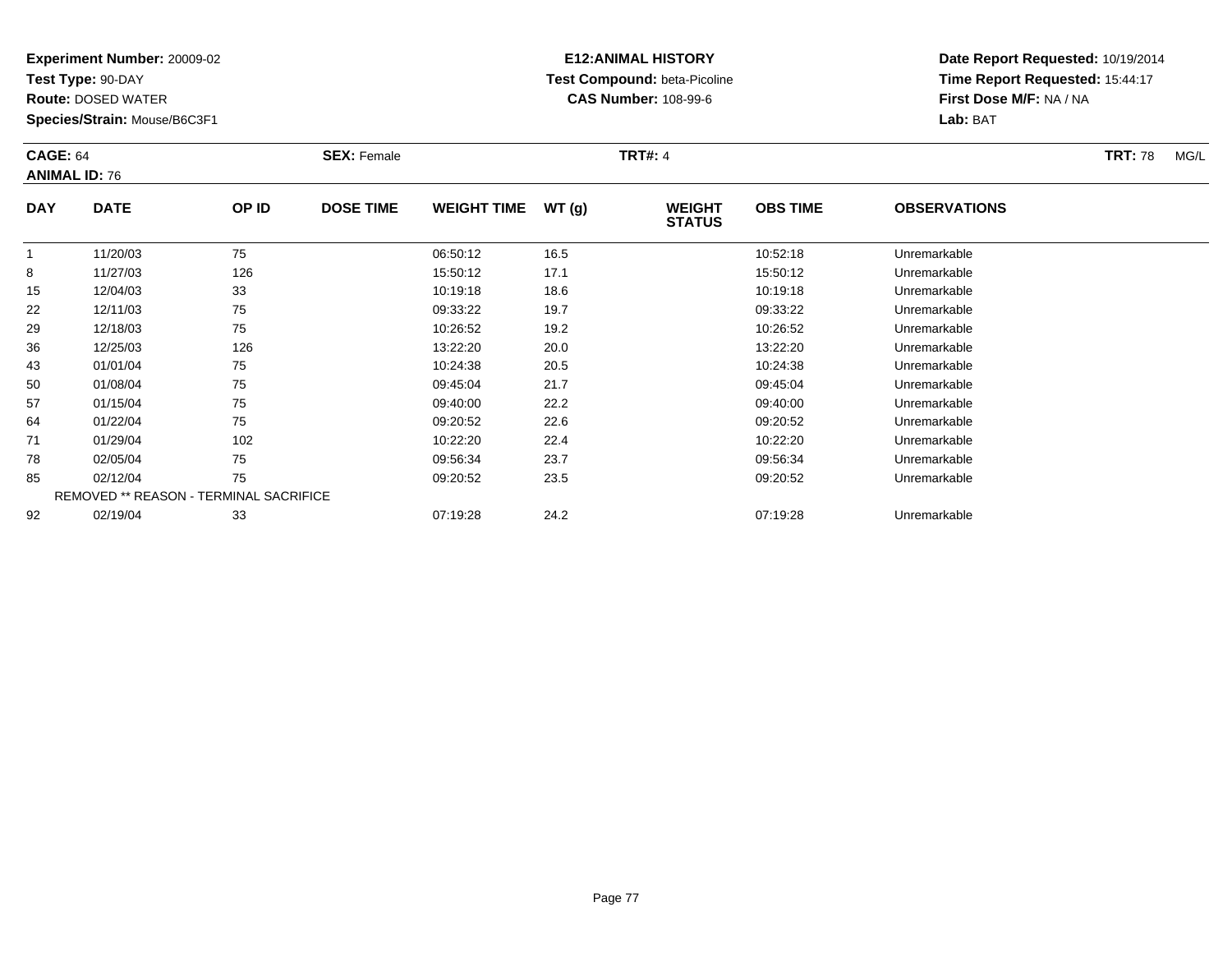**Experiment Number:** 20009-02
**Test Type:** 90-DAY
**Route:** DOSED WATER
**Species/Strain:** Mouse/B6C3F1

**E12:ANIMAL HISTORY**
**Test Compound:** beta-Picoline
**CAS Number:** 108-99-6

**Date Report Requested:** 10/19/2014
**Time Report Requested:** 15:44:17
**First Dose M/F:** NA / NA
**Lab:** BAT

**CAGE:** 64
**ANIMAL ID:** 76
**SEX:** Female
**TRT#:** 4
**TRT:** 78 MG/L

| DAY | DATE | OP ID | DOSE TIME | WEIGHT TIME | WT (g) | WEIGHT STATUS | OBS TIME | OBSERVATIONS |
|---|---|---|---|---|---|---|---|---|
| 1 | 11/20/03 | 75 | | 06:50:12 | 16.5 | | 10:52:18 | Unremarkable |
| 8 | 11/27/03 | 126 | | 15:50:12 | 17.1 | | 15:50:12 | Unremarkable |
| 15 | 12/04/03 | 33 | | 10:19:18 | 18.6 | | 10:19:18 | Unremarkable |
| 22 | 12/11/03 | 75 | | 09:33:22 | 19.7 | | 09:33:22 | Unremarkable |
| 29 | 12/18/03 | 75 | | 10:26:52 | 19.2 | | 10:26:52 | Unremarkable |
| 36 | 12/25/03 | 126 | | 13:22:20 | 20.0 | | 13:22:20 | Unremarkable |
| 43 | 01/01/04 | 75 | | 10:24:38 | 20.5 | | 10:24:38 | Unremarkable |
| 50 | 01/08/04 | 75 | | 09:45:04 | 21.7 | | 09:45:04 | Unremarkable |
| 57 | 01/15/04 | 75 | | 09:40:00 | 22.2 | | 09:40:00 | Unremarkable |
| 64 | 01/22/04 | 75 | | 09:20:52 | 22.6 | | 09:20:52 | Unremarkable |
| 71 | 01/29/04 | 102 | | 10:22:20 | 22.4 | | 10:22:20 | Unremarkable |
| 78 | 02/05/04 | 75 | | 09:56:34 | 23.7 | | 09:56:34 | Unremarkable |
| 85 | 02/12/04 | 75 | | 09:20:52 | 23.5 | | 09:20:52 | Unremarkable |
| REMOVED ** REASON - TERMINAL SACRIFICE | | | | | | | | |
| 92 | 02/19/04 | 33 | | 07:19:28 | 24.2 | | 07:19:28 | Unremarkable |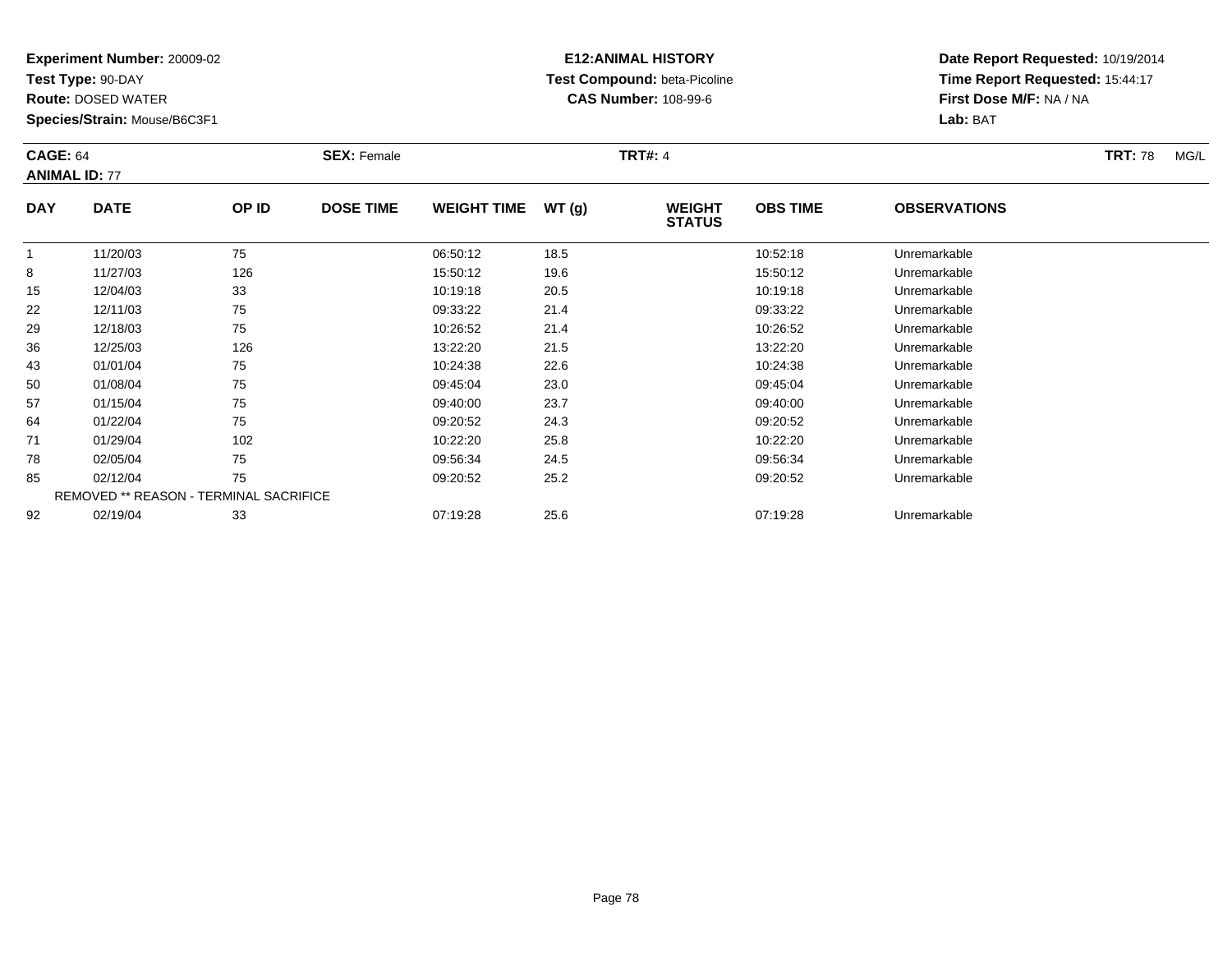**Experiment Number:** 20009-02
**Test Type:** 90-DAY
**Route:** DOSED WATER
**Species/Strain:** Mouse/B6C3F1

**E12:ANIMAL HISTORY**
**Test Compound:** beta-Picoline
**CAS Number:** 108-99-6

**Date Report Requested:** 10/19/2014
**Time Report Requested:** 15:44:17
**First Dose M/F:** NA / NA
**Lab:** BAT

**CAGE:** 64 **SEX:** Female **TRT#:** 4 **TRT:** 78 MG/L
**ANIMAL ID:** 77

| DAY | DATE | OP ID | DOSE TIME | WEIGHT TIME | WT (g) | WEIGHT STATUS | OBS TIME | OBSERVATIONS |
|---|---|---|---|---|---|---|---|---|
| 1 | 11/20/03 | 75 | | 06:50:12 | 18.5 | | 10:52:18 | Unremarkable |
| 8 | 11/27/03 | 126 | | 15:50:12 | 19.6 | | 15:50:12 | Unremarkable |
| 15 | 12/04/03 | 33 | | 10:19:18 | 20.5 | | 10:19:18 | Unremarkable |
| 22 | 12/11/03 | 75 | | 09:33:22 | 21.4 | | 09:33:22 | Unremarkable |
| 29 | 12/18/03 | 75 | | 10:26:52 | 21.4 | | 10:26:52 | Unremarkable |
| 36 | 12/25/03 | 126 | | 13:22:20 | 21.5 | | 13:22:20 | Unremarkable |
| 43 | 01/01/04 | 75 | | 10:24:38 | 22.6 | | 10:24:38 | Unremarkable |
| 50 | 01/08/04 | 75 | | 09:45:04 | 23.0 | | 09:45:04 | Unremarkable |
| 57 | 01/15/04 | 75 | | 09:40:00 | 23.7 | | 09:40:00 | Unremarkable |
| 64 | 01/22/04 | 75 | | 09:20:52 | 24.3 | | 09:20:52 | Unremarkable |
| 71 | 01/29/04 | 102 | | 10:22:20 | 25.8 | | 10:22:20 | Unremarkable |
| 78 | 02/05/04 | 75 | | 09:56:34 | 24.5 | | 09:56:34 | Unremarkable |
| 85 | 02/12/04 | 75 | | 09:20:52 | 25.2 | | 09:20:52 | Unremarkable |
| REMOVED ** REASON - TERMINAL SACRIFICE | | | | | | | | |
| 92 | 02/19/04 | 33 | | 07:19:28 | 25.6 | | 07:19:28 | Unremarkable |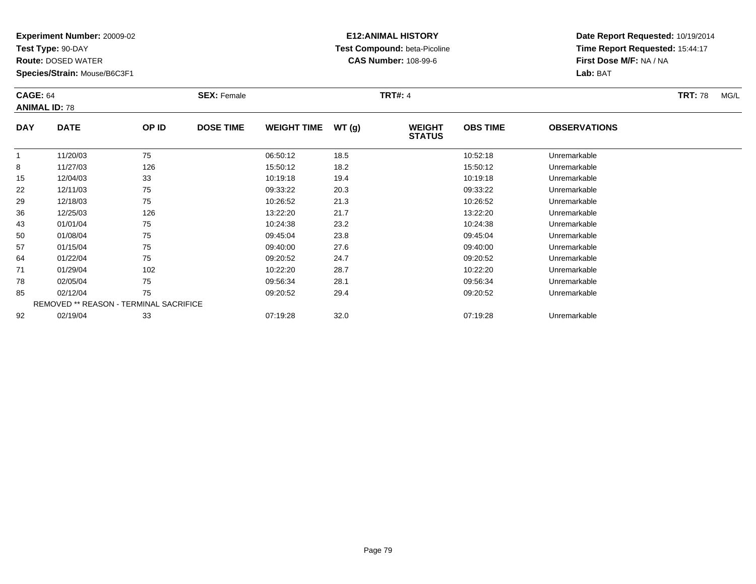**Experiment Number:** 20009-02
**Test Type:** 90-DAY
**Route:** DOSED WATER
**Species/Strain:** Mouse/B6C3F1

**E12:ANIMAL HISTORY**
**Test Compound:** beta-Picoline
**CAS Number:** 108-99-6

**Date Report Requested:** 10/19/2014
**Time Report Requested:** 15:44:17
**First Dose M/F:** NA / NA
**Lab:** BAT

**CAGE:** 64 **SEX:** Female **TRT#:** 4 **TRT:** 78 MG/L
**ANIMAL ID:** 78

| DAY | DATE | OP ID | DOSE TIME | WEIGHT TIME | WT (g) | WEIGHT STATUS | OBS TIME | OBSERVATIONS |
|---|---|---|---|---|---|---|---|---|
| 1 | 11/20/03 | 75 | | 06:50:12 | 18.5 | | 10:52:18 | Unremarkable |
| 8 | 11/27/03 | 126 | | 15:50:12 | 18.2 | | 15:50:12 | Unremarkable |
| 15 | 12/04/03 | 33 | | 10:19:18 | 19.4 | | 10:19:18 | Unremarkable |
| 22 | 12/11/03 | 75 | | 09:33:22 | 20.3 | | 09:33:22 | Unremarkable |
| 29 | 12/18/03 | 75 | | 10:26:52 | 21.3 | | 10:26:52 | Unremarkable |
| 36 | 12/25/03 | 126 | | 13:22:20 | 21.7 | | 13:22:20 | Unremarkable |
| 43 | 01/01/04 | 75 | | 10:24:38 | 23.2 | | 10:24:38 | Unremarkable |
| 50 | 01/08/04 | 75 | | 09:45:04 | 23.8 | | 09:45:04 | Unremarkable |
| 57 | 01/15/04 | 75 | | 09:40:00 | 27.6 | | 09:40:00 | Unremarkable |
| 64 | 01/22/04 | 75 | | 09:20:52 | 24.7 | | 09:20:52 | Unremarkable |
| 71 | 01/29/04 | 102 | | 10:22:20 | 28.7 | | 10:22:20 | Unremarkable |
| 78 | 02/05/04 | 75 | | 09:56:34 | 28.1 | | 09:56:34 | Unremarkable |
| 85 | 02/12/04 | 75 | | 09:20:52 | 29.4 | | 09:20:52 | Unremarkable |
| REMOVED ** REASON - TERMINAL SACRIFICE | | | | | | | | |
| 92 | 02/19/04 | 33 | | 07:19:28 | 32.0 | | 07:19:28 | Unremarkable |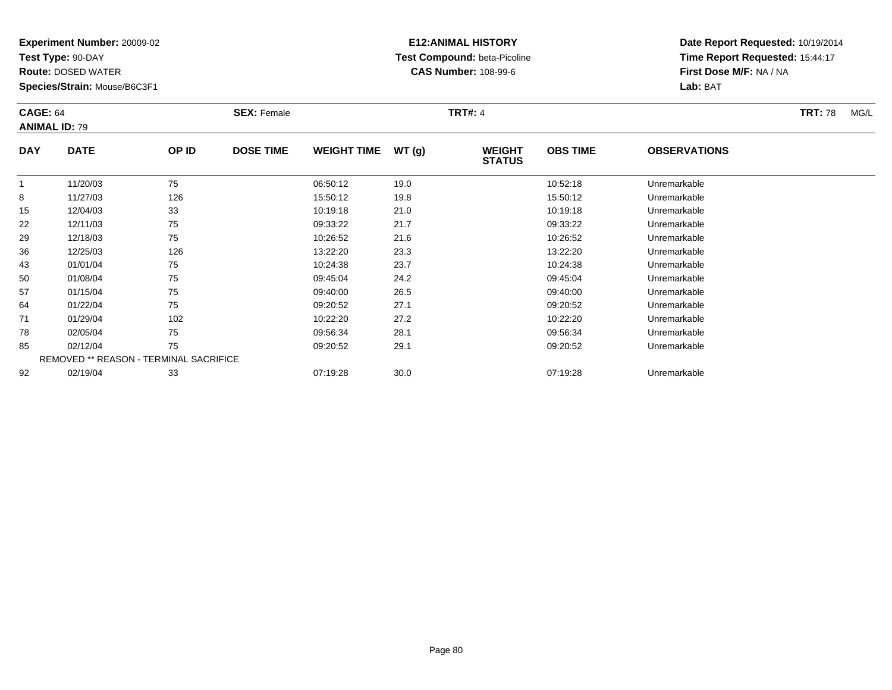**Experiment Number:** 20009-02
**Test Type:** 90-DAY
**Route:** DOSED WATER
**Species/Strain:** Mouse/B6C3F1

**E12:ANIMAL HISTORY**
**Test Compound:** beta-Picoline
**CAS Number:** 108-99-6

**Date Report Requested:** 10/19/2014
**Time Report Requested:** 15:44:17
**First Dose M/F:** NA / NA
**Lab:** BAT

**CAGE:** 64 **SEX:** Female **TRT#:** 4 **TRT:** 78 MG/L
**ANIMAL ID:** 79

| DAY | DATE | OP ID | DOSE TIME | WEIGHT TIME | WT (g) | WEIGHT STATUS | OBS TIME | OBSERVATIONS |
|---|---|---|---|---|---|---|---|---|
| 1 | 11/20/03 | 75 | | 06:50:12 | 19.0 | | 10:52:18 | Unremarkable |
| 8 | 11/27/03 | 126 | | 15:50:12 | 19.8 | | 15:50:12 | Unremarkable |
| 15 | 12/04/03 | 33 | | 10:19:18 | 21.0 | | 10:19:18 | Unremarkable |
| 22 | 12/11/03 | 75 | | 09:33:22 | 21.7 | | 09:33:22 | Unremarkable |
| 29 | 12/18/03 | 75 | | 10:26:52 | 21.6 | | 10:26:52 | Unremarkable |
| 36 | 12/25/03 | 126 | | 13:22:20 | 23.3 | | 13:22:20 | Unremarkable |
| 43 | 01/01/04 | 75 | | 10:24:38 | 23.7 | | 10:24:38 | Unremarkable |
| 50 | 01/08/04 | 75 | | 09:45:04 | 24.2 | | 09:45:04 | Unremarkable |
| 57 | 01/15/04 | 75 | | 09:40:00 | 26.5 | | 09:40:00 | Unremarkable |
| 64 | 01/22/04 | 75 | | 09:20:52 | 27.1 | | 09:20:52 | Unremarkable |
| 71 | 01/29/04 | 102 | | 10:22:20 | 27.2 | | 10:22:20 | Unremarkable |
| 78 | 02/05/04 | 75 | | 09:56:34 | 28.1 | | 09:56:34 | Unremarkable |
| 85 | 02/12/04 | 75 | | 09:20:52 | 29.1 | | 09:20:52 | Unremarkable |
| REMOVED ** REASON - TERMINAL SACRIFICE | | | | | | | | |
| 92 | 02/19/04 | 33 | | 07:19:28 | 30.0 | | 07:19:28 | Unremarkable |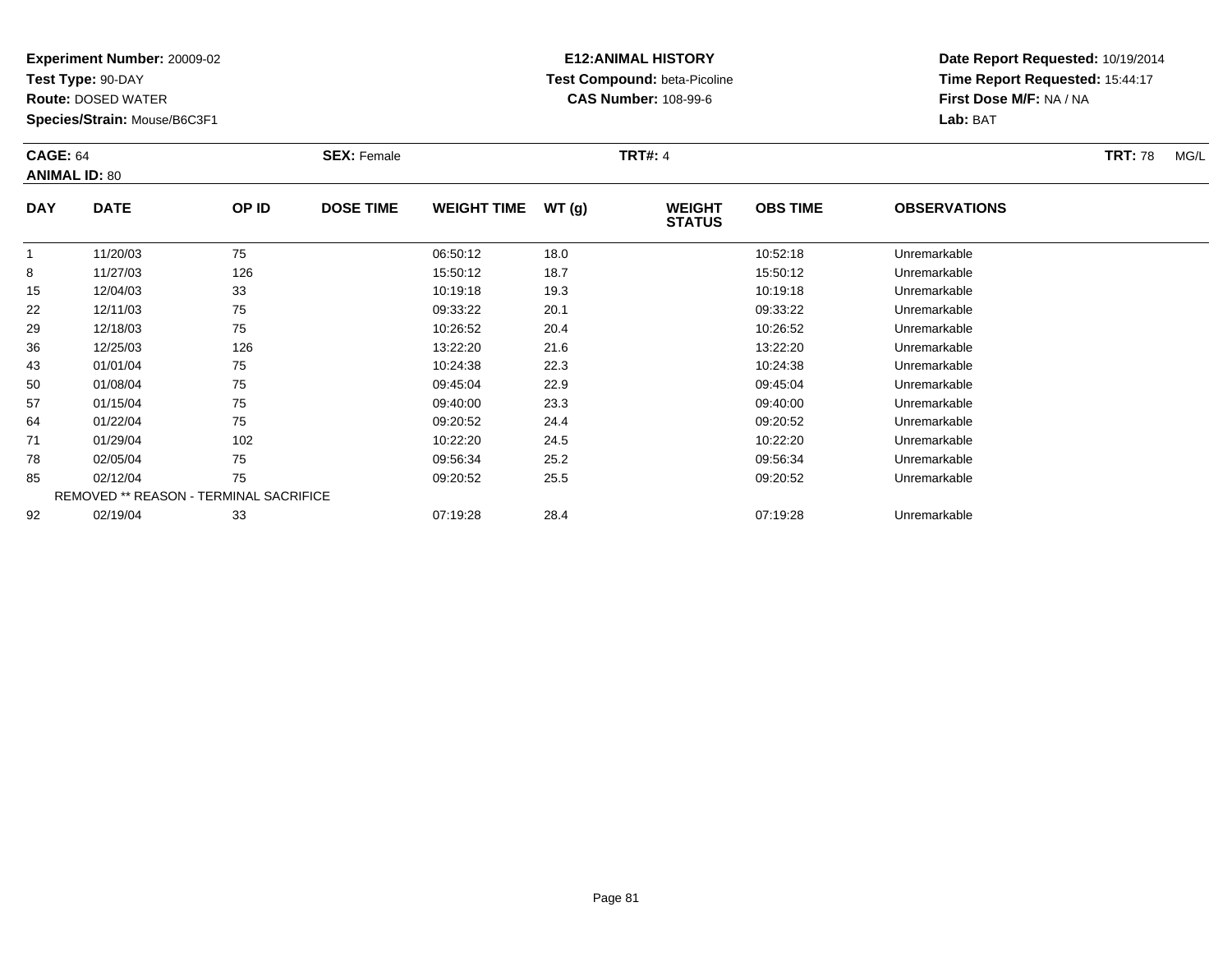**Experiment Number:** 20009-02
**Test Type:** 90-DAY
**Route:** DOSED WATER
**Species/Strain:** Mouse/B6C3F1

**E12:ANIMAL HISTORY**
**Test Compound:** beta-Picoline
**CAS Number:** 108-99-6

**Date Report Requested:** 10/19/2014
**Time Report Requested:** 15:44:17
**First Dose M/F:** NA / NA
**Lab:** BAT

**CAGE:** 64 **SEX:** Female **TRT#:** 4 **TRT:** 78 MG/L
**ANIMAL ID:** 80

| DAY | DATE | OP ID | DOSE TIME | WEIGHT TIME | WT (g) | WEIGHT STATUS | OBS TIME | OBSERVATIONS |
|---|---|---|---|---|---|---|---|---|
| 1 | 11/20/03 | 75 | | 06:50:12 | 18.0 | | 10:52:18 | Unremarkable |
| 8 | 11/27/03 | 126 | | 15:50:12 | 18.7 | | 15:50:12 | Unremarkable |
| 15 | 12/04/03 | 33 | | 10:19:18 | 19.3 | | 10:19:18 | Unremarkable |
| 22 | 12/11/03 | 75 | | 09:33:22 | 20.1 | | 09:33:22 | Unremarkable |
| 29 | 12/18/03 | 75 | | 10:26:52 | 20.4 | | 10:26:52 | Unremarkable |
| 36 | 12/25/03 | 126 | | 13:22:20 | 21.6 | | 13:22:20 | Unremarkable |
| 43 | 01/01/04 | 75 | | 10:24:38 | 22.3 | | 10:24:38 | Unremarkable |
| 50 | 01/08/04 | 75 | | 09:45:04 | 22.9 | | 09:45:04 | Unremarkable |
| 57 | 01/15/04 | 75 | | 09:40:00 | 23.3 | | 09:40:00 | Unremarkable |
| 64 | 01/22/04 | 75 | | 09:20:52 | 24.4 | | 09:20:52 | Unremarkable |
| 71 | 01/29/04 | 102 | | 10:22:20 | 24.5 | | 10:22:20 | Unremarkable |
| 78 | 02/05/04 | 75 | | 09:56:34 | 25.2 | | 09:56:34 | Unremarkable |
| 85 | 02/12/04 | 75 | | 09:20:52 | 25.5 | | 09:20:52 | Unremarkable |
| REMOVED ** REASON - TERMINAL SACRIFICE | | | | | | | | |
| 92 | 02/19/04 | 33 | | 07:19:28 | 28.4 | | 07:19:28 | Unremarkable |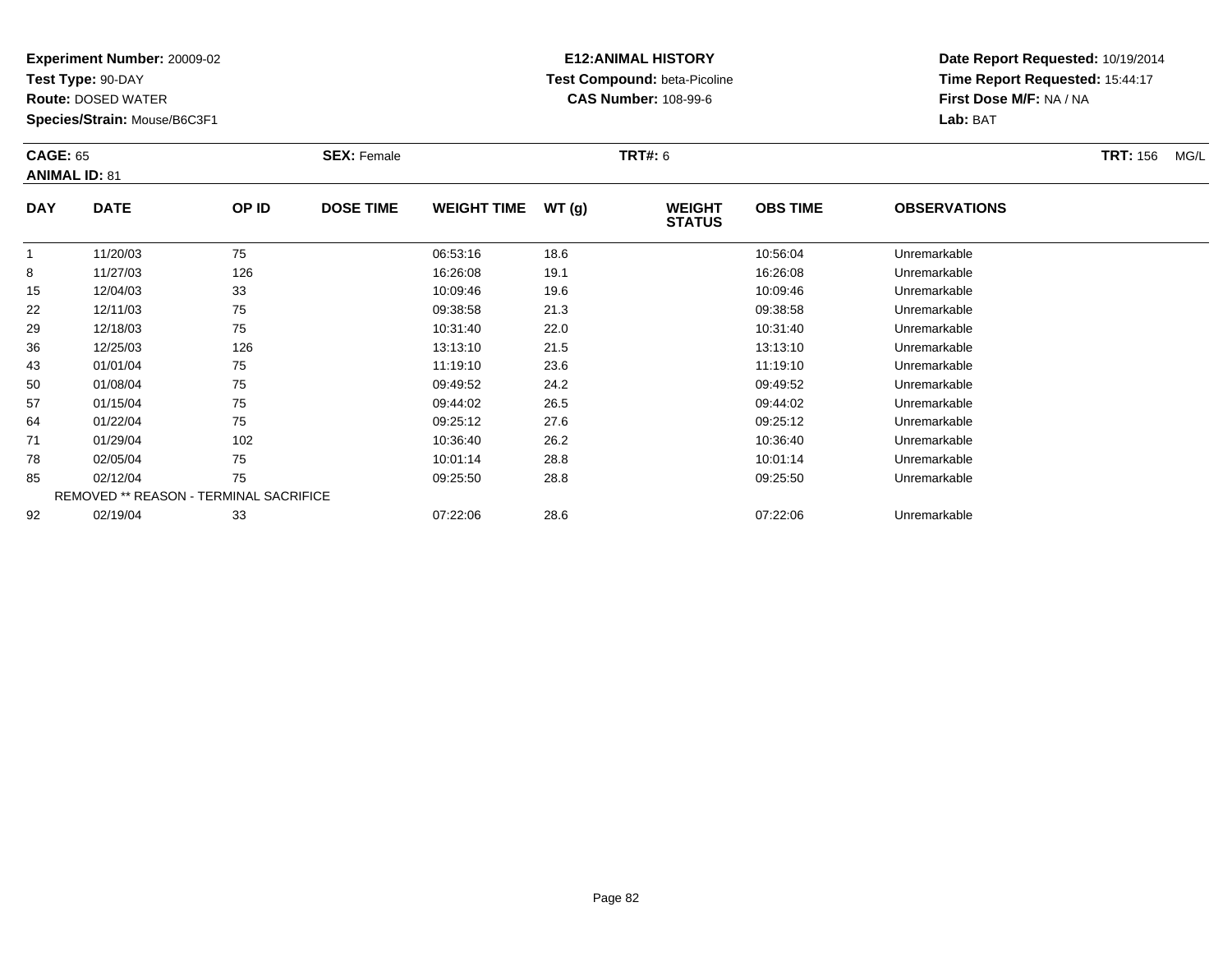**Experiment Number:** 20009-02
**Test Type:** 90-DAY
**Route:** DOSED WATER
**Species/Strain:** Mouse/B6C3F1

**E12:ANIMAL HISTORY**
**Test Compound:** beta-Picoline
**CAS Number:** 108-99-6

**Date Report Requested:** 10/19/2014
**Time Report Requested:** 15:44:17
**First Dose M/F:** NA / NA
**Lab:** BAT

**CAGE:** 65 **SEX:** Female **TRT#:** 6 **TRT:** 156 MG/L
**ANIMAL ID:** 81

| DAY | DATE | OP ID | DOSE TIME | WEIGHT TIME | WT (g) | WEIGHT STATUS | OBS TIME | OBSERVATIONS |
|---|---|---|---|---|---|---|---|---|
| 1 | 11/20/03 | 75 | | 06:53:16 | 18.6 | | 10:56:04 | Unremarkable |
| 8 | 11/27/03 | 126 | | 16:26:08 | 19.1 | | 16:26:08 | Unremarkable |
| 15 | 12/04/03 | 33 | | 10:09:46 | 19.6 | | 10:09:46 | Unremarkable |
| 22 | 12/11/03 | 75 | | 09:38:58 | 21.3 | | 09:38:58 | Unremarkable |
| 29 | 12/18/03 | 75 | | 10:31:40 | 22.0 | | 10:31:40 | Unremarkable |
| 36 | 12/25/03 | 126 | | 13:13:10 | 21.5 | | 13:13:10 | Unremarkable |
| 43 | 01/01/04 | 75 | | 11:19:10 | 23.6 | | 11:19:10 | Unremarkable |
| 50 | 01/08/04 | 75 | | 09:49:52 | 24.2 | | 09:49:52 | Unremarkable |
| 57 | 01/15/04 | 75 | | 09:44:02 | 26.5 | | 09:44:02 | Unremarkable |
| 64 | 01/22/04 | 75 | | 09:25:12 | 27.6 | | 09:25:12 | Unremarkable |
| 71 | 01/29/04 | 102 | | 10:36:40 | 26.2 | | 10:36:40 | Unremarkable |
| 78 | 02/05/04 | 75 | | 10:01:14 | 28.8 | | 10:01:14 | Unremarkable |
| 85 | 02/12/04 | 75 | | 09:25:50 | 28.8 | | 09:25:50 | Unremarkable |
| REMOVED ** REASON - TERMINAL SACRIFICE | | | | | | | | |
| 92 | 02/19/04 | 33 | | 07:22:06 | 28.6 | | 07:22:06 | Unremarkable |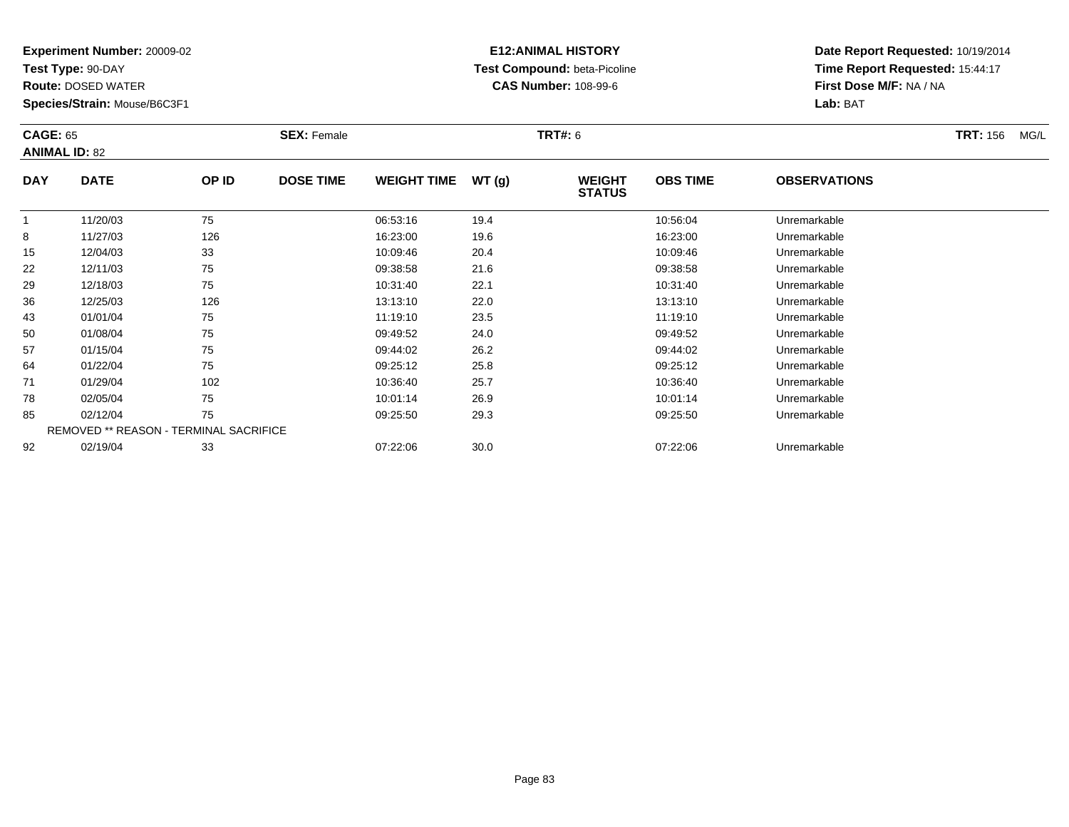**Experiment Number:** 20009-02
**Test Type:** 90-DAY
**Route:** DOSED WATER
**Species/Strain:** Mouse/B6C3F1

**E12:ANIMAL HISTORY**
**Test Compound:** beta-Picoline
**CAS Number:** 108-99-6

**Date Report Requested:** 10/19/2014
**Time Report Requested:** 15:44:17
**First Dose M/F:** NA / NA
**Lab:** BAT

**CAGE:** 65 **SEX:** Female **TRT#:** 6 **TRT:** 156 MG/L
**ANIMAL ID:** 82

| DAY | DATE | OP ID | DOSE TIME | WEIGHT TIME | WT (g) | WEIGHT STATUS | OBS TIME | OBSERVATIONS |
|---|---|---|---|---|---|---|---|---|
| 1 | 11/20/03 | 75 | | 06:53:16 | 19.4 | | 10:56:04 | Unremarkable |
| 8 | 11/27/03 | 126 | | 16:23:00 | 19.6 | | 16:23:00 | Unremarkable |
| 15 | 12/04/03 | 33 | | 10:09:46 | 20.4 | | 10:09:46 | Unremarkable |
| 22 | 12/11/03 | 75 | | 09:38:58 | 21.6 | | 09:38:58 | Unremarkable |
| 29 | 12/18/03 | 75 | | 10:31:40 | 22.1 | | 10:31:40 | Unremarkable |
| 36 | 12/25/03 | 126 | | 13:13:10 | 22.0 | | 13:13:10 | Unremarkable |
| 43 | 01/01/04 | 75 | | 11:19:10 | 23.5 | | 11:19:10 | Unremarkable |
| 50 | 01/08/04 | 75 | | 09:49:52 | 24.0 | | 09:49:52 | Unremarkable |
| 57 | 01/15/04 | 75 | | 09:44:02 | 26.2 | | 09:44:02 | Unremarkable |
| 64 | 01/22/04 | 75 | | 09:25:12 | 25.8 | | 09:25:12 | Unremarkable |
| 71 | 01/29/04 | 102 | | 10:36:40 | 25.7 | | 10:36:40 | Unremarkable |
| 78 | 02/05/04 | 75 | | 10:01:14 | 26.9 | | 10:01:14 | Unremarkable |
| 85 | 02/12/04 | 75 | | 09:25:50 | 29.3 | | 09:25:50 | Unremarkable |
| REMOVED ** REASON - TERMINAL SACRIFICE | | | | | | | | |
| 92 | 02/19/04 | 33 | | 07:22:06 | 30.0 | | 07:22:06 | Unremarkable |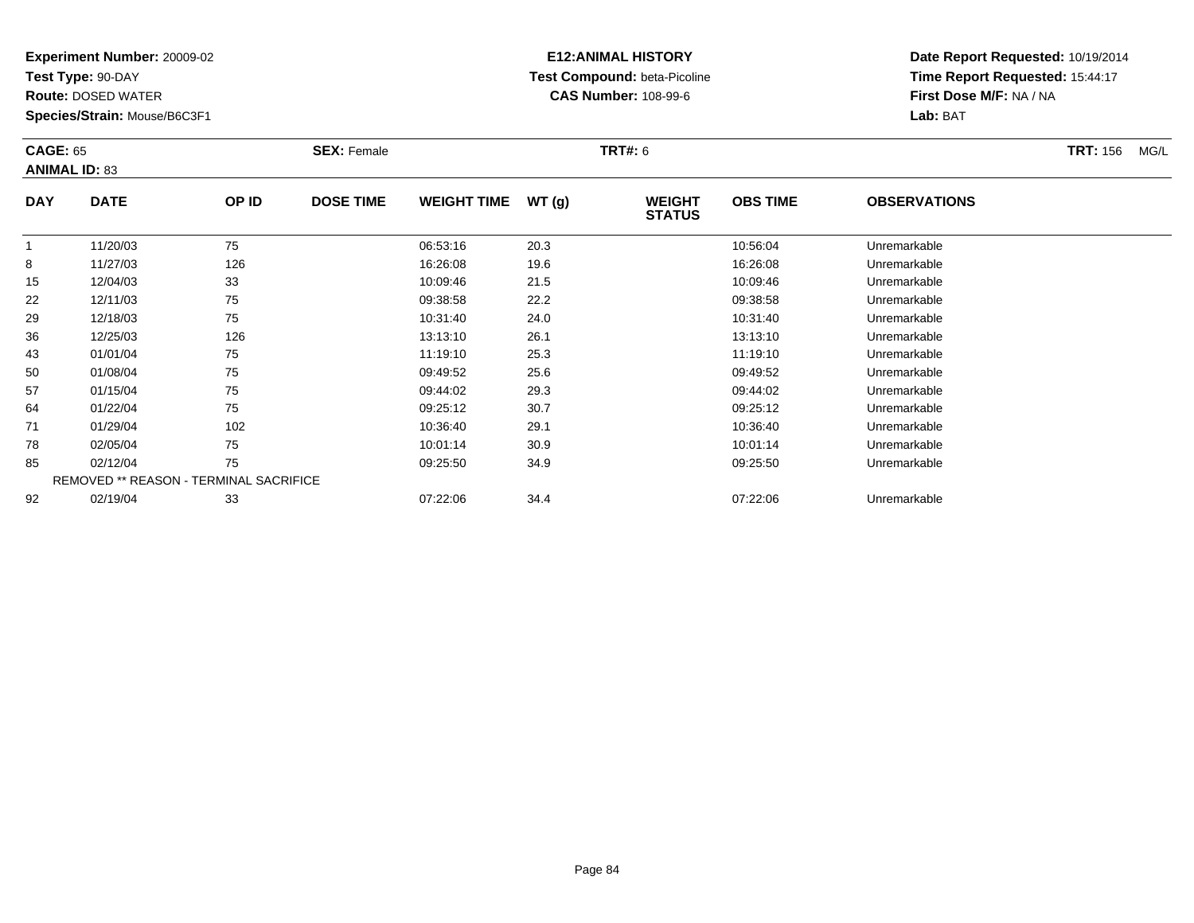**Experiment Number:** 20009-02
**Test Type:** 90-DAY
**Route:** DOSED WATER
**Species/Strain:** Mouse/B6C3F1

**E12:ANIMAL HISTORY**
**Test Compound:** beta-Picoline
**CAS Number:** 108-99-6

**Date Report Requested:** 10/19/2014
**Time Report Requested:** 15:44:17
**First Dose M/F:** NA / NA
**Lab:** BAT

**CAGE:** 65
**ANIMAL ID:** 83
**SEX:** Female
**TRT#:** 6
**TRT:** 156 MG/L

| DAY | DATE | OP ID | DOSE TIME | WEIGHT TIME | WT (g) | WEIGHT STATUS | OBS TIME | OBSERVATIONS |
|---|---|---|---|---|---|---|---|---|
| 1 | 11/20/03 | 75 | | 06:53:16 | 20.3 | | 10:56:04 | Unremarkable |
| 8 | 11/27/03 | 126 | | 16:26:08 | 19.6 | | 16:26:08 | Unremarkable |
| 15 | 12/04/03 | 33 | | 10:09:46 | 21.5 | | 10:09:46 | Unremarkable |
| 22 | 12/11/03 | 75 | | 09:38:58 | 22.2 | | 09:38:58 | Unremarkable |
| 29 | 12/18/03 | 75 | | 10:31:40 | 24.0 | | 10:31:40 | Unremarkable |
| 36 | 12/25/03 | 126 | | 13:13:10 | 26.1 | | 13:13:10 | Unremarkable |
| 43 | 01/01/04 | 75 | | 11:19:10 | 25.3 | | 11:19:10 | Unremarkable |
| 50 | 01/08/04 | 75 | | 09:49:52 | 25.6 | | 09:49:52 | Unremarkable |
| 57 | 01/15/04 | 75 | | 09:44:02 | 29.3 | | 09:44:02 | Unremarkable |
| 64 | 01/22/04 | 75 | | 09:25:12 | 30.7 | | 09:25:12 | Unremarkable |
| 71 | 01/29/04 | 102 | | 10:36:40 | 29.1 | | 10:36:40 | Unremarkable |
| 78 | 02/05/04 | 75 | | 10:01:14 | 30.9 | | 10:01:14 | Unremarkable |
| 85 | 02/12/04 | 75 | | 09:25:50 | 34.9 | | 09:25:50 | Unremarkable |
| REMOVED ** REASON - TERMINAL SACRIFICE | | | | | | | | |
| 92 | 02/19/04 | 33 | | 07:22:06 | 34.4 | | 07:22:06 | Unremarkable |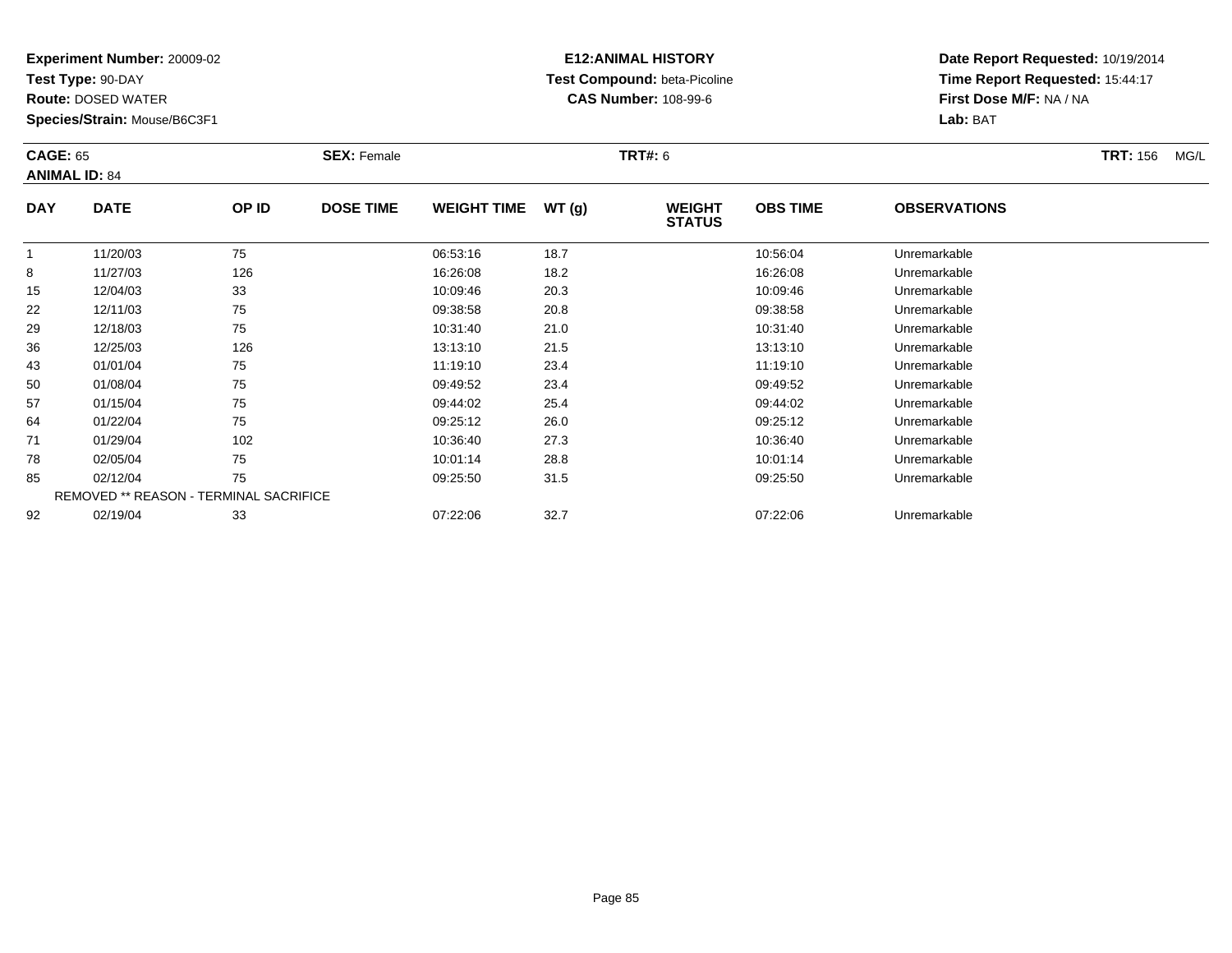**Experiment Number:** 20009-02
**Test Type:** 90-DAY
**Route:** DOSED WATER
**Species/Strain:** Mouse/B6C3F1

**E12:ANIMAL HISTORY**
**Test Compound:** beta-Picoline
**CAS Number:** 108-99-6

**Date Report Requested:** 10/19/2014
**Time Report Requested:** 15:44:17
**First Dose M/F:** NA / NA
**Lab:** BAT

**CAGE:** 65 **SEX:** Female **TRT#:** 6 **TRT:** 156 MG/L
**ANIMAL ID:** 84

| DAY | DATE | OP ID | DOSE TIME | WEIGHT TIME | WT (g) | WEIGHT STATUS | OBS TIME | OBSERVATIONS |
|---|---|---|---|---|---|---|---|---|
| 1 | 11/20/03 | 75 | | 06:53:16 | 18.7 | | 10:56:04 | Unremarkable |
| 8 | 11/27/03 | 126 | | 16:26:08 | 18.2 | | 16:26:08 | Unremarkable |
| 15 | 12/04/03 | 33 | | 10:09:46 | 20.3 | | 10:09:46 | Unremarkable |
| 22 | 12/11/03 | 75 | | 09:38:58 | 20.8 | | 09:38:58 | Unremarkable |
| 29 | 12/18/03 | 75 | | 10:31:40 | 21.0 | | 10:31:40 | Unremarkable |
| 36 | 12/25/03 | 126 | | 13:13:10 | 21.5 | | 13:13:10 | Unremarkable |
| 43 | 01/01/04 | 75 | | 11:19:10 | 23.4 | | 11:19:10 | Unremarkable |
| 50 | 01/08/04 | 75 | | 09:49:52 | 23.4 | | 09:49:52 | Unremarkable |
| 57 | 01/15/04 | 75 | | 09:44:02 | 25.4 | | 09:44:02 | Unremarkable |
| 64 | 01/22/04 | 75 | | 09:25:12 | 26.0 | | 09:25:12 | Unremarkable |
| 71 | 01/29/04 | 102 | | 10:36:40 | 27.3 | | 10:36:40 | Unremarkable |
| 78 | 02/05/04 | 75 | | 10:01:14 | 28.8 | | 10:01:14 | Unremarkable |
| 85 | 02/12/04 | 75 | | 09:25:50 | 31.5 | | 09:25:50 | Unremarkable |
| REMOVED ** REASON - TERMINAL SACRIFICE | | | | | | | | |
| 92 | 02/19/04 | 33 | | 07:22:06 | 32.7 | | 07:22:06 | Unremarkable |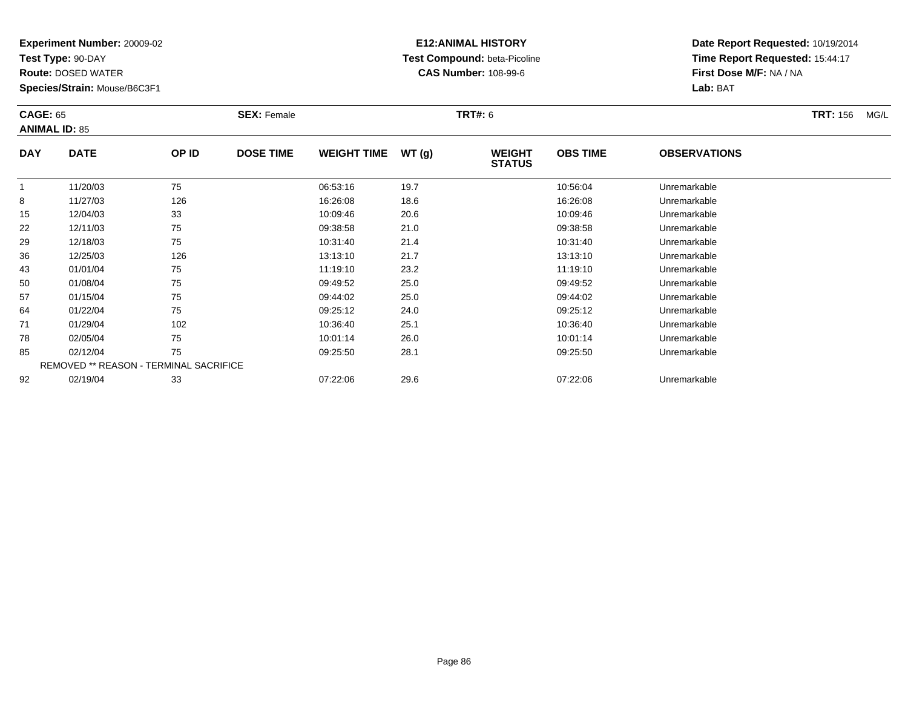**Experiment Number:** 20009-02
**Test Type:** 90-DAY
**Route:** DOSED WATER
**Species/Strain:** Mouse/B6C3F1

**E12:ANIMAL HISTORY**
**Test Compound:** beta-Picoline
**CAS Number:** 108-99-6

**Date Report Requested:** 10/19/2014
**Time Report Requested:** 15:44:17
**First Dose M/F:** NA / NA
**Lab:** BAT

**CAGE:** 65
**ANIMAL ID:** 85
**SEX:** Female
**TRT#:** 6
**TRT:** 156 MG/L

| DAY | DATE | OP ID | DOSE TIME | WEIGHT TIME | WT (g) | WEIGHT STATUS | OBS TIME | OBSERVATIONS |
|---|---|---|---|---|---|---|---|---|
| 1 | 11/20/03 | 75 | | 06:53:16 | 19.7 | | 10:56:04 | Unremarkable |
| 8 | 11/27/03 | 126 | | 16:26:08 | 18.6 | | 16:26:08 | Unremarkable |
| 15 | 12/04/03 | 33 | | 10:09:46 | 20.6 | | 10:09:46 | Unremarkable |
| 22 | 12/11/03 | 75 | | 09:38:58 | 21.0 | | 09:38:58 | Unremarkable |
| 29 | 12/18/03 | 75 | | 10:31:40 | 21.4 | | 10:31:40 | Unremarkable |
| 36 | 12/25/03 | 126 | | 13:13:10 | 21.7 | | 13:13:10 | Unremarkable |
| 43 | 01/01/04 | 75 | | 11:19:10 | 23.2 | | 11:19:10 | Unremarkable |
| 50 | 01/08/04 | 75 | | 09:49:52 | 25.0 | | 09:49:52 | Unremarkable |
| 57 | 01/15/04 | 75 | | 09:44:02 | 25.0 | | 09:44:02 | Unremarkable |
| 64 | 01/22/04 | 75 | | 09:25:12 | 24.0 | | 09:25:12 | Unremarkable |
| 71 | 01/29/04 | 102 | | 10:36:40 | 25.1 | | 10:36:40 | Unremarkable |
| 78 | 02/05/04 | 75 | | 10:01:14 | 26.0 | | 10:01:14 | Unremarkable |
| 85 | 02/12/04 | 75 | | 09:25:50 | 28.1 | | 09:25:50 | Unremarkable |
| REMOVED ** REASON - TERMINAL SACRIFICE | | | | | | | | |
| 92 | 02/19/04 | 33 | | 07:22:06 | 29.6 | | 07:22:06 | Unremarkable |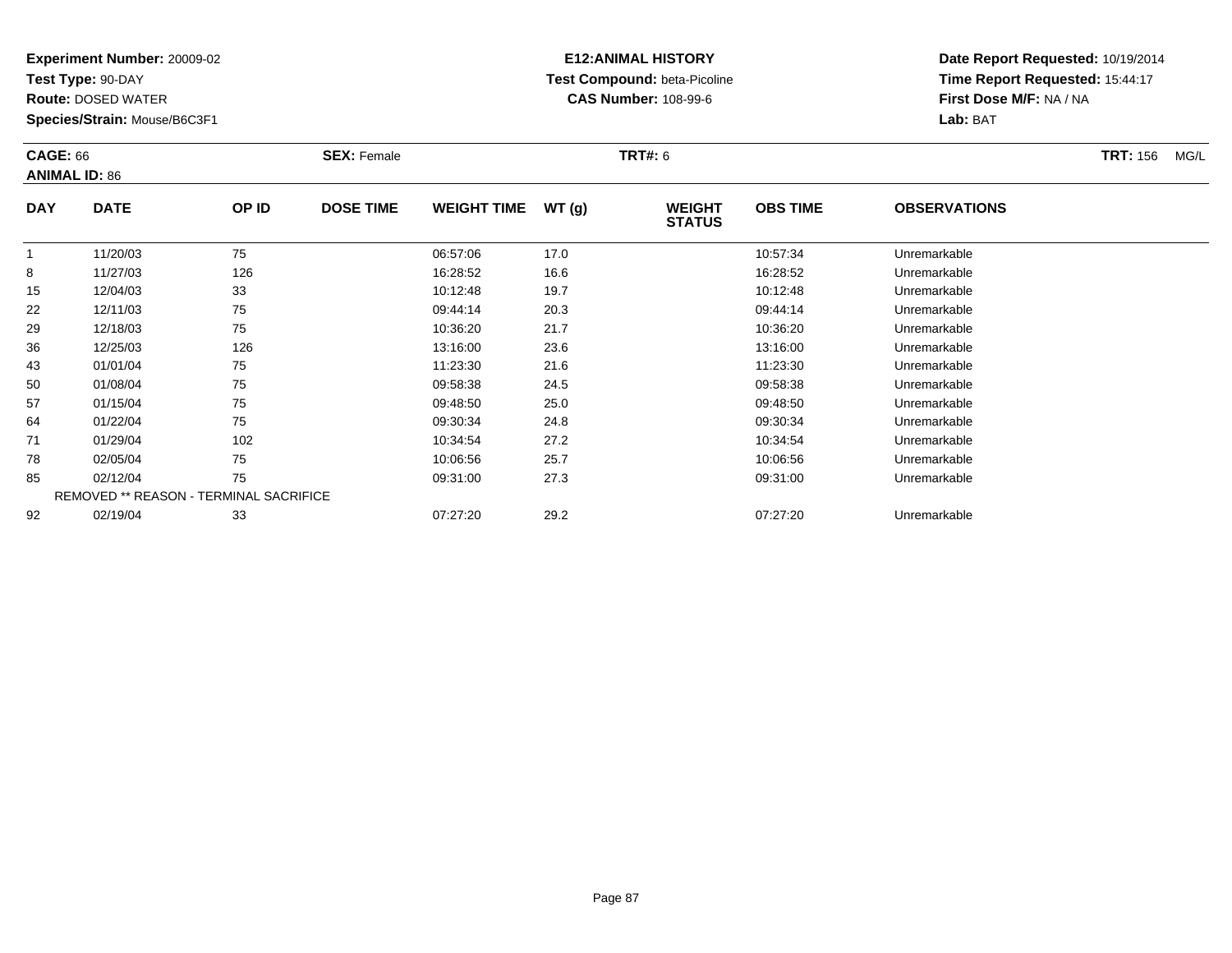**Experiment Number:** 20009-02
**Test Type:** 90-DAY
**Route:** DOSED WATER
**Species/Strain:** Mouse/B6C3F1

**E12:ANIMAL HISTORY**
**Test Compound:** beta-Picoline
**CAS Number:** 108-99-6

**Date Report Requested:** 10/19/2014
**Time Report Requested:** 15:44:17
**First Dose M/F:** NA / NA
**Lab:** BAT

**CAGE:** 66 **SEX:** Female **TRT#:** 6 **TRT:** 156 MG/L
**ANIMAL ID:** 86

| DAY | DATE | OP ID | DOSE TIME | WEIGHT TIME | WT (g) | WEIGHT STATUS | OBS TIME | OBSERVATIONS |
|---|---|---|---|---|---|---|---|---|
| 1 | 11/20/03 | 75 | | 06:57:06 | 17.0 | | 10:57:34 | Unremarkable |
| 8 | 11/27/03 | 126 | | 16:28:52 | 16.6 | | 16:28:52 | Unremarkable |
| 15 | 12/04/03 | 33 | | 10:12:48 | 19.7 | | 10:12:48 | Unremarkable |
| 22 | 12/11/03 | 75 | | 09:44:14 | 20.3 | | 09:44:14 | Unremarkable |
| 29 | 12/18/03 | 75 | | 10:36:20 | 21.7 | | 10:36:20 | Unremarkable |
| 36 | 12/25/03 | 126 | | 13:16:00 | 23.6 | | 13:16:00 | Unremarkable |
| 43 | 01/01/04 | 75 | | 11:23:30 | 21.6 | | 11:23:30 | Unremarkable |
| 50 | 01/08/04 | 75 | | 09:58:38 | 24.5 | | 09:58:38 | Unremarkable |
| 57 | 01/15/04 | 75 | | 09:48:50 | 25.0 | | 09:48:50 | Unremarkable |
| 64 | 01/22/04 | 75 | | 09:30:34 | 24.8 | | 09:30:34 | Unremarkable |
| 71 | 01/29/04 | 102 | | 10:34:54 | 27.2 | | 10:34:54 | Unremarkable |
| 78 | 02/05/04 | 75 | | 10:06:56 | 25.7 | | 10:06:56 | Unremarkable |
| 85 | 02/12/04 | 75 | | 09:31:00 | 27.3 | | 09:31:00 | Unremarkable |
| REMOVED ** REASON - TERMINAL SACRIFICE | | | | | | | | |
| 92 | 02/19/04 | 33 | | 07:27:20 | 29.2 | | 07:27:20 | Unremarkable |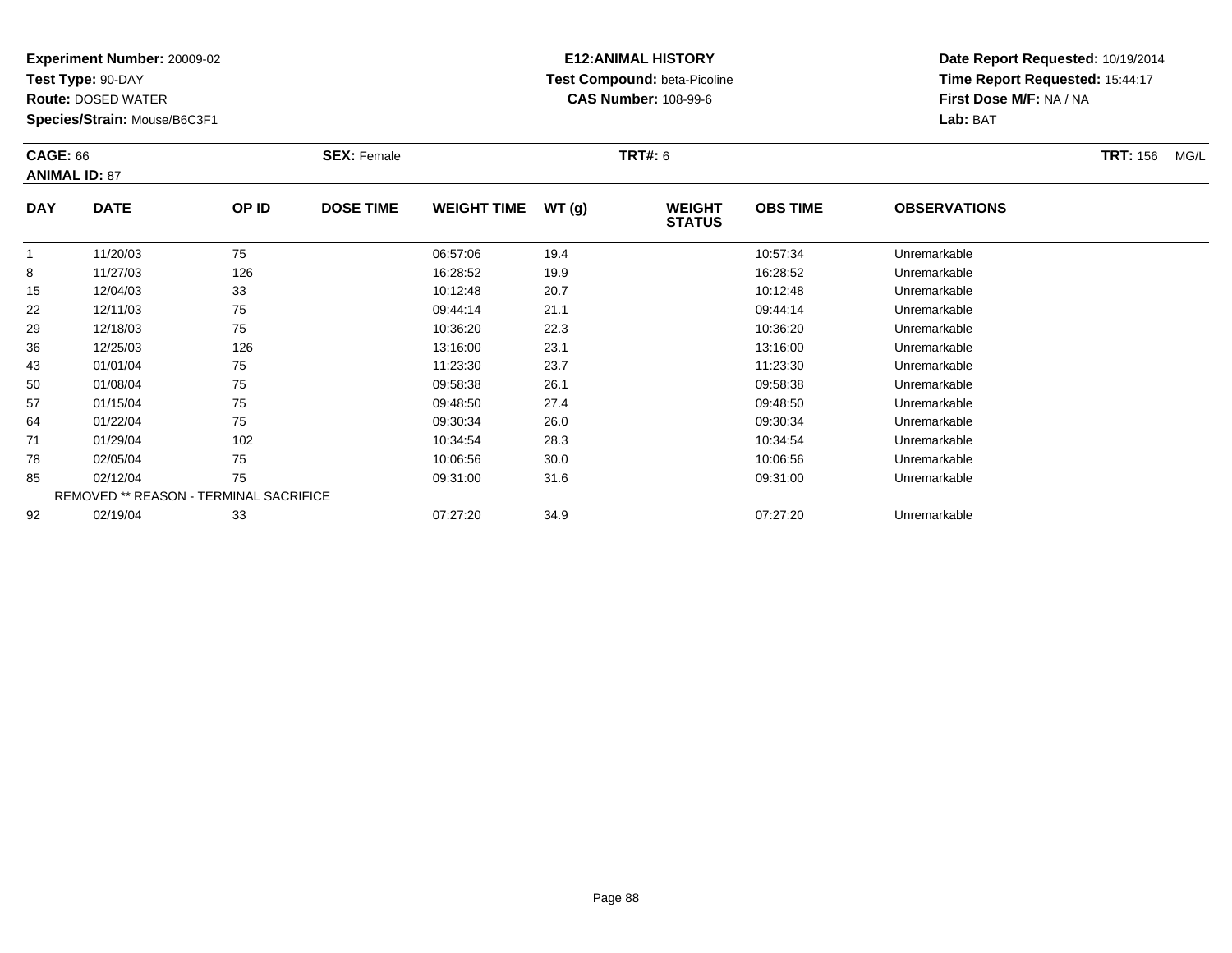**Experiment Number:** 20009-02
**Test Type:** 90-DAY
**Route:** DOSED WATER
**Species/Strain:** Mouse/B6C3F1

**E12:ANIMAL HISTORY**
**Test Compound:** beta-Picoline
**CAS Number:** 108-99-6

**Date Report Requested:** 10/19/2014
**Time Report Requested:** 15:44:17
**First Dose M/F:** NA / NA
**Lab:** BAT

**CAGE:** 66
**ANIMAL ID:** 87
**SEX:** Female
**TRT#:** 6
**TRT:** 156 MG/L

| DAY | DATE | OP ID | DOSE TIME | WEIGHT TIME | WT (g) | WEIGHT STATUS | OBS TIME | OBSERVATIONS |
|---|---|---|---|---|---|---|---|---|
| 1 | 11/20/03 | 75 | | 06:57:06 | 19.4 | | 10:57:34 | Unremarkable |
| 8 | 11/27/03 | 126 | | 16:28:52 | 19.9 | | 16:28:52 | Unremarkable |
| 15 | 12/04/03 | 33 | | 10:12:48 | 20.7 | | 10:12:48 | Unremarkable |
| 22 | 12/11/03 | 75 | | 09:44:14 | 21.1 | | 09:44:14 | Unremarkable |
| 29 | 12/18/03 | 75 | | 10:36:20 | 22.3 | | 10:36:20 | Unremarkable |
| 36 | 12/25/03 | 126 | | 13:16:00 | 23.1 | | 13:16:00 | Unremarkable |
| 43 | 01/01/04 | 75 | | 11:23:30 | 23.7 | | 11:23:30 | Unremarkable |
| 50 | 01/08/04 | 75 | | 09:58:38 | 26.1 | | 09:58:38 | Unremarkable |
| 57 | 01/15/04 | 75 | | 09:48:50 | 27.4 | | 09:48:50 | Unremarkable |
| 64 | 01/22/04 | 75 | | 09:30:34 | 26.0 | | 09:30:34 | Unremarkable |
| 71 | 01/29/04 | 102 | | 10:34:54 | 28.3 | | 10:34:54 | Unremarkable |
| 78 | 02/05/04 | 75 | | 10:06:56 | 30.0 | | 10:06:56 | Unremarkable |
| 85 | 02/12/04 | 75 | | 09:31:00 | 31.6 | | 09:31:00 | Unremarkable |
| REMOVED ** REASON - TERMINAL SACRIFICE | | | | | | | | |
| 92 | 02/19/04 | 33 | | 07:27:20 | 34.9 | | 07:27:20 | Unremarkable |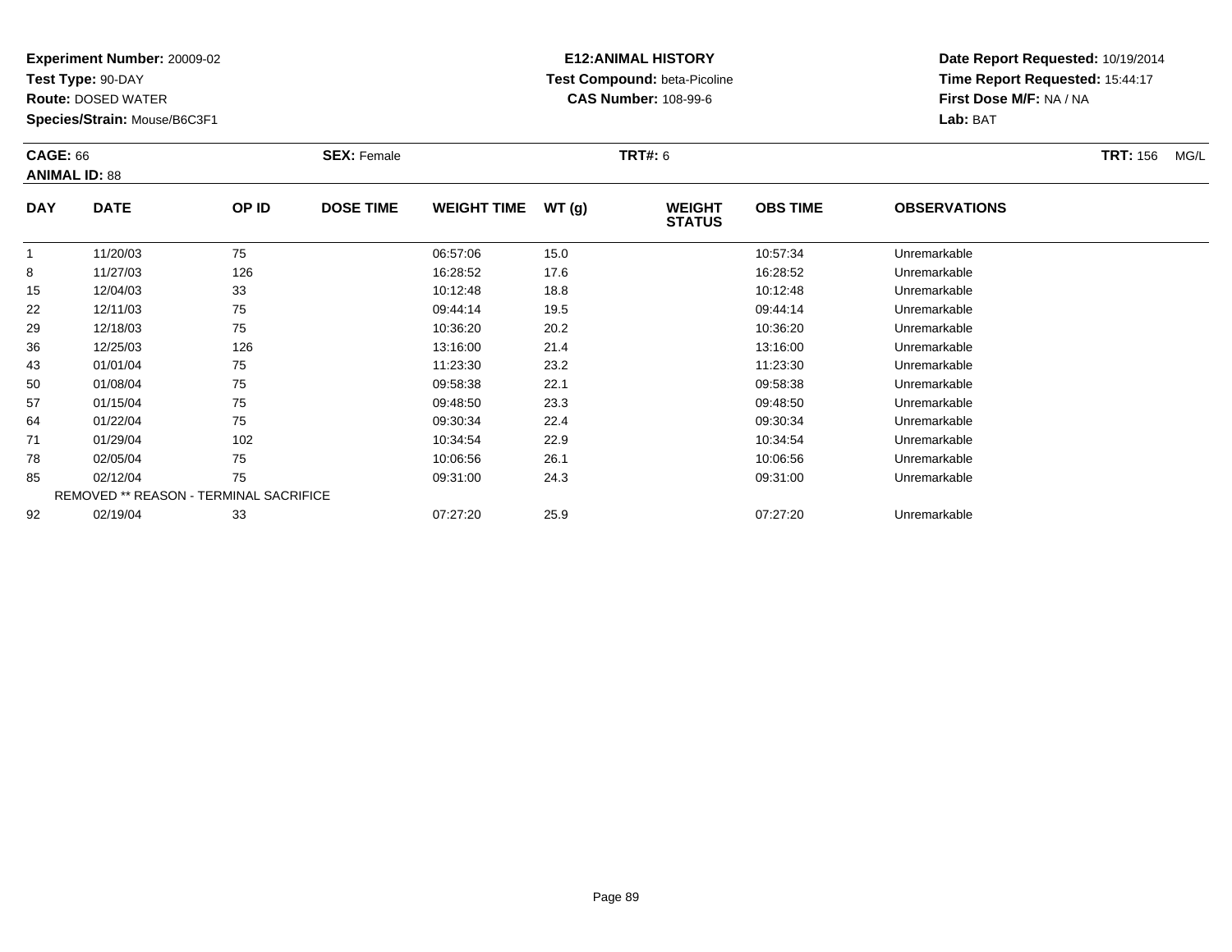**Experiment Number:** 20009-02
**Test Type:** 90-DAY
**Route:** DOSED WATER
**Species/Strain:** Mouse/B6C3F1

**E12:ANIMAL HISTORY**
**Test Compound:** beta-Picoline
**CAS Number:** 108-99-6

**Date Report Requested:** 10/19/2014
**Time Report Requested:** 15:44:17
**First Dose M/F:** NA / NA
**Lab:** BAT

**CAGE:** 66
**ANIMAL ID:** 88
**SEX:** Female
**TRT#:** 6
**TRT:** 156 MG/L

| DAY | DATE | OP ID | DOSE TIME | WEIGHT TIME | WT (g) | WEIGHT STATUS | OBS TIME | OBSERVATIONS |
|---|---|---|---|---|---|---|---|---|
| 1 | 11/20/03 | 75 | | 06:57:06 | 15.0 | | 10:57:34 | Unremarkable |
| 8 | 11/27/03 | 126 | | 16:28:52 | 17.6 | | 16:28:52 | Unremarkable |
| 15 | 12/04/03 | 33 | | 10:12:48 | 18.8 | | 10:12:48 | Unremarkable |
| 22 | 12/11/03 | 75 | | 09:44:14 | 19.5 | | 09:44:14 | Unremarkable |
| 29 | 12/18/03 | 75 | | 10:36:20 | 20.2 | | 10:36:20 | Unremarkable |
| 36 | 12/25/03 | 126 | | 13:16:00 | 21.4 | | 13:16:00 | Unremarkable |
| 43 | 01/01/04 | 75 | | 11:23:30 | 23.2 | | 11:23:30 | Unremarkable |
| 50 | 01/08/04 | 75 | | 09:58:38 | 22.1 | | 09:58:38 | Unremarkable |
| 57 | 01/15/04 | 75 | | 09:48:50 | 23.3 | | 09:48:50 | Unremarkable |
| 64 | 01/22/04 | 75 | | 09:30:34 | 22.4 | | 09:30:34 | Unremarkable |
| 71 | 01/29/04 | 102 | | 10:34:54 | 22.9 | | 10:34:54 | Unremarkable |
| 78 | 02/05/04 | 75 | | 10:06:56 | 26.1 | | 10:06:56 | Unremarkable |
| 85 | 02/12/04 | 75 | | 09:31:00 | 24.3 | | 09:31:00 | Unremarkable |
| REMOVED ** REASON - TERMINAL SACRIFICE | | | | | | | | |
| 92 | 02/19/04 | 33 | | 07:27:20 | 25.9 | | 07:27:20 | Unremarkable |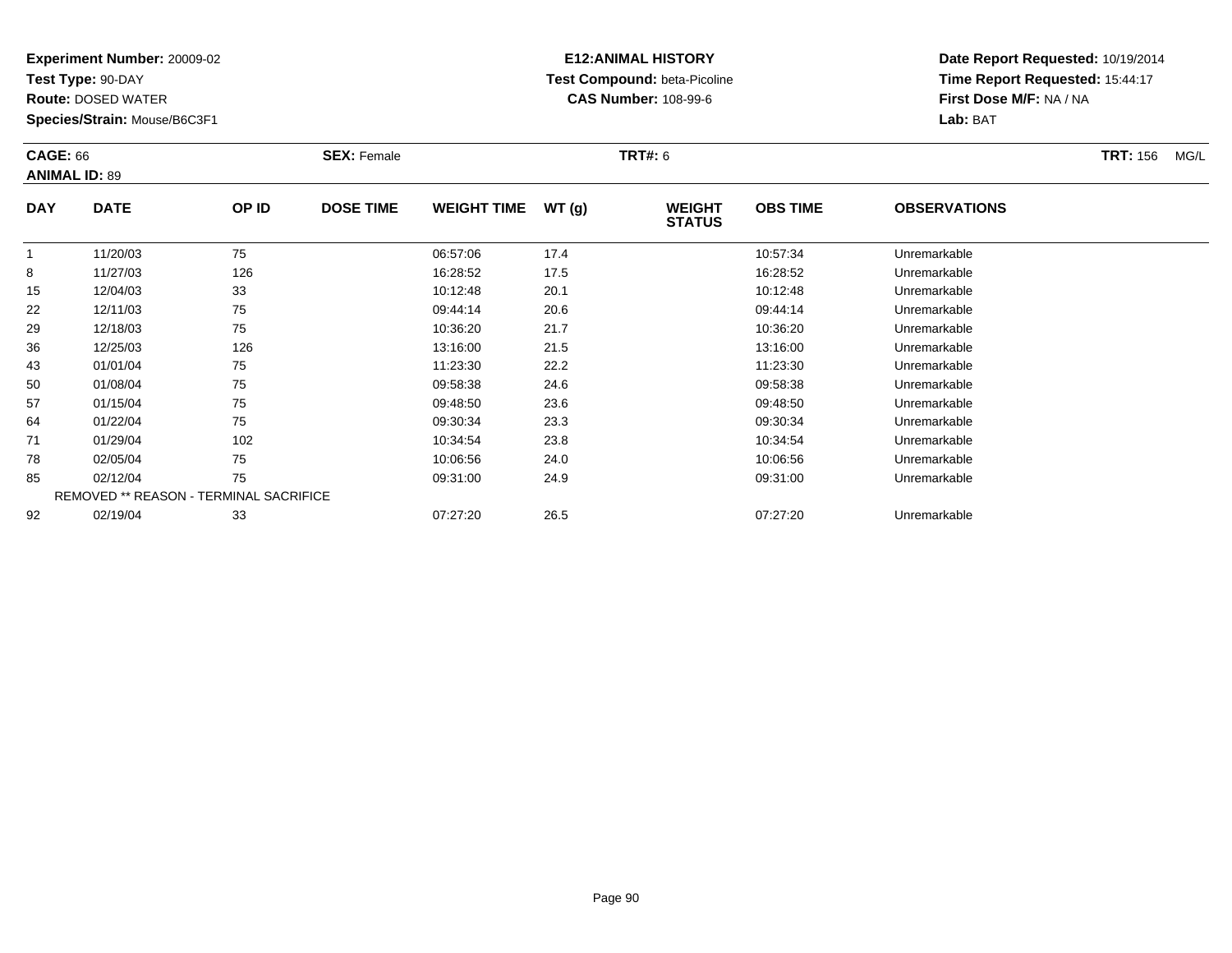**Experiment Number:** 20009-02
**Test Type:** 90-DAY
**Route:** DOSED WATER
**Species/Strain:** Mouse/B6C3F1

**E12:ANIMAL HISTORY**
**Test Compound:** beta-Picoline
**CAS Number:** 108-99-6

**Date Report Requested:** 10/19/2014
**Time Report Requested:** 15:44:17
**First Dose M/F:** NA / NA
**Lab:** BAT

**CAGE:** 66 **SEX:** Female **TRT#:** 6 **TRT:** 156 MG/L
**ANIMAL ID:** 89

| DAY | DATE | OP ID | DOSE TIME | WEIGHT TIME | WT (g) | WEIGHT STATUS | OBS TIME | OBSERVATIONS |
|---|---|---|---|---|---|---|---|---|
| 1 | 11/20/03 | 75 | | 06:57:06 | 17.4 | | 10:57:34 | Unremarkable |
| 8 | 11/27/03 | 126 | | 16:28:52 | 17.5 | | 16:28:52 | Unremarkable |
| 15 | 12/04/03 | 33 | | 10:12:48 | 20.1 | | 10:12:48 | Unremarkable |
| 22 | 12/11/03 | 75 | | 09:44:14 | 20.6 | | 09:44:14 | Unremarkable |
| 29 | 12/18/03 | 75 | | 10:36:20 | 21.7 | | 10:36:20 | Unremarkable |
| 36 | 12/25/03 | 126 | | 13:16:00 | 21.5 | | 13:16:00 | Unremarkable |
| 43 | 01/01/04 | 75 | | 11:23:30 | 22.2 | | 11:23:30 | Unremarkable |
| 50 | 01/08/04 | 75 | | 09:58:38 | 24.6 | | 09:58:38 | Unremarkable |
| 57 | 01/15/04 | 75 | | 09:48:50 | 23.6 | | 09:48:50 | Unremarkable |
| 64 | 01/22/04 | 75 | | 09:30:34 | 23.3 | | 09:30:34 | Unremarkable |
| 71 | 01/29/04 | 102 | | 10:34:54 | 23.8 | | 10:34:54 | Unremarkable |
| 78 | 02/05/04 | 75 | | 10:06:56 | 24.0 | | 10:06:56 | Unremarkable |
| 85 | 02/12/04 | 75 | | 09:31:00 | 24.9 | | 09:31:00 | Unremarkable |
| REMOVED ** REASON - TERMINAL SACRIFICE | | | | | | | | |
| 92 | 02/19/04 | 33 | | 07:27:20 | 26.5 | | 07:27:20 | Unremarkable |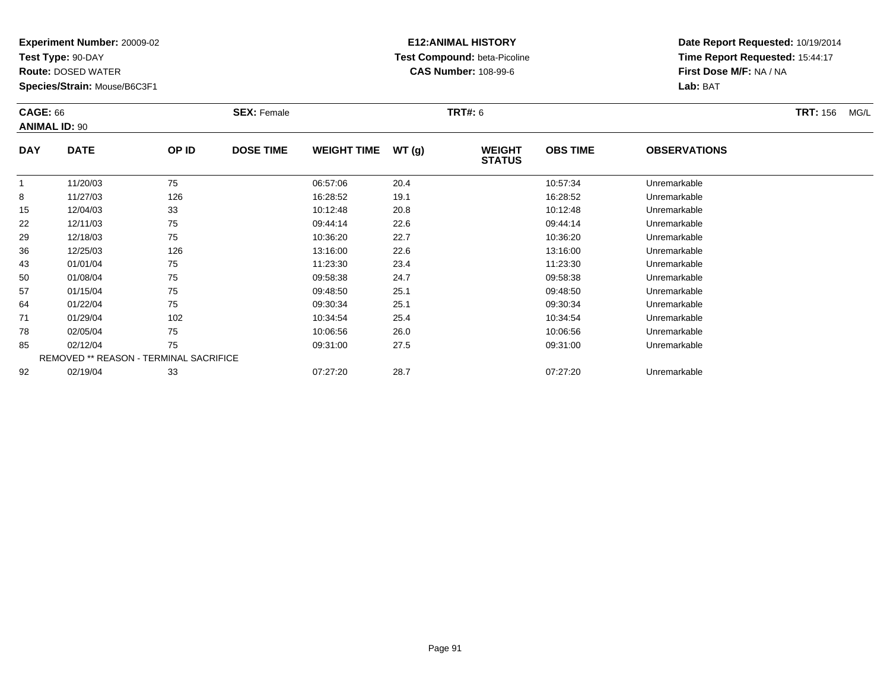**Experiment Number:** 20009-02
**Test Type:** 90-DAY
**Route:** DOSED WATER
**Species/Strain:** Mouse/B6C3F1

**E12:ANIMAL HISTORY**
**Test Compound:** beta-Picoline
**CAS Number:** 108-99-6

**Date Report Requested:** 10/19/2014
**Time Report Requested:** 15:44:17
**First Dose M/F:** NA / NA
**Lab:** BAT

**CAGE:** 66 **SEX:** Female **TRT#:** 6 **TRT:** 156 MG/L
**ANIMAL ID:** 90

| DAY | DATE | OP ID | DOSE TIME | WEIGHT TIME | WT (g) | WEIGHT STATUS | OBS TIME | OBSERVATIONS |
|---|---|---|---|---|---|---|---|---|
| 1 | 11/20/03 | 75 | | 06:57:06 | 20.4 | | 10:57:34 | Unremarkable |
| 8 | 11/27/03 | 126 | | 16:28:52 | 19.1 | | 16:28:52 | Unremarkable |
| 15 | 12/04/03 | 33 | | 10:12:48 | 20.8 | | 10:12:48 | Unremarkable |
| 22 | 12/11/03 | 75 | | 09:44:14 | 22.6 | | 09:44:14 | Unremarkable |
| 29 | 12/18/03 | 75 | | 10:36:20 | 22.7 | | 10:36:20 | Unremarkable |
| 36 | 12/25/03 | 126 | | 13:16:00 | 22.6 | | 13:16:00 | Unremarkable |
| 43 | 01/01/04 | 75 | | 11:23:30 | 23.4 | | 11:23:30 | Unremarkable |
| 50 | 01/08/04 | 75 | | 09:58:38 | 24.7 | | 09:58:38 | Unremarkable |
| 57 | 01/15/04 | 75 | | 09:48:50 | 25.1 | | 09:48:50 | Unremarkable |
| 64 | 01/22/04 | 75 | | 09:30:34 | 25.1 | | 09:30:34 | Unremarkable |
| 71 | 01/29/04 | 102 | | 10:34:54 | 25.4 | | 10:34:54 | Unremarkable |
| 78 | 02/05/04 | 75 | | 10:06:56 | 26.0 | | 10:06:56 | Unremarkable |
| 85 | 02/12/04 | 75 | | 09:31:00 | 27.5 | | 09:31:00 | Unremarkable |
| | REMOVED ** REASON - TERMINAL SACRIFICE | | | | | | | |
| 92 | 02/19/04 | 33 | | 07:27:20 | 28.7 | | 07:27:20 | Unremarkable |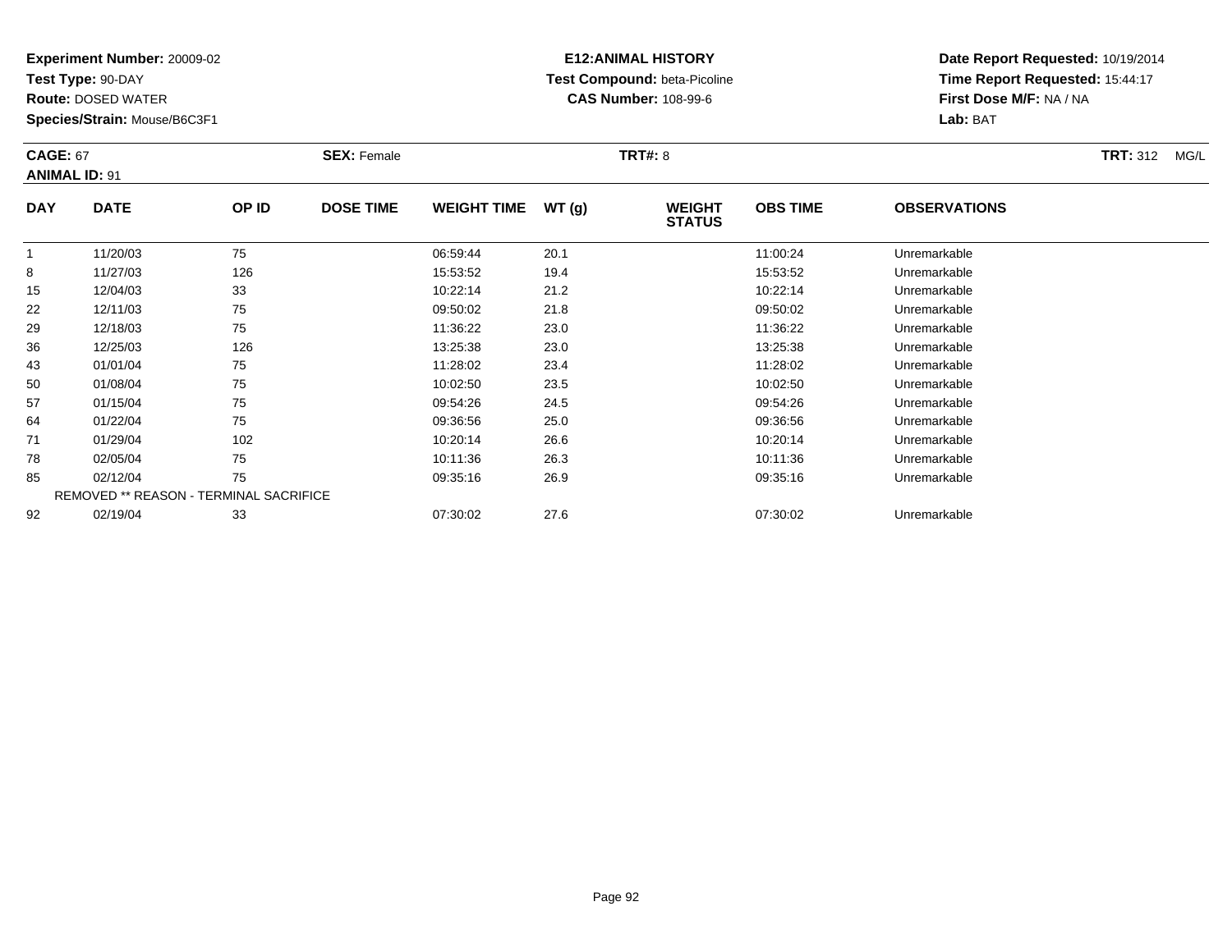**Experiment Number:** 20009-02
**Test Type:** 90-DAY
**Route:** DOSED WATER
**Species/Strain:** Mouse/B6C3F1

**E12:ANIMAL HISTORY**
**Test Compound:** beta-Picoline
**CAS Number:** 108-99-6

**Date Report Requested:** 10/19/2014
**Time Report Requested:** 15:44:17
**First Dose M/F:** NA / NA
**Lab:** BAT

**CAGE:** 67 **SEX:** Female **TRT#:** 8 **TRT:** 312 MG/L
**ANIMAL ID:** 91

| DAY | DATE | OP ID | DOSE TIME | WEIGHT TIME | WT (g) | WEIGHT STATUS | OBS TIME | OBSERVATIONS |
|---|---|---|---|---|---|---|---|---|
| 1 | 11/20/03 | 75 | | 06:59:44 | 20.1 | | 11:00:24 | Unremarkable |
| 8 | 11/27/03 | 126 | | 15:53:52 | 19.4 | | 15:53:52 | Unremarkable |
| 15 | 12/04/03 | 33 | | 10:22:14 | 21.2 | | 10:22:14 | Unremarkable |
| 22 | 12/11/03 | 75 | | 09:50:02 | 21.8 | | 09:50:02 | Unremarkable |
| 29 | 12/18/03 | 75 | | 11:36:22 | 23.0 | | 11:36:22 | Unremarkable |
| 36 | 12/25/03 | 126 | | 13:25:38 | 23.0 | | 13:25:38 | Unremarkable |
| 43 | 01/01/04 | 75 | | 11:28:02 | 23.4 | | 11:28:02 | Unremarkable |
| 50 | 01/08/04 | 75 | | 10:02:50 | 23.5 | | 10:02:50 | Unremarkable |
| 57 | 01/15/04 | 75 | | 09:54:26 | 24.5 | | 09:54:26 | Unremarkable |
| 64 | 01/22/04 | 75 | | 09:36:56 | 25.0 | | 09:36:56 | Unremarkable |
| 71 | 01/29/04 | 102 | | 10:20:14 | 26.6 | | 10:20:14 | Unremarkable |
| 78 | 02/05/04 | 75 | | 10:11:36 | 26.3 | | 10:11:36 | Unremarkable |
| 85 | 02/12/04 | 75 | | 09:35:16 | 26.9 | | 09:35:16 | Unremarkable |
| REMOVED ** REASON - TERMINAL SACRIFICE | | | | | | | | |
| 92 | 02/19/04 | 33 | | 07:30:02 | 27.6 | | 07:30:02 | Unremarkable |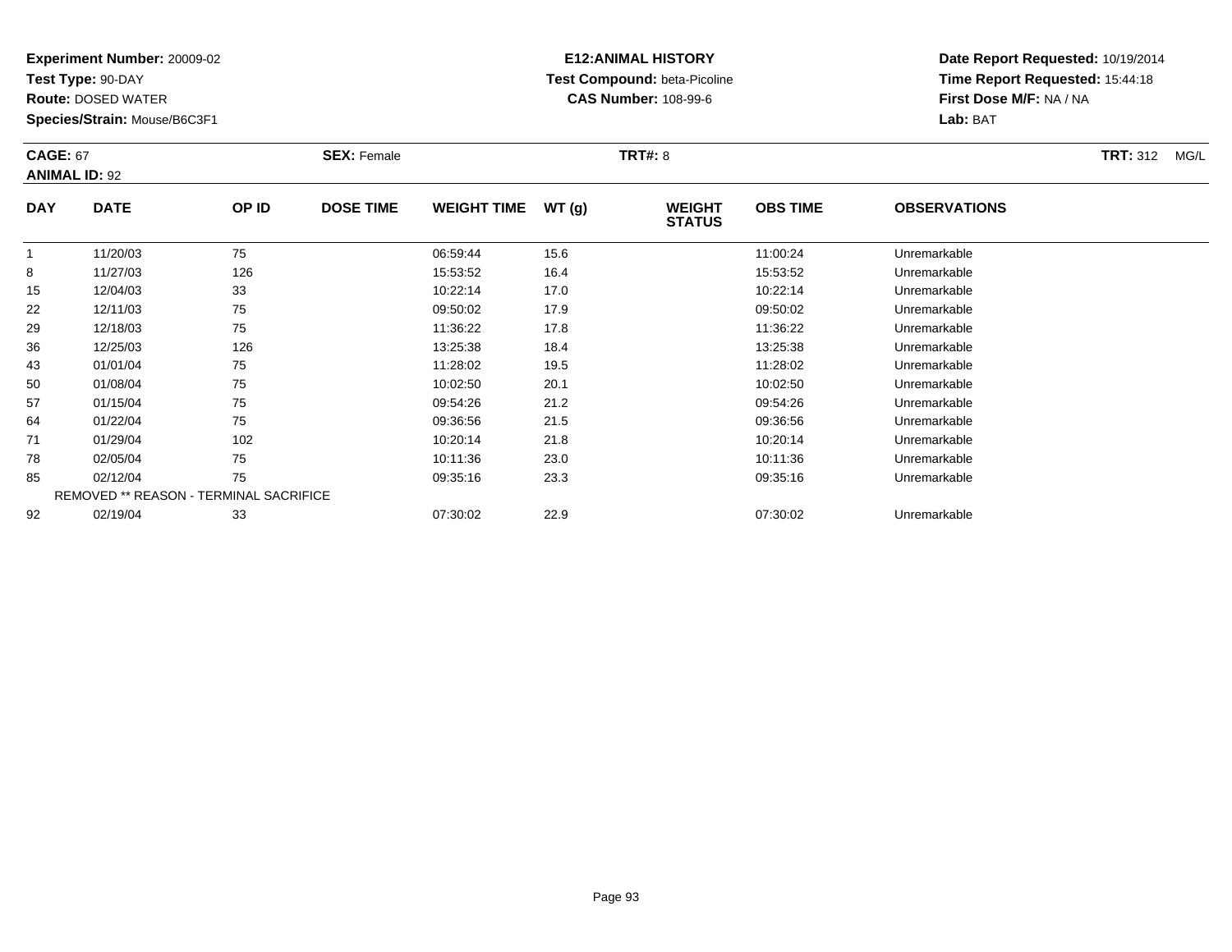**Experiment Number:** 20009-02
**Test Type:** 90-DAY
**Route:** DOSED WATER
**Species/Strain:** Mouse/B6C3F1

**E12:ANIMAL HISTORY**
**Test Compound:** beta-Picoline
**CAS Number:** 108-99-6

**Date Report Requested:** 10/19/2014
**Time Report Requested:** 15:44:18
**First Dose M/F:** NA / NA
**Lab:** BAT

**CAGE:** 67 **SEX:** Female **TRT#:** 8 **TRT:** 312 MG/L
**ANIMAL ID:** 92

| DAY | DATE | OP ID | DOSE TIME | WEIGHT TIME | WT (g) | WEIGHT STATUS | OBS TIME | OBSERVATIONS |
|---|---|---|---|---|---|---|---|---|
| 1 | 11/20/03 | 75 | | 06:59:44 | 15.6 | | 11:00:24 | Unremarkable |
| 8 | 11/27/03 | 126 | | 15:53:52 | 16.4 | | 15:53:52 | Unremarkable |
| 15 | 12/04/03 | 33 | | 10:22:14 | 17.0 | | 10:22:14 | Unremarkable |
| 22 | 12/11/03 | 75 | | 09:50:02 | 17.9 | | 09:50:02 | Unremarkable |
| 29 | 12/18/03 | 75 | | 11:36:22 | 17.8 | | 11:36:22 | Unremarkable |
| 36 | 12/25/03 | 126 | | 13:25:38 | 18.4 | | 13:25:38 | Unremarkable |
| 43 | 01/01/04 | 75 | | 11:28:02 | 19.5 | | 11:28:02 | Unremarkable |
| 50 | 01/08/04 | 75 | | 10:02:50 | 20.1 | | 10:02:50 | Unremarkable |
| 57 | 01/15/04 | 75 | | 09:54:26 | 21.2 | | 09:54:26 | Unremarkable |
| 64 | 01/22/04 | 75 | | 09:36:56 | 21.5 | | 09:36:56 | Unremarkable |
| 71 | 01/29/04 | 102 | | 10:20:14 | 21.8 | | 10:20:14 | Unremarkable |
| 78 | 02/05/04 | 75 | | 10:11:36 | 23.0 | | 10:11:36 | Unremarkable |
| 85 | 02/12/04 | 75 | | 09:35:16 | 23.3 | | 09:35:16 | Unremarkable |
| REMOVED ** REASON - TERMINAL SACRIFICE | | | | | | | | |
| 92 | 02/19/04 | 33 | | 07:30:02 | 22.9 | | 07:30:02 | Unremarkable |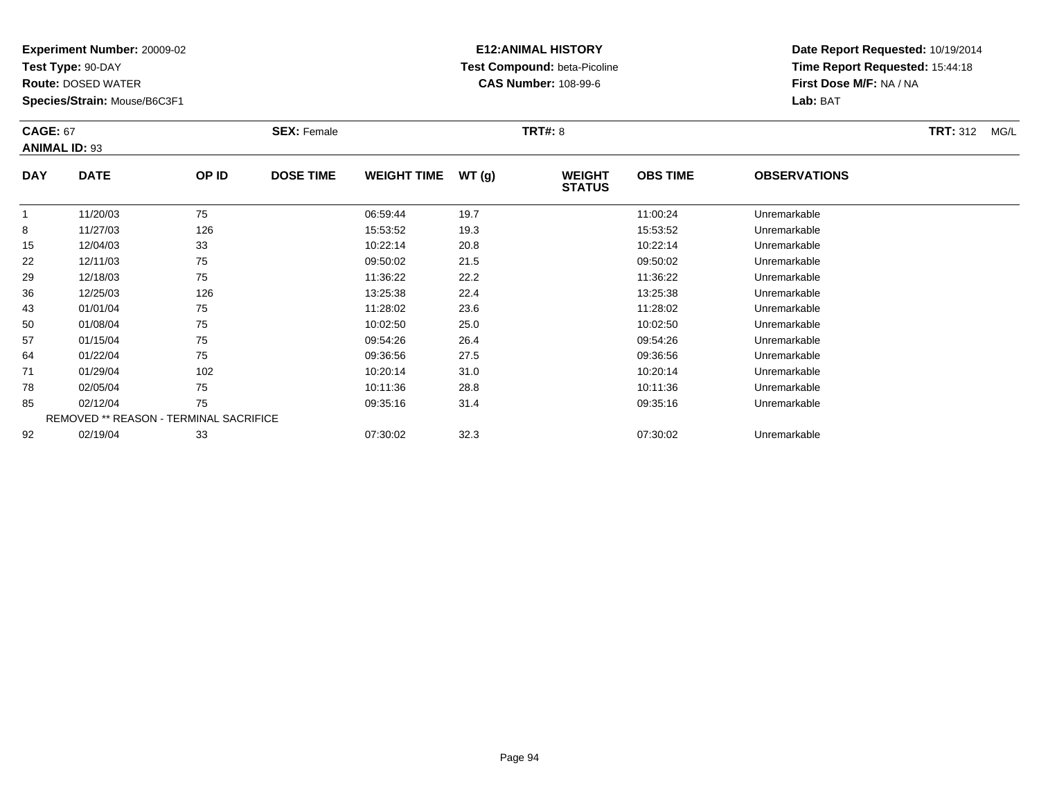**Experiment Number:** 20009-02
**Test Type:** 90-DAY
**Route:** DOSED WATER
**Species/Strain:** Mouse/B6C3F1

**E12:ANIMAL HISTORY**
**Test Compound:** beta-Picoline
**CAS Number:** 108-99-6

**Date Report Requested:** 10/19/2014
**Time Report Requested:** 15:44:18
**First Dose M/F:** NA / NA
**Lab:** BAT

**CAGE:** 67 **SEX:** Female **TRT#:** 8 **TRT:** 312 MG/L
**ANIMAL ID:** 93

| DAY | DATE | OP ID | DOSE TIME | WEIGHT TIME | WT (g) | WEIGHT STATUS | OBS TIME | OBSERVATIONS |
|---|---|---|---|---|---|---|---|---|
| 1 | 11/20/03 | 75 | | 06:59:44 | 19.7 | | 11:00:24 | Unremarkable |
| 8 | 11/27/03 | 126 | | 15:53:52 | 19.3 | | 15:53:52 | Unremarkable |
| 15 | 12/04/03 | 33 | | 10:22:14 | 20.8 | | 10:22:14 | Unremarkable |
| 22 | 12/11/03 | 75 | | 09:50:02 | 21.5 | | 09:50:02 | Unremarkable |
| 29 | 12/18/03 | 75 | | 11:36:22 | 22.2 | | 11:36:22 | Unremarkable |
| 36 | 12/25/03 | 126 | | 13:25:38 | 22.4 | | 13:25:38 | Unremarkable |
| 43 | 01/01/04 | 75 | | 11:28:02 | 23.6 | | 11:28:02 | Unremarkable |
| 50 | 01/08/04 | 75 | | 10:02:50 | 25.0 | | 10:02:50 | Unremarkable |
| 57 | 01/15/04 | 75 | | 09:54:26 | 26.4 | | 09:54:26 | Unremarkable |
| 64 | 01/22/04 | 75 | | 09:36:56 | 27.5 | | 09:36:56 | Unremarkable |
| 71 | 01/29/04 | 102 | | 10:20:14 | 31.0 | | 10:20:14 | Unremarkable |
| 78 | 02/05/04 | 75 | | 10:11:36 | 28.8 | | 10:11:36 | Unremarkable |
| 85 | 02/12/04 | 75 | | 09:35:16 | 31.4 | | 09:35:16 | Unremarkable |
| REMOVED ** REASON - TERMINAL SACRIFICE | | | | | | | | |
| 92 | 02/19/04 | 33 | | 07:30:02 | 32.3 | | 07:30:02 | Unremarkable |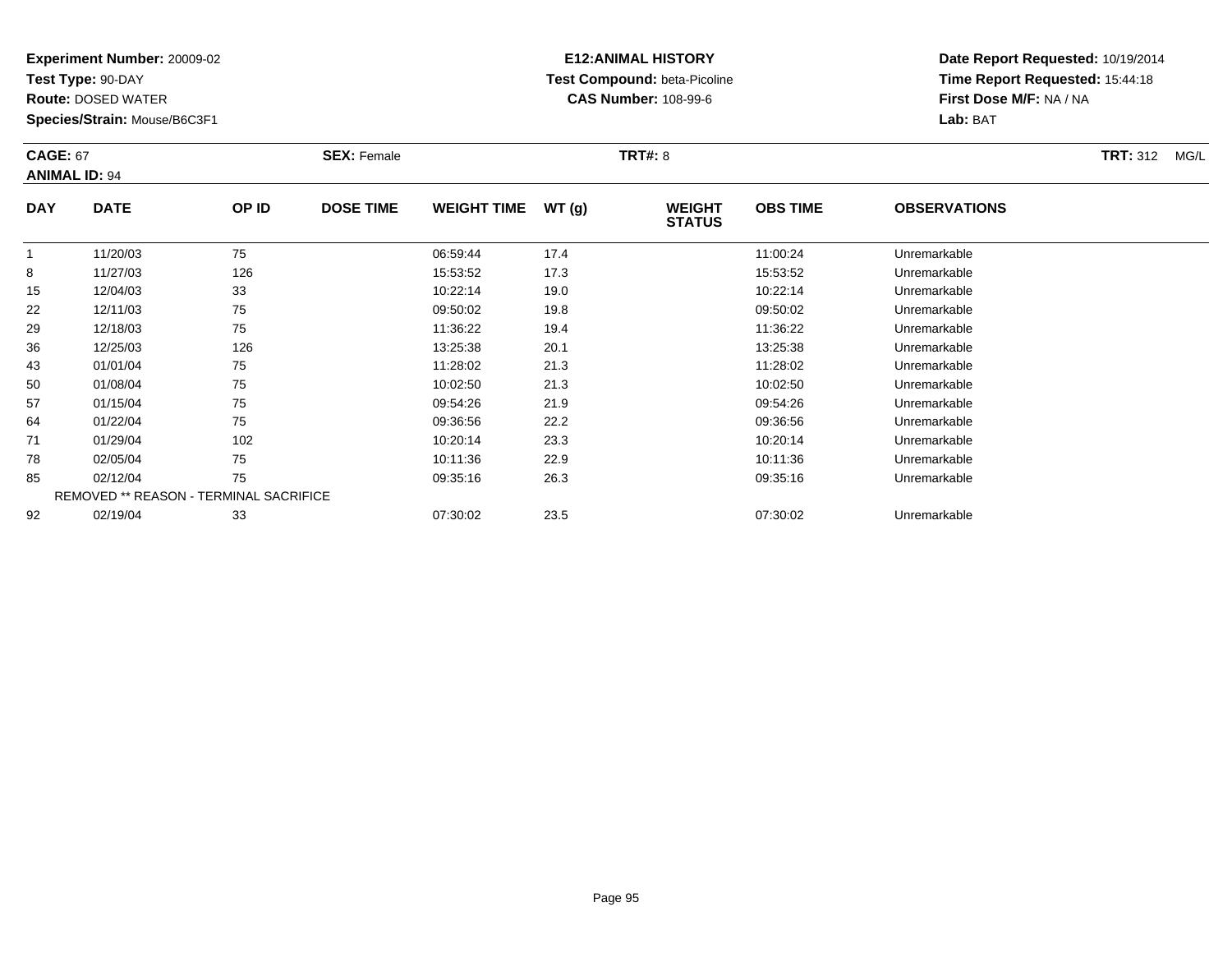**Experiment Number:** 20009-02
**Test Type:** 90-DAY
**Route:** DOSED WATER
**Species/Strain:** Mouse/B6C3F1

**E12:ANIMAL HISTORY**
**Test Compound:** beta-Picoline
**CAS Number:** 108-99-6

**Date Report Requested:** 10/19/2014
**Time Report Requested:** 15:44:18
**First Dose M/F:** NA / NA
**Lab:** BAT

**CAGE:** 67
**ANIMAL ID:** 94
**SEX:** Female
**TRT#:** 8
**TRT:** 312 MG/L

| DAY | DATE | OP ID | DOSE TIME | WEIGHT TIME | WT (g) | WEIGHT STATUS | OBS TIME | OBSERVATIONS |
|---|---|---|---|---|---|---|---|---|
| 1 | 11/20/03 | 75 | | 06:59:44 | 17.4 | | 11:00:24 | Unremarkable |
| 8 | 11/27/03 | 126 | | 15:53:52 | 17.3 | | 15:53:52 | Unremarkable |
| 15 | 12/04/03 | 33 | | 10:22:14 | 19.0 | | 10:22:14 | Unremarkable |
| 22 | 12/11/03 | 75 | | 09:50:02 | 19.8 | | 09:50:02 | Unremarkable |
| 29 | 12/18/03 | 75 | | 11:36:22 | 19.4 | | 11:36:22 | Unremarkable |
| 36 | 12/25/03 | 126 | | 13:25:38 | 20.1 | | 13:25:38 | Unremarkable |
| 43 | 01/01/04 | 75 | | 11:28:02 | 21.3 | | 11:28:02 | Unremarkable |
| 50 | 01/08/04 | 75 | | 10:02:50 | 21.3 | | 10:02:50 | Unremarkable |
| 57 | 01/15/04 | 75 | | 09:54:26 | 21.9 | | 09:54:26 | Unremarkable |
| 64 | 01/22/04 | 75 | | 09:36:56 | 22.2 | | 09:36:56 | Unremarkable |
| 71 | 01/29/04 | 102 | | 10:20:14 | 23.3 | | 10:20:14 | Unremarkable |
| 78 | 02/05/04 | 75 | | 10:11:36 | 22.9 | | 10:11:36 | Unremarkable |
| 85 | 02/12/04 | 75 | | 09:35:16 | 26.3 | | 09:35:16 | Unremarkable |
| REMOVED ** REASON - TERMINAL SACRIFICE | | | | | | | | |
| 92 | 02/19/04 | 33 | | 07:30:02 | 23.5 | | 07:30:02 | Unremarkable |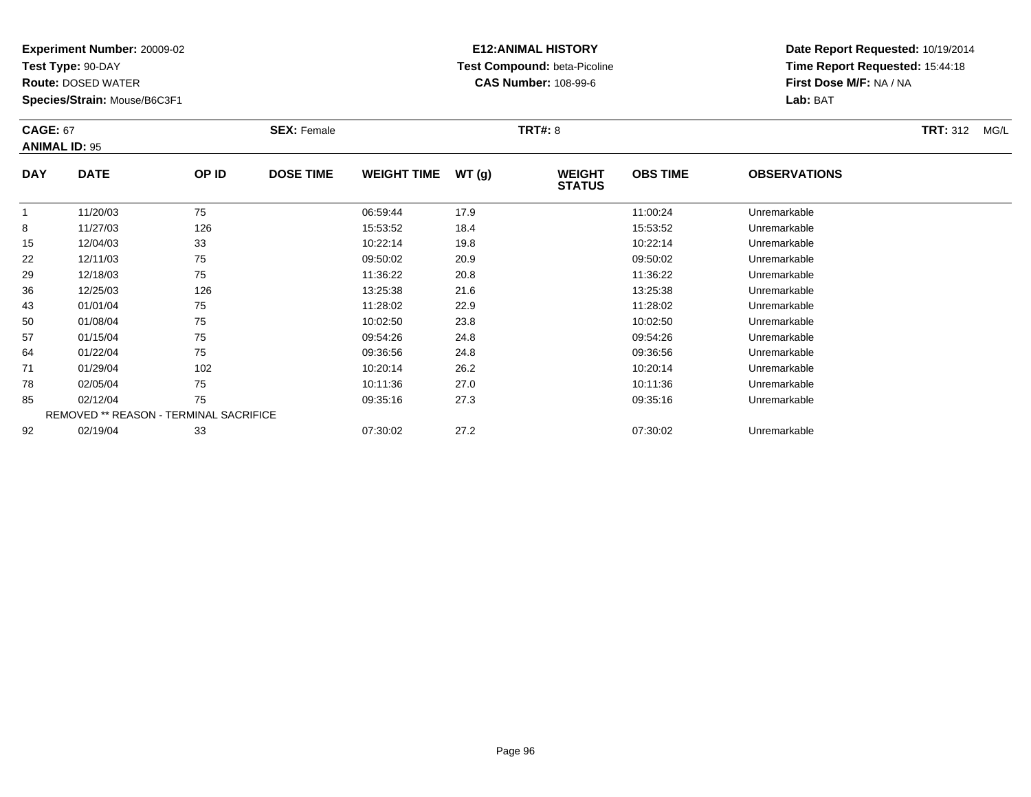**Experiment Number:** 20009-02
**Test Type:** 90-DAY
**Route:** DOSED WATER
**Species/Strain:** Mouse/B6C3F1

**E12:ANIMAL HISTORY**
**Test Compound:** beta-Picoline
**CAS Number:** 108-99-6

**Date Report Requested:** 10/19/2014
**Time Report Requested:** 15:44:18
**First Dose M/F:** NA / NA
**Lab:** BAT

**CAGE:** 67 **SEX:** Female **TRT#:** 8 **TRT:** 312 MG/L
**ANIMAL ID:** 95

| DAY | DATE | OP ID | DOSE TIME | WEIGHT TIME | WT (g) | WEIGHT STATUS | OBS TIME | OBSERVATIONS |
|---|---|---|---|---|---|---|---|---|
| 1 | 11/20/03 | 75 | | 06:59:44 | 17.9 | | 11:00:24 | Unremarkable |
| 8 | 11/27/03 | 126 | | 15:53:52 | 18.4 | | 15:53:52 | Unremarkable |
| 15 | 12/04/03 | 33 | | 10:22:14 | 19.8 | | 10:22:14 | Unremarkable |
| 22 | 12/11/03 | 75 | | 09:50:02 | 20.9 | | 09:50:02 | Unremarkable |
| 29 | 12/18/03 | 75 | | 11:36:22 | 20.8 | | 11:36:22 | Unremarkable |
| 36 | 12/25/03 | 126 | | 13:25:38 | 21.6 | | 13:25:38 | Unremarkable |
| 43 | 01/01/04 | 75 | | 11:28:02 | 22.9 | | 11:28:02 | Unremarkable |
| 50 | 01/08/04 | 75 | | 10:02:50 | 23.8 | | 10:02:50 | Unremarkable |
| 57 | 01/15/04 | 75 | | 09:54:26 | 24.8 | | 09:54:26 | Unremarkable |
| 64 | 01/22/04 | 75 | | 09:36:56 | 24.8 | | 09:36:56 | Unremarkable |
| 71 | 01/29/04 | 102 | | 10:20:14 | 26.2 | | 10:20:14 | Unremarkable |
| 78 | 02/05/04 | 75 | | 10:11:36 | 27.0 | | 10:11:36 | Unremarkable |
| 85 | 02/12/04 | 75 | | 09:35:16 | 27.3 | | 09:35:16 | Unremarkable |
| REMOVED ** REASON - TERMINAL SACRIFICE | | | | | | | | |
| 92 | 02/19/04 | 33 | | 07:30:02 | 27.2 | | 07:30:02 | Unremarkable |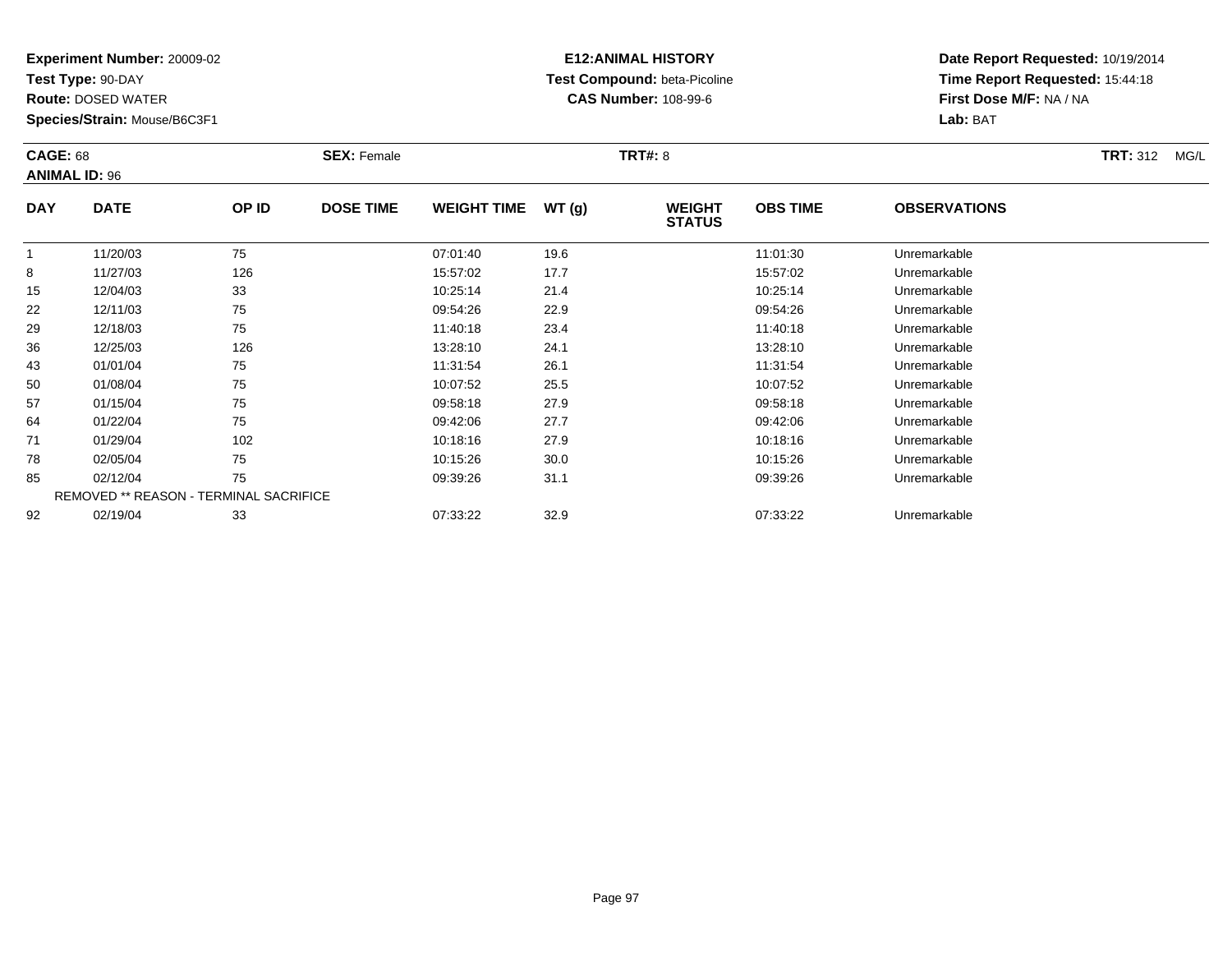**Experiment Number:** 20009-02
**Test Type:** 90-DAY
**Route:** DOSED WATER
**Species/Strain:** Mouse/B6C3F1

**E12:ANIMAL HISTORY**
**Test Compound:** beta-Picoline
**CAS Number:** 108-99-6

**Date Report Requested:** 10/19/2014
**Time Report Requested:** 15:44:18
**First Dose M/F:** NA / NA
**Lab:** BAT

**CAGE:** 68 **SEX:** Female **TRT#:** 8 **TRT:** 312 MG/L
**ANIMAL ID:** 96

| DAY | DATE | OP ID | DOSE TIME | WEIGHT TIME | WT (g) | WEIGHT STATUS | OBS TIME | OBSERVATIONS |
|---|---|---|---|---|---|---|---|---|
| 1 | 11/20/03 | 75 | | 07:01:40 | 19.6 | | 11:01:30 | Unremarkable |
| 8 | 11/27/03 | 126 | | 15:57:02 | 17.7 | | 15:57:02 | Unremarkable |
| 15 | 12/04/03 | 33 | | 10:25:14 | 21.4 | | 10:25:14 | Unremarkable |
| 22 | 12/11/03 | 75 | | 09:54:26 | 22.9 | | 09:54:26 | Unremarkable |
| 29 | 12/18/03 | 75 | | 11:40:18 | 23.4 | | 11:40:18 | Unremarkable |
| 36 | 12/25/03 | 126 | | 13:28:10 | 24.1 | | 13:28:10 | Unremarkable |
| 43 | 01/01/04 | 75 | | 11:31:54 | 26.1 | | 11:31:54 | Unremarkable |
| 50 | 01/08/04 | 75 | | 10:07:52 | 25.5 | | 10:07:52 | Unremarkable |
| 57 | 01/15/04 | 75 | | 09:58:18 | 27.9 | | 09:58:18 | Unremarkable |
| 64 | 01/22/04 | 75 | | 09:42:06 | 27.7 | | 09:42:06 | Unremarkable |
| 71 | 01/29/04 | 102 | | 10:18:16 | 27.9 | | 10:18:16 | Unremarkable |
| 78 | 02/05/04 | 75 | | 10:15:26 | 30.0 | | 10:15:26 | Unremarkable |
| 85 | 02/12/04 | 75 | | 09:39:26 | 31.1 | | 09:39:26 | Unremarkable |
| REMOVED ** REASON - TERMINAL SACRIFICE | | | | | | | | |
| 92 | 02/19/04 | 33 | | 07:33:22 | 32.9 | | 07:33:22 | Unremarkable |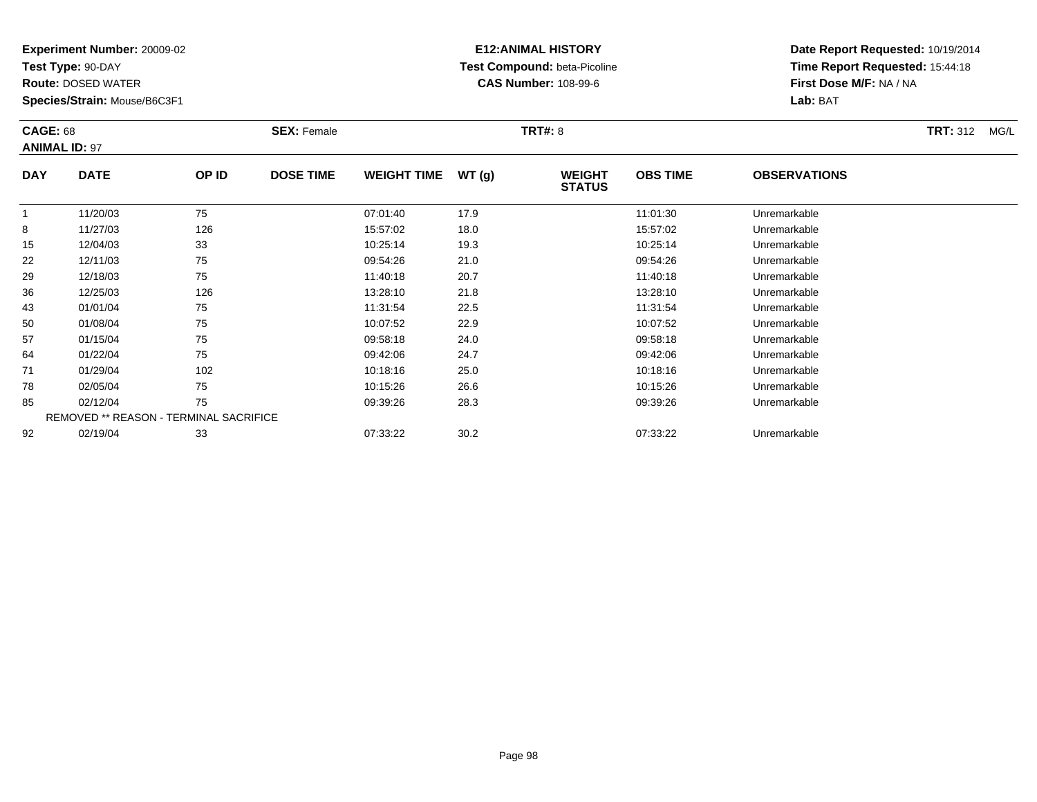**Experiment Number:** 20009-02
**Test Type:** 90-DAY
**Route:** DOSED WATER
**Species/Strain:** Mouse/B6C3F1

**E12:ANIMAL HISTORY**
**Test Compound:** beta-Picoline
**CAS Number:** 108-99-6

**Date Report Requested:** 10/19/2014
**Time Report Requested:** 15:44:18
**First Dose M/F:** NA / NA
**Lab:** BAT

**CAGE:** 68 **SEX:** Female **TRT#:** 8 **TRT:** 312 MG/L
**ANIMAL ID:** 97

| DAY | DATE | OP ID | DOSE TIME | WEIGHT TIME | WT (g) | WEIGHT STATUS | OBS TIME | OBSERVATIONS |
|---|---|---|---|---|---|---|---|---|
| 1 | 11/20/03 | 75 | | 07:01:40 | 17.9 | | 11:01:30 | Unremarkable |
| 8 | 11/27/03 | 126 | | 15:57:02 | 18.0 | | 15:57:02 | Unremarkable |
| 15 | 12/04/03 | 33 | | 10:25:14 | 19.3 | | 10:25:14 | Unremarkable |
| 22 | 12/11/03 | 75 | | 09:54:26 | 21.0 | | 09:54:26 | Unremarkable |
| 29 | 12/18/03 | 75 | | 11:40:18 | 20.7 | | 11:40:18 | Unremarkable |
| 36 | 12/25/03 | 126 | | 13:28:10 | 21.8 | | 13:28:10 | Unremarkable |
| 43 | 01/01/04 | 75 | | 11:31:54 | 22.5 | | 11:31:54 | Unremarkable |
| 50 | 01/08/04 | 75 | | 10:07:52 | 22.9 | | 10:07:52 | Unremarkable |
| 57 | 01/15/04 | 75 | | 09:58:18 | 24.0 | | 09:58:18 | Unremarkable |
| 64 | 01/22/04 | 75 | | 09:42:06 | 24.7 | | 09:42:06 | Unremarkable |
| 71 | 01/29/04 | 102 | | 10:18:16 | 25.0 | | 10:18:16 | Unremarkable |
| 78 | 02/05/04 | 75 | | 10:15:26 | 26.6 | | 10:15:26 | Unremarkable |
| 85 | 02/12/04 | 75 | | 09:39:26 | 28.3 | | 09:39:26 | Unremarkable |
| REMOVED ** REASON - TERMINAL SACRIFICE | | | | | | | | |
| 92 | 02/19/04 | 33 | | 07:33:22 | 30.2 | | 07:33:22 | Unremarkable |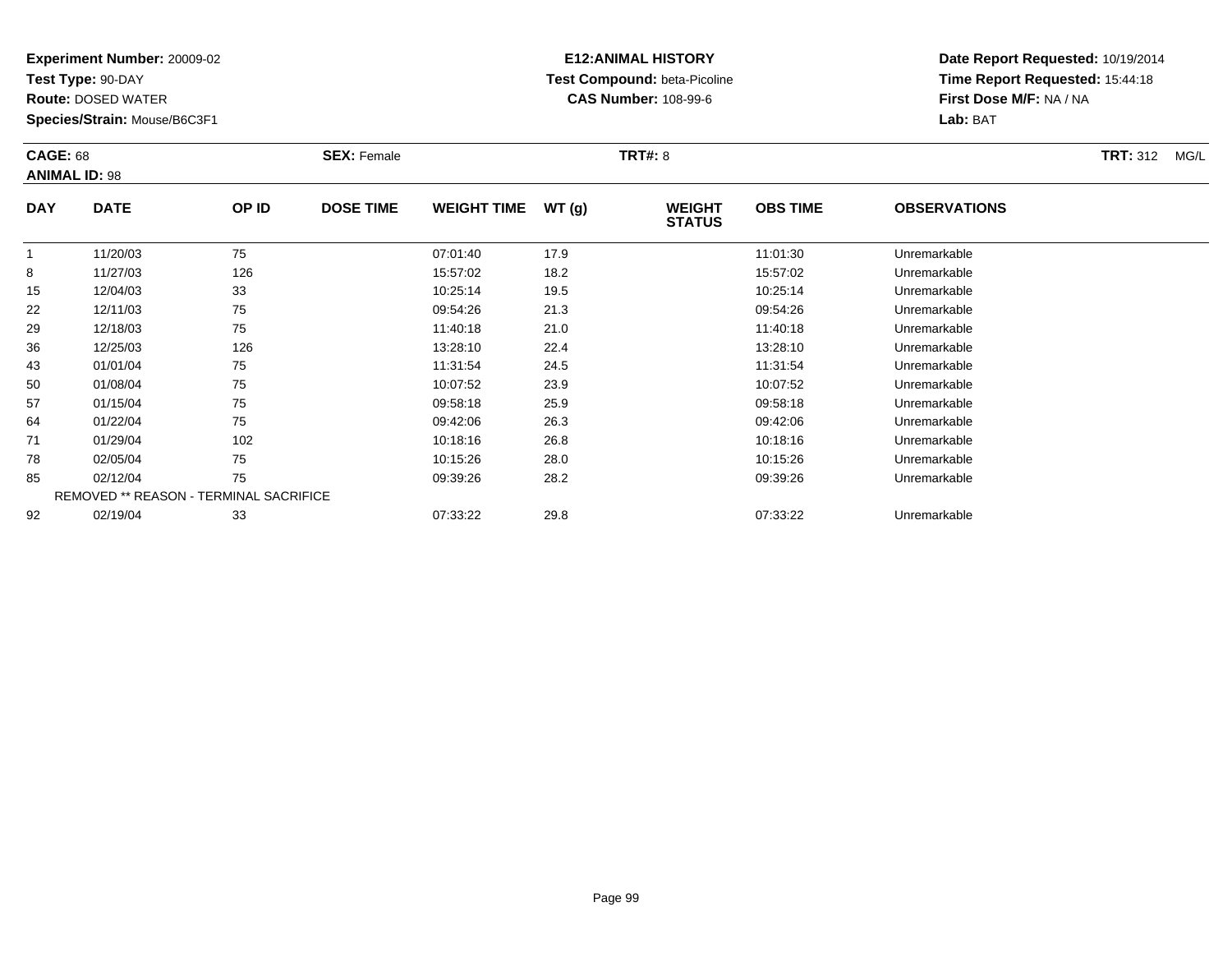**Experiment Number:** 20009-02
**Test Type:** 90-DAY
**Route:** DOSED WATER
**Species/Strain:** Mouse/B6C3F1

**E12:ANIMAL HISTORY**
**Test Compound:** beta-Picoline
**CAS Number:** 108-99-6

**Date Report Requested:** 10/19/2014
**Time Report Requested:** 15:44:18
**First Dose M/F:** NA / NA
**Lab:** BAT

**CAGE:** 68 **SEX:** Female **TRT#:** 8 **TRT:** 312 MG/L
**ANIMAL ID:** 98

| DAY | DATE | OP ID | DOSE TIME | WEIGHT TIME | WT (g) | WEIGHT STATUS | OBS TIME | OBSERVATIONS |
|---|---|---|---|---|---|---|---|---|
| 1 | 11/20/03 | 75 | | 07:01:40 | 17.9 | | 11:01:30 | Unremarkable |
| 8 | 11/27/03 | 126 | | 15:57:02 | 18.2 | | 15:57:02 | Unremarkable |
| 15 | 12/04/03 | 33 | | 10:25:14 | 19.5 | | 10:25:14 | Unremarkable |
| 22 | 12/11/03 | 75 | | 09:54:26 | 21.3 | | 09:54:26 | Unremarkable |
| 29 | 12/18/03 | 75 | | 11:40:18 | 21.0 | | 11:40:18 | Unremarkable |
| 36 | 12/25/03 | 126 | | 13:28:10 | 22.4 | | 13:28:10 | Unremarkable |
| 43 | 01/01/04 | 75 | | 11:31:54 | 24.5 | | 11:31:54 | Unremarkable |
| 50 | 01/08/04 | 75 | | 10:07:52 | 23.9 | | 10:07:52 | Unremarkable |
| 57 | 01/15/04 | 75 | | 09:58:18 | 25.9 | | 09:58:18 | Unremarkable |
| 64 | 01/22/04 | 75 | | 09:42:06 | 26.3 | | 09:42:06 | Unremarkable |
| 71 | 01/29/04 | 102 | | 10:18:16 | 26.8 | | 10:18:16 | Unremarkable |
| 78 | 02/05/04 | 75 | | 10:15:26 | 28.0 | | 10:15:26 | Unremarkable |
| 85 | 02/12/04 | 75 | | 09:39:26 | 28.2 | | 09:39:26 | Unremarkable |
| REMOVED ** REASON - TERMINAL SACRIFICE | | | | | | | | |
| 92 | 02/19/04 | 33 | | 07:33:22 | 29.8 | | 07:33:22 | Unremarkable |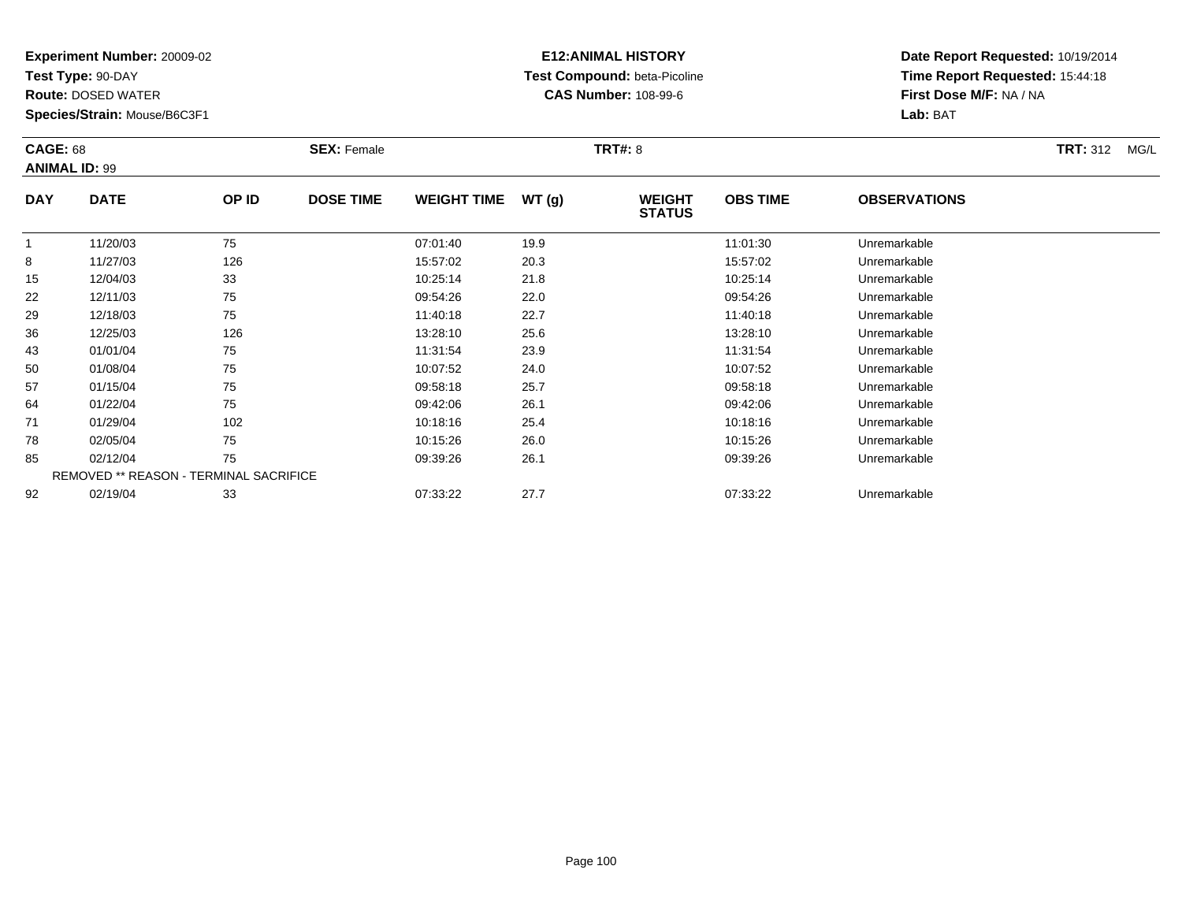**Experiment Number:** 20009-02
**Test Type:** 90-DAY
**Route:** DOSED WATER
**Species/Strain:** Mouse/B6C3F1

**E12:ANIMAL HISTORY**
**Test Compound:** beta-Picoline
**CAS Number:** 108-99-6

**Date Report Requested:** 10/19/2014
**Time Report Requested:** 15:44:18
**First Dose M/F:** NA / NA
**Lab:** BAT

**CAGE:** 68 **SEX:** Female **TRT#:** 8 **TRT:** 312 MG/L
**ANIMAL ID:** 99

| DAY | DATE | OP ID | DOSE TIME | WEIGHT TIME | WT (g) | WEIGHT STATUS | OBS TIME | OBSERVATIONS |
|---|---|---|---|---|---|---|---|---|
| 1 | 11/20/03 | 75 | | 07:01:40 | 19.9 | | 11:01:30 | Unremarkable |
| 8 | 11/27/03 | 126 | | 15:57:02 | 20.3 | | 15:57:02 | Unremarkable |
| 15 | 12/04/03 | 33 | | 10:25:14 | 21.8 | | 10:25:14 | Unremarkable |
| 22 | 12/11/03 | 75 | | 09:54:26 | 22.0 | | 09:54:26 | Unremarkable |
| 29 | 12/18/03 | 75 | | 11:40:18 | 22.7 | | 11:40:18 | Unremarkable |
| 36 | 12/25/03 | 126 | | 13:28:10 | 25.6 | | 13:28:10 | Unremarkable |
| 43 | 01/01/04 | 75 | | 11:31:54 | 23.9 | | 11:31:54 | Unremarkable |
| 50 | 01/08/04 | 75 | | 10:07:52 | 24.0 | | 10:07:52 | Unremarkable |
| 57 | 01/15/04 | 75 | | 09:58:18 | 25.7 | | 09:58:18 | Unremarkable |
| 64 | 01/22/04 | 75 | | 09:42:06 | 26.1 | | 09:42:06 | Unremarkable |
| 71 | 01/29/04 | 102 | | 10:18:16 | 25.4 | | 10:18:16 | Unremarkable |
| 78 | 02/05/04 | 75 | | 10:15:26 | 26.0 | | 10:15:26 | Unremarkable |
| 85 | 02/12/04 | 75 | | 09:39:26 | 26.1 | | 09:39:26 | Unremarkable |
| REMOVED ** REASON - TERMINAL SACRIFICE | | | | | | | | |
| 92 | 02/19/04 | 33 | | 07:33:22 | 27.7 | | 07:33:22 | Unremarkable |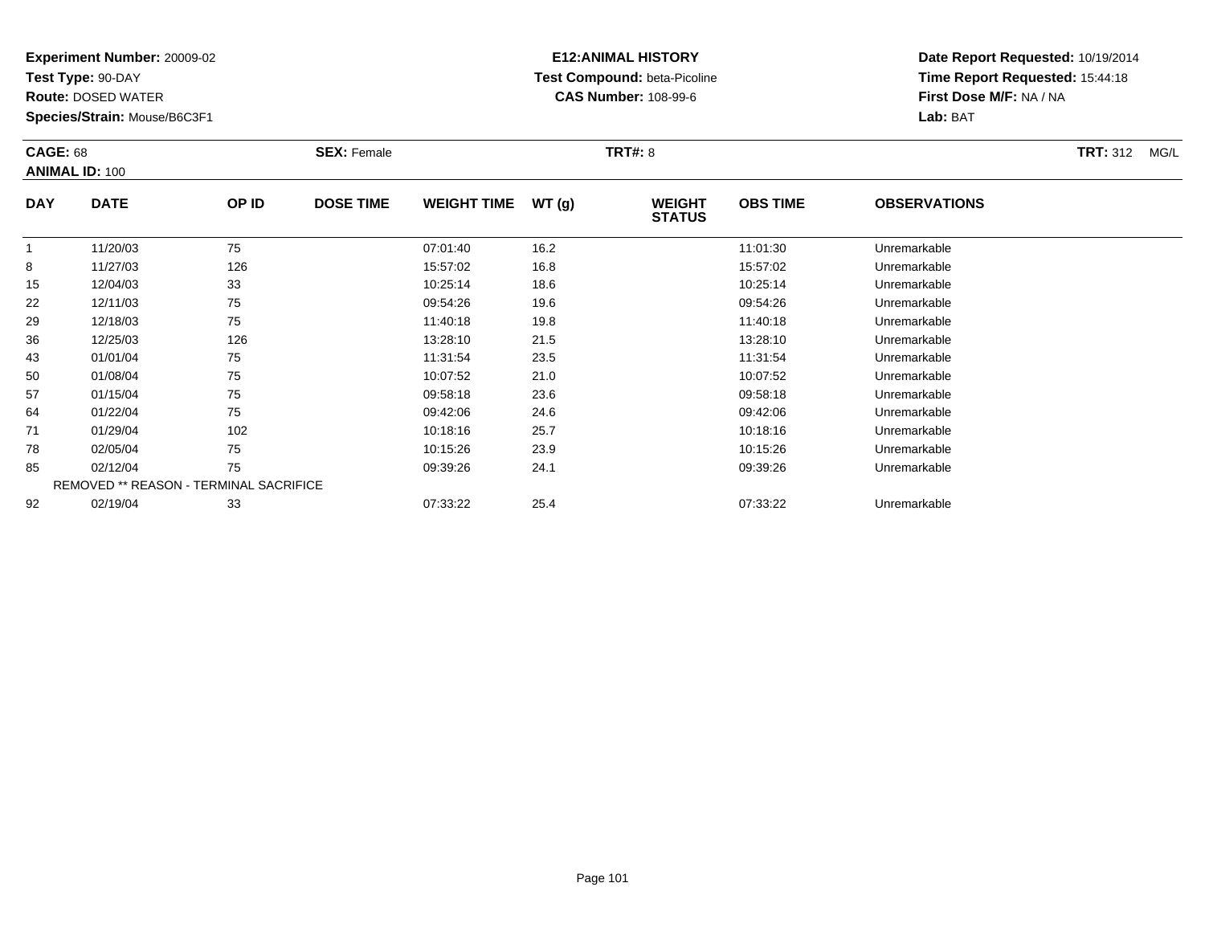**Experiment Number:** 20009-02
**Test Type:** 90-DAY
**Route:** DOSED WATER
**Species/Strain:** Mouse/B6C3F1

**E12:ANIMAL HISTORY**
**Test Compound:** beta-Picoline
**CAS Number:** 108-99-6

**Date Report Requested:** 10/19/2014
**Time Report Requested:** 15:44:18
**First Dose M/F:** NA / NA
**Lab:** BAT

**CAGE:** 68 **SEX:** Female **TRT#:** 8 **TRT:** 312 MG/L
**ANIMAL ID:** 100

| DAY | DATE | OP ID | DOSE TIME | WEIGHT TIME | WT (g) | WEIGHT STATUS | OBS TIME | OBSERVATIONS |
|---|---|---|---|---|---|---|---|---|
| 1 | 11/20/03 | 75 | | 07:01:40 | 16.2 | | 11:01:30 | Unremarkable |
| 8 | 11/27/03 | 126 | | 15:57:02 | 16.8 | | 15:57:02 | Unremarkable |
| 15 | 12/04/03 | 33 | | 10:25:14 | 18.6 | | 10:25:14 | Unremarkable |
| 22 | 12/11/03 | 75 | | 09:54:26 | 19.6 | | 09:54:26 | Unremarkable |
| 29 | 12/18/03 | 75 | | 11:40:18 | 19.8 | | 11:40:18 | Unremarkable |
| 36 | 12/25/03 | 126 | | 13:28:10 | 21.5 | | 13:28:10 | Unremarkable |
| 43 | 01/01/04 | 75 | | 11:31:54 | 23.5 | | 11:31:54 | Unremarkable |
| 50 | 01/08/04 | 75 | | 10:07:52 | 21.0 | | 10:07:52 | Unremarkable |
| 57 | 01/15/04 | 75 | | 09:58:18 | 23.6 | | 09:58:18 | Unremarkable |
| 64 | 01/22/04 | 75 | | 09:42:06 | 24.6 | | 09:42:06 | Unremarkable |
| 71 | 01/29/04 | 102 | | 10:18:16 | 25.7 | | 10:18:16 | Unremarkable |
| 78 | 02/05/04 | 75 | | 10:15:26 | 23.9 | | 10:15:26 | Unremarkable |
| 85 | 02/12/04 | 75 | | 09:39:26 | 24.1 | | 09:39:26 | Unremarkable |
| REMOVED ** REASON - TERMINAL SACRIFICE | | | | | | | | |
| 92 | 02/19/04 | 33 | | 07:33:22 | 25.4 | | 07:33:22 | Unremarkable |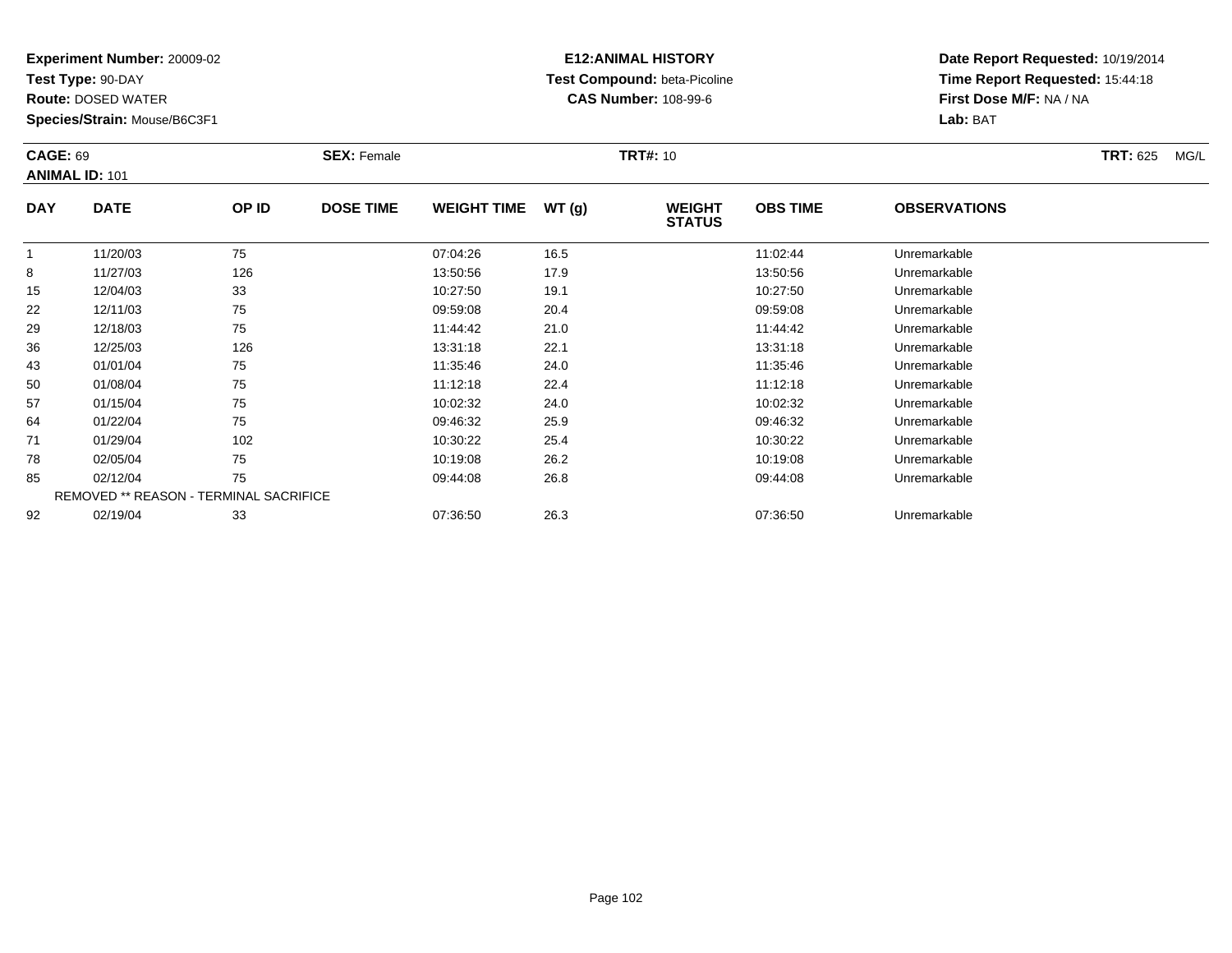**Experiment Number:** 20009-02
**Test Type:** 90-DAY
**Route:** DOSED WATER
**Species/Strain:** Mouse/B6C3F1

**E12:ANIMAL HISTORY**
**Test Compound:** beta-Picoline
**CAS Number:** 108-99-6

**Date Report Requested:** 10/19/2014
**Time Report Requested:** 15:44:18
**First Dose M/F:** NA / NA
**Lab:** BAT

**CAGE:** 69 **SEX:** Female **TRT#:** 10 **TRT:** 625 MG/L
**ANIMAL ID:** 101

| DAY | DATE | OP ID | DOSE TIME | WEIGHT TIME | WT (g) | WEIGHT STATUS | OBS TIME | OBSERVATIONS |
|---|---|---|---|---|---|---|---|---|
| 1 | 11/20/03 | 75 | | 07:04:26 | 16.5 | | 11:02:44 | Unremarkable |
| 8 | 11/27/03 | 126 | | 13:50:56 | 17.9 | | 13:50:56 | Unremarkable |
| 15 | 12/04/03 | 33 | | 10:27:50 | 19.1 | | 10:27:50 | Unremarkable |
| 22 | 12/11/03 | 75 | | 09:59:08 | 20.4 | | 09:59:08 | Unremarkable |
| 29 | 12/18/03 | 75 | | 11:44:42 | 21.0 | | 11:44:42 | Unremarkable |
| 36 | 12/25/03 | 126 | | 13:31:18 | 22.1 | | 13:31:18 | Unremarkable |
| 43 | 01/01/04 | 75 | | 11:35:46 | 24.0 | | 11:35:46 | Unremarkable |
| 50 | 01/08/04 | 75 | | 11:12:18 | 22.4 | | 11:12:18 | Unremarkable |
| 57 | 01/15/04 | 75 | | 10:02:32 | 24.0 | | 10:02:32 | Unremarkable |
| 64 | 01/22/04 | 75 | | 09:46:32 | 25.9 | | 09:46:32 | Unremarkable |
| 71 | 01/29/04 | 102 | | 10:30:22 | 25.4 | | 10:30:22 | Unremarkable |
| 78 | 02/05/04 | 75 | | 10:19:08 | 26.2 | | 10:19:08 | Unremarkable |
| 85 | 02/12/04 | 75 | | 09:44:08 | 26.8 | | 09:44:08 | Unremarkable |
| REMOVED ** REASON - TERMINAL SACRIFICE | | | | | | | | |
| 92 | 02/19/04 | 33 | | 07:36:50 | 26.3 | | 07:36:50 | Unremarkable |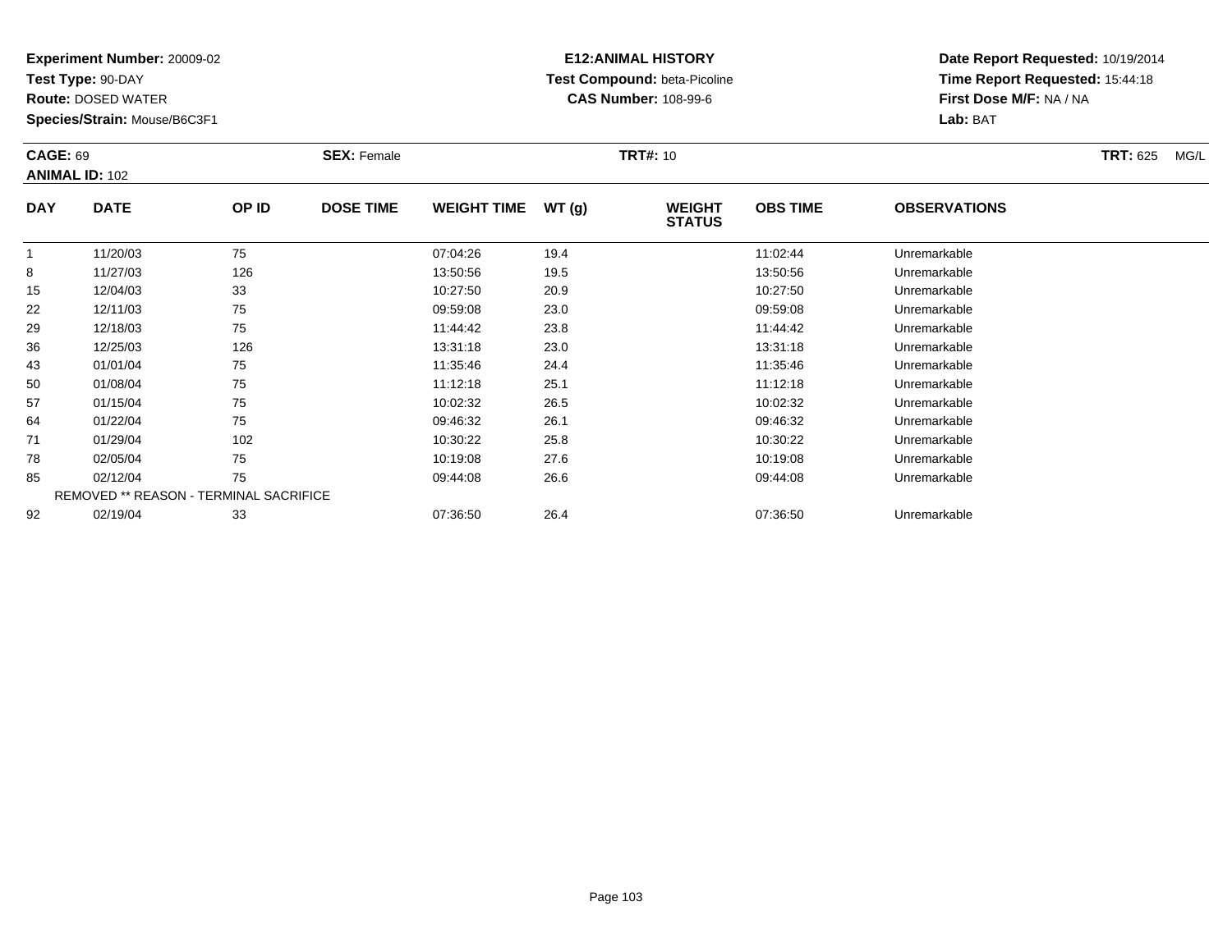**Experiment Number:** 20009-02
**Test Type:** 90-DAY
**Route:** DOSED WATER
**Species/Strain:** Mouse/B6C3F1

**E12:ANIMAL HISTORY**
**Test Compound:** beta-Picoline
**CAS Number:** 108-99-6

**Date Report Requested:** 10/19/2014
**Time Report Requested:** 15:44:18
**First Dose M/F:** NA / NA
**Lab:** BAT

**CAGE:** 69 **SEX:** Female **TRT#:** 10 **TRT:** 625 MG/L
**ANIMAL ID:** 102

| DAY | DATE | OP ID | DOSE TIME | WEIGHT TIME | WT (g) | WEIGHT STATUS | OBS TIME | OBSERVATIONS |
|---|---|---|---|---|---|---|---|---|
| 1 | 11/20/03 | 75 | | 07:04:26 | 19.4 | | 11:02:44 | Unremarkable |
| 8 | 11/27/03 | 126 | | 13:50:56 | 19.5 | | 13:50:56 | Unremarkable |
| 15 | 12/04/03 | 33 | | 10:27:50 | 20.9 | | 10:27:50 | Unremarkable |
| 22 | 12/11/03 | 75 | | 09:59:08 | 23.0 | | 09:59:08 | Unremarkable |
| 29 | 12/18/03 | 75 | | 11:44:42 | 23.8 | | 11:44:42 | Unremarkable |
| 36 | 12/25/03 | 126 | | 13:31:18 | 23.0 | | 13:31:18 | Unremarkable |
| 43 | 01/01/04 | 75 | | 11:35:46 | 24.4 | | 11:35:46 | Unremarkable |
| 50 | 01/08/04 | 75 | | 11:12:18 | 25.1 | | 11:12:18 | Unremarkable |
| 57 | 01/15/04 | 75 | | 10:02:32 | 26.5 | | 10:02:32 | Unremarkable |
| 64 | 01/22/04 | 75 | | 09:46:32 | 26.1 | | 09:46:32 | Unremarkable |
| 71 | 01/29/04 | 102 | | 10:30:22 | 25.8 | | 10:30:22 | Unremarkable |
| 78 | 02/05/04 | 75 | | 10:19:08 | 27.6 | | 10:19:08 | Unremarkable |
| 85 | 02/12/04 | 75 | | 09:44:08 | 26.6 | | 09:44:08 | Unremarkable |
| REMOVED ** REASON - TERMINAL SACRIFICE | | | | | | | | |
| 92 | 02/19/04 | 33 | | 07:36:50 | 26.4 | | 07:36:50 | Unremarkable |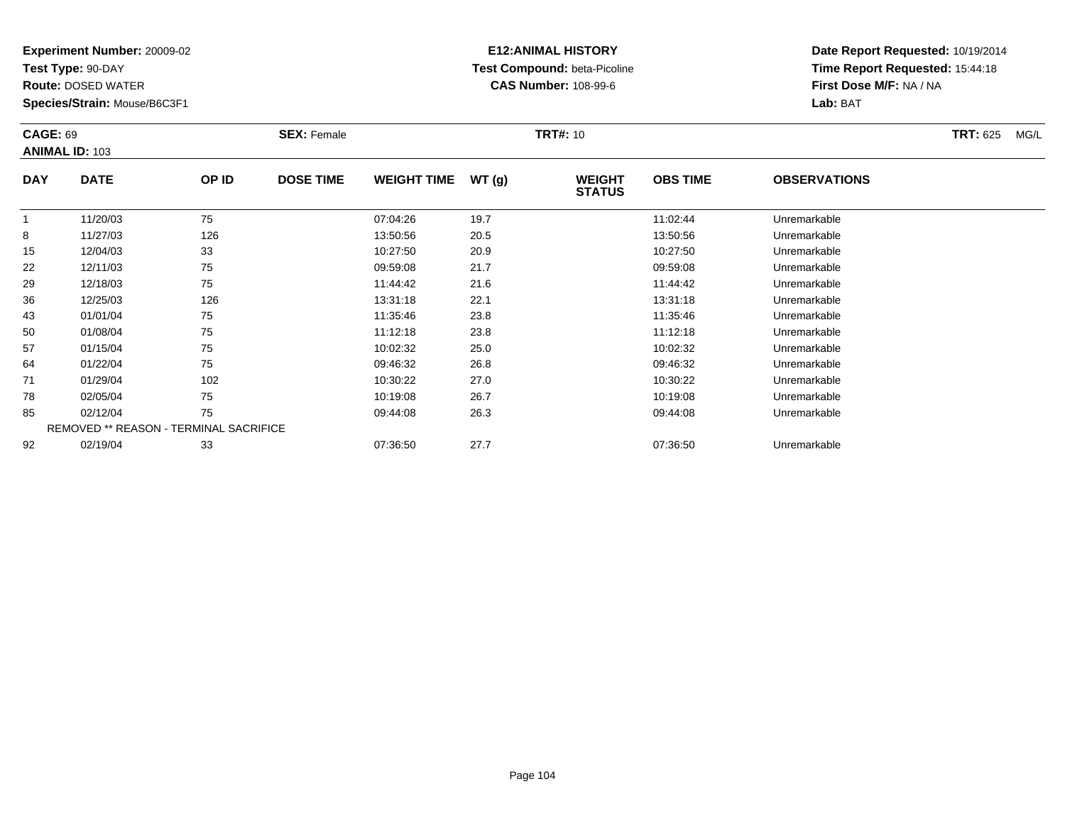**Experiment Number:** 20009-02
**Test Type:** 90-DAY
**Route:** DOSED WATER
**Species/Strain:** Mouse/B6C3F1

**E12:ANIMAL HISTORY**
**Test Compound:** beta-Picoline
**CAS Number:** 108-99-6

**Date Report Requested:** 10/19/2014
**Time Report Requested:** 15:44:18
**First Dose M/F:** NA / NA
**Lab:** BAT

**CAGE:** 69 | **SEX:** Female | **TRT#:** 10 | **TRT:** 625 MG/L
**ANIMAL ID:** 103

| DAY | DATE | OP ID | DOSE TIME | WEIGHT TIME | WT (g) | WEIGHT STATUS | OBS TIME | OBSERVATIONS |
|---|---|---|---|---|---|---|---|---|
| 1 | 11/20/03 | 75 | | 07:04:26 | 19.7 | | 11:02:44 | Unremarkable |
| 8 | 11/27/03 | 126 | | 13:50:56 | 20.5 | | 13:50:56 | Unremarkable |
| 15 | 12/04/03 | 33 | | 10:27:50 | 20.9 | | 10:27:50 | Unremarkable |
| 22 | 12/11/03 | 75 | | 09:59:08 | 21.7 | | 09:59:08 | Unremarkable |
| 29 | 12/18/03 | 75 | | 11:44:42 | 21.6 | | 11:44:42 | Unremarkable |
| 36 | 12/25/03 | 126 | | 13:31:18 | 22.1 | | 13:31:18 | Unremarkable |
| 43 | 01/01/04 | 75 | | 11:35:46 | 23.8 | | 11:35:46 | Unremarkable |
| 50 | 01/08/04 | 75 | | 11:12:18 | 23.8 | | 11:12:18 | Unremarkable |
| 57 | 01/15/04 | 75 | | 10:02:32 | 25.0 | | 10:02:32 | Unremarkable |
| 64 | 01/22/04 | 75 | | 09:46:32 | 26.8 | | 09:46:32 | Unremarkable |
| 71 | 01/29/04 | 102 | | 10:30:22 | 27.0 | | 10:30:22 | Unremarkable |
| 78 | 02/05/04 | 75 | | 10:19:08 | 26.7 | | 10:19:08 | Unremarkable |
| 85 | 02/12/04 | 75 | | 09:44:08 | 26.3 | | 09:44:08 | Unremarkable |
| REMOVED ** REASON - TERMINAL SACRIFICE | | | | | | | | |
| 92 | 02/19/04 | 33 | | 07:36:50 | 27.7 | | 07:36:50 | Unremarkable |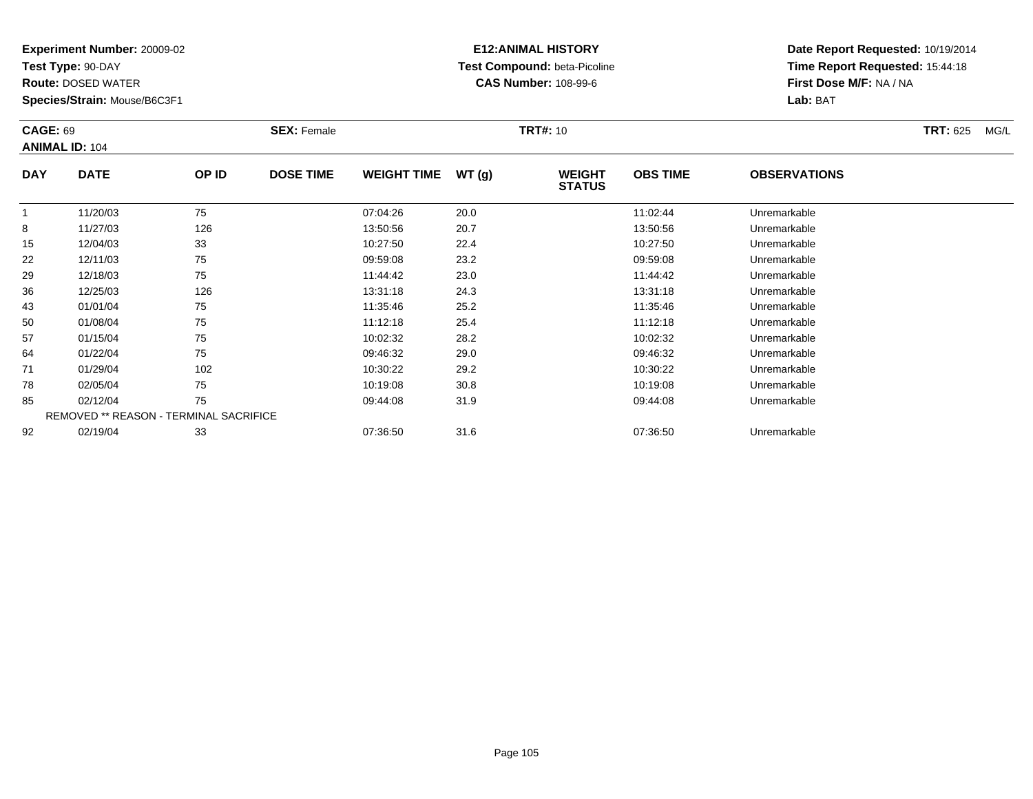**Experiment Number:** 20009-02
**Test Type:** 90-DAY
**Route:** DOSED WATER
**Species/Strain:** Mouse/B6C3F1

**E12:ANIMAL HISTORY**
**Test Compound:** beta-Picoline
**CAS Number:** 108-99-6

**Date Report Requested:** 10/19/2014
**Time Report Requested:** 15:44:18
**First Dose M/F:** NA / NA
**Lab:** BAT

**CAGE:** 69 **SEX:** Female **TRT#:** 10 **TRT:** 625 MG/L
**ANIMAL ID:** 104

| DAY | DATE | OP ID | DOSE TIME | WEIGHT TIME | WT (g) | WEIGHT STATUS | OBS TIME | OBSERVATIONS |
|---|---|---|---|---|---|---|---|---|
| 1 | 11/20/03 | 75 | | 07:04:26 | 20.0 | | 11:02:44 | Unremarkable |
| 8 | 11/27/03 | 126 | | 13:50:56 | 20.7 | | 13:50:56 | Unremarkable |
| 15 | 12/04/03 | 33 | | 10:27:50 | 22.4 | | 10:27:50 | Unremarkable |
| 22 | 12/11/03 | 75 | | 09:59:08 | 23.2 | | 09:59:08 | Unremarkable |
| 29 | 12/18/03 | 75 | | 11:44:42 | 23.0 | | 11:44:42 | Unremarkable |
| 36 | 12/25/03 | 126 | | 13:31:18 | 24.3 | | 13:31:18 | Unremarkable |
| 43 | 01/01/04 | 75 | | 11:35:46 | 25.2 | | 11:35:46 | Unremarkable |
| 50 | 01/08/04 | 75 | | 11:12:18 | 25.4 | | 11:12:18 | Unremarkable |
| 57 | 01/15/04 | 75 | | 10:02:32 | 28.2 | | 10:02:32 | Unremarkable |
| 64 | 01/22/04 | 75 | | 09:46:32 | 29.0 | | 09:46:32 | Unremarkable |
| 71 | 01/29/04 | 102 | | 10:30:22 | 29.2 | | 10:30:22 | Unremarkable |
| 78 | 02/05/04 | 75 | | 10:19:08 | 30.8 | | 10:19:08 | Unremarkable |
| 85 | 02/12/04 | 75 | | 09:44:08 | 31.9 | | 09:44:08 | Unremarkable |
| REMOVED ** REASON - TERMINAL SACRIFICE | | | | | | | | |
| 92 | 02/19/04 | 33 | | 07:36:50 | 31.6 | | 07:36:50 | Unremarkable |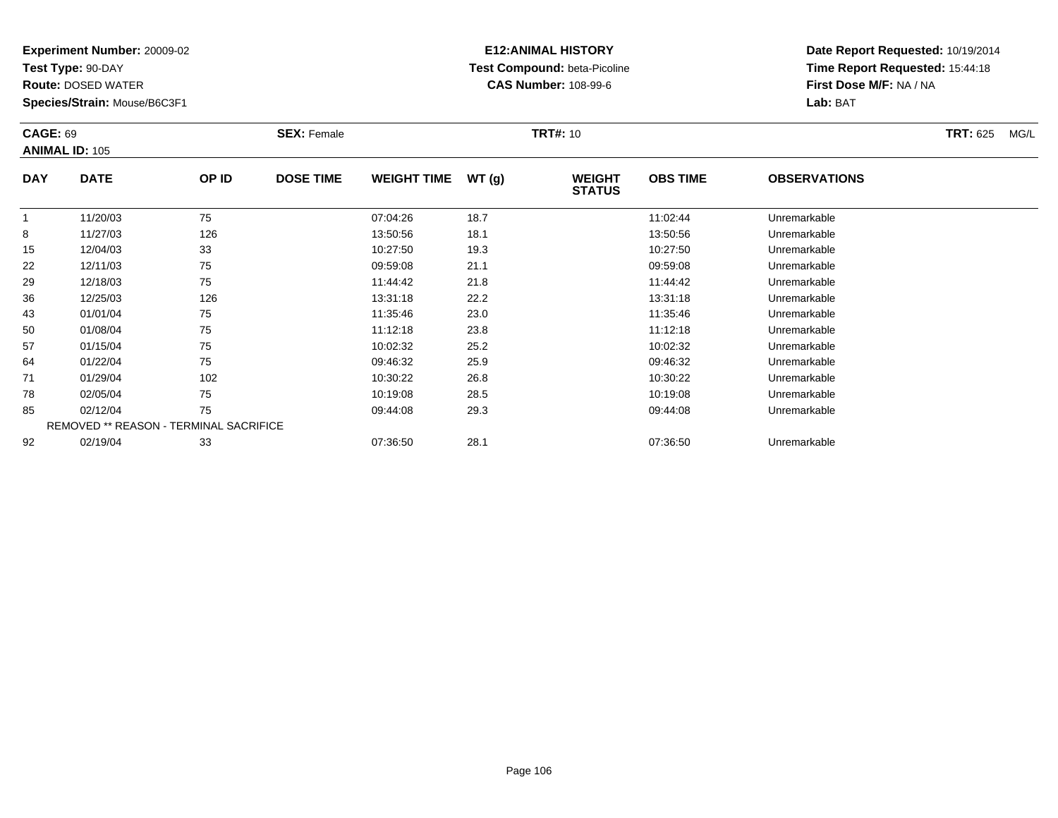**Experiment Number:** 20009-02
**Test Type:** 90-DAY
**Route:** DOSED WATER
**Species/Strain:** Mouse/B6C3F1

**E12:ANIMAL HISTORY**
**Test Compound:** beta-Picoline
**CAS Number:** 108-99-6

**Date Report Requested:** 10/19/2014
**Time Report Requested:** 15:44:18
**First Dose M/F:** NA / NA
**Lab:** BAT

**CAGE:** 69
**ANIMAL ID:** 105
**SEX:** Female
**TRT#:** 10
**TRT:** 625 MG/L

| DAY | DATE | OP ID | DOSE TIME | WEIGHT TIME | WT (g) | WEIGHT STATUS | OBS TIME | OBSERVATIONS |
|---|---|---|---|---|---|---|---|---|
| 1 | 11/20/03 | 75 | | 07:04:26 | 18.7 | | 11:02:44 | Unremarkable |
| 8 | 11/27/03 | 126 | | 13:50:56 | 18.1 | | 13:50:56 | Unremarkable |
| 15 | 12/04/03 | 33 | | 10:27:50 | 19.3 | | 10:27:50 | Unremarkable |
| 22 | 12/11/03 | 75 | | 09:59:08 | 21.1 | | 09:59:08 | Unremarkable |
| 29 | 12/18/03 | 75 | | 11:44:42 | 21.8 | | 11:44:42 | Unremarkable |
| 36 | 12/25/03 | 126 | | 13:31:18 | 22.2 | | 13:31:18 | Unremarkable |
| 43 | 01/01/04 | 75 | | 11:35:46 | 23.0 | | 11:35:46 | Unremarkable |
| 50 | 01/08/04 | 75 | | 11:12:18 | 23.8 | | 11:12:18 | Unremarkable |
| 57 | 01/15/04 | 75 | | 10:02:32 | 25.2 | | 10:02:32 | Unremarkable |
| 64 | 01/22/04 | 75 | | 09:46:32 | 25.9 | | 09:46:32 | Unremarkable |
| 71 | 01/29/04 | 102 | | 10:30:22 | 26.8 | | 10:30:22 | Unremarkable |
| 78 | 02/05/04 | 75 | | 10:19:08 | 28.5 | | 10:19:08 | Unremarkable |
| 85 | 02/12/04 | 75 | | 09:44:08 | 29.3 | | 09:44:08 | Unremarkable |
| REMOVED ** REASON - TERMINAL SACRIFICE | | | | | | | | |
| 92 | 02/19/04 | 33 | | 07:36:50 | 28.1 | | 07:36:50 | Unremarkable |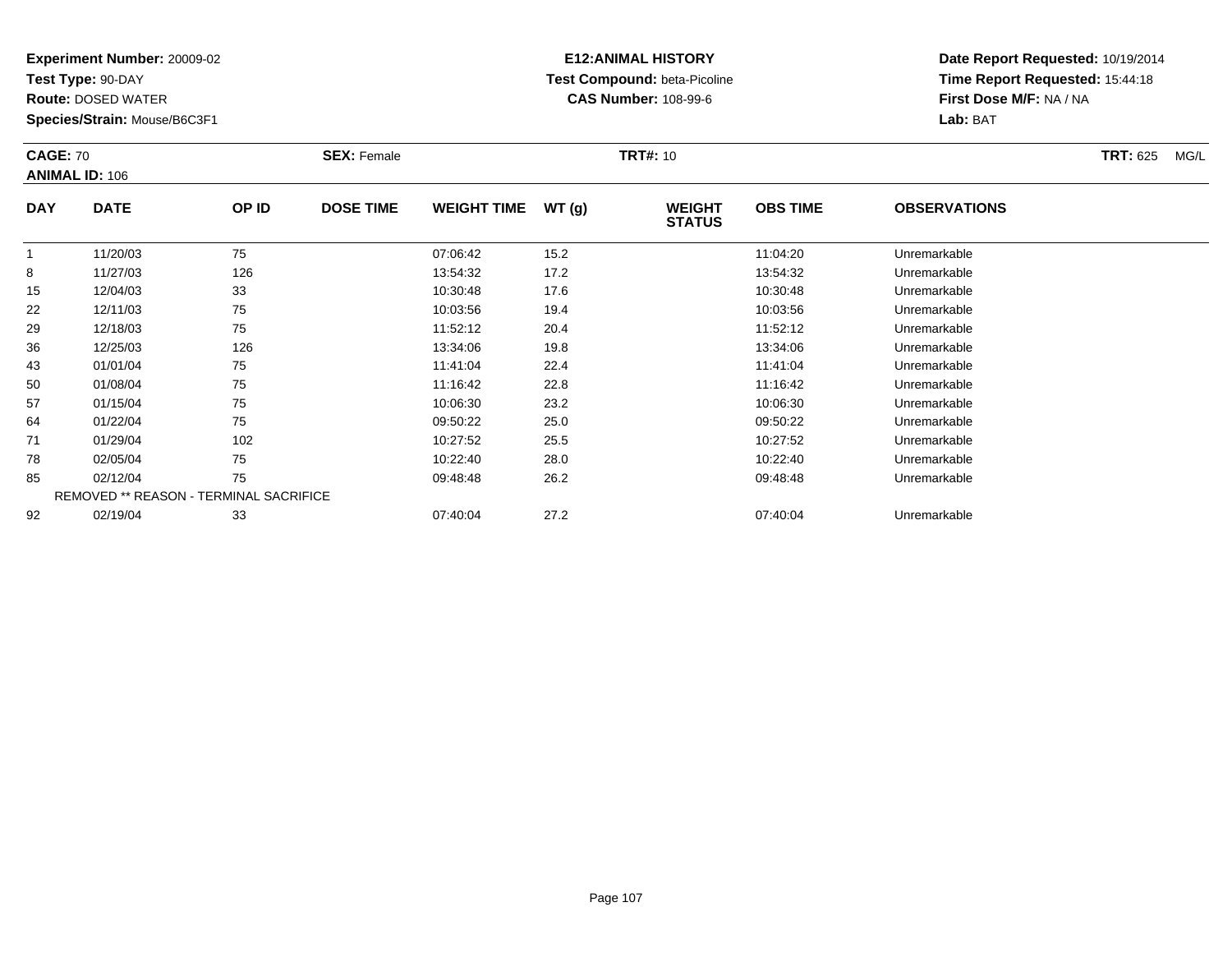**Experiment Number:** 20009-02
**Test Type:** 90-DAY
**Route:** DOSED WATER
**Species/Strain:** Mouse/B6C3F1

**E12:ANIMAL HISTORY**
**Test Compound:** beta-Picoline
**CAS Number:** 108-99-6

**Date Report Requested:** 10/19/2014
**Time Report Requested:** 15:44:18
**First Dose M/F:** NA / NA
**Lab:** BAT

**CAGE:** 70 **SEX:** Female **TRT#:** 10 **TRT:** 625 MG/L
**ANIMAL ID:** 106

| DAY | DATE | OP ID | DOSE TIME | WEIGHT TIME | WT (g) | WEIGHT STATUS | OBS TIME | OBSERVATIONS |
|---|---|---|---|---|---|---|---|---|
| 1 | 11/20/03 | 75 | | 07:06:42 | 15.2 | | 11:04:20 | Unremarkable |
| 8 | 11/27/03 | 126 | | 13:54:32 | 17.2 | | 13:54:32 | Unremarkable |
| 15 | 12/04/03 | 33 | | 10:30:48 | 17.6 | | 10:30:48 | Unremarkable |
| 22 | 12/11/03 | 75 | | 10:03:56 | 19.4 | | 10:03:56 | Unremarkable |
| 29 | 12/18/03 | 75 | | 11:52:12 | 20.4 | | 11:52:12 | Unremarkable |
| 36 | 12/25/03 | 126 | | 13:34:06 | 19.8 | | 13:34:06 | Unremarkable |
| 43 | 01/01/04 | 75 | | 11:41:04 | 22.4 | | 11:41:04 | Unremarkable |
| 50 | 01/08/04 | 75 | | 11:16:42 | 22.8 | | 11:16:42 | Unremarkable |
| 57 | 01/15/04 | 75 | | 10:06:30 | 23.2 | | 10:06:30 | Unremarkable |
| 64 | 01/22/04 | 75 | | 09:50:22 | 25.0 | | 09:50:22 | Unremarkable |
| 71 | 01/29/04 | 102 | | 10:27:52 | 25.5 | | 10:27:52 | Unremarkable |
| 78 | 02/05/04 | 75 | | 10:22:40 | 28.0 | | 10:22:40 | Unremarkable |
| 85 | 02/12/04 | 75 | | 09:48:48 | 26.2 | | 09:48:48 | Unremarkable |
| REMOVED ** REASON - TERMINAL SACRIFICE | | | | | | | | |
| 92 | 02/19/04 | 33 | | 07:40:04 | 27.2 | | 07:40:04 | Unremarkable |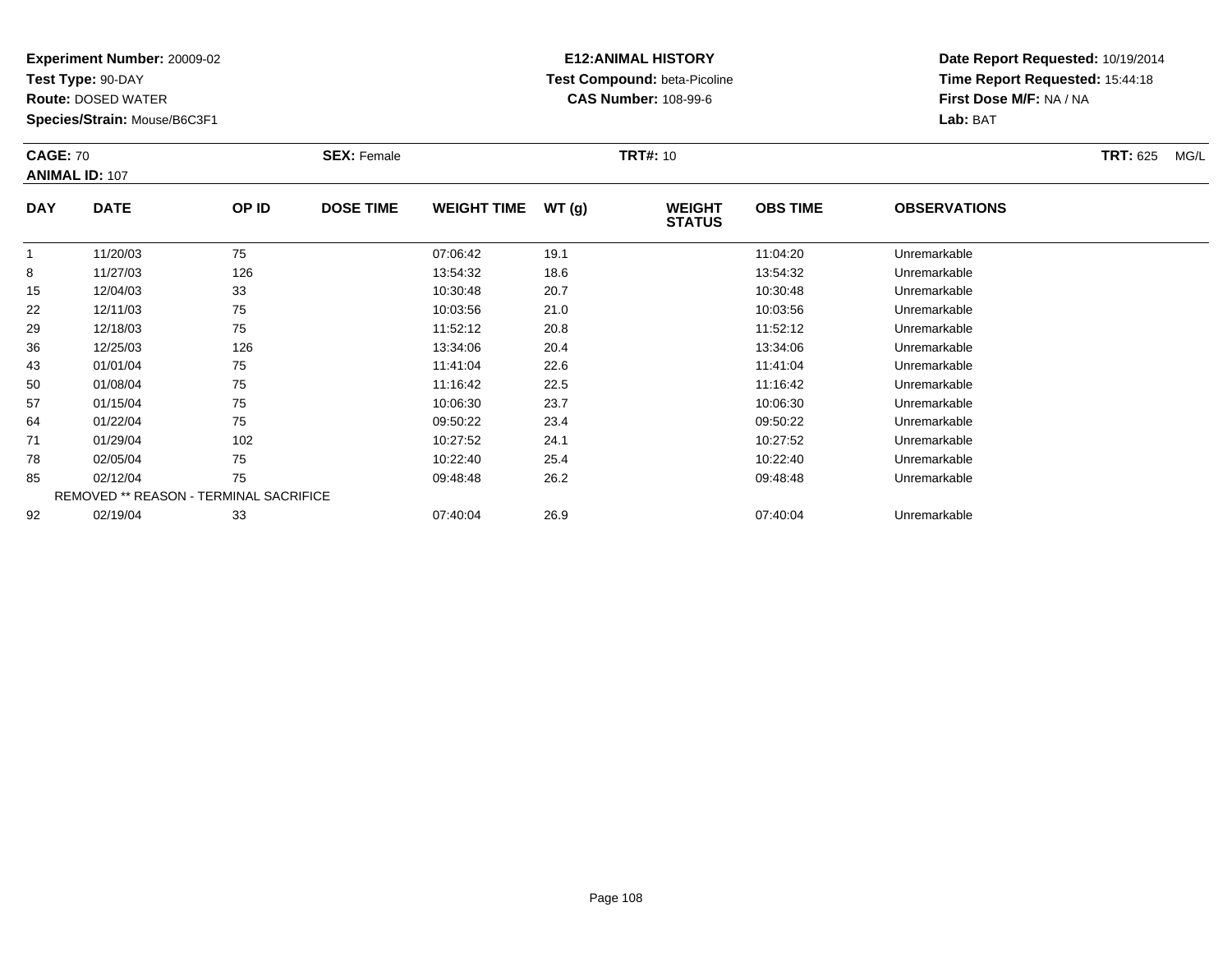**Experiment Number:** 20009-02
**Test Type:** 90-DAY
**Route:** DOSED WATER
**Species/Strain:** Mouse/B6C3F1

**E12:ANIMAL HISTORY**
**Test Compound:** beta-Picoline
**CAS Number:** 108-99-6

**Date Report Requested:** 10/19/2014
**Time Report Requested:** 15:44:18
**First Dose M/F:** NA / NA
**Lab:** BAT

**CAGE:** 70 **SEX:** Female **TRT#:** 10 **TRT:** 625 MG/L
**ANIMAL ID:** 107

| DAY | DATE | OP ID | DOSE TIME | WEIGHT TIME | WT (g) | WEIGHT STATUS | OBS TIME | OBSERVATIONS |
|---|---|---|---|---|---|---|---|---|
| 1 | 11/20/03 | 75 | | 07:06:42 | 19.1 | | 11:04:20 | Unremarkable |
| 8 | 11/27/03 | 126 | | 13:54:32 | 18.6 | | 13:54:32 | Unremarkable |
| 15 | 12/04/03 | 33 | | 10:30:48 | 20.7 | | 10:30:48 | Unremarkable |
| 22 | 12/11/03 | 75 | | 10:03:56 | 21.0 | | 10:03:56 | Unremarkable |
| 29 | 12/18/03 | 75 | | 11:52:12 | 20.8 | | 11:52:12 | Unremarkable |
| 36 | 12/25/03 | 126 | | 13:34:06 | 20.4 | | 13:34:06 | Unremarkable |
| 43 | 01/01/04 | 75 | | 11:41:04 | 22.6 | | 11:41:04 | Unremarkable |
| 50 | 01/08/04 | 75 | | 11:16:42 | 22.5 | | 11:16:42 | Unremarkable |
| 57 | 01/15/04 | 75 | | 10:06:30 | 23.7 | | 10:06:30 | Unremarkable |
| 64 | 01/22/04 | 75 | | 09:50:22 | 23.4 | | 09:50:22 | Unremarkable |
| 71 | 01/29/04 | 102 | | 10:27:52 | 24.1 | | 10:27:52 | Unremarkable |
| 78 | 02/05/04 | 75 | | 10:22:40 | 25.4 | | 10:22:40 | Unremarkable |
| 85 | 02/12/04 | 75 | | 09:48:48 | 26.2 | | 09:48:48 | Unremarkable |
| REMOVED ** REASON - TERMINAL SACRIFICE | | | | | | | | |
| 92 | 02/19/04 | 33 | | 07:40:04 | 26.9 | | 07:40:04 | Unremarkable |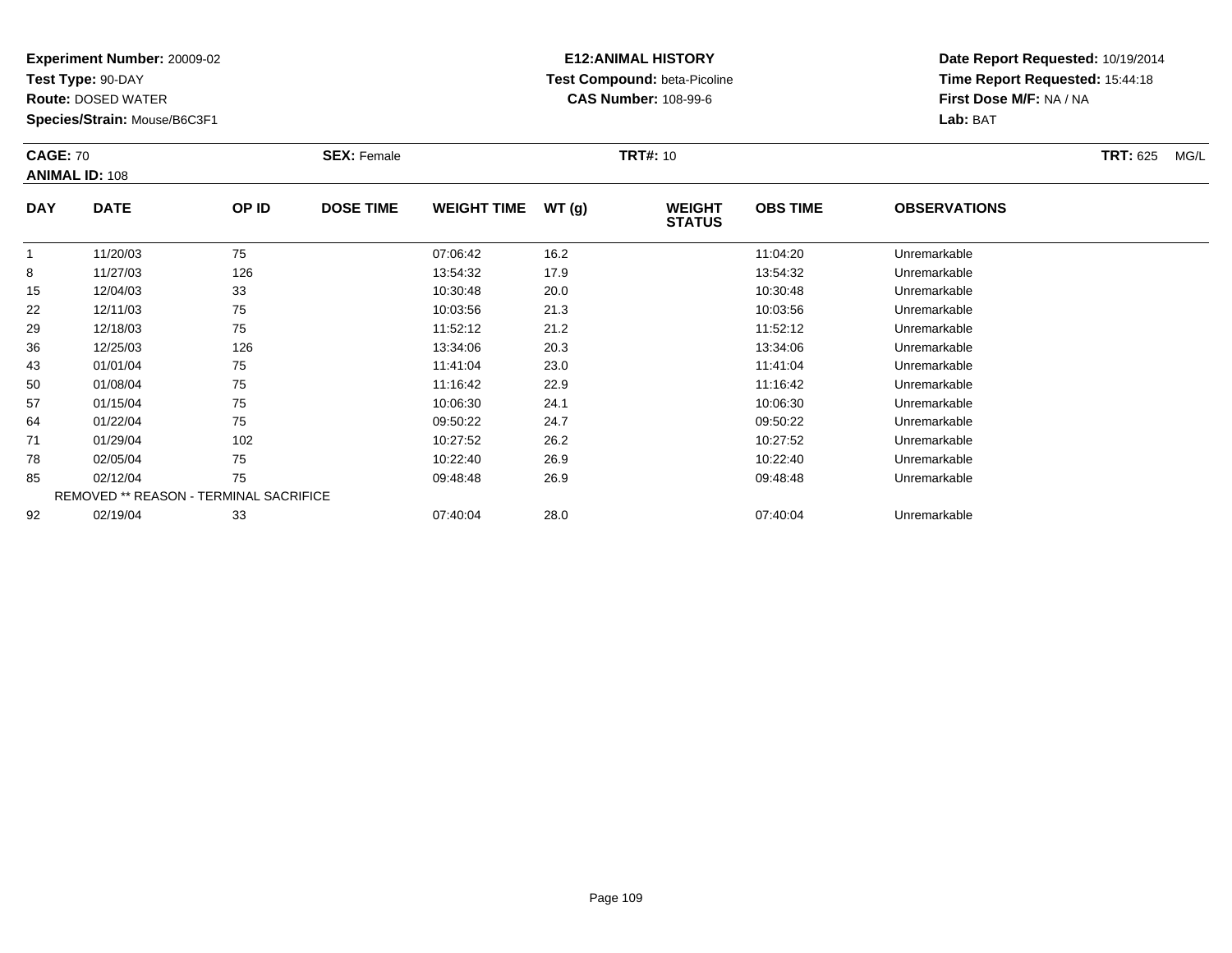**Experiment Number:** 20009-02
**Test Type:** 90-DAY
**Route:** DOSED WATER
**Species/Strain:** Mouse/B6C3F1

**E12:ANIMAL HISTORY**
**Test Compound:** beta-Picoline
**CAS Number:** 108-99-6

**Date Report Requested:** 10/19/2014
**Time Report Requested:** 15:44:18
**First Dose M/F:** NA / NA
**Lab:** BAT

**CAGE:** 70 **SEX:** Female **TRT#:** 10 **TRT:** 625 MG/L
**ANIMAL ID:** 108

| DAY | DATE | OP ID | DOSE TIME | WEIGHT TIME | WT (g) | WEIGHT STATUS | OBS TIME | OBSERVATIONS |
|---|---|---|---|---|---|---|---|---|
| 1 | 11/20/03 | 75 | | 07:06:42 | 16.2 | | 11:04:20 | Unremarkable |
| 8 | 11/27/03 | 126 | | 13:54:32 | 17.9 | | 13:54:32 | Unremarkable |
| 15 | 12/04/03 | 33 | | 10:30:48 | 20.0 | | 10:30:48 | Unremarkable |
| 22 | 12/11/03 | 75 | | 10:03:56 | 21.3 | | 10:03:56 | Unremarkable |
| 29 | 12/18/03 | 75 | | 11:52:12 | 21.2 | | 11:52:12 | Unremarkable |
| 36 | 12/25/03 | 126 | | 13:34:06 | 20.3 | | 13:34:06 | Unremarkable |
| 43 | 01/01/04 | 75 | | 11:41:04 | 23.0 | | 11:41:04 | Unremarkable |
| 50 | 01/08/04 | 75 | | 11:16:42 | 22.9 | | 11:16:42 | Unremarkable |
| 57 | 01/15/04 | 75 | | 10:06:30 | 24.1 | | 10:06:30 | Unremarkable |
| 64 | 01/22/04 | 75 | | 09:50:22 | 24.7 | | 09:50:22 | Unremarkable |
| 71 | 01/29/04 | 102 | | 10:27:52 | 26.2 | | 10:27:52 | Unremarkable |
| 78 | 02/05/04 | 75 | | 10:22:40 | 26.9 | | 10:22:40 | Unremarkable |
| 85 | 02/12/04 | 75 | | 09:48:48 | 26.9 | | 09:48:48 | Unremarkable |
| | REMOVED ** REASON - TERMINAL SACRIFICE | | | | | | | |
| 92 | 02/19/04 | 33 | | 07:40:04 | 28.0 | | 07:40:04 | Unremarkable |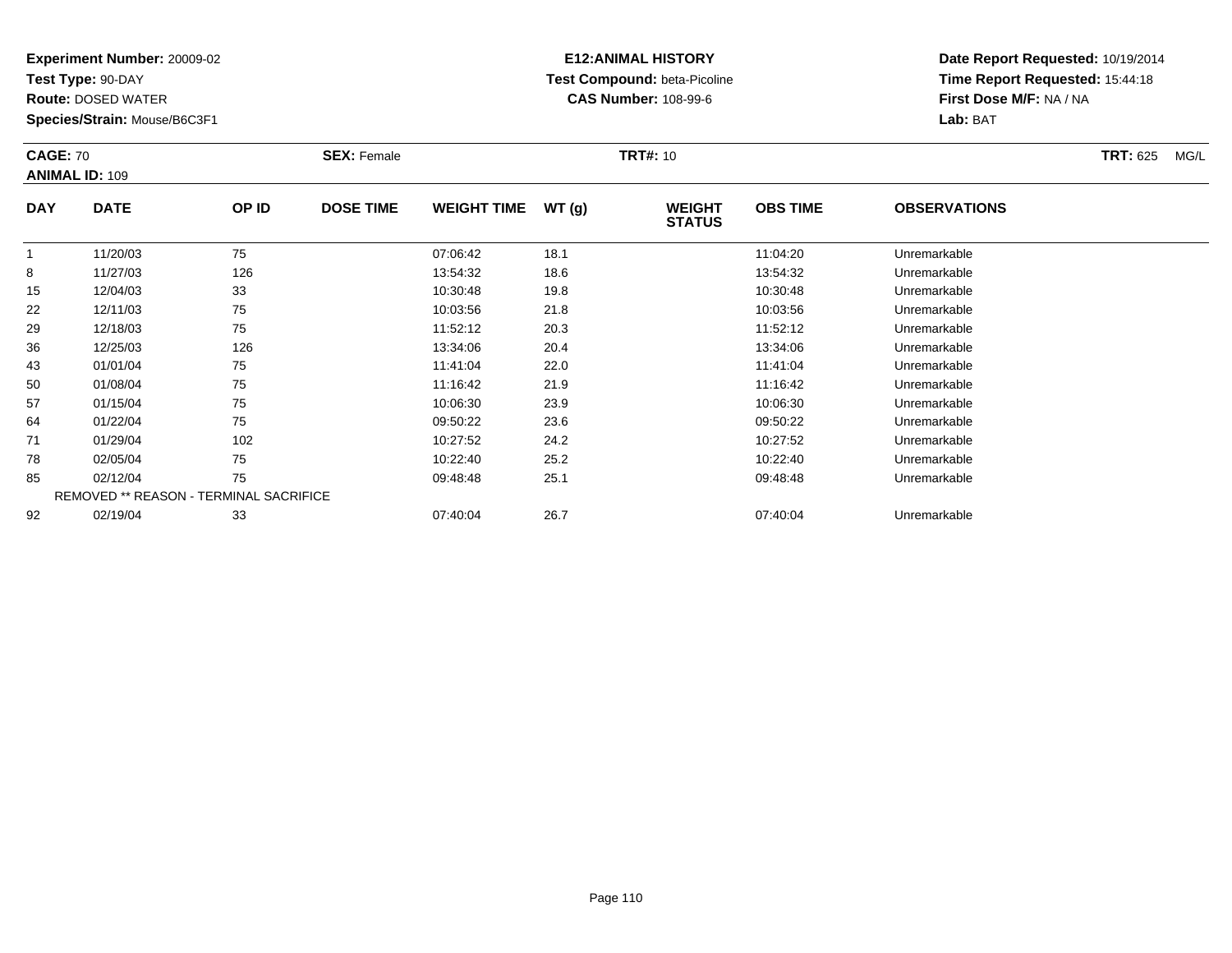**Experiment Number:** 20009-02
**Test Type:** 90-DAY
**Route:** DOSED WATER
**Species/Strain:** Mouse/B6C3F1

**E12:ANIMAL HISTORY**
**Test Compound:** beta-Picoline
**CAS Number:** 108-99-6

**Date Report Requested:** 10/19/2014
**Time Report Requested:** 15:44:18
**First Dose M/F:** NA / NA
**Lab:** BAT

**CAGE:** 70 **SEX:** Female **TRT#:** 10 **TRT:** 625 MG/L
**ANIMAL ID:** 109

| DAY | DATE | OP ID | DOSE TIME | WEIGHT TIME | WT (g) | WEIGHT STATUS | OBS TIME | OBSERVATIONS |
|---|---|---|---|---|---|---|---|---|
| 1 | 11/20/03 | 75 | | 07:06:42 | 18.1 | | 11:04:20 | Unremarkable |
| 8 | 11/27/03 | 126 | | 13:54:32 | 18.6 | | 13:54:32 | Unremarkable |
| 15 | 12/04/03 | 33 | | 10:30:48 | 19.8 | | 10:30:48 | Unremarkable |
| 22 | 12/11/03 | 75 | | 10:03:56 | 21.8 | | 10:03:56 | Unremarkable |
| 29 | 12/18/03 | 75 | | 11:52:12 | 20.3 | | 11:52:12 | Unremarkable |
| 36 | 12/25/03 | 126 | | 13:34:06 | 20.4 | | 13:34:06 | Unremarkable |
| 43 | 01/01/04 | 75 | | 11:41:04 | 22.0 | | 11:41:04 | Unremarkable |
| 50 | 01/08/04 | 75 | | 11:16:42 | 21.9 | | 11:16:42 | Unremarkable |
| 57 | 01/15/04 | 75 | | 10:06:30 | 23.9 | | 10:06:30 | Unremarkable |
| 64 | 01/22/04 | 75 | | 09:50:22 | 23.6 | | 09:50:22 | Unremarkable |
| 71 | 01/29/04 | 102 | | 10:27:52 | 24.2 | | 10:27:52 | Unremarkable |
| 78 | 02/05/04 | 75 | | 10:22:40 | 25.2 | | 10:22:40 | Unremarkable |
| 85 | 02/12/04 | 75 | | 09:48:48 | 25.1 | | 09:48:48 | Unremarkable |
| REMOVED ** REASON - TERMINAL SACRIFICE | | | | | | | | |
| 92 | 02/19/04 | 33 | | 07:40:04 | 26.7 | | 07:40:04 | Unremarkable |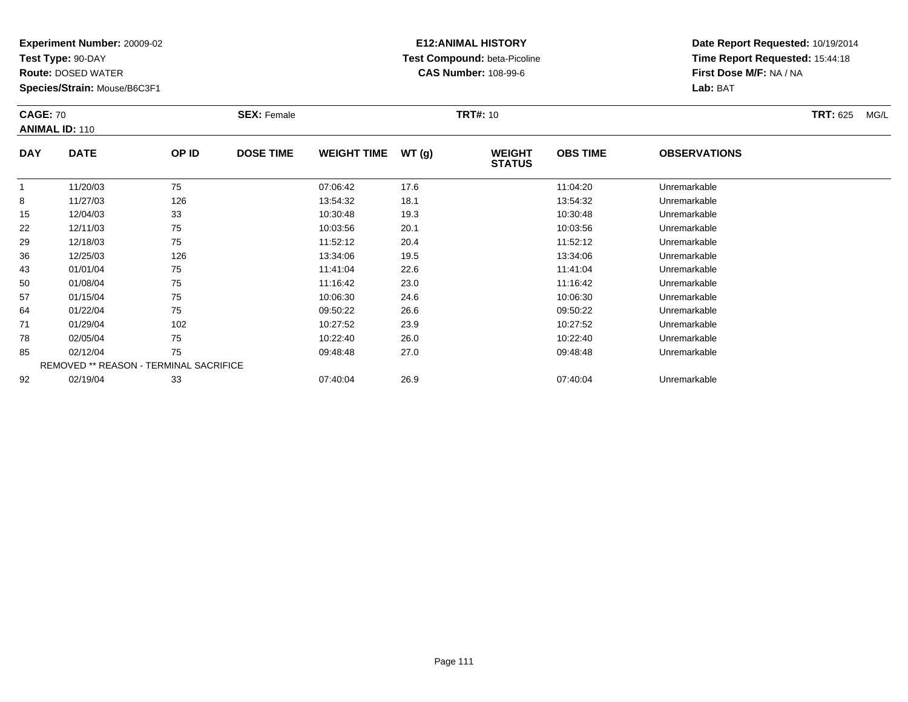**Experiment Number:** 20009-02
**Test Type:** 90-DAY
**Route:** DOSED WATER
**Species/Strain:** Mouse/B6C3F1

**E12:ANIMAL HISTORY**
**Test Compound:** beta-Picoline
**CAS Number:** 108-99-6

**Date Report Requested:** 10/19/2014
**Time Report Requested:** 15:44:18
**First Dose M/F:** NA / NA
**Lab:** BAT

**CAGE:** 70 **SEX:** Female **TRT#:** 10 **TRT:** 625 MG/L
**ANIMAL ID:** 110

| DAY | DATE | OP ID | DOSE TIME | WEIGHT TIME | WT (g) | WEIGHT STATUS | OBS TIME | OBSERVATIONS |
|---|---|---|---|---|---|---|---|---|
| 1 | 11/20/03 | 75 | | 07:06:42 | 17.6 | | 11:04:20 | Unremarkable |
| 8 | 11/27/03 | 126 | | 13:54:32 | 18.1 | | 13:54:32 | Unremarkable |
| 15 | 12/04/03 | 33 | | 10:30:48 | 19.3 | | 10:30:48 | Unremarkable |
| 22 | 12/11/03 | 75 | | 10:03:56 | 20.1 | | 10:03:56 | Unremarkable |
| 29 | 12/18/03 | 75 | | 11:52:12 | 20.4 | | 11:52:12 | Unremarkable |
| 36 | 12/25/03 | 126 | | 13:34:06 | 19.5 | | 13:34:06 | Unremarkable |
| 43 | 01/01/04 | 75 | | 11:41:04 | 22.6 | | 11:41:04 | Unremarkable |
| 50 | 01/08/04 | 75 | | 11:16:42 | 23.0 | | 11:16:42 | Unremarkable |
| 57 | 01/15/04 | 75 | | 10:06:30 | 24.6 | | 10:06:30 | Unremarkable |
| 64 | 01/22/04 | 75 | | 09:50:22 | 26.6 | | 09:50:22 | Unremarkable |
| 71 | 01/29/04 | 102 | | 10:27:52 | 23.9 | | 10:27:52 | Unremarkable |
| 78 | 02/05/04 | 75 | | 10:22:40 | 26.0 | | 10:22:40 | Unremarkable |
| 85 | 02/12/04 | 75 | | 09:48:48 | 27.0 | | 09:48:48 | Unremarkable |
| REMOVED ** REASON - TERMINAL SACRIFICE | | | | | | | | |
| 92 | 02/19/04 | 33 | | 07:40:04 | 26.9 | | 07:40:04 | Unremarkable |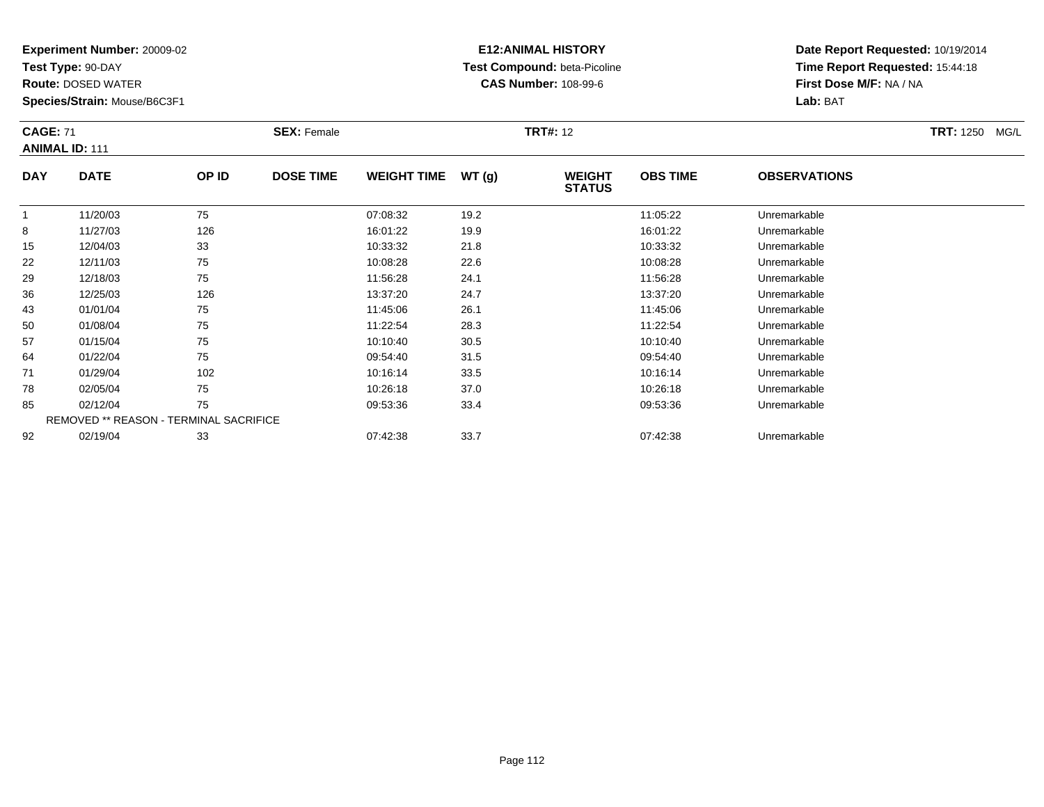**Experiment Number:** 20009-02
**Test Type:** 90-DAY
**Route:** DOSED WATER
**Species/Strain:** Mouse/B6C3F1

**E12:ANIMAL HISTORY**
**Test Compound:** beta-Picoline
**CAS Number:** 108-99-6

**Date Report Requested:** 10/19/2014
**Time Report Requested:** 15:44:18
**First Dose M/F:** NA / NA
**Lab:** BAT

**CAGE:** 71 **SEX:** Female **TRT#:** 12 **TRT:** 1250 MG/L
**ANIMAL ID:** 111

| DAY | DATE | OP ID | DOSE TIME | WEIGHT TIME | WT (g) | WEIGHT STATUS | OBS TIME | OBSERVATIONS |
|---|---|---|---|---|---|---|---|---|
| 1 | 11/20/03 | 75 | | 07:08:32 | 19.2 | | 11:05:22 | Unremarkable |
| 8 | 11/27/03 | 126 | | 16:01:22 | 19.9 | | 16:01:22 | Unremarkable |
| 15 | 12/04/03 | 33 | | 10:33:32 | 21.8 | | 10:33:32 | Unremarkable |
| 22 | 12/11/03 | 75 | | 10:08:28 | 22.6 | | 10:08:28 | Unremarkable |
| 29 | 12/18/03 | 75 | | 11:56:28 | 24.1 | | 11:56:28 | Unremarkable |
| 36 | 12/25/03 | 126 | | 13:37:20 | 24.7 | | 13:37:20 | Unremarkable |
| 43 | 01/01/04 | 75 | | 11:45:06 | 26.1 | | 11:45:06 | Unremarkable |
| 50 | 01/08/04 | 75 | | 11:22:54 | 28.3 | | 11:22:54 | Unremarkable |
| 57 | 01/15/04 | 75 | | 10:10:40 | 30.5 | | 10:10:40 | Unremarkable |
| 64 | 01/22/04 | 75 | | 09:54:40 | 31.5 | | 09:54:40 | Unremarkable |
| 71 | 01/29/04 | 102 | | 10:16:14 | 33.5 | | 10:16:14 | Unremarkable |
| 78 | 02/05/04 | 75 | | 10:26:18 | 37.0 | | 10:26:18 | Unremarkable |
| 85 | 02/12/04 | 75 | | 09:53:36 | 33.4 | | 09:53:36 | Unremarkable |
| REMOVED ** REASON - TERMINAL SACRIFICE | | | | | | | | |
| 92 | 02/19/04 | 33 | | 07:42:38 | 33.7 | | 07:42:38 | Unremarkable |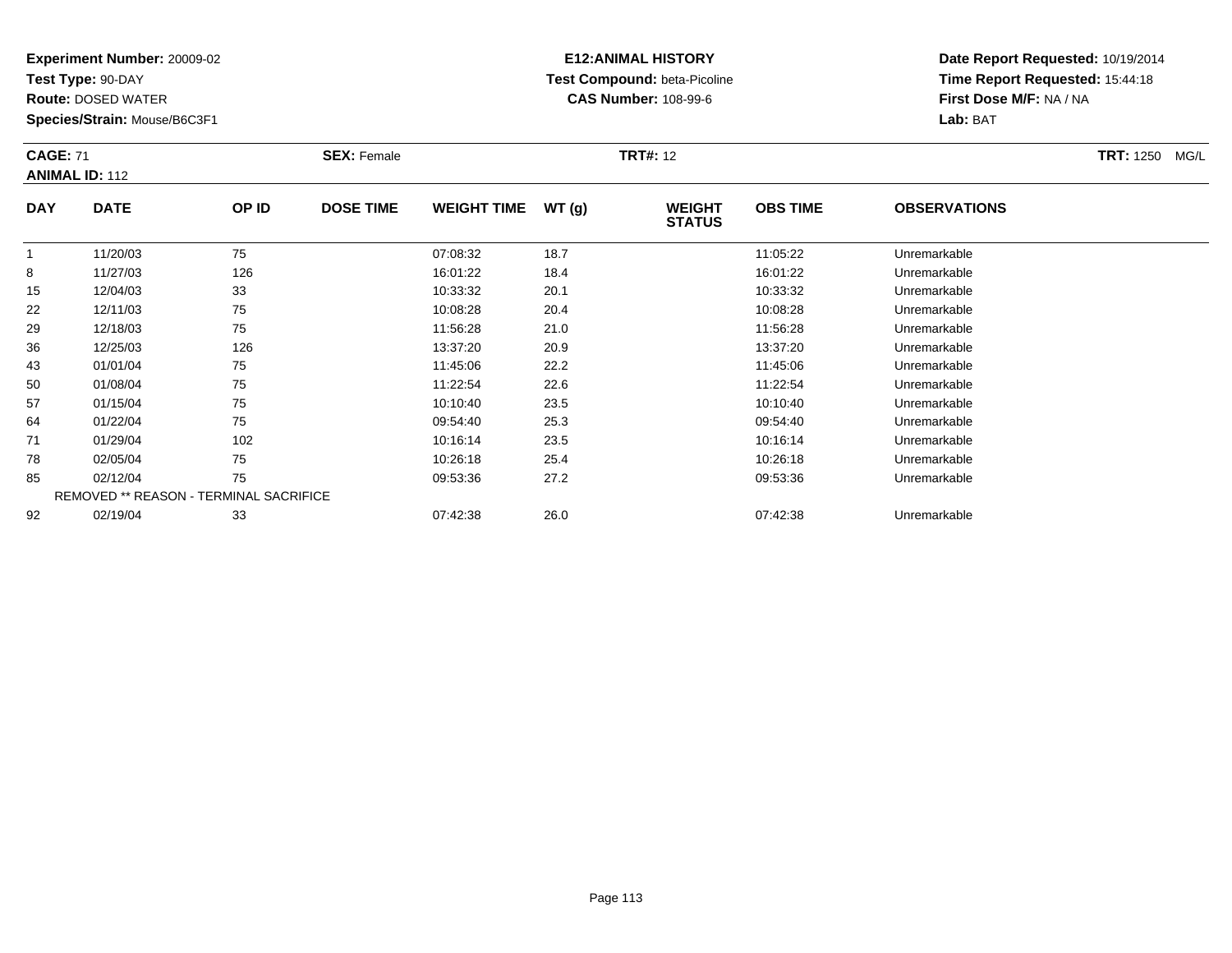**Experiment Number:** 20009-02
**Test Type:** 90-DAY
**Route:** DOSED WATER
**Species/Strain:** Mouse/B6C3F1

**E12:ANIMAL HISTORY**
**Test Compound:** beta-Picoline
**CAS Number:** 108-99-6

**Date Report Requested:** 10/19/2014
**Time Report Requested:** 15:44:18
**First Dose M/F:** NA / NA
**Lab:** BAT

**CAGE:** 71 **SEX:** Female **TRT#:** 12 **TRT:** 1250 MG/L
**ANIMAL ID:** 112

| DAY | DATE | OP ID | DOSE TIME | WEIGHT TIME | WT (g) | WEIGHT STATUS | OBS TIME | OBSERVATIONS |
|---|---|---|---|---|---|---|---|---|
| 1 | 11/20/03 | 75 | | 07:08:32 | 18.7 | | 11:05:22 | Unremarkable |
| 8 | 11/27/03 | 126 | | 16:01:22 | 18.4 | | 16:01:22 | Unremarkable |
| 15 | 12/04/03 | 33 | | 10:33:32 | 20.1 | | 10:33:32 | Unremarkable |
| 22 | 12/11/03 | 75 | | 10:08:28 | 20.4 | | 10:08:28 | Unremarkable |
| 29 | 12/18/03 | 75 | | 11:56:28 | 21.0 | | 11:56:28 | Unremarkable |
| 36 | 12/25/03 | 126 | | 13:37:20 | 20.9 | | 13:37:20 | Unremarkable |
| 43 | 01/01/04 | 75 | | 11:45:06 | 22.2 | | 11:45:06 | Unremarkable |
| 50 | 01/08/04 | 75 | | 11:22:54 | 22.6 | | 11:22:54 | Unremarkable |
| 57 | 01/15/04 | 75 | | 10:10:40 | 23.5 | | 10:10:40 | Unremarkable |
| 64 | 01/22/04 | 75 | | 09:54:40 | 25.3 | | 09:54:40 | Unremarkable |
| 71 | 01/29/04 | 102 | | 10:16:14 | 23.5 | | 10:16:14 | Unremarkable |
| 78 | 02/05/04 | 75 | | 10:26:18 | 25.4 | | 10:26:18 | Unremarkable |
| 85 | 02/12/04 | 75 | | 09:53:36 | 27.2 | | 09:53:36 | Unremarkable |
| REMOVED ** REASON - TERMINAL SACRIFICE | | | | | | | | |
| 92 | 02/19/04 | 33 | | 07:42:38 | 26.0 | | 07:42:38 | Unremarkable |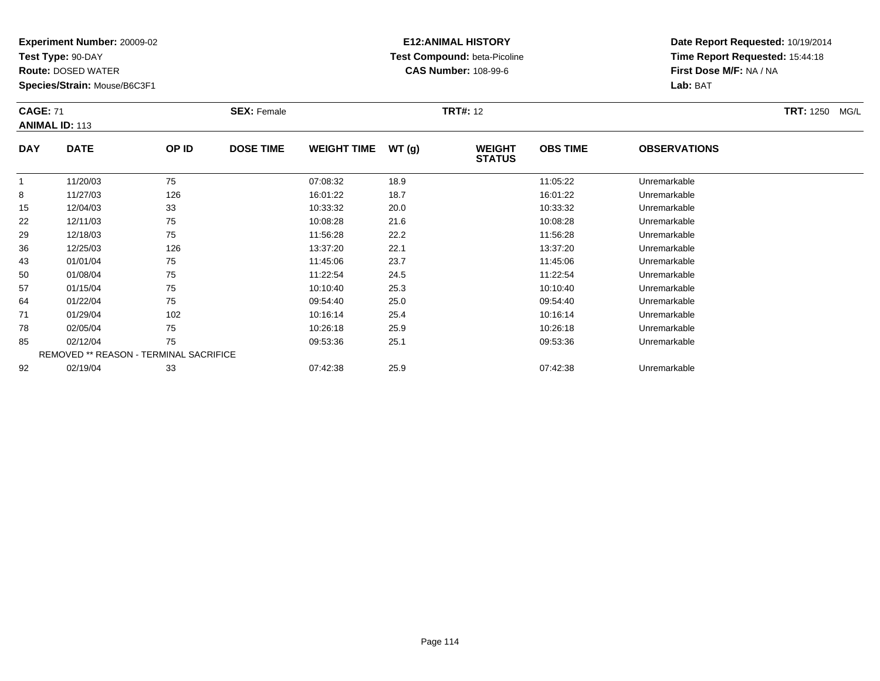**Experiment Number:** 20009-02
**Test Type:** 90-DAY
**Route:** DOSED WATER
**Species/Strain:** Mouse/B6C3F1

**E12:ANIMAL HISTORY**
**Test Compound:** beta-Picoline
**CAS Number:** 108-99-6

**Date Report Requested:** 10/19/2014
**Time Report Requested:** 15:44:18
**First Dose M/F:** NA / NA
**Lab:** BAT

**CAGE:** 71 **SEX:** Female **TRT#:** 12 **TRT:** 1250 MG/L
**ANIMAL ID:** 113

| DAY | DATE | OP ID | DOSE TIME | WEIGHT TIME | WT (g) | WEIGHT STATUS | OBS TIME | OBSERVATIONS |
|---|---|---|---|---|---|---|---|---|
| 1 | 11/20/03 | 75 | | 07:08:32 | 18.9 | | 11:05:22 | Unremarkable |
| 8 | 11/27/03 | 126 | | 16:01:22 | 18.7 | | 16:01:22 | Unremarkable |
| 15 | 12/04/03 | 33 | | 10:33:32 | 20.0 | | 10:33:32 | Unremarkable |
| 22 | 12/11/03 | 75 | | 10:08:28 | 21.6 | | 10:08:28 | Unremarkable |
| 29 | 12/18/03 | 75 | | 11:56:28 | 22.2 | | 11:56:28 | Unremarkable |
| 36 | 12/25/03 | 126 | | 13:37:20 | 22.1 | | 13:37:20 | Unremarkable |
| 43 | 01/01/04 | 75 | | 11:45:06 | 23.7 | | 11:45:06 | Unremarkable |
| 50 | 01/08/04 | 75 | | 11:22:54 | 24.5 | | 11:22:54 | Unremarkable |
| 57 | 01/15/04 | 75 | | 10:10:40 | 25.3 | | 10:10:40 | Unremarkable |
| 64 | 01/22/04 | 75 | | 09:54:40 | 25.0 | | 09:54:40 | Unremarkable |
| 71 | 01/29/04 | 102 | | 10:16:14 | 25.4 | | 10:16:14 | Unremarkable |
| 78 | 02/05/04 | 75 | | 10:26:18 | 25.9 | | 10:26:18 | Unremarkable |
| 85 | 02/12/04 | 75 | | 09:53:36 | 25.1 | | 09:53:36 | Unremarkable |
| REMOVED ** REASON - TERMINAL SACRIFICE | | | | | | | | |
| 92 | 02/19/04 | 33 | | 07:42:38 | 25.9 | | 07:42:38 | Unremarkable |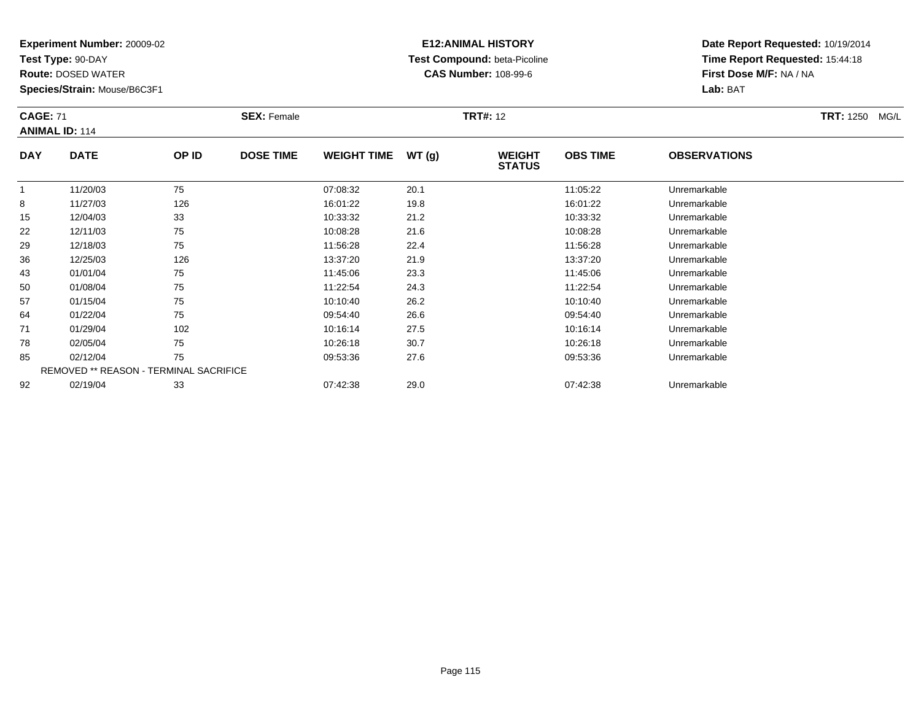**Experiment Number:** 20009-02
**Test Type:** 90-DAY
**Route:** DOSED WATER
**Species/Strain:** Mouse/B6C3F1

**E12:ANIMAL HISTORY**
**Test Compound:** beta-Picoline
**CAS Number:** 108-99-6

**Date Report Requested:** 10/19/2014
**Time Report Requested:** 15:44:18
**First Dose M/F:** NA / NA
**Lab:** BAT

**CAGE:** 71 **SEX:** Female **TRT#:** 12 **TRT:** 1250 MG/L
**ANIMAL ID:** 114

| DAY | DATE | OP ID | DOSE TIME | WEIGHT TIME | WT (g) | WEIGHT STATUS | OBS TIME | OBSERVATIONS |
|---|---|---|---|---|---|---|---|---|
| 1 | 11/20/03 | 75 | | 07:08:32 | 20.1 | | 11:05:22 | Unremarkable |
| 8 | 11/27/03 | 126 | | 16:01:22 | 19.8 | | 16:01:22 | Unremarkable |
| 15 | 12/04/03 | 33 | | 10:33:32 | 21.2 | | 10:33:32 | Unremarkable |
| 22 | 12/11/03 | 75 | | 10:08:28 | 21.6 | | 10:08:28 | Unremarkable |
| 29 | 12/18/03 | 75 | | 11:56:28 | 22.4 | | 11:56:28 | Unremarkable |
| 36 | 12/25/03 | 126 | | 13:37:20 | 21.9 | | 13:37:20 | Unremarkable |
| 43 | 01/01/04 | 75 | | 11:45:06 | 23.3 | | 11:45:06 | Unremarkable |
| 50 | 01/08/04 | 75 | | 11:22:54 | 24.3 | | 11:22:54 | Unremarkable |
| 57 | 01/15/04 | 75 | | 10:10:40 | 26.2 | | 10:10:40 | Unremarkable |
| 64 | 01/22/04 | 75 | | 09:54:40 | 26.6 | | 09:54:40 | Unremarkable |
| 71 | 01/29/04 | 102 | | 10:16:14 | 27.5 | | 10:16:14 | Unremarkable |
| 78 | 02/05/04 | 75 | | 10:26:18 | 30.7 | | 10:26:18 | Unremarkable |
| 85 | 02/12/04 | 75 | | 09:53:36 | 27.6 | | 09:53:36 | Unremarkable |
| REMOVED ** REASON - TERMINAL SACRIFICE | | | | | | | | |
| 92 | 02/19/04 | 33 | | 07:42:38 | 29.0 | | 07:42:38 | Unremarkable |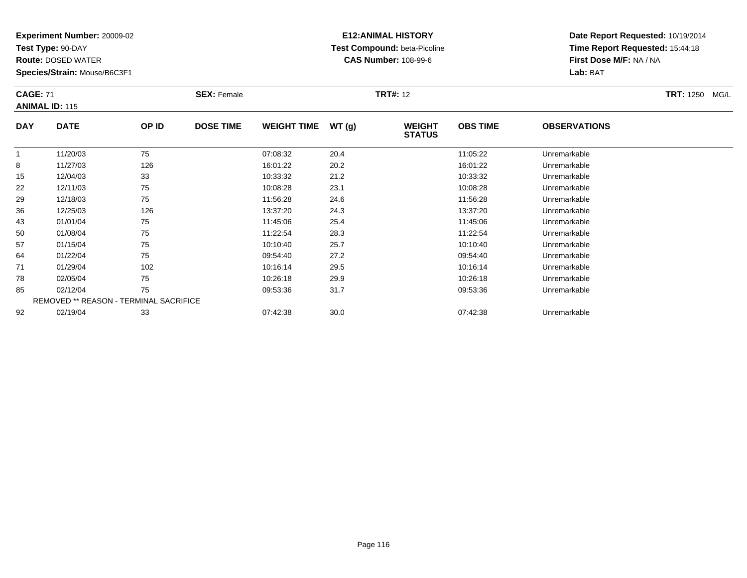**Experiment Number:** 20009-02
**Test Type:** 90-DAY
**Route:** DOSED WATER
**Species/Strain:** Mouse/B6C3F1

**E12:ANIMAL HISTORY**
**Test Compound:** beta-Picoline
**CAS Number:** 108-99-6

**Date Report Requested:** 10/19/2014
**Time Report Requested:** 15:44:18
**First Dose M/F:** NA / NA
**Lab:** BAT

**CAGE:** 71 **SEX:** Female **TRT#:** 12 **TRT:** 1250 MG/L
**ANIMAL ID:** 115

| DAY | DATE | OP ID | DOSE TIME | WEIGHT TIME | WT (g) | WEIGHT STATUS | OBS TIME | OBSERVATIONS |
|---|---|---|---|---|---|---|---|---|
| 1 | 11/20/03 | 75 | | 07:08:32 | 20.4 | | 11:05:22 | Unremarkable |
| 8 | 11/27/03 | 126 | | 16:01:22 | 20.2 | | 16:01:22 | Unremarkable |
| 15 | 12/04/03 | 33 | | 10:33:32 | 21.2 | | 10:33:32 | Unremarkable |
| 22 | 12/11/03 | 75 | | 10:08:28 | 23.1 | | 10:08:28 | Unremarkable |
| 29 | 12/18/03 | 75 | | 11:56:28 | 24.6 | | 11:56:28 | Unremarkable |
| 36 | 12/25/03 | 126 | | 13:37:20 | 24.3 | | 13:37:20 | Unremarkable |
| 43 | 01/01/04 | 75 | | 11:45:06 | 25.4 | | 11:45:06 | Unremarkable |
| 50 | 01/08/04 | 75 | | 11:22:54 | 28.3 | | 11:22:54 | Unremarkable |
| 57 | 01/15/04 | 75 | | 10:10:40 | 25.7 | | 10:10:40 | Unremarkable |
| 64 | 01/22/04 | 75 | | 09:54:40 | 27.2 | | 09:54:40 | Unremarkable |
| 71 | 01/29/04 | 102 | | 10:16:14 | 29.5 | | 10:16:14 | Unremarkable |
| 78 | 02/05/04 | 75 | | 10:26:18 | 29.9 | | 10:26:18 | Unremarkable |
| 85 | 02/12/04 | 75 | | 09:53:36 | 31.7 | | 09:53:36 | Unremarkable |
| REMOVED ** REASON - TERMINAL SACRIFICE | | | | | | | | |
| 92 | 02/19/04 | 33 | | 07:42:38 | 30.0 | | 07:42:38 | Unremarkable |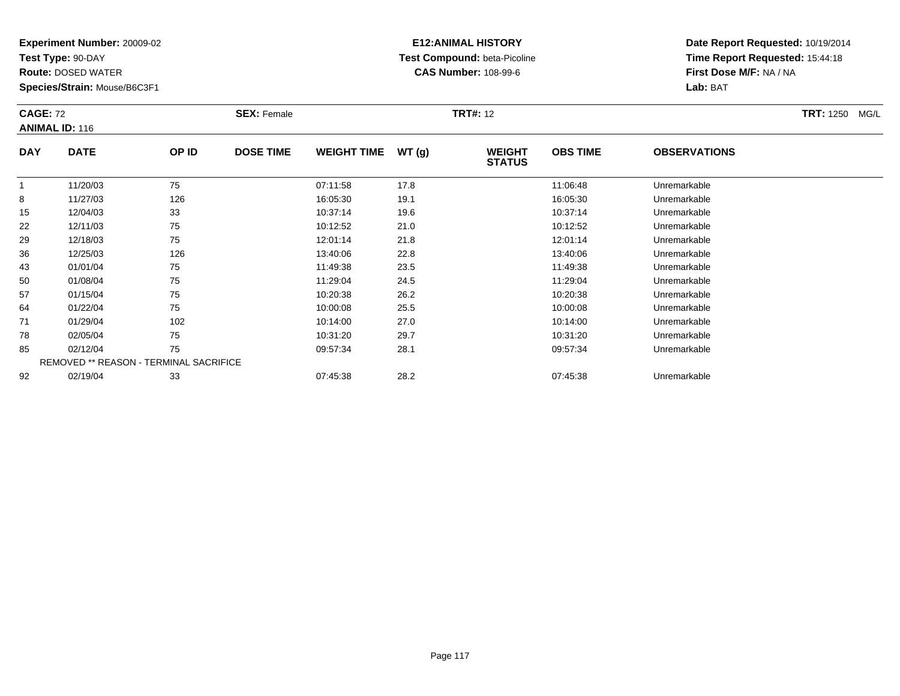**Experiment Number:** 20009-02
**Test Type:** 90-DAY
**Route:** DOSED WATER
**Species/Strain:** Mouse/B6C3F1

**E12:ANIMAL HISTORY**
**Test Compound:** beta-Picoline
**CAS Number:** 108-99-6

**Date Report Requested:** 10/19/2014
**Time Report Requested:** 15:44:18
**First Dose M/F:** NA / NA
**Lab:** BAT

**CAGE:** 72 **SEX:** Female **TRT#:** 12 **TRT:** 1250 MG/L
**ANIMAL ID:** 116

| DAY | DATE | OP ID | DOSE TIME | WEIGHT TIME | WT (g) | WEIGHT STATUS | OBS TIME | OBSERVATIONS |
|---|---|---|---|---|---|---|---|---|
| 1 | 11/20/03 | 75 | | 07:11:58 | 17.8 | | 11:06:48 | Unremarkable |
| 8 | 11/27/03 | 126 | | 16:05:30 | 19.1 | | 16:05:30 | Unremarkable |
| 15 | 12/04/03 | 33 | | 10:37:14 | 19.6 | | 10:37:14 | Unremarkable |
| 22 | 12/11/03 | 75 | | 10:12:52 | 21.0 | | 10:12:52 | Unremarkable |
| 29 | 12/18/03 | 75 | | 12:01:14 | 21.8 | | 12:01:14 | Unremarkable |
| 36 | 12/25/03 | 126 | | 13:40:06 | 22.8 | | 13:40:06 | Unremarkable |
| 43 | 01/01/04 | 75 | | 11:49:38 | 23.5 | | 11:49:38 | Unremarkable |
| 50 | 01/08/04 | 75 | | 11:29:04 | 24.5 | | 11:29:04 | Unremarkable |
| 57 | 01/15/04 | 75 | | 10:20:38 | 26.2 | | 10:20:38 | Unremarkable |
| 64 | 01/22/04 | 75 | | 10:00:08 | 25.5 | | 10:00:08 | Unremarkable |
| 71 | 01/29/04 | 102 | | 10:14:00 | 27.0 | | 10:14:00 | Unremarkable |
| 78 | 02/05/04 | 75 | | 10:31:20 | 29.7 | | 10:31:20 | Unremarkable |
| 85 | 02/12/04 | 75 | | 09:57:34 | 28.1 | | 09:57:34 | Unremarkable |
| REMOVED ** REASON - TERMINAL SACRIFICE | | | | | | | | |
| 92 | 02/19/04 | 33 | | 07:45:38 | 28.2 | | 07:45:38 | Unremarkable |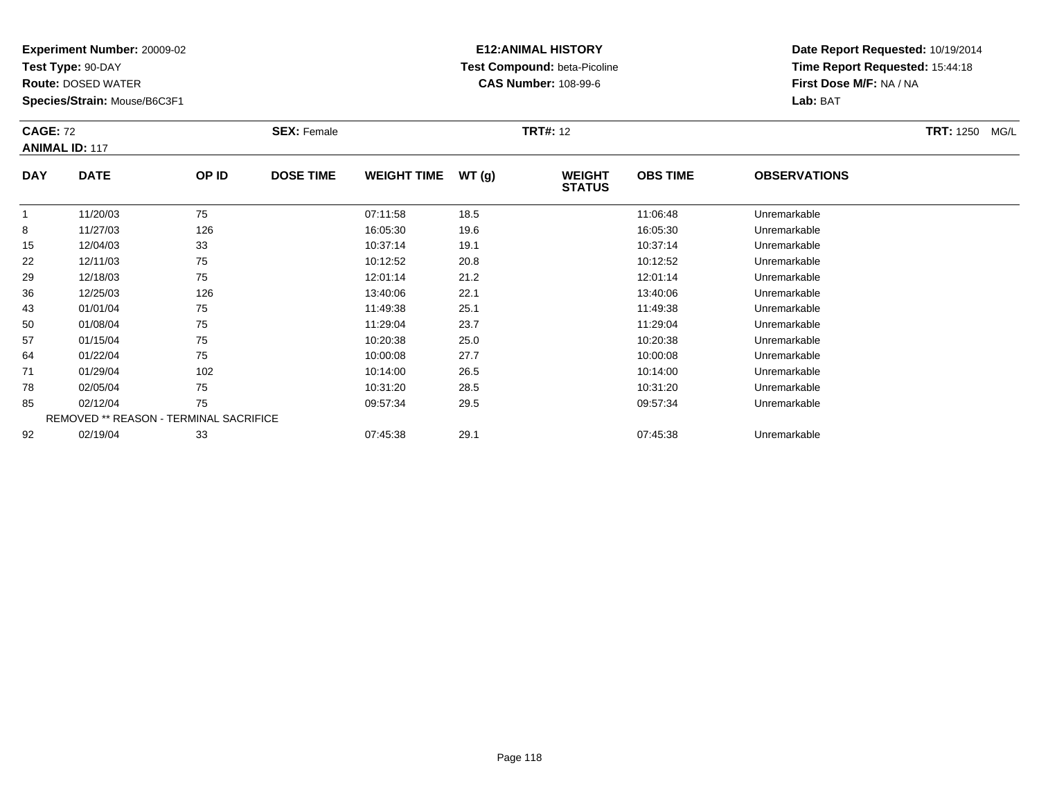**Experiment Number:** 20009-02
**Test Type:** 90-DAY
**Route:** DOSED WATER
**Species/Strain:** Mouse/B6C3F1

**E12:ANIMAL HISTORY**
**Test Compound:** beta-Picoline
**CAS Number:** 108-99-6

**Date Report Requested:** 10/19/2014
**Time Report Requested:** 15:44:18
**First Dose M/F:** NA / NA
**Lab:** BAT

**CAGE:** 72 **SEX:** Female **TRT#:** 12 **TRT:** 1250 MG/L
**ANIMAL ID:** 117

| DAY | DATE | OP ID | DOSE TIME | WEIGHT TIME | WT (g) | WEIGHT STATUS | OBS TIME | OBSERVATIONS |
|---|---|---|---|---|---|---|---|---|
| 1 | 11/20/03 | 75 | | 07:11:58 | 18.5 | | 11:06:48 | Unremarkable |
| 8 | 11/27/03 | 126 | | 16:05:30 | 19.6 | | 16:05:30 | Unremarkable |
| 15 | 12/04/03 | 33 | | 10:37:14 | 19.1 | | 10:37:14 | Unremarkable |
| 22 | 12/11/03 | 75 | | 10:12:52 | 20.8 | | 10:12:52 | Unremarkable |
| 29 | 12/18/03 | 75 | | 12:01:14 | 21.2 | | 12:01:14 | Unremarkable |
| 36 | 12/25/03 | 126 | | 13:40:06 | 22.1 | | 13:40:06 | Unremarkable |
| 43 | 01/01/04 | 75 | | 11:49:38 | 25.1 | | 11:49:38 | Unremarkable |
| 50 | 01/08/04 | 75 | | 11:29:04 | 23.7 | | 11:29:04 | Unremarkable |
| 57 | 01/15/04 | 75 | | 10:20:38 | 25.0 | | 10:20:38 | Unremarkable |
| 64 | 01/22/04 | 75 | | 10:00:08 | 27.7 | | 10:00:08 | Unremarkable |
| 71 | 01/29/04 | 102 | | 10:14:00 | 26.5 | | 10:14:00 | Unremarkable |
| 78 | 02/05/04 | 75 | | 10:31:20 | 28.5 | | 10:31:20 | Unremarkable |
| 85 | 02/12/04 | 75 | | 09:57:34 | 29.5 | | 09:57:34 | Unremarkable |
| REMOVED ** REASON - TERMINAL SACRIFICE | | | | | | | | |
| 92 | 02/19/04 | 33 | | 07:45:38 | 29.1 | | 07:45:38 | Unremarkable |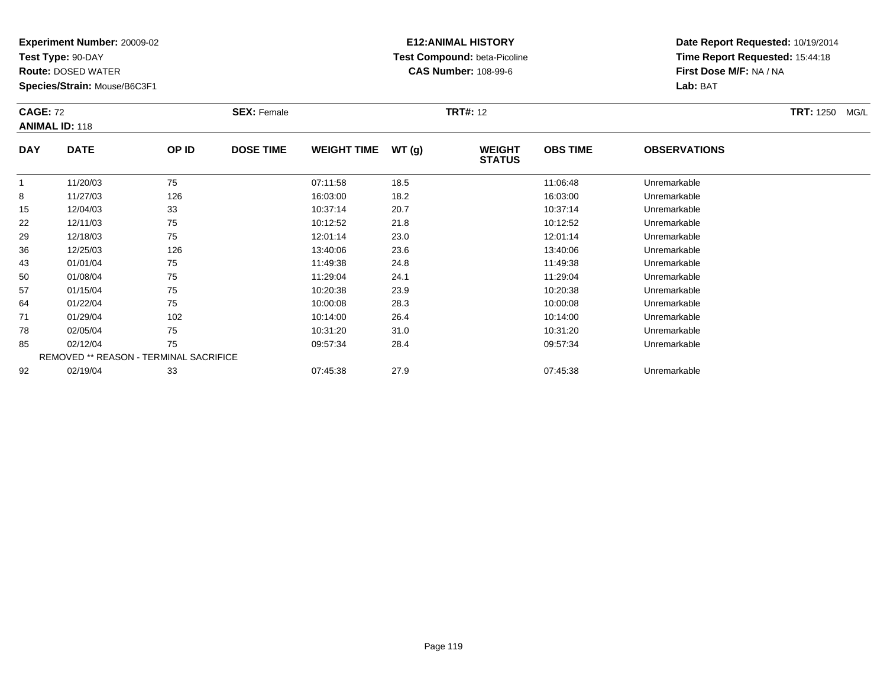**Experiment Number:** 20009-02
**Test Type:** 90-DAY
**Route:** DOSED WATER
**Species/Strain:** Mouse/B6C3F1

**E12:ANIMAL HISTORY**
**Test Compound:** beta-Picoline
**CAS Number:** 108-99-6

**Date Report Requested:** 10/19/2014
**Time Report Requested:** 15:44:18
**First Dose M/F:** NA / NA
**Lab:** BAT

**CAGE:** 72 **SEX:** Female **TRT#:** 12 **TRT:** 1250 MG/L
**ANIMAL ID:** 118

| DAY | DATE | OP ID | DOSE TIME | WEIGHT TIME | WT (g) | WEIGHT STATUS | OBS TIME | OBSERVATIONS |
|---|---|---|---|---|---|---|---|---|
| 1 | 11/20/03 | 75 | | 07:11:58 | 18.5 | | 11:06:48 | Unremarkable |
| 8 | 11/27/03 | 126 | | 16:03:00 | 18.2 | | 16:03:00 | Unremarkable |
| 15 | 12/04/03 | 33 | | 10:37:14 | 20.7 | | 10:37:14 | Unremarkable |
| 22 | 12/11/03 | 75 | | 10:12:52 | 21.8 | | 10:12:52 | Unremarkable |
| 29 | 12/18/03 | 75 | | 12:01:14 | 23.0 | | 12:01:14 | Unremarkable |
| 36 | 12/25/03 | 126 | | 13:40:06 | 23.6 | | 13:40:06 | Unremarkable |
| 43 | 01/01/04 | 75 | | 11:49:38 | 24.8 | | 11:49:38 | Unremarkable |
| 50 | 01/08/04 | 75 | | 11:29:04 | 24.1 | | 11:29:04 | Unremarkable |
| 57 | 01/15/04 | 75 | | 10:20:38 | 23.9 | | 10:20:38 | Unremarkable |
| 64 | 01/22/04 | 75 | | 10:00:08 | 28.3 | | 10:00:08 | Unremarkable |
| 71 | 01/29/04 | 102 | | 10:14:00 | 26.4 | | 10:14:00 | Unremarkable |
| 78 | 02/05/04 | 75 | | 10:31:20 | 31.0 | | 10:31:20 | Unremarkable |
| 85 | 02/12/04 | 75 | | 09:57:34 | 28.4 | | 09:57:34 | Unremarkable |
| REMOVED ** REASON - TERMINAL SACRIFICE | | | | | | | | |
| 92 | 02/19/04 | 33 | | 07:45:38 | 27.9 | | 07:45:38 | Unremarkable |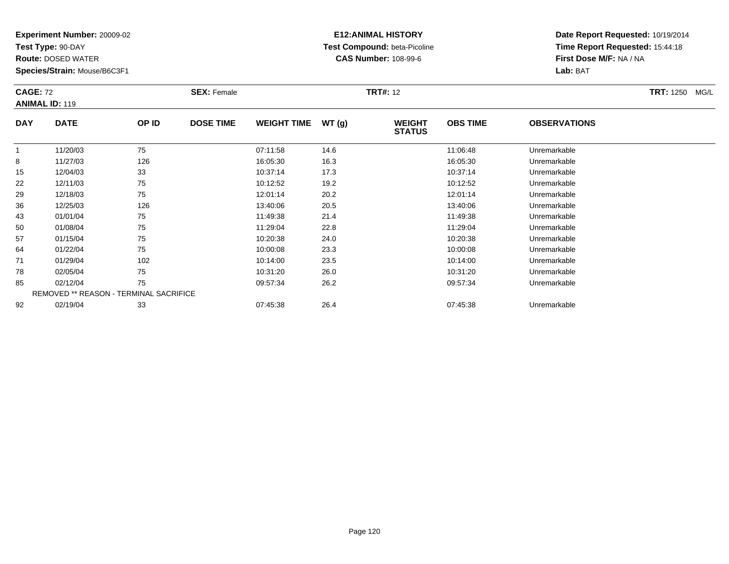**Experiment Number:** 20009-02
**Test Type:** 90-DAY
**Route:** DOSED WATER
**Species/Strain:** Mouse/B6C3F1

**E12:ANIMAL HISTORY**
**Test Compound:** beta-Picoline
**CAS Number:** 108-99-6

**Date Report Requested:** 10/19/2014
**Time Report Requested:** 15:44:18
**First Dose M/F:** NA / NA
**Lab:** BAT

**CAGE:** 72 **SEX:** Female **TRT#:** 12 **TRT:** 1250 MG/L
**ANIMAL ID:** 119

| DAY | DATE | OP ID | DOSE TIME | WEIGHT TIME | WT (g) | WEIGHT STATUS | OBS TIME | OBSERVATIONS |
|---|---|---|---|---|---|---|---|---|
| 1 | 11/20/03 | 75 | | 07:11:58 | 14.6 | | 11:06:48 | Unremarkable |
| 8 | 11/27/03 | 126 | | 16:05:30 | 16.3 | | 16:05:30 | Unremarkable |
| 15 | 12/04/03 | 33 | | 10:37:14 | 17.3 | | 10:37:14 | Unremarkable |
| 22 | 12/11/03 | 75 | | 10:12:52 | 19.2 | | 10:12:52 | Unremarkable |
| 29 | 12/18/03 | 75 | | 12:01:14 | 20.2 | | 12:01:14 | Unremarkable |
| 36 | 12/25/03 | 126 | | 13:40:06 | 20.5 | | 13:40:06 | Unremarkable |
| 43 | 01/01/04 | 75 | | 11:49:38 | 21.4 | | 11:49:38 | Unremarkable |
| 50 | 01/08/04 | 75 | | 11:29:04 | 22.8 | | 11:29:04 | Unremarkable |
| 57 | 01/15/04 | 75 | | 10:20:38 | 24.0 | | 10:20:38 | Unremarkable |
| 64 | 01/22/04 | 75 | | 10:00:08 | 23.3 | | 10:00:08 | Unremarkable |
| 71 | 01/29/04 | 102 | | 10:14:00 | 23.5 | | 10:14:00 | Unremarkable |
| 78 | 02/05/04 | 75 | | 10:31:20 | 26.0 | | 10:31:20 | Unremarkable |
| 85 | 02/12/04 | 75 | | 09:57:34 | 26.2 | | 09:57:34 | Unremarkable |
| REMOVED ** REASON - TERMINAL SACRIFICE | | | | | | | | |
| 92 | 02/19/04 | 33 | | 07:45:38 | 26.4 | | 07:45:38 | Unremarkable |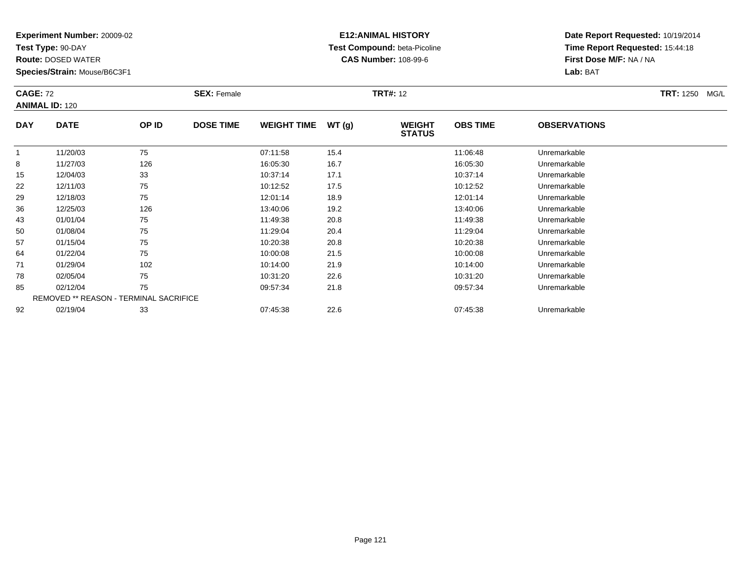**Experiment Number:** 20009-02
**Test Type:** 90-DAY
**Route:** DOSED WATER
**Species/Strain:** Mouse/B6C3F1

**E12:ANIMAL HISTORY**
**Test Compound:** beta-Picoline
**CAS Number:** 108-99-6

**Date Report Requested:** 10/19/2014
**Time Report Requested:** 15:44:18
**First Dose M/F:** NA / NA
**Lab:** BAT

**CAGE:** 72 **SEX:** Female **TRT#:** 12 **TRT:** 1250 MG/L
**ANIMAL ID:** 120

| DAY | DATE | OP ID | DOSE TIME | WEIGHT TIME | WT (g) | WEIGHT STATUS | OBS TIME | OBSERVATIONS |
|---|---|---|---|---|---|---|---|---|
| 1 | 11/20/03 | 75 | | 07:11:58 | 15.4 | | 11:06:48 | Unremarkable |
| 8 | 11/27/03 | 126 | | 16:05:30 | 16.7 | | 16:05:30 | Unremarkable |
| 15 | 12/04/03 | 33 | | 10:37:14 | 17.1 | | 10:37:14 | Unremarkable |
| 22 | 12/11/03 | 75 | | 10:12:52 | 17.5 | | 10:12:52 | Unremarkable |
| 29 | 12/18/03 | 75 | | 12:01:14 | 18.9 | | 12:01:14 | Unremarkable |
| 36 | 12/25/03 | 126 | | 13:40:06 | 19.2 | | 13:40:06 | Unremarkable |
| 43 | 01/01/04 | 75 | | 11:49:38 | 20.8 | | 11:49:38 | Unremarkable |
| 50 | 01/08/04 | 75 | | 11:29:04 | 20.4 | | 11:29:04 | Unremarkable |
| 57 | 01/15/04 | 75 | | 10:20:38 | 20.8 | | 10:20:38 | Unremarkable |
| 64 | 01/22/04 | 75 | | 10:00:08 | 21.5 | | 10:00:08 | Unremarkable |
| 71 | 01/29/04 | 102 | | 10:14:00 | 21.9 | | 10:14:00 | Unremarkable |
| 78 | 02/05/04 | 75 | | 10:31:20 | 22.6 | | 10:31:20 | Unremarkable |
| 85 | 02/12/04 | 75 | | 09:57:34 | 21.8 | | 09:57:34 | Unremarkable |
| REMOVED ** REASON - TERMINAL SACRIFICE | | | | | | | | |
| 92 | 02/19/04 | 33 | | 07:45:38 | 22.6 | | 07:45:38 | Unremarkable |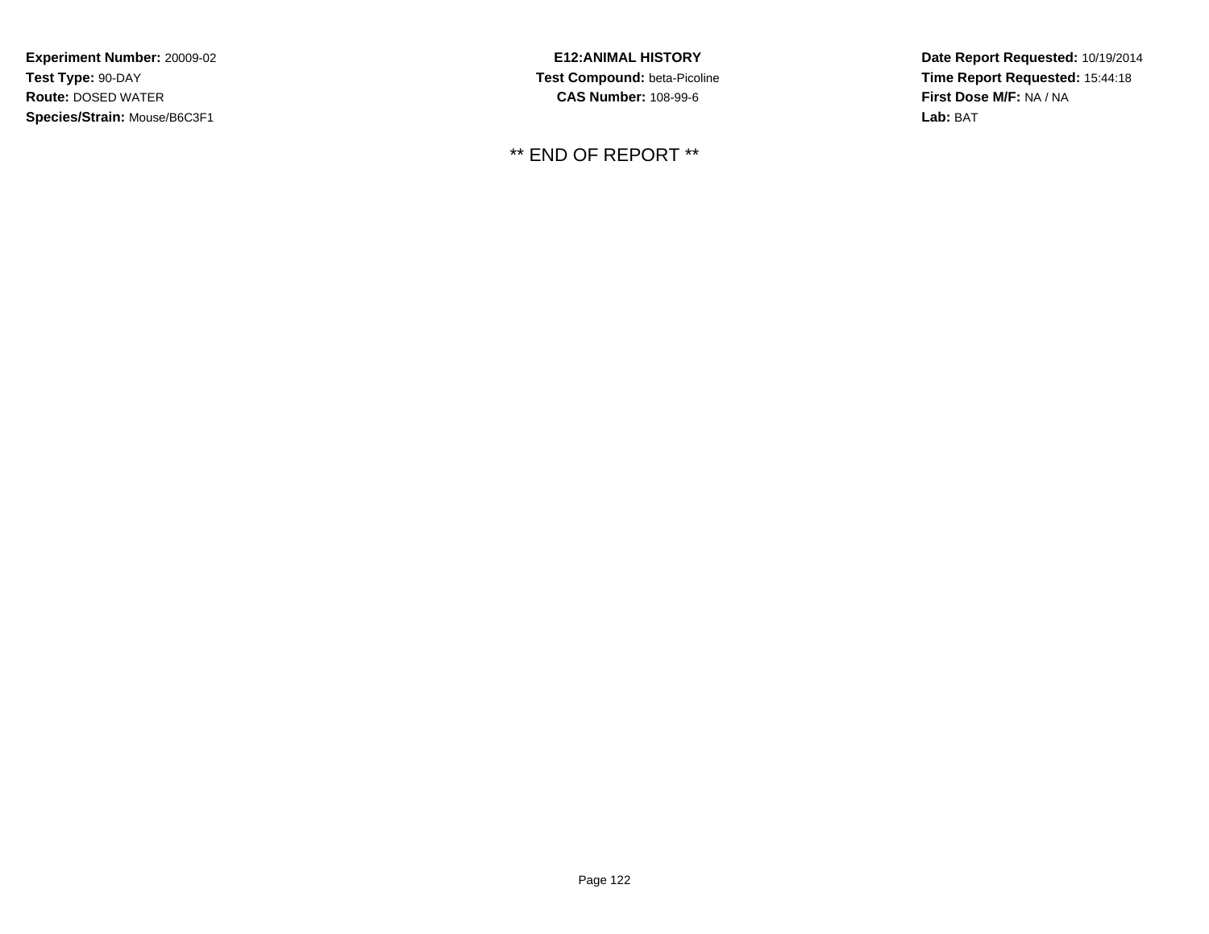**Experiment Number:** 20009-02
**Test Type:** 90-DAY
**Route:** DOSED WATER
**Species/Strain:** Mouse/B6C3F1

**E12:ANIMAL HISTORY**
**Test Compound:** beta-Picoline
**CAS Number:** 108-99-6

**Date Report Requested:** 10/19/2014
**Time Report Requested:** 15:44:18
**First Dose M/F:** NA / NA
**Lab:** BAT

** END OF REPORT **